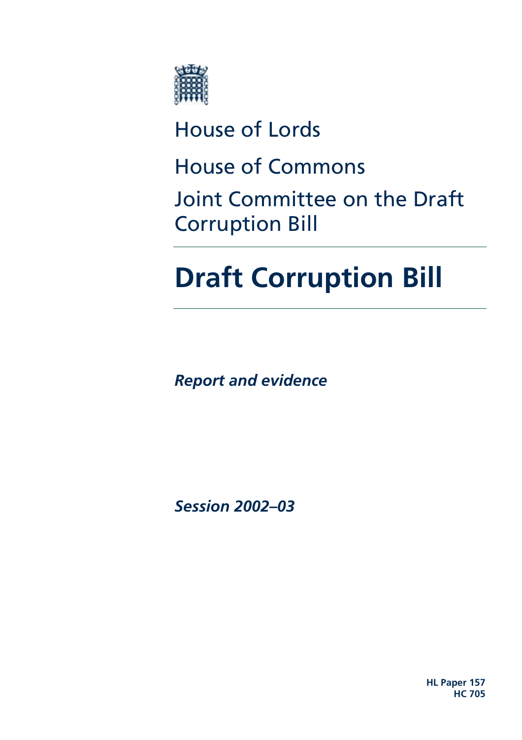House of Lords

House of Commons

Joint Committee on the Draft Corruption Bill

# Draft Corruption Bill

***Report and evidence***

***Session 2002–03***

**HL Paper 157**
**HC 705**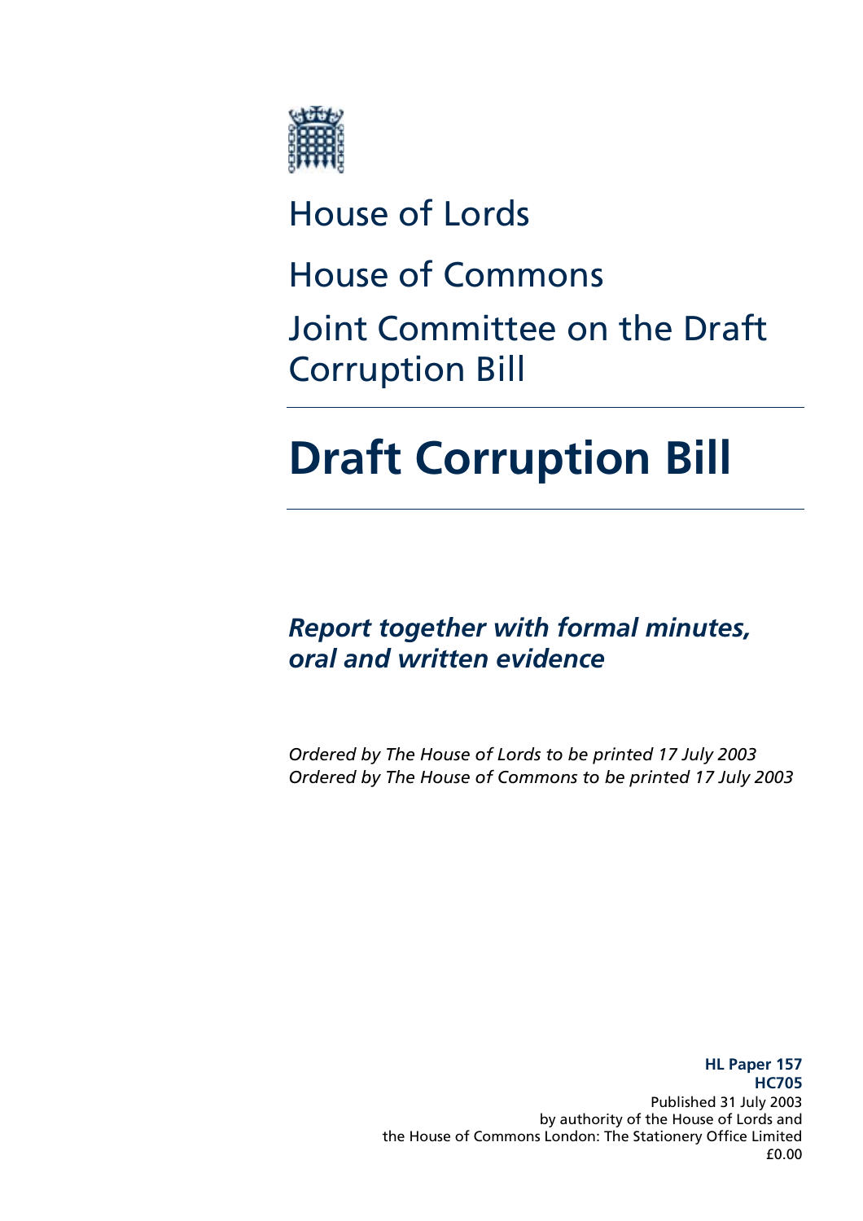House of Lords

House of Commons

Joint Committee on the Draft Corruption Bill

# Draft Corruption Bill

***Report together with formal minutes, oral and written evidence***

*Ordered by The House of Lords to be printed 17 July 2003*
*Ordered by The House of Commons to be printed 17 July 2003*

**HL Paper 157**
**HC705**
Published 31 July 2003
by authority of the House of Lords and
the House of Commons London: The Stationery Office Limited
£0.00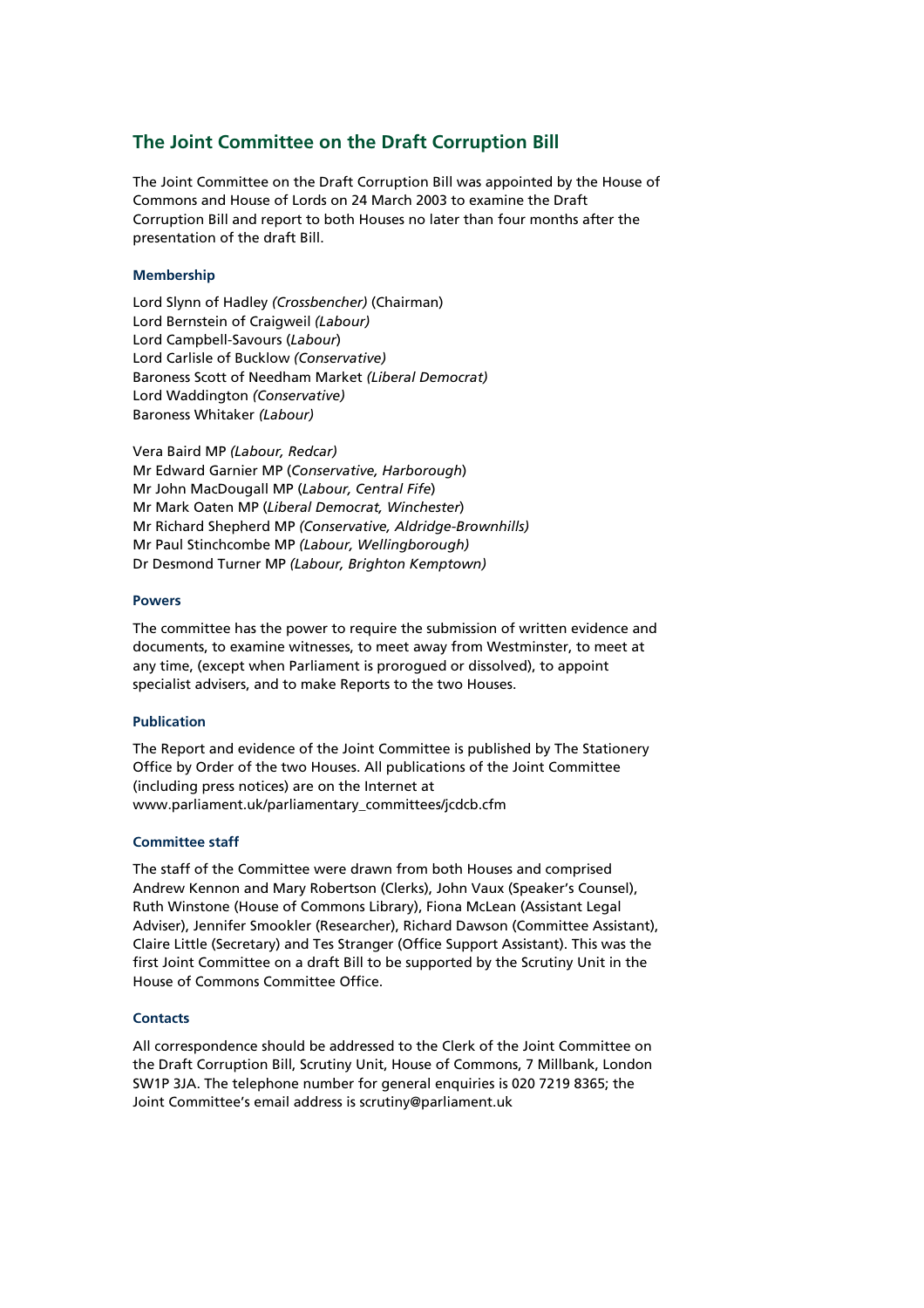# The Joint Committee on the Draft Corruption Bill

The Joint Committee on the Draft Corruption Bill was appointed by the House of Commons and House of Lords on 24 March 2003 to examine the Draft Corruption Bill and report to both Houses no later than four months after the presentation of the draft Bill.

### Membership

Lord Slynn of Hadley *(Crossbencher)* (Chairman)
Lord Bernstein of Craigweil *(Labour)*
Lord Campbell-Savours (*Labour*)
Lord Carlisle of Bucklow *(Conservative)*
Baroness Scott of Needham Market *(Liberal Democrat)*
Lord Waddington *(Conservative)*
Baroness Whitaker *(Labour)*

Vera Baird MP *(Labour, Redcar)*
Mr Edward Garnier MP (*Conservative, Harborough*)
Mr John MacDougall MP (*Labour, Central Fife*)
Mr Mark Oaten MP (*Liberal Democrat, Winchester*)
Mr Richard Shepherd MP *(Conservative, Aldridge-Brownhills)*
Mr Paul Stinchcombe MP *(Labour, Wellingborough)*
Dr Desmond Turner MP *(Labour, Brighton Kemptown)*

### Powers

The committee has the power to require the submission of written evidence and documents, to examine witnesses, to meet away from Westminster, to meet at any time, (except when Parliament is prorogued or dissolved), to appoint specialist advisers, and to make Reports to the two Houses.

### Publication

The Report and evidence of the Joint Committee is published by The Stationery Office by Order of the two Houses. All publications of the Joint Committee (including press notices) are on the Internet at www.parliament.uk/parliamentary_committees/jcdcb.cfm

### Committee staff

The staff of the Committee were drawn from both Houses and comprised Andrew Kennon and Mary Robertson (Clerks), John Vaux (Speaker's Counsel), Ruth Winstone (House of Commons Library), Fiona McLean (Assistant Legal Adviser), Jennifer Smookler (Researcher), Richard Dawson (Committee Assistant), Claire Little (Secretary) and Tes Stranger (Office Support Assistant). This was the first Joint Committee on a draft Bill to be supported by the Scrutiny Unit in the House of Commons Committee Office.

### Contacts

All correspondence should be addressed to the Clerk of the Joint Committee on the Draft Corruption Bill, Scrutiny Unit, House of Commons, 7 Millbank, London SW1P 3JA. The telephone number for general enquiries is 020 7219 8365; the Joint Committee's email address is scrutiny@parliament.uk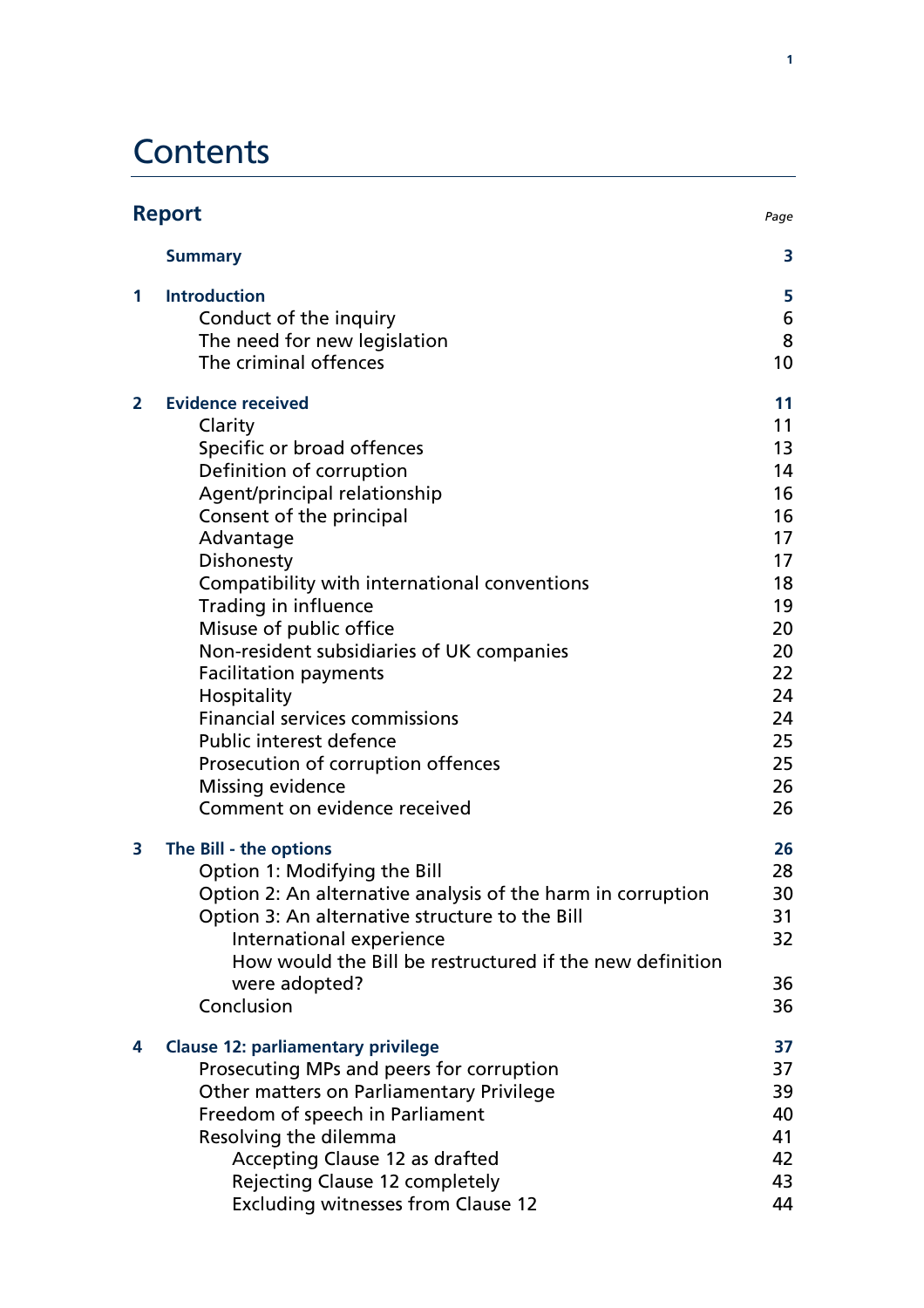# Contents

| Report | | Page |
|---|---|---|
| | **Summary** | **3** |
| **1** | **Introduction** | **5** |
| | Conduct of the inquiry | 6 |
| | The need for new legislation | 8 |
| | The criminal offences | 10 |
| **2** | **Evidence received** | **11** |
| | Clarity | 11 |
| | Specific or broad offences | 13 |
| | Definition of corruption | 14 |
| | Agent/principal relationship | 16 |
| | Consent of the principal | 16 |
| | Advantage | 17 |
| | Dishonesty | 17 |
| | Compatibility with international conventions | 18 |
| | Trading in influence | 19 |
| | Misuse of public office | 20 |
| | Non-resident subsidiaries of UK companies | 20 |
| | Facilitation payments | 22 |
| | Hospitality | 24 |
| | Financial services commissions | 24 |
| | Public interest defence | 25 |
| | Prosecution of corruption offences | 25 |
| | Missing evidence | 26 |
| | Comment on evidence received | 26 |
| **3** | **The Bill - the options** | **26** |
| | Option 1: Modifying the Bill | 28 |
| | Option 2: An alternative analysis of the harm in corruption | 30 |
| | Option 3: An alternative structure to the Bill | 31 |
| | International experience | 32 |
| | How would the Bill be restructured if the new definition were adopted? | 36 |
| | Conclusion | 36 |
| **4** | **Clause 12: parliamentary privilege** | **37** |
| | Prosecuting MPs and peers for corruption | 37 |
| | Other matters on Parliamentary Privilege | 39 |
| | Freedom of speech in Parliament | 40 |
| | Resolving the dilemma | 41 |
| | Accepting Clause 12 as drafted | 42 |
| | Rejecting Clause 12 completely | 43 |
| | Excluding witnesses from Clause 12 | 44 |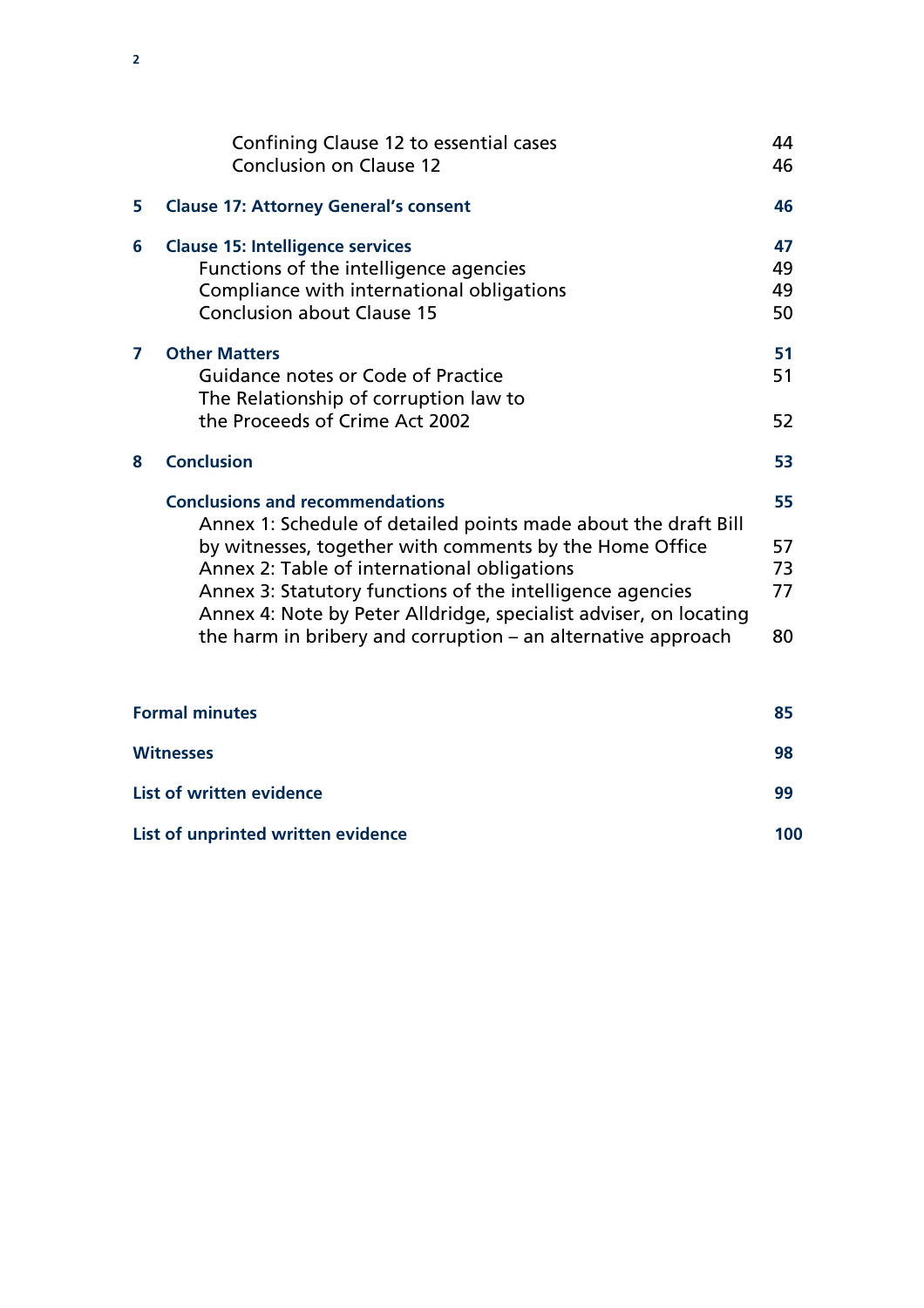Confining Clause 12 to essential cases 44
Conclusion on Clause 12 46

**5 Clause 17: Attorney General's consent** **46**

**6 Clause 15: Intelligence services** **47**
Functions of the intelligence agencies 49
Compliance with international obligations 49
Conclusion about Clause 15 50

**7 Other Matters** **51**
Guidance notes or Code of Practice 51
The Relationship of corruption law to the Proceeds of Crime Act 2002 52

**8 Conclusion** **53**

**Conclusions and recommendations** **55**
Annex 1: Schedule of detailed points made about the draft Bill by witnesses, together with comments by the Home Office 57
Annex 2: Table of international obligations 73
Annex 3: Statutory functions of the intelligence agencies 77
Annex 4: Note by Peter Alldridge, specialist adviser, on locating the harm in bribery and corruption – an alternative approach 80

**Formal minutes** **85**

**Witnesses** **98**

**List of written evidence** **99**

**List of unprinted written evidence** **100**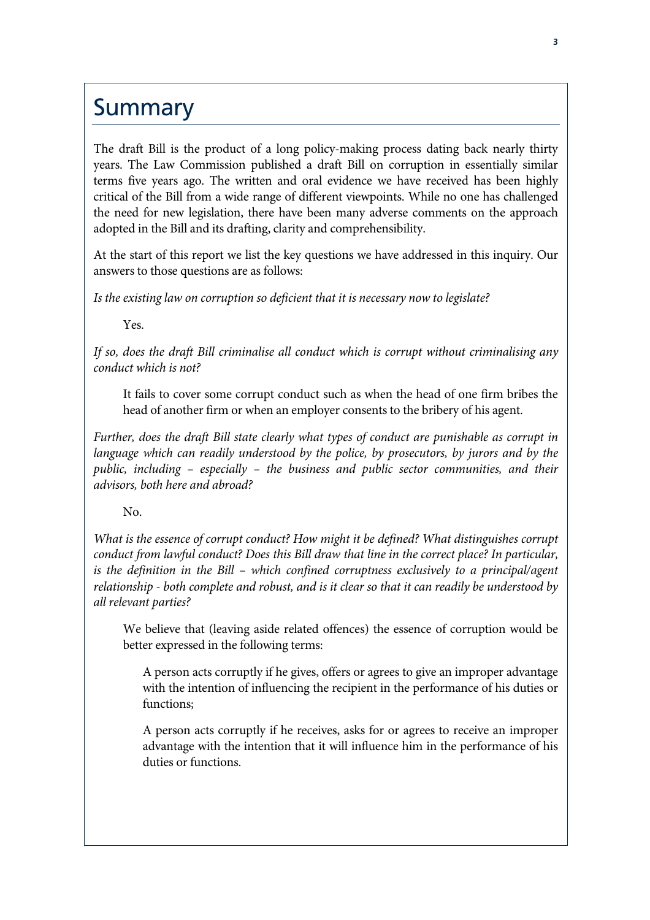# Summary

The draft Bill is the product of a long policy-making process dating back nearly thirty years. The Law Commission published a draft Bill on corruption in essentially similar terms five years ago. The written and oral evidence we have received has been highly critical of the Bill from a wide range of different viewpoints. While no one has challenged the need for new legislation, there have been many adverse comments on the approach adopted in the Bill and its drafting, clarity and comprehensibility.

At the start of this report we list the key questions we have addressed in this inquiry. Our answers to those questions are as follows:

*Is the existing law on corruption so deficient that it is necessary now to legislate?*

> Yes.

*If so, does the draft Bill criminalise all conduct which is corrupt without criminalising any conduct which is not?*

> It fails to cover some corrupt conduct such as when the head of one firm bribes the head of another firm or when an employer consents to the bribery of his agent.

*Further, does the draft Bill state clearly what types of conduct are punishable as corrupt in language which can readily understood by the police, by prosecutors, by jurors and by the public, including – especially – the business and public sector communities, and their advisors, both here and abroad?*

> No.

*What is the essence of corrupt conduct? How might it be defined? What distinguishes corrupt conduct from lawful conduct? Does this Bill draw that line in the correct place? In particular, is the definition in the Bill – which confined corruptness exclusively to a principal/agent relationship - both complete and robust, and is it clear so that it can readily be understood by all relevant parties?*

> We believe that (leaving aside related offences) the essence of corruption would be better expressed in the following terms:
>
> > A person acts corruptly if he gives, offers or agrees to give an improper advantage with the intention of influencing the recipient in the performance of his duties or functions;
> >
> > A person acts corruptly if he receives, asks for or agrees to receive an improper advantage with the intention that it will influence him in the performance of his duties or functions.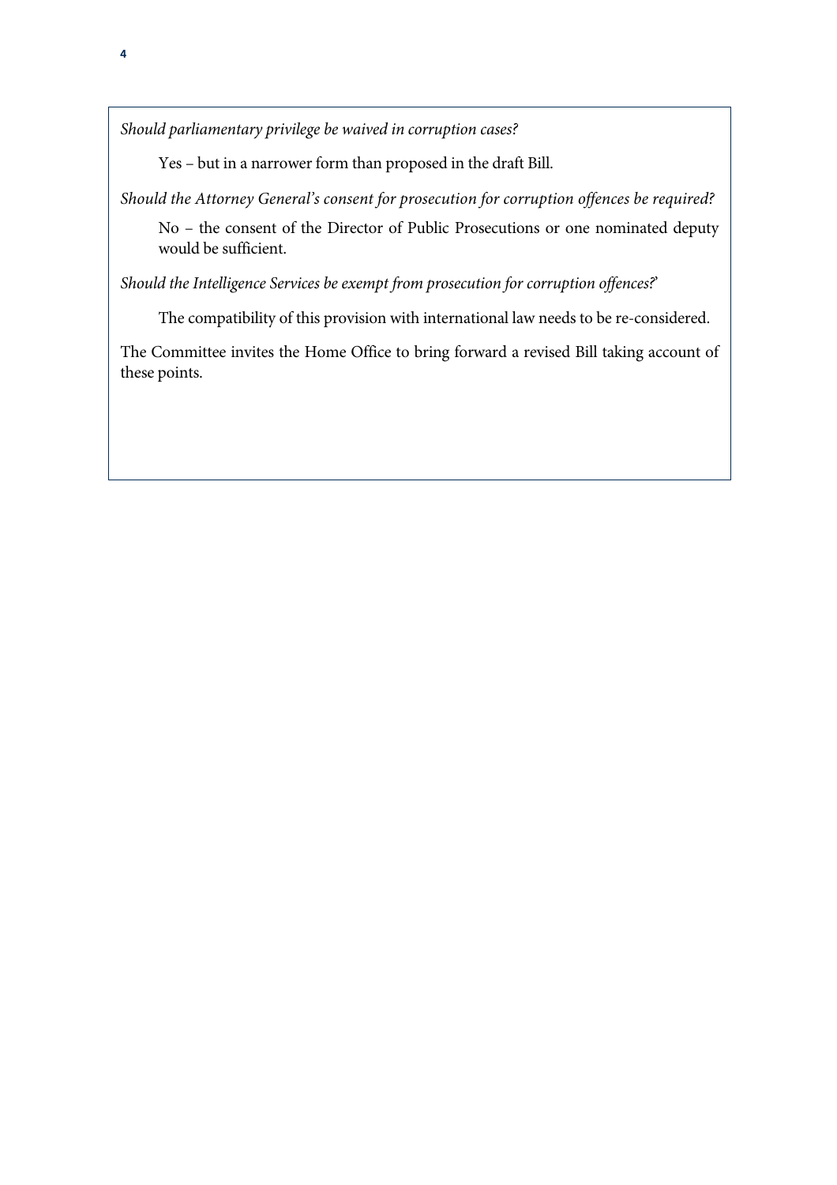*Should parliamentary privilege be waived in corruption cases?*

Yes – but in a narrower form than proposed in the draft Bill.

*Should the Attorney General's consent for prosecution for corruption offences be required?*

No – the consent of the Director of Public Prosecutions or one nominated deputy would be sufficient.

*Should the Intelligence Services be exempt from prosecution for corruption offences?'*

The compatibility of this provision with international law needs to be re-considered.

The Committee invites the Home Office to bring forward a revised Bill taking account of these points.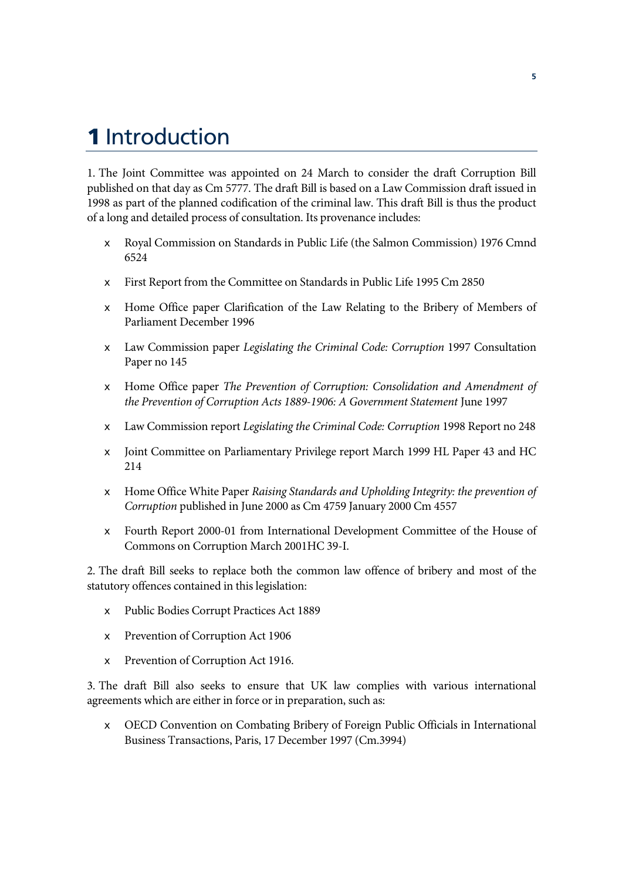# 1 Introduction

1. The Joint Committee was appointed on 24 March to consider the draft Corruption Bill published on that day as Cm 5777. The draft Bill is based on a Law Commission draft issued in 1998 as part of the planned codification of the criminal law. This draft Bill is thus the product of a long and detailed process of consultation. Its provenance includes:

- Royal Commission on Standards in Public Life (the Salmon Commission) 1976 Cmnd 6524
- First Report from the Committee on Standards in Public Life 1995 Cm 2850
- Home Office paper Clarification of the Law Relating to the Bribery of Members of Parliament December 1996
- Law Commission paper *Legislating the Criminal Code: Corruption* 1997 Consultation Paper no 145
- Home Office paper *The Prevention of Corruption: Consolidation and Amendment of the Prevention of Corruption Acts 1889-1906: A Government Statement* June 1997
- Law Commission report *Legislating the Criminal Code: Corruption* 1998 Report no 248
- Joint Committee on Parliamentary Privilege report March 1999 HL Paper 43 and HC 214
- Home Office White Paper *Raising Standards and Upholding Integrity: the prevention of Corruption* published in June 2000 as Cm 4759 January 2000 Cm 4557
- Fourth Report 2000-01 from International Development Committee of the House of Commons on Corruption March 2001HC 39-I.

2. The draft Bill seeks to replace both the common law offence of bribery and most of the statutory offences contained in this legislation:

- Public Bodies Corrupt Practices Act 1889
- Prevention of Corruption Act 1906
- Prevention of Corruption Act 1916.

3. The draft Bill also seeks to ensure that UK law complies with various international agreements which are either in force or in preparation, such as:

- OECD Convention on Combating Bribery of Foreign Public Officials in International Business Transactions, Paris, 17 December 1997 (Cm.3994)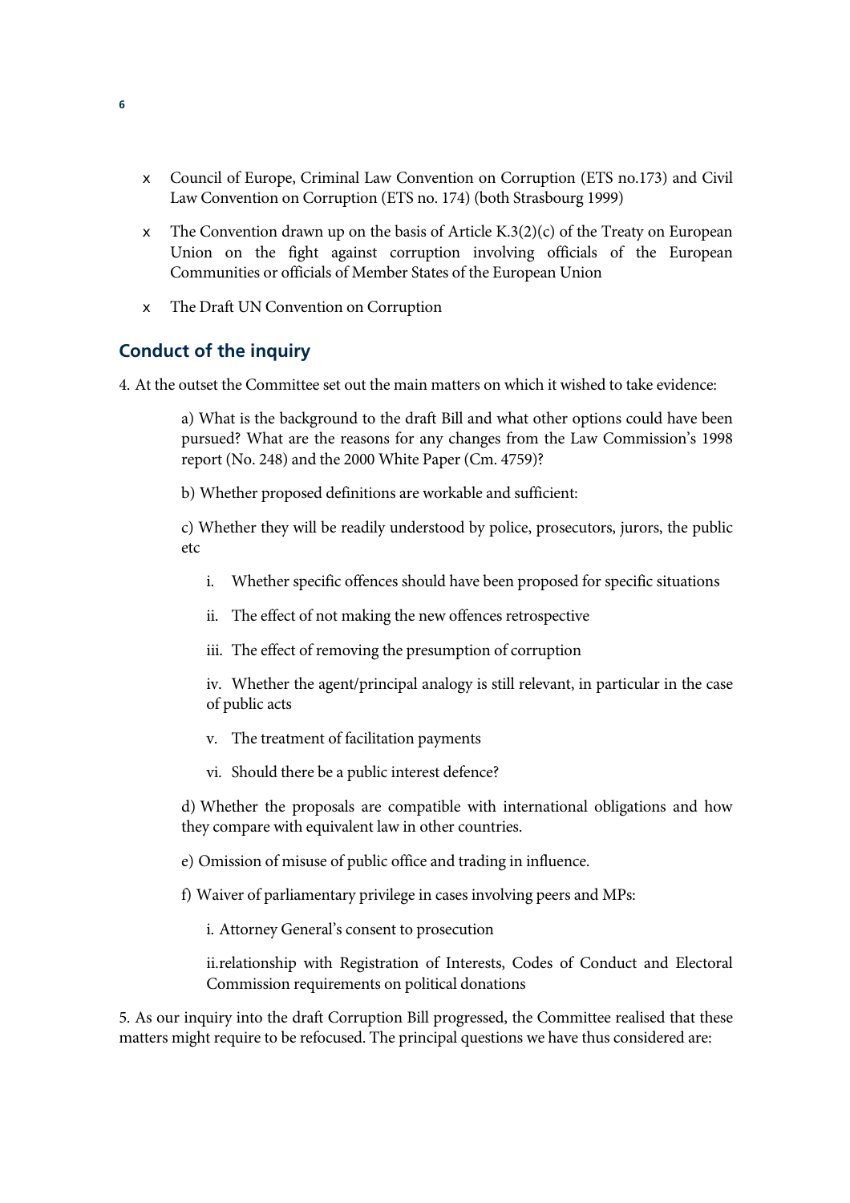- Council of Europe, Criminal Law Convention on Corruption (ETS no.173) and Civil Law Convention on Corruption (ETS no. 174) (both Strasbourg 1999)
- The Convention drawn up on the basis of Article K.3(2)(c) of the Treaty on European Union on the fight against corruption involving officials of the European Communities or officials of Member States of the European Union
- The Draft UN Convention on Corruption

## Conduct of the inquiry

4. At the outset the Committee set out the main matters on which it wished to take evidence:

> a) What is the background to the draft Bill and what other options could have been pursued? What are the reasons for any changes from the Law Commission's 1998 report (No. 248) and the 2000 White Paper (Cm. 4759)?
>
> b) Whether proposed definitions are workable and sufficient:
>
> c) Whether they will be readily understood by police, prosecutors, jurors, the public etc
>
> > i. Whether specific offences should have been proposed for specific situations
> >
> > ii. The effect of not making the new offences retrospective
> >
> > iii. The effect of removing the presumption of corruption
> >
> > iv. Whether the agent/principal analogy is still relevant, in particular in the case of public acts
> >
> > v. The treatment of facilitation payments
> >
> > vi. Should there be a public interest defence?
>
> d) Whether the proposals are compatible with international obligations and how they compare with equivalent law in other countries.
>
> e) Omission of misuse of public office and trading in influence.
>
> f) Waiver of parliamentary privilege in cases involving peers and MPs:
>
> > i. Attorney General's consent to prosecution
> >
> > ii.relationship with Registration of Interests, Codes of Conduct and Electoral Commission requirements on political donations

5. As our inquiry into the draft Corruption Bill progressed, the Committee realised that these matters might require to be refocused. The principal questions we have thus considered are: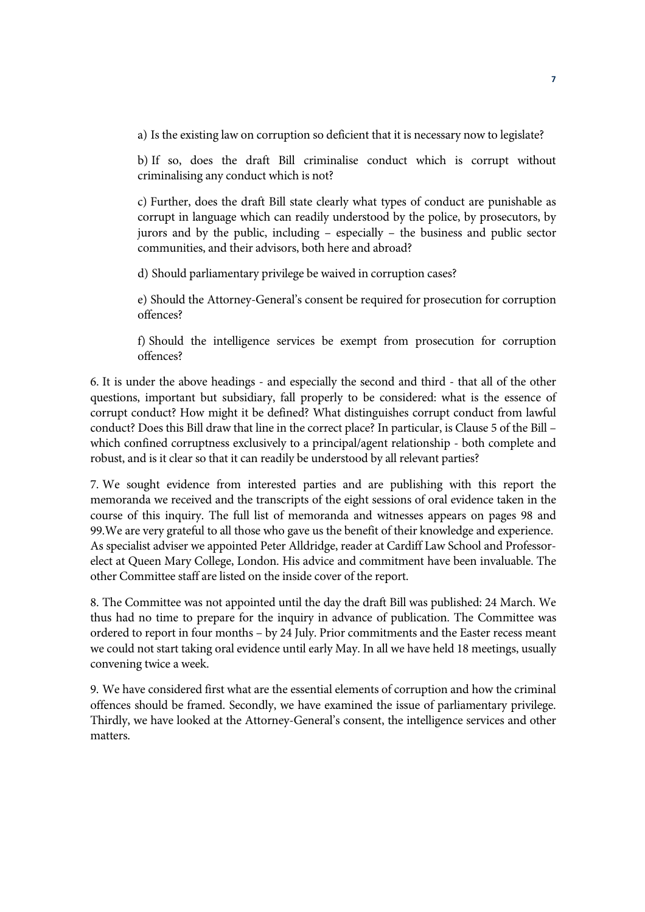a) Is the existing law on corruption so deficient that it is necessary now to legislate?

b) If so, does the draft Bill criminalise conduct which is corrupt without criminalising any conduct which is not?

c) Further, does the draft Bill state clearly what types of conduct are punishable as corrupt in language which can readily understood by the police, by prosecutors, by jurors and by the public, including – especially – the business and public sector communities, and their advisors, both here and abroad?

d) Should parliamentary privilege be waived in corruption cases?

e) Should the Attorney-General's consent be required for prosecution for corruption offences?

f) Should the intelligence services be exempt from prosecution for corruption offences?

6. It is under the above headings - and especially the second and third - that all of the other questions, important but subsidiary, fall properly to be considered: what is the essence of corrupt conduct? How might it be defined? What distinguishes corrupt conduct from lawful conduct? Does this Bill draw that line in the correct place? In particular, is Clause 5 of the Bill – which confined corruptness exclusively to a principal/agent relationship - both complete and robust, and is it clear so that it can readily be understood by all relevant parties?

7. We sought evidence from interested parties and are publishing with this report the memoranda we received and the transcripts of the eight sessions of oral evidence taken in the course of this inquiry. The full list of memoranda and witnesses appears on pages 98 and 99.We are very grateful to all those who gave us the benefit of their knowledge and experience. As specialist adviser we appointed Peter Alldridge, reader at Cardiff Law School and Professor-elect at Queen Mary College, London. His advice and commitment have been invaluable. The other Committee staff are listed on the inside cover of the report.

8. The Committee was not appointed until the day the draft Bill was published: 24 March. We thus had no time to prepare for the inquiry in advance of publication. The Committee was ordered to report in four months – by 24 July. Prior commitments and the Easter recess meant we could not start taking oral evidence until early May. In all we have held 18 meetings, usually convening twice a week.

9. We have considered first what are the essential elements of corruption and how the criminal offences should be framed. Secondly, we have examined the issue of parliamentary privilege. Thirdly, we have looked at the Attorney-General's consent, the intelligence services and other matters.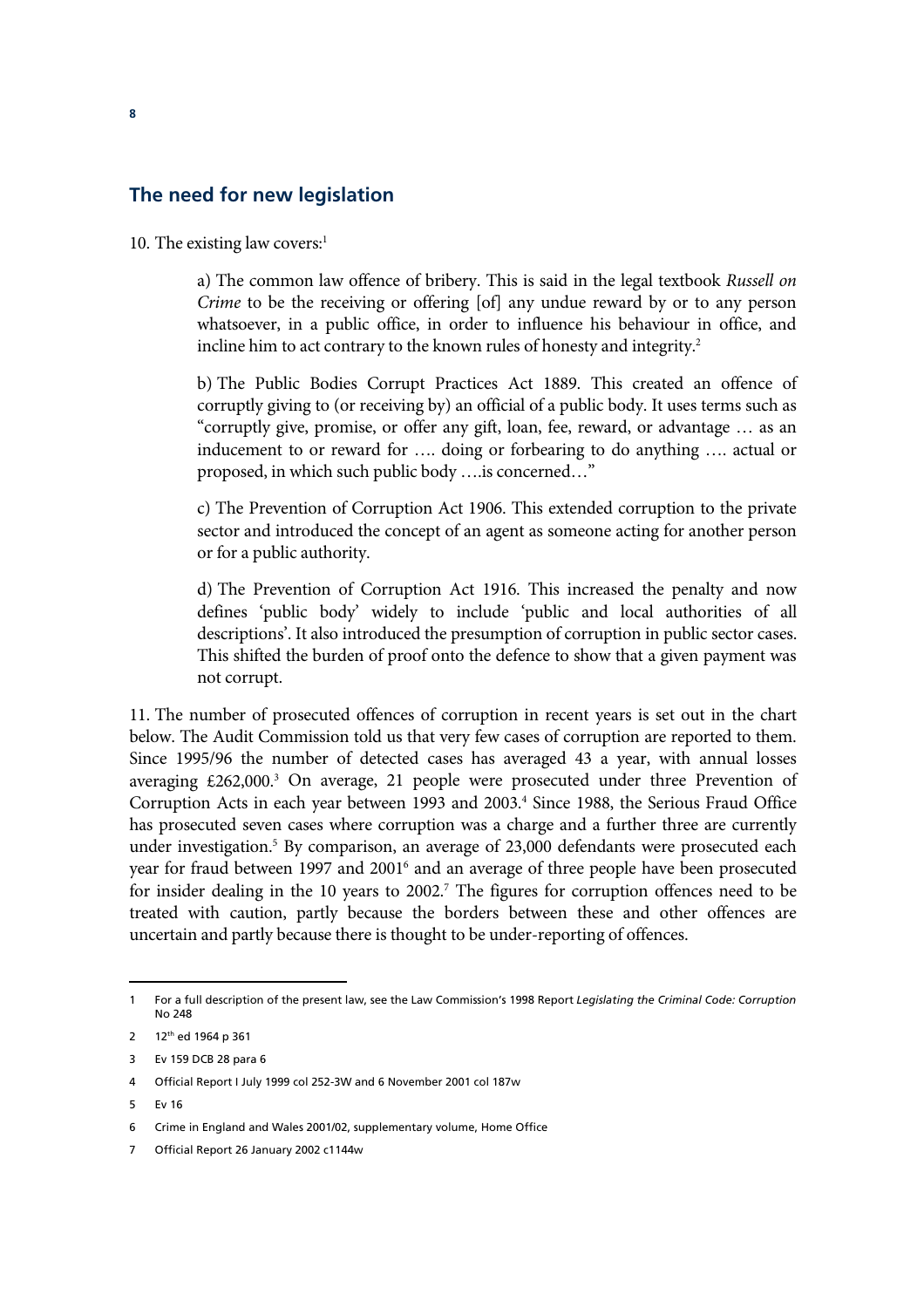## The need for new legislation

10. The existing law covers:[1]

> a) The common law offence of bribery. This is said in the legal textbook *Russell on Crime* to be the receiving or offering [of] any undue reward by or to any person whatsoever, in a public office, in order to influence his behaviour in office, and incline him to act contrary to the known rules of honesty and integrity.[2]
>
> b) The Public Bodies Corrupt Practices Act 1889. This created an offence of corruptly giving to (or receiving by) an official of a public body. It uses terms such as "corruptly give, promise, or offer any gift, loan, fee, reward, or advantage … as an inducement to or reward for …. doing or forbearing to do anything …. actual or proposed, in which such public body ….is concerned…"
>
> c) The Prevention of Corruption Act 1906. This extended corruption to the private sector and introduced the concept of an agent as someone acting for another person or for a public authority.
>
> d) The Prevention of Corruption Act 1916. This increased the penalty and now defines 'public body' widely to include 'public and local authorities of all descriptions'. It also introduced the presumption of corruption in public sector cases. This shifted the burden of proof onto the defence to show that a given payment was not corrupt.

11. The number of prosecuted offences of corruption in recent years is set out in the chart below. The Audit Commission told us that very few cases of corruption are reported to them. Since 1995/96 the number of detected cases has averaged 43 a year, with annual losses averaging £262,000.[3] On average, 21 people were prosecuted under three Prevention of Corruption Acts in each year between 1993 and 2003.[4] Since 1988, the Serious Fraud Office has prosecuted seven cases where corruption was a charge and a further three are currently under investigation.[5] By comparison, an average of 23,000 defendants were prosecuted each year for fraud between 1997 and 2001[6] and an average of three people have been prosecuted for insider dealing in the 10 years to 2002.[7] The figures for corruption offences need to be treated with caution, partly because the borders between these and other offences are uncertain and partly because there is thought to be under-reporting of offences.

---

1 For a full description of the present law, see the Law Commission's 1998 Report *Legislating the Criminal Code: Corruption* No 248

2 12th ed 1964 p 361

3 Ev 159 DCB 28 para 6

4 Official Report I July 1999 col 252-3W and 6 November 2001 col 187w

5 Ev 16

6 Crime in England and Wales 2001/02, supplementary volume, Home Office

7 Official Report 26 January 2002 c1144w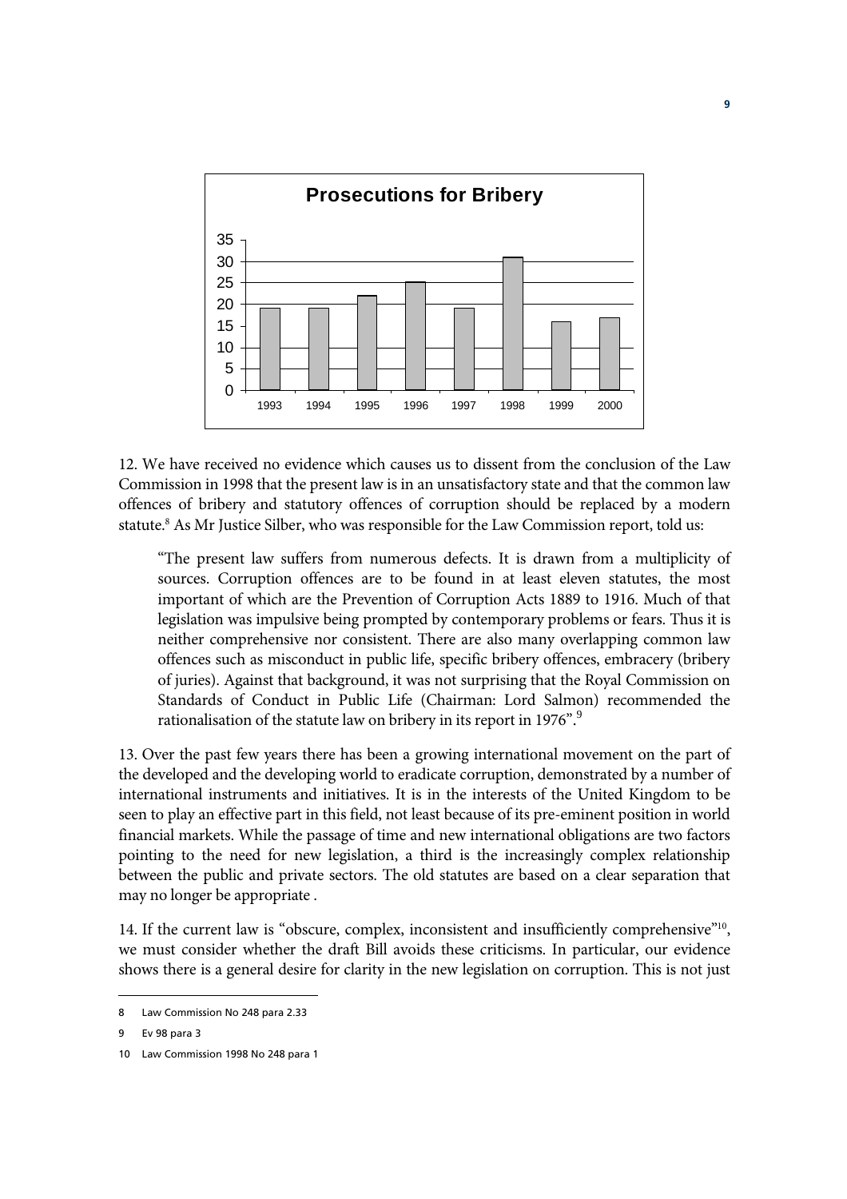**Prosecutions for Bribery**

| Year | Prosecutions |
|---|---|
| 1993 | 19 |
| 1994 | 19 |
| 1995 | 22 |
| 1996 | 25 |
| 1997 | 19 |
| 1998 | 31 |
| 1999 | 16 |
| 2000 | 17 |

12. We have received no evidence which causes us to dissent from the conclusion of the Law Commission in 1998 that the present law is in an unsatisfactory state and that the common law offences of bribery and statutory offences of corruption should be replaced by a modern statute.[8] As Mr Justice Silber, who was responsible for the Law Commission report, told us:

> "The present law suffers from numerous defects. It is drawn from a multiplicity of sources. Corruption offences are to be found in at least eleven statutes, the most important of which are the Prevention of Corruption Acts 1889 to 1916. Much of that legislation was impulsive being prompted by contemporary problems or fears. Thus it is neither comprehensive nor consistent. There are also many overlapping common law offences such as misconduct in public life, specific bribery offences, embracery (bribery of juries). Against that background, it was not surprising that the Royal Commission on Standards of Conduct in Public Life (Chairman: Lord Salmon) recommended the rationalisation of the statute law on bribery in its report in 1976".[9]

13. Over the past few years there has been a growing international movement on the part of the developed and the developing world to eradicate corruption, demonstrated by a number of international instruments and initiatives. It is in the interests of the United Kingdom to be seen to play an effective part in this field, not least because of its pre-eminent position in world financial markets. While the passage of time and new international obligations are two factors pointing to the need for new legislation, a third is the increasingly complex relationship between the public and private sectors. The old statutes are based on a clear separation that may no longer be appropriate .

14. If the current law is "obscure, complex, inconsistent and insufficiently comprehensive"[10], we must consider whether the draft Bill avoids these criticisms. In particular, our evidence shows there is a general desire for clarity in the new legislation on corruption. This is not just

---

8 Law Commission No 248 para 2.33

9 Ev 98 para 3

10 Law Commission 1998 No 248 para 1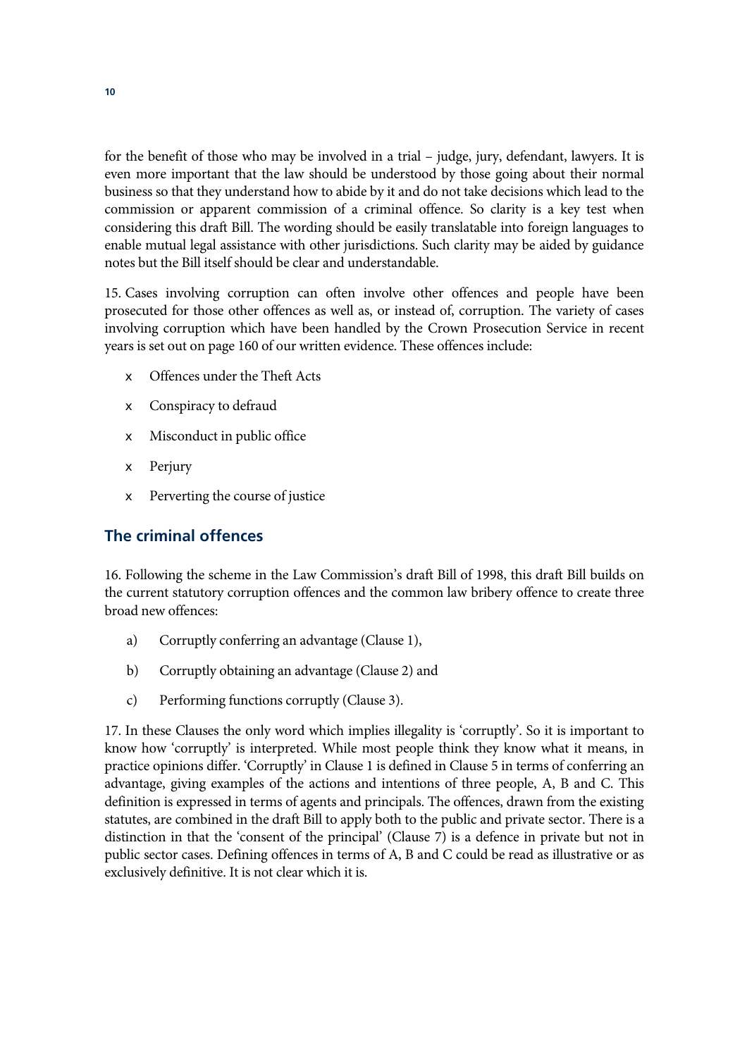for the benefit of those who may be involved in a trial – judge, jury, defendant, lawyers. It is even more important that the law should be understood by those going about their normal business so that they understand how to abide by it and do not take decisions which lead to the commission or apparent commission of a criminal offence. So clarity is a key test when considering this draft Bill. The wording should be easily translatable into foreign languages to enable mutual legal assistance with other jurisdictions. Such clarity may be aided by guidance notes but the Bill itself should be clear and understandable.

15. Cases involving corruption can often involve other offences and people have been prosecuted for those other offences as well as, or instead of, corruption. The variety of cases involving corruption which have been handled by the Crown Prosecution Service in recent years is set out on page 160 of our written evidence. These offences include:

- Offences under the Theft Acts
- Conspiracy to defraud
- Misconduct in public office
- Perjury
- Perverting the course of justice

## The criminal offences

16. Following the scheme in the Law Commission's draft Bill of 1998, this draft Bill builds on the current statutory corruption offences and the common law bribery offence to create three broad new offences:

a) Corruptly conferring an advantage (Clause 1),

b) Corruptly obtaining an advantage (Clause 2) and

c) Performing functions corruptly (Clause 3).

17. In these Clauses the only word which implies illegality is 'corruptly'. So it is important to know how 'corruptly' is interpreted. While most people think they know what it means, in practice opinions differ. 'Corruptly' in Clause 1 is defined in Clause 5 in terms of conferring an advantage, giving examples of the actions and intentions of three people, A, B and C. This definition is expressed in terms of agents and principals. The offences, drawn from the existing statutes, are combined in the draft Bill to apply both to the public and private sector. There is a distinction in that the 'consent of the principal' (Clause 7) is a defence in private but not in public sector cases. Defining offences in terms of A, B and C could be read as illustrative or as exclusively definitive. It is not clear which it is.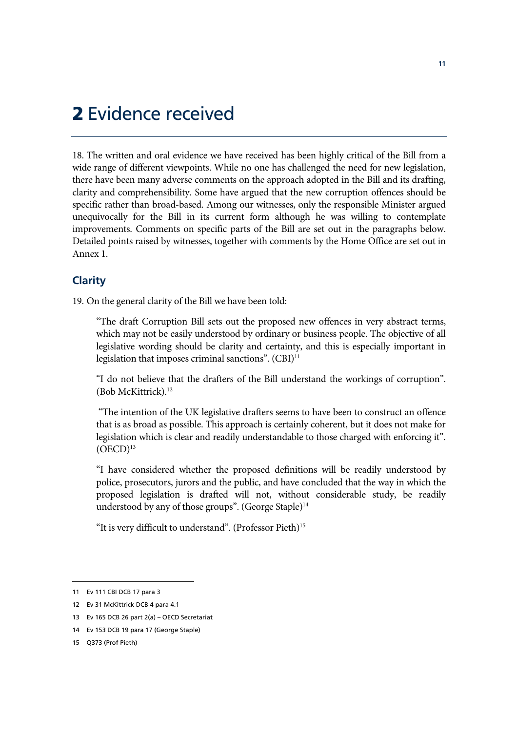# 2 Evidence received

18. The written and oral evidence we have received has been highly critical of the Bill from a wide range of different viewpoints. While no one has challenged the need for new legislation, there have been many adverse comments on the approach adopted in the Bill and its drafting, clarity and comprehensibility. Some have argued that the new corruption offences should be specific rather than broad-based. Among our witnesses, only the responsible Minister argued unequivocally for the Bill in its current form although he was willing to contemplate improvements. Comments on specific parts of the Bill are set out in the paragraphs below. Detailed points raised by witnesses, together with comments by the Home Office are set out in Annex 1.

## Clarity

19. On the general clarity of the Bill we have been told:

> "The draft Corruption Bill sets out the proposed new offences in very abstract terms, which may not be easily understood by ordinary or business people. The objective of all legislative wording should be clarity and certainty, and this is especially important in legislation that imposes criminal sanctions". (CBI)[11]

> "I do not believe that the drafters of the Bill understand the workings of corruption". (Bob McKittrick).[12]

> "The intention of the UK legislative drafters seems to have been to construct an offence that is as broad as possible. This approach is certainly coherent, but it does not make for legislation which is clear and readily understandable to those charged with enforcing it". (OECD)[13]

> "I have considered whether the proposed definitions will be readily understood by police, prosecutors, jurors and the public, and have concluded that the way in which the proposed legislation is drafted will not, without considerable study, be readily understood by any of those groups". (George Staple)[14]

> "It is very difficult to understand". (Professor Pieth)[15]

---

11 Ev 111 CBI DCB 17 para 3

12 Ev 31 McKittrick DCB 4 para 4.1

13 Ev 165 DCB 26 part 2(a) – OECD Secretariat

14 Ev 153 DCB 19 para 17 (George Staple)

15 Q373 (Prof Pieth)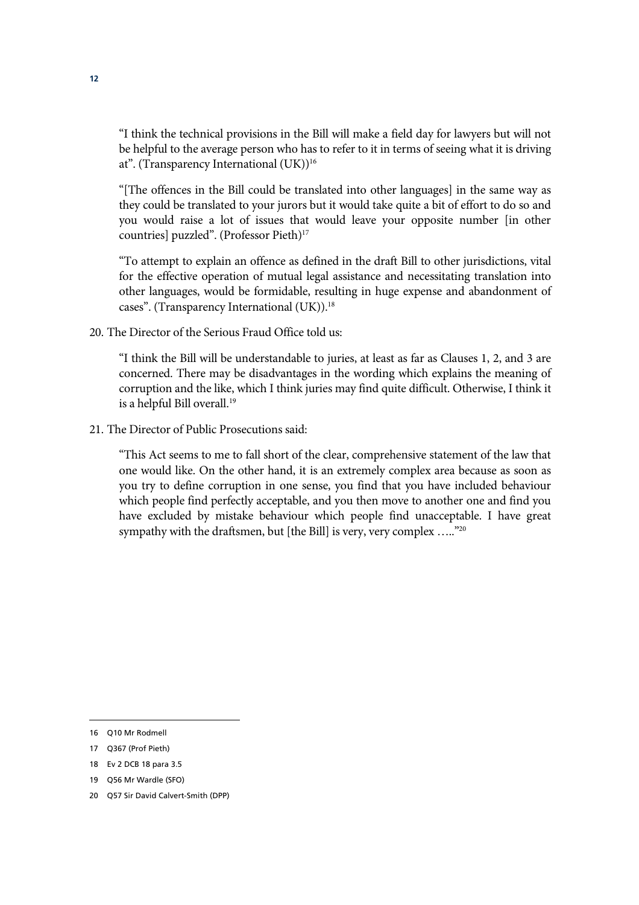"I think the technical provisions in the Bill will make a field day for lawyers but will not be helpful to the average person who has to refer to it in terms of seeing what it is driving at". (Transparency International (UK))[16]

"[The offences in the Bill could be translated into other languages] in the same way as they could be translated to your jurors but it would take quite a bit of effort to do so and you would raise a lot of issues that would leave your opposite number [in other countries] puzzled". (Professor Pieth)[17]

"To attempt to explain an offence as defined in the draft Bill to other jurisdictions, vital for the effective operation of mutual legal assistance and necessitating translation into other languages, would be formidable, resulting in huge expense and abandonment of cases". (Transparency International (UK)).[18]

20. The Director of the Serious Fraud Office told us:

"I think the Bill will be understandable to juries, at least as far as Clauses 1, 2, and 3 are concerned. There may be disadvantages in the wording which explains the meaning of corruption and the like, which I think juries may find quite difficult. Otherwise, I think it is a helpful Bill overall.[19]

21. The Director of Public Prosecutions said:

"This Act seems to me to fall short of the clear, comprehensive statement of the law that one would like. On the other hand, it is an extremely complex area because as soon as you try to define corruption in one sense, you find that you have included behaviour which people find perfectly acceptable, and you then move to another one and find you have excluded by mistake behaviour which people find unacceptable. I have great sympathy with the draftsmen, but [the Bill] is very, very complex ….."[20]

---

16 Q10 Mr Rodmell

17 Q367 (Prof Pieth)

18 Ev 2 DCB 18 para 3.5

19 Q56 Mr Wardle (SFO)

20 Q57 Sir David Calvert-Smith (DPP)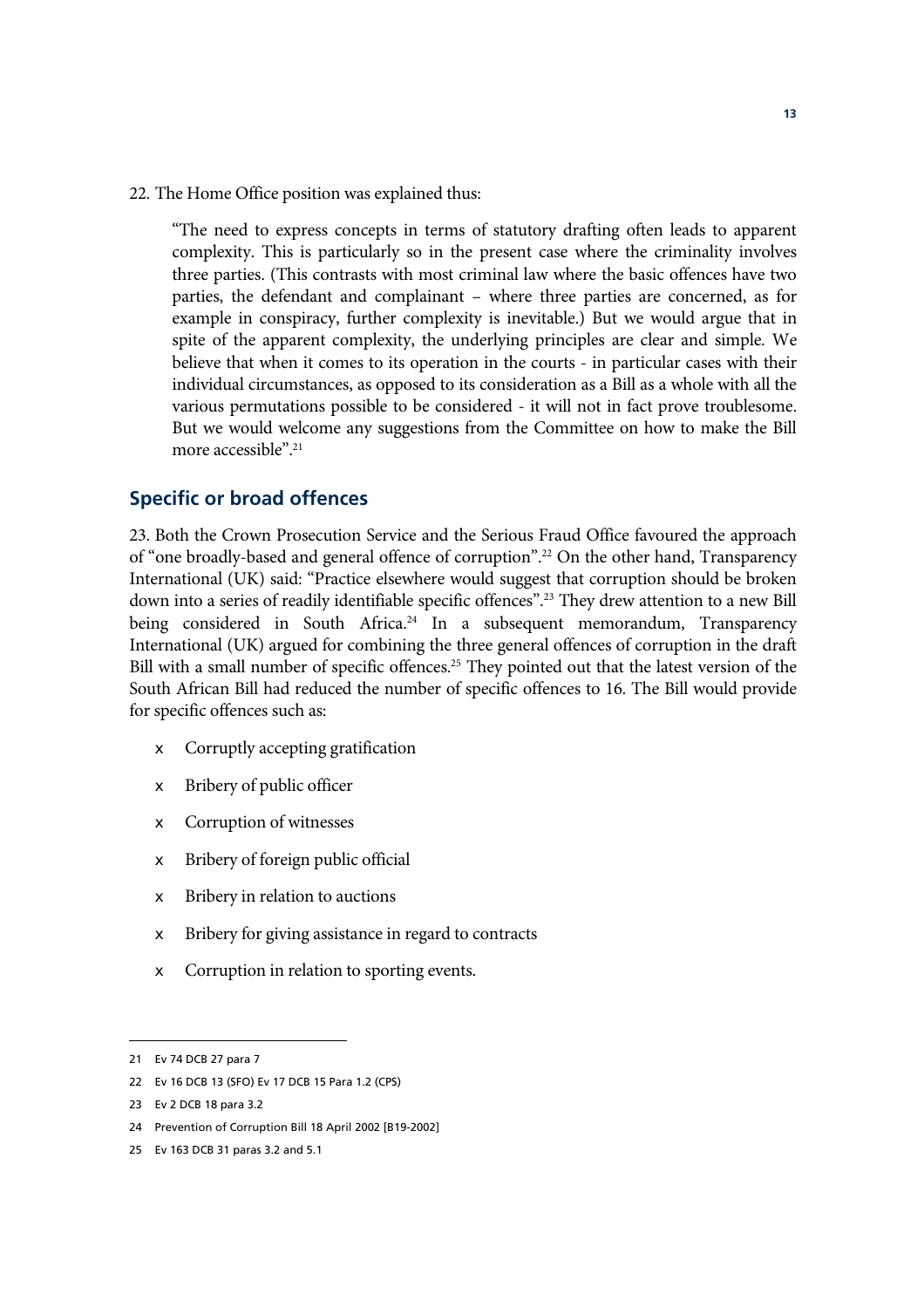22. The Home Office position was explained thus:

> "The need to express concepts in terms of statutory drafting often leads to apparent complexity. This is particularly so in the present case where the criminality involves three parties. (This contrasts with most criminal law where the basic offences have two parties, the defendant and complainant – where three parties are concerned, as for example in conspiracy, further complexity is inevitable.) But we would argue that in spite of the apparent complexity, the underlying principles are clear and simple. We believe that when it comes to its operation in the courts - in particular cases with their individual circumstances, as opposed to its consideration as a Bill as a whole with all the various permutations possible to be considered - it will not in fact prove troublesome. But we would welcome any suggestions from the Committee on how to make the Bill more accessible".[21]

## Specific or broad offences

23. Both the Crown Prosecution Service and the Serious Fraud Office favoured the approach of "one broadly-based and general offence of corruption".[22] On the other hand, Transparency International (UK) said: "Practice elsewhere would suggest that corruption should be broken down into a series of readily identifiable specific offences".[23] They drew attention to a new Bill being considered in South Africa.[24] In a subsequent memorandum, Transparency International (UK) argued for combining the three general offences of corruption in the draft Bill with a small number of specific offences.[25] They pointed out that the latest version of the South African Bill had reduced the number of specific offences to 16. The Bill would provide for specific offences such as:

- Corruptly accepting gratification
- Bribery of public officer
- Corruption of witnesses
- Bribery of foreign public official
- Bribery in relation to auctions
- Bribery for giving assistance in regard to contracts
- Corruption in relation to sporting events.

---

21 Ev 74 DCB 27 para 7

22 Ev 16 DCB 13 (SFO) Ev 17 DCB 15 Para 1.2 (CPS)

23 Ev 2 DCB 18 para 3.2

24 Prevention of Corruption Bill 18 April 2002 [B19-2002]

25 Ev 163 DCB 31 paras 3.2 and 5.1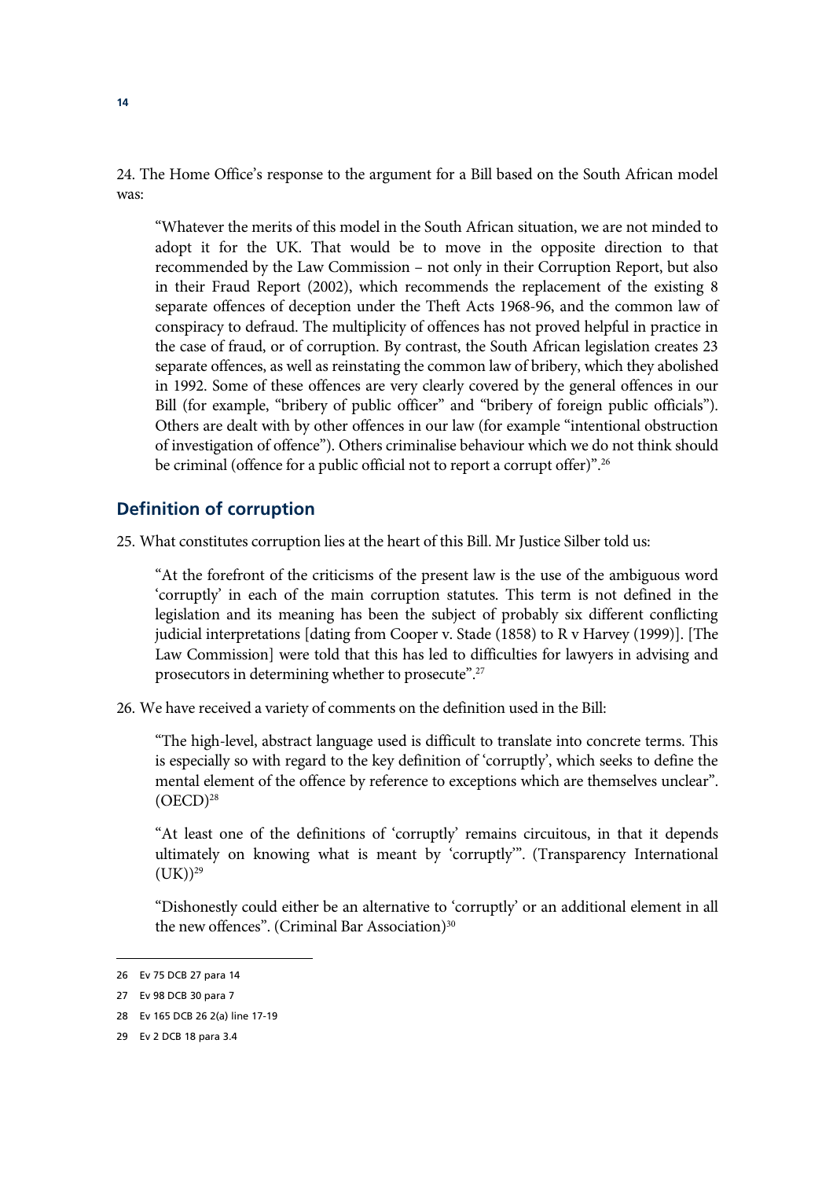24. The Home Office's response to the argument for a Bill based on the South African model was:

> "Whatever the merits of this model in the South African situation, we are not minded to adopt it for the UK. That would be to move in the opposite direction to that recommended by the Law Commission – not only in their Corruption Report, but also in their Fraud Report (2002), which recommends the replacement of the existing 8 separate offences of deception under the Theft Acts 1968-96, and the common law of conspiracy to defraud. The multiplicity of offences has not proved helpful in practice in the case of fraud, or of corruption. By contrast, the South African legislation creates 23 separate offences, as well as reinstating the common law of bribery, which they abolished in 1992. Some of these offences are very clearly covered by the general offences in our Bill (for example, "bribery of public officer" and "bribery of foreign public officials"). Others are dealt with by other offences in our law (for example "intentional obstruction of investigation of offence"). Others criminalise behaviour which we do not think should be criminal (offence for a public official not to report a corrupt offer)".[26]

## Definition of corruption

25. What constitutes corruption lies at the heart of this Bill. Mr Justice Silber told us:

> "At the forefront of the criticisms of the present law is the use of the ambiguous word 'corruptly' in each of the main corruption statutes. This term is not defined in the legislation and its meaning has been the subject of probably six different conflicting judicial interpretations [dating from Cooper v. Stade (1858) to R v Harvey (1999)]. [The Law Commission] were told that this has led to difficulties for lawyers in advising and prosecutors in determining whether to prosecute".[27]

26. We have received a variety of comments on the definition used in the Bill:

> "The high-level, abstract language used is difficult to translate into concrete terms. This is especially so with regard to the key definition of 'corruptly', which seeks to define the mental element of the offence by reference to exceptions which are themselves unclear". (OECD)[28]

> "At least one of the definitions of 'corruptly' remains circuitous, in that it depends ultimately on knowing what is meant by 'corruptly'". (Transparency International (UK))[29]

> "Dishonestly could either be an alternative to 'corruptly' or an additional element in all the new offences". (Criminal Bar Association)[30]

---

26 Ev 75 DCB 27 para 14

27 Ev 98 DCB 30 para 7

28 Ev 165 DCB 26 2(a) line 17-19

29 Ev 2 DCB 18 para 3.4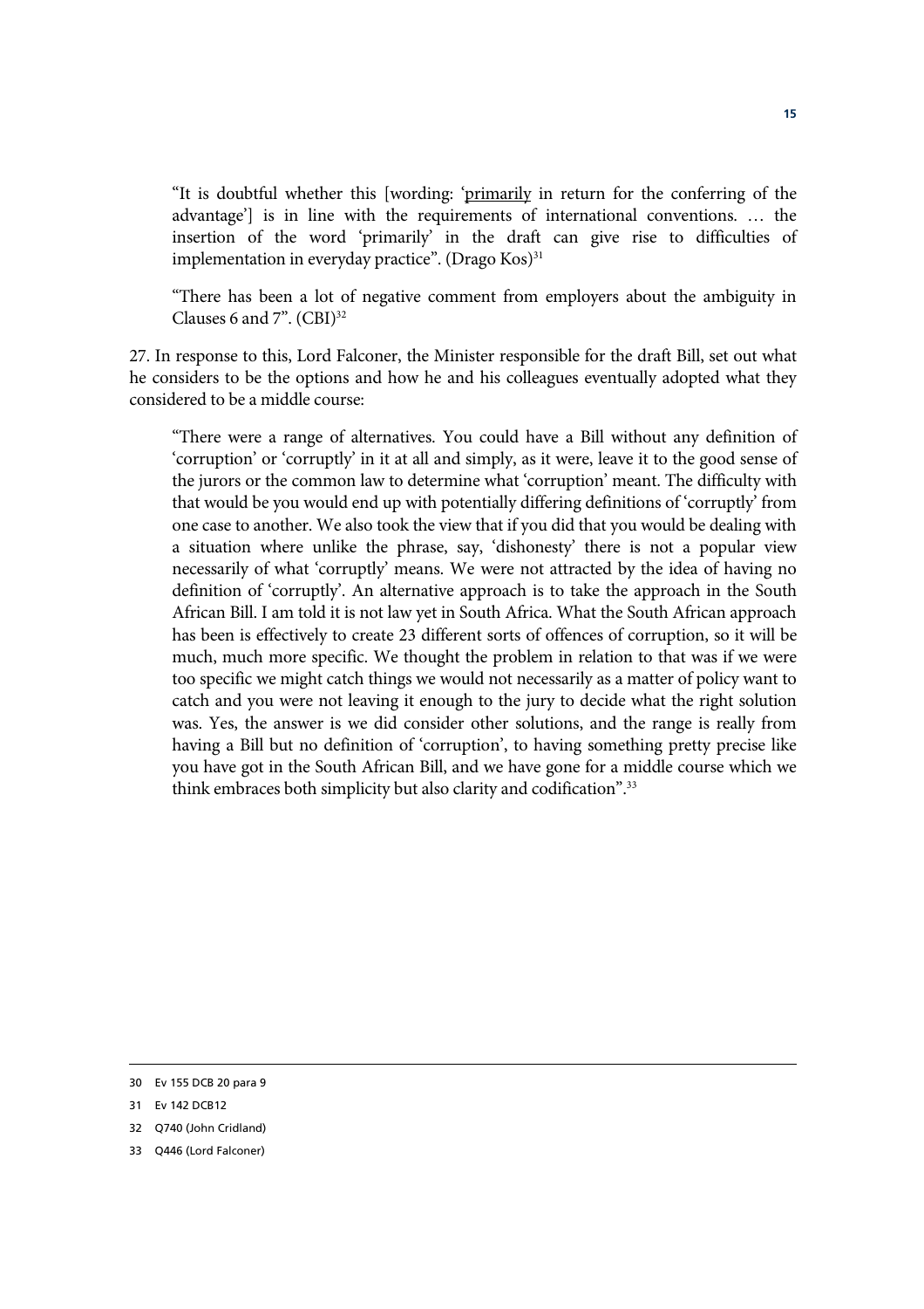"It is doubtful whether this [wording: 'primarily in return for the conferring of the advantage'] is in line with the requirements of international conventions. … the insertion of the word 'primarily' in the draft can give rise to difficulties of implementation in everyday practice". (Drago Kos)[31]

"There has been a lot of negative comment from employers about the ambiguity in Clauses 6 and 7". (CBI)[32]

27. In response to this, Lord Falconer, the Minister responsible for the draft Bill, set out what he considers to be the options and how he and his colleagues eventually adopted what they considered to be a middle course:

"There were a range of alternatives. You could have a Bill without any definition of 'corruption' or 'corruptly' in it at all and simply, as it were, leave it to the good sense of the jurors or the common law to determine what 'corruption' meant. The difficulty with that would be you would end up with potentially differing definitions of 'corruptly' from one case to another. We also took the view that if you did that you would be dealing with a situation where unlike the phrase, say, 'dishonesty' there is not a popular view necessarily of what 'corruptly' means. We were not attracted by the idea of having no definition of 'corruptly'. An alternative approach is to take the approach in the South African Bill. I am told it is not law yet in South Africa. What the South African approach has been is effectively to create 23 different sorts of offences of corruption, so it will be much, much more specific. We thought the problem in relation to that was if we were too specific we might catch things we would not necessarily as a matter of policy want to catch and you were not leaving it enough to the jury to decide what the right solution was. Yes, the answer is we did consider other solutions, and the range is really from having a Bill but no definition of 'corruption', to having something pretty precise like you have got in the South African Bill, and we have gone for a middle course which we think embraces both simplicity but also clarity and codification".[33]

---

30 Ev 155 DCB 20 para 9

31 Ev 142 DCB12

32 Q740 (John Cridland)

33 Q446 (Lord Falconer)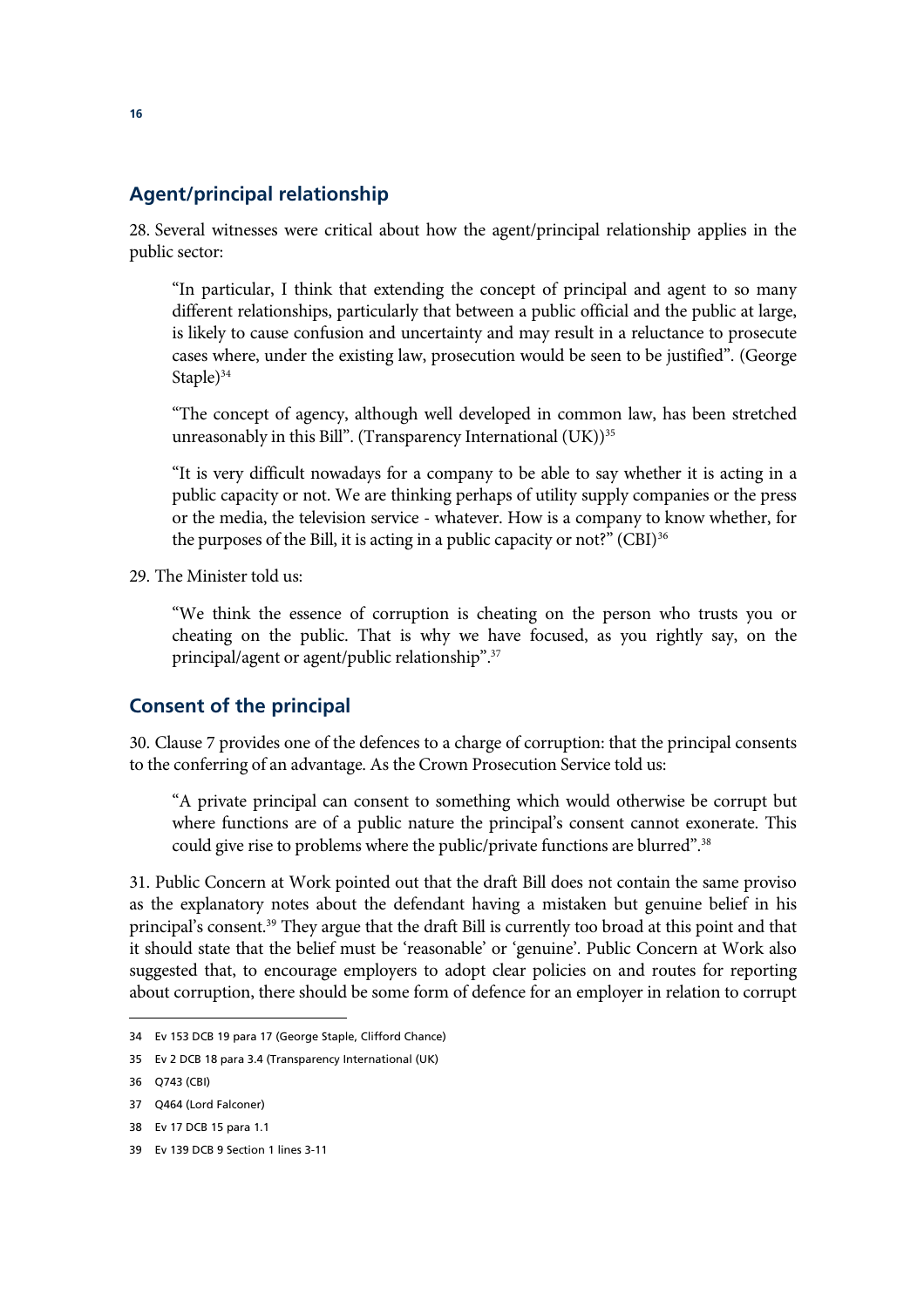## Agent/principal relationship

28. Several witnesses were critical about how the agent/principal relationship applies in the public sector:

> "In particular, I think that extending the concept of principal and agent to so many different relationships, particularly that between a public official and the public at large, is likely to cause confusion and uncertainty and may result in a reluctance to prosecute cases where, under the existing law, prosecution would be seen to be justified". (George Staple)[34]

> "The concept of agency, although well developed in common law, has been stretched unreasonably in this Bill". (Transparency International (UK))[35]

> "It is very difficult nowadays for a company to be able to say whether it is acting in a public capacity or not. We are thinking perhaps of utility supply companies or the press or the media, the television service - whatever. How is a company to know whether, for the purposes of the Bill, it is acting in a public capacity or not?" (CBI)[36]

29. The Minister told us:

> "We think the essence of corruption is cheating on the person who trusts you or cheating on the public. That is why we have focused, as you rightly say, on the principal/agent or agent/public relationship".[37]

## Consent of the principal

30. Clause 7 provides one of the defences to a charge of corruption: that the principal consents to the conferring of an advantage. As the Crown Prosecution Service told us:

> "A private principal can consent to something which would otherwise be corrupt but where functions are of a public nature the principal's consent cannot exonerate. This could give rise to problems where the public/private functions are blurred".[38]

31. Public Concern at Work pointed out that the draft Bill does not contain the same proviso as the explanatory notes about the defendant having a mistaken but genuine belief in his principal's consent.[39] They argue that the draft Bill is currently too broad at this point and that it should state that the belief must be 'reasonable' or 'genuine'. Public Concern at Work also suggested that, to encourage employers to adopt clear policies on and routes for reporting about corruption, there should be some form of defence for an employer in relation to corrupt

---

34 Ev 153 DCB 19 para 17 (George Staple, Clifford Chance)

35 Ev 2 DCB 18 para 3.4 (Transparency International (UK)

36 Q743 (CBI)

37 Q464 (Lord Falconer)

38 Ev 17 DCB 15 para 1.1

39 Ev 139 DCB 9 Section 1 lines 3-11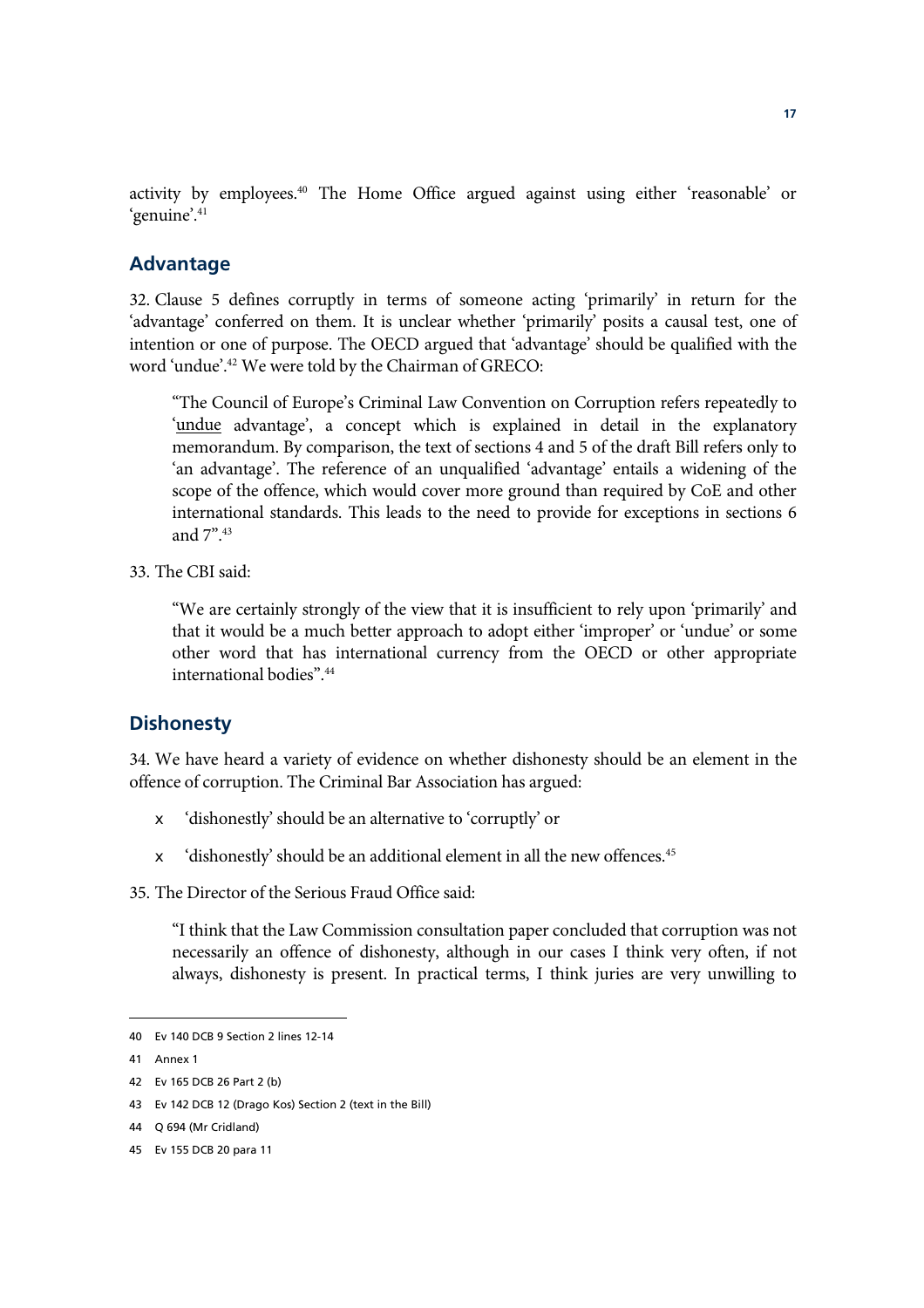activity by employees.[40] The Home Office argued against using either 'reasonable' or 'genuine'.[41]

## Advantage

32. Clause 5 defines corruptly in terms of someone acting 'primarily' in return for the 'advantage' conferred on them. It is unclear whether 'primarily' posits a causal test, one of intention or one of purpose. The OECD argued that 'advantage' should be qualified with the word 'undue'.[42] We were told by the Chairman of GRECO:

> "The Council of Europe's Criminal Law Convention on Corruption refers repeatedly to '<u>undue</u> advantage', a concept which is explained in detail in the explanatory memorandum. By comparison, the text of sections 4 and 5 of the draft Bill refers only to 'an advantage'. The reference of an unqualified 'advantage' entails a widening of the scope of the offence, which would cover more ground than required by CoE and other international standards. This leads to the need to provide for exceptions in sections 6 and 7".[43]

33. The CBI said:

> "We are certainly strongly of the view that it is insufficient to rely upon 'primarily' and that it would be a much better approach to adopt either 'improper' or 'undue' or some other word that has international currency from the OECD or other appropriate international bodies".[44]

## Dishonesty

34. We have heard a variety of evidence on whether dishonesty should be an element in the offence of corruption. The Criminal Bar Association has argued:

- 'dishonestly' should be an alternative to 'corruptly' or
- 'dishonestly' should be an additional element in all the new offences.[45]

35. The Director of the Serious Fraud Office said:

> "I think that the Law Commission consultation paper concluded that corruption was not necessarily an offence of dishonesty, although in our cases I think very often, if not always, dishonesty is present. In practical terms, I think juries are very unwilling to

---

40 Ev 140 DCB 9 Section 2 lines 12-14

41 Annex 1

42 Ev 165 DCB 26 Part 2 (b)

43 Ev 142 DCB 12 (Drago Kos) Section 2 (text in the Bill)

44 Q 694 (Mr Cridland)

45 Ev 155 DCB 20 para 11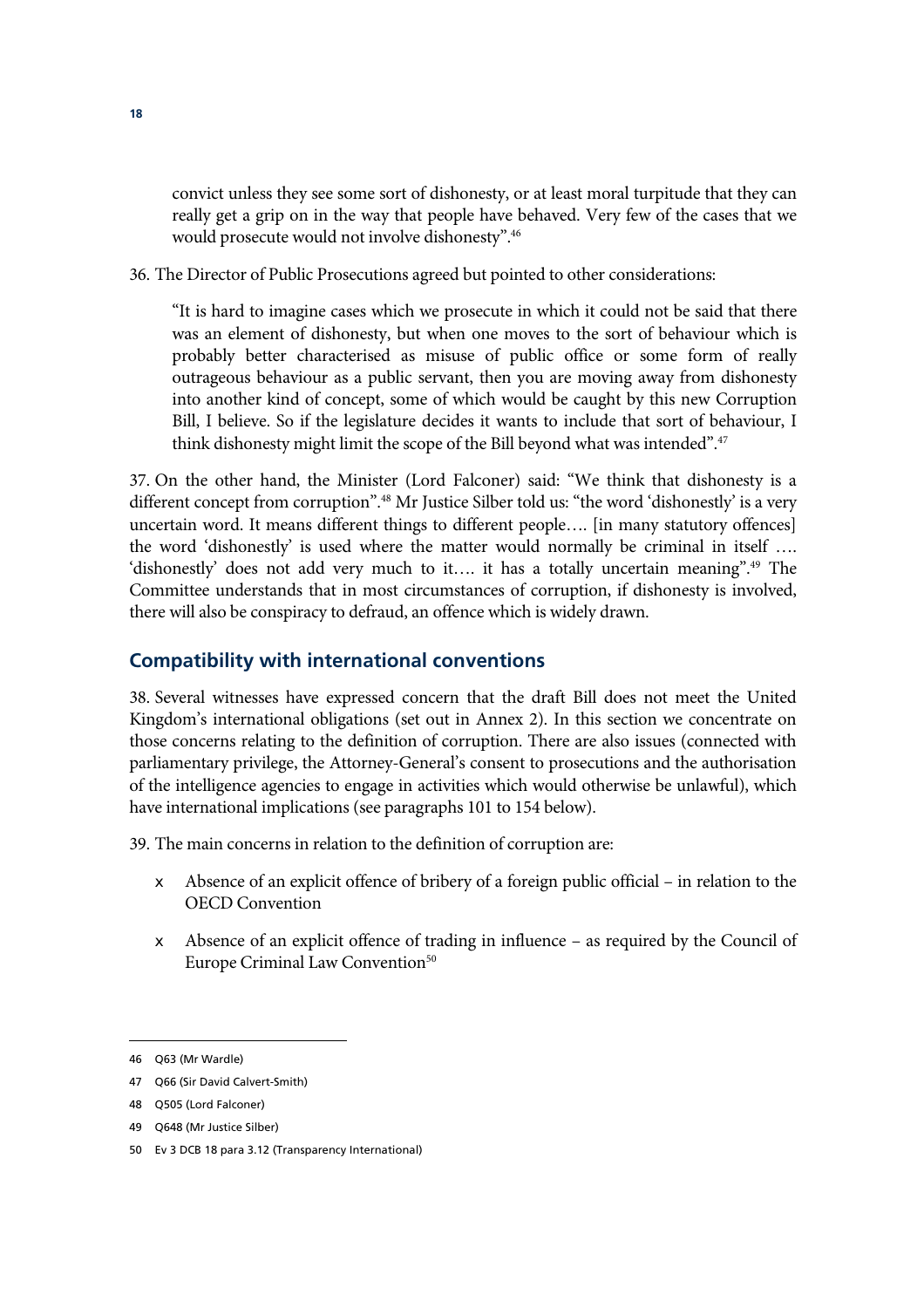convict unless they see some sort of dishonesty, or at least moral turpitude that they can really get a grip on in the way that people have behaved. Very few of the cases that we would prosecute would not involve dishonesty".[46]

36. The Director of Public Prosecutions agreed but pointed to other considerations:

> "It is hard to imagine cases which we prosecute in which it could not be said that there was an element of dishonesty, but when one moves to the sort of behaviour which is probably better characterised as misuse of public office or some form of really outrageous behaviour as a public servant, then you are moving away from dishonesty into another kind of concept, some of which would be caught by this new Corruption Bill, I believe. So if the legislature decides it wants to include that sort of behaviour, I think dishonesty might limit the scope of the Bill beyond what was intended".[47]

37. On the other hand, the Minister (Lord Falconer) said: "We think that dishonesty is a different concept from corruption".[48] Mr Justice Silber told us: "the word 'dishonestly' is a very uncertain word. It means different things to different people…. [in many statutory offences] the word 'dishonestly' is used where the matter would normally be criminal in itself …. 'dishonestly' does not add very much to it…. it has a totally uncertain meaning".[49] The Committee understands that in most circumstances of corruption, if dishonesty is involved, there will also be conspiracy to defraud, an offence which is widely drawn.

## Compatibility with international conventions

38. Several witnesses have expressed concern that the draft Bill does not meet the United Kingdom's international obligations (set out in Annex 2). In this section we concentrate on those concerns relating to the definition of corruption. There are also issues (connected with parliamentary privilege, the Attorney-General's consent to prosecutions and the authorisation of the intelligence agencies to engage in activities which would otherwise be unlawful), which have international implications (see paragraphs 101 to 154 below).

39. The main concerns in relation to the definition of corruption are:

- Absence of an explicit offence of bribery of a foreign public official – in relation to the OECD Convention
- Absence of an explicit offence of trading in influence – as required by the Council of Europe Criminal Law Convention[50]

---

46 Q63 (Mr Wardle)

47 Q66 (Sir David Calvert-Smith)

48 Q505 (Lord Falconer)

49 Q648 (Mr Justice Silber)

50 Ev 3 DCB 18 para 3.12 (Transparency International)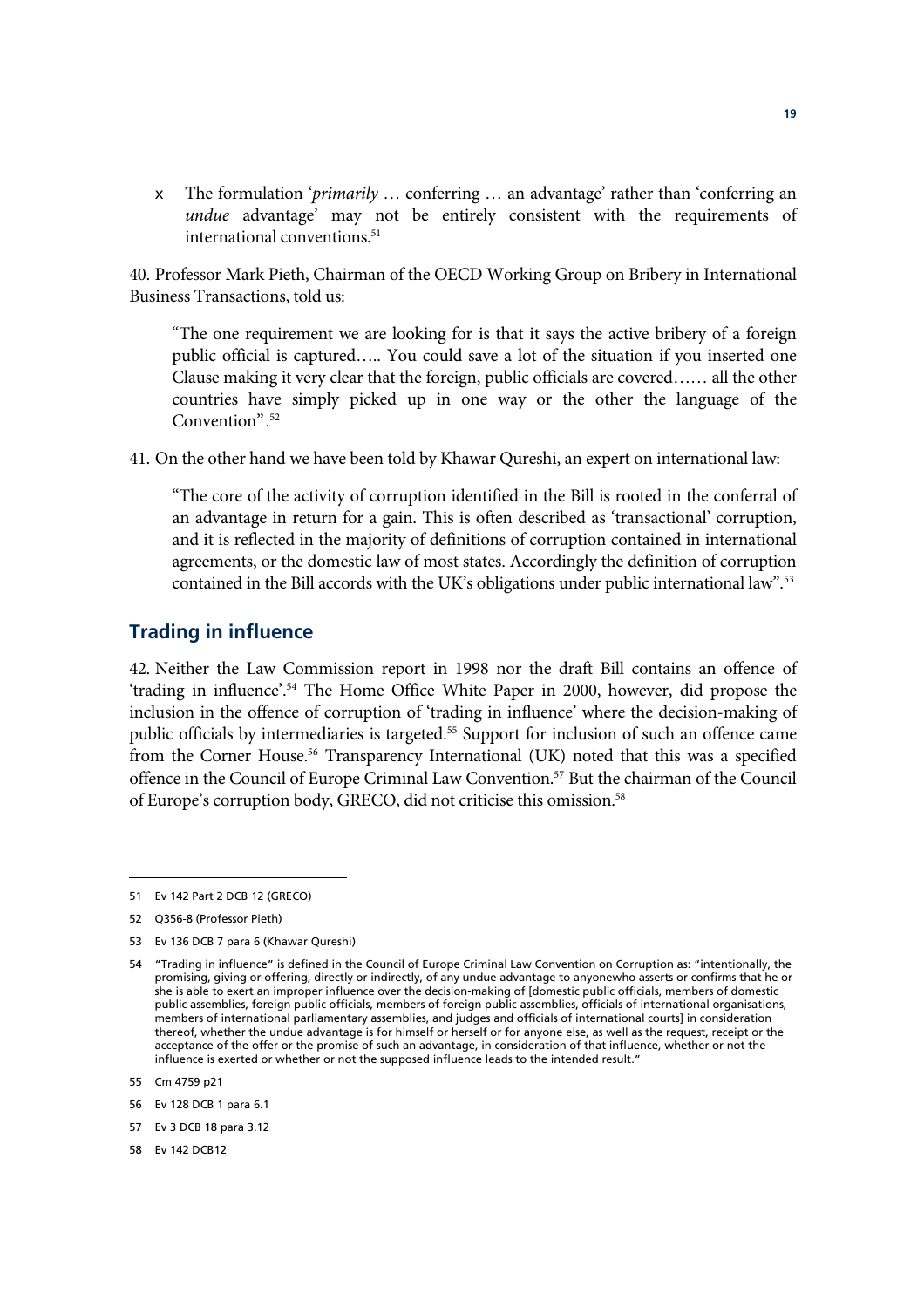- The formulation '*primarily* … conferring … an advantage' rather than 'conferring an *undue* advantage' may not be entirely consistent with the requirements of international conventions.[51]

40. Professor Mark Pieth, Chairman of the OECD Working Group on Bribery in International Business Transactions, told us:

> "The one requirement we are looking for is that it says the active bribery of a foreign public official is captured….. You could save a lot of the situation if you inserted one Clause making it very clear that the foreign, public officials are covered…… all the other countries have simply picked up in one way or the other the language of the Convention".[52]

41. On the other hand we have been told by Khawar Qureshi, an expert on international law:

> "The core of the activity of corruption identified in the Bill is rooted in the conferral of an advantage in return for a gain. This is often described as 'transactional' corruption, and it is reflected in the majority of definitions of corruption contained in international agreements, or the domestic law of most states. Accordingly the definition of corruption contained in the Bill accords with the UK's obligations under public international law".[53]

## Trading in influence

42. Neither the Law Commission report in 1998 nor the draft Bill contains an offence of 'trading in influence'.[54] The Home Office White Paper in 2000, however, did propose the inclusion in the offence of corruption of 'trading in influence' where the decision-making of public officials by intermediaries is targeted.[55] Support for inclusion of such an offence came from the Corner House.[56] Transparency International (UK) noted that this was a specified offence in the Council of Europe Criminal Law Convention.[57] But the chairman of the Council of Europe's corruption body, GRECO, did not criticise this omission.[58]

---

51 Ev 142 Part 2 DCB 12 (GRECO)

52 Q356-8 (Professor Pieth)

53 Ev 136 DCB 7 para 6 (Khawar Qureshi)

54 "Trading in influence" is defined in the Council of Europe Criminal Law Convention on Corruption as: "intentionally, the promising, giving or offering, directly or indirectly, of any undue advantage to anyonewho asserts or confirms that he or she is able to exert an improper influence over the decision-making of [domestic public officials, members of domestic public assemblies, foreign public officials, members of foreign public assemblies, officials of international organisations, members of international parliamentary assemblies, and judges and officials of international courts] in consideration thereof, whether the undue advantage is for himself or herself or for anyone else, as well as the request, receipt or the acceptance of the offer or the promise of such an advantage, in consideration of that influence, whether or not the influence is exerted or whether or not the supposed influence leads to the intended result."

55 Cm 4759 p21

56 Ev 128 DCB 1 para 6.1

57 Ev 3 DCB 18 para 3.12

58 Ev 142 DCB12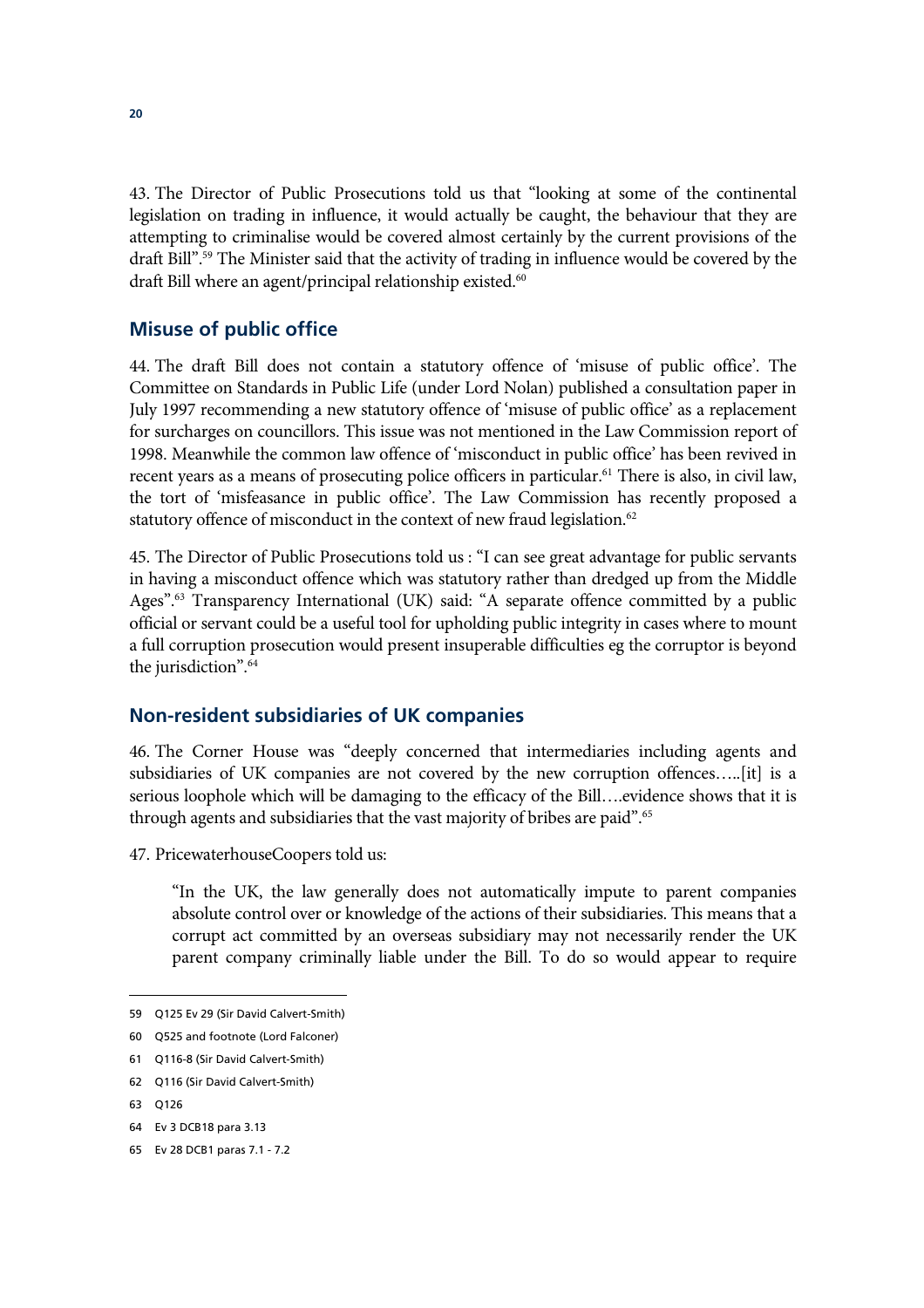43. The Director of Public Prosecutions told us that "looking at some of the continental legislation on trading in influence, it would actually be caught, the behaviour that they are attempting to criminalise would be covered almost certainly by the current provisions of the draft Bill".[59] The Minister said that the activity of trading in influence would be covered by the draft Bill where an agent/principal relationship existed.[60]

## Misuse of public office

44. The draft Bill does not contain a statutory offence of 'misuse of public office'. The Committee on Standards in Public Life (under Lord Nolan) published a consultation paper in July 1997 recommending a new statutory offence of 'misuse of public office' as a replacement for surcharges on councillors. This issue was not mentioned in the Law Commission report of 1998. Meanwhile the common law offence of 'misconduct in public office' has been revived in recent years as a means of prosecuting police officers in particular.[61] There is also, in civil law, the tort of 'misfeasance in public office'. The Law Commission has recently proposed a statutory offence of misconduct in the context of new fraud legislation.[62]

45. The Director of Public Prosecutions told us : "I can see great advantage for public servants in having a misconduct offence which was statutory rather than dredged up from the Middle Ages".[63] Transparency International (UK) said: "A separate offence committed by a public official or servant could be a useful tool for upholding public integrity in cases where to mount a full corruption prosecution would present insuperable difficulties eg the corruptor is beyond the jurisdiction".[64]

## Non-resident subsidiaries of UK companies

46. The Corner House was "deeply concerned that intermediaries including agents and subsidiaries of UK companies are not covered by the new corruption offences…..[it] is a serious loophole which will be damaging to the efficacy of the Bill….evidence shows that it is through agents and subsidiaries that the vast majority of bribes are paid".[65]

47. PricewaterhouseCoopers told us:

> "In the UK, the law generally does not automatically impute to parent companies absolute control over or knowledge of the actions of their subsidiaries. This means that a corrupt act committed by an overseas subsidiary may not necessarily render the UK parent company criminally liable under the Bill. To do so would appear to require

---

59 Q125 Ev 29 (Sir David Calvert-Smith)

60 Q525 and footnote (Lord Falconer)

61 Q116-8 (Sir David Calvert-Smith)

62 Q116 (Sir David Calvert-Smith)

63 Q126

64 Ev 3 DCB18 para 3.13

65 Ev 28 DCB1 paras 7.1 - 7.2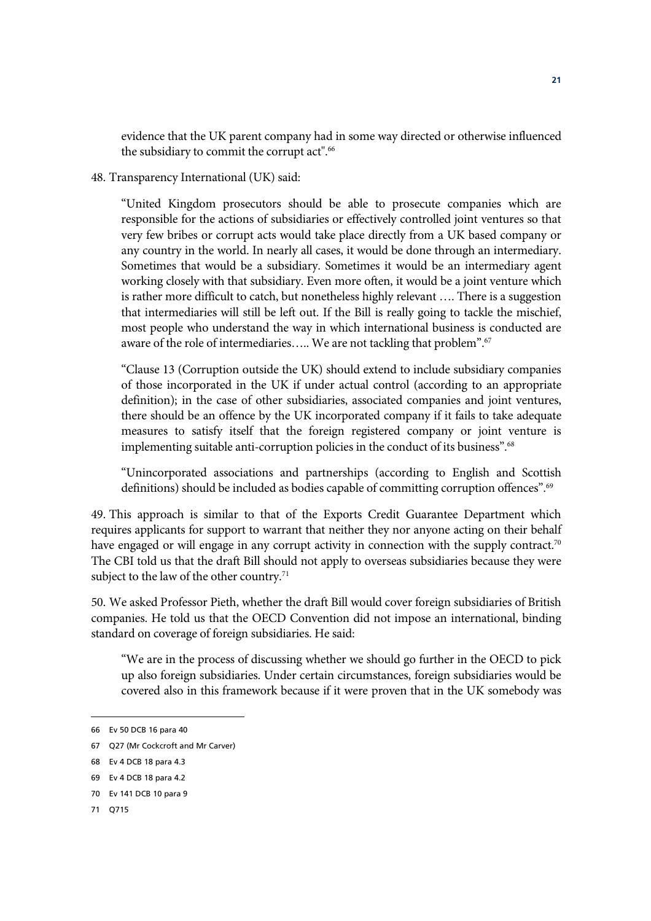evidence that the UK parent company had in some way directed or otherwise influenced the subsidiary to commit the corrupt act".[66]

48. Transparency International (UK) said:

> "United Kingdom prosecutors should be able to prosecute companies which are responsible for the actions of subsidiaries or effectively controlled joint ventures so that very few bribes or corrupt acts would take place directly from a UK based company or any country in the world. In nearly all cases, it would be done through an intermediary. Sometimes that would be a subsidiary. Sometimes it would be an intermediary agent working closely with that subsidiary. Even more often, it would be a joint venture which is rather more difficult to catch, but nonetheless highly relevant …. There is a suggestion that intermediaries will still be left out. If the Bill is really going to tackle the mischief, most people who understand the way in which international business is conducted are aware of the role of intermediaries….. We are not tackling that problem".[67]
>
> "Clause 13 (Corruption outside the UK) should extend to include subsidiary companies of those incorporated in the UK if under actual control (according to an appropriate definition); in the case of other subsidiaries, associated companies and joint ventures, there should be an offence by the UK incorporated company if it fails to take adequate measures to satisfy itself that the foreign registered company or joint venture is implementing suitable anti-corruption policies in the conduct of its business".[68]
>
> "Unincorporated associations and partnerships (according to English and Scottish definitions) should be included as bodies capable of committing corruption offences".[69]

49. This approach is similar to that of the Exports Credit Guarantee Department which requires applicants for support to warrant that neither they nor anyone acting on their behalf have engaged or will engage in any corrupt activity in connection with the supply contract.[70] The CBI told us that the draft Bill should not apply to overseas subsidiaries because they were subject to the law of the other country.[71]

50. We asked Professor Pieth, whether the draft Bill would cover foreign subsidiaries of British companies. He told us that the OECD Convention did not impose an international, binding standard on coverage of foreign subsidiaries. He said:

> "We are in the process of discussing whether we should go further in the OECD to pick up also foreign subsidiaries. Under certain circumstances, foreign subsidiaries would be covered also in this framework because if it were proven that in the UK somebody was

---

66 Ev 50 DCB 16 para 40

67 Q27 (Mr Cockcroft and Mr Carver)

68 Ev 4 DCB 18 para 4.3

69 Ev 4 DCB 18 para 4.2

70 Ev 141 DCB 10 para 9

71 Q715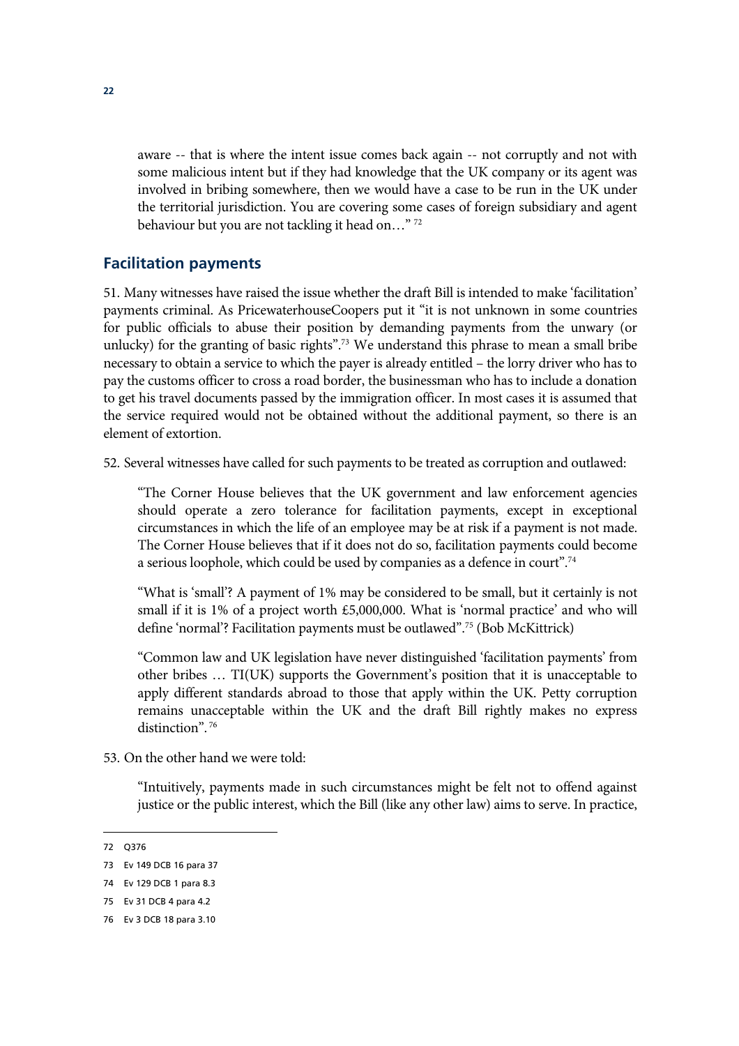aware -- that is where the intent issue comes back again -- not corruptly and not with some malicious intent but if they had knowledge that the UK company or its agent was involved in bribing somewhere, then we would have a case to be run in the UK under the territorial jurisdiction. You are covering some cases of foreign subsidiary and agent behaviour but you are not tackling it head on…" [72]

## Facilitation payments

51. Many witnesses have raised the issue whether the draft Bill is intended to make 'facilitation' payments criminal. As PricewaterhouseCoopers put it "it is not unknown in some countries for public officials to abuse their position by demanding payments from the unwary (or unlucky) for the granting of basic rights".[73] We understand this phrase to mean a small bribe necessary to obtain a service to which the payer is already entitled – the lorry driver who has to pay the customs officer to cross a road border, the businessman who has to include a donation to get his travel documents passed by the immigration officer. In most cases it is assumed that the service required would not be obtained without the additional payment, so there is an element of extortion.

52. Several witnesses have called for such payments to be treated as corruption and outlawed:

> "The Corner House believes that the UK government and law enforcement agencies should operate a zero tolerance for facilitation payments, except in exceptional circumstances in which the life of an employee may be at risk if a payment is not made. The Corner House believes that if it does not do so, facilitation payments could become a serious loophole, which could be used by companies as a defence in court".[74]

> "What is 'small'? A payment of 1% may be considered to be small, but it certainly is not small if it is 1% of a project worth £5,000,000. What is 'normal practice' and who will define 'normal'? Facilitation payments must be outlawed".[75] (Bob McKittrick)

> "Common law and UK legislation have never distinguished 'facilitation payments' from other bribes … TI(UK) supports the Government's position that it is unacceptable to apply different standards abroad to those that apply within the UK. Petty corruption remains unacceptable within the UK and the draft Bill rightly makes no express distinction".[76]

53. On the other hand we were told:

> "Intuitively, payments made in such circumstances might be felt not to offend against justice or the public interest, which the Bill (like any other law) aims to serve. In practice,

---

72 Q376

73 Ev 149 DCB 16 para 37

74 Ev 129 DCB 1 para 8.3

75 Ev 31 DCB 4 para 4.2

76 Ev 3 DCB 18 para 3.10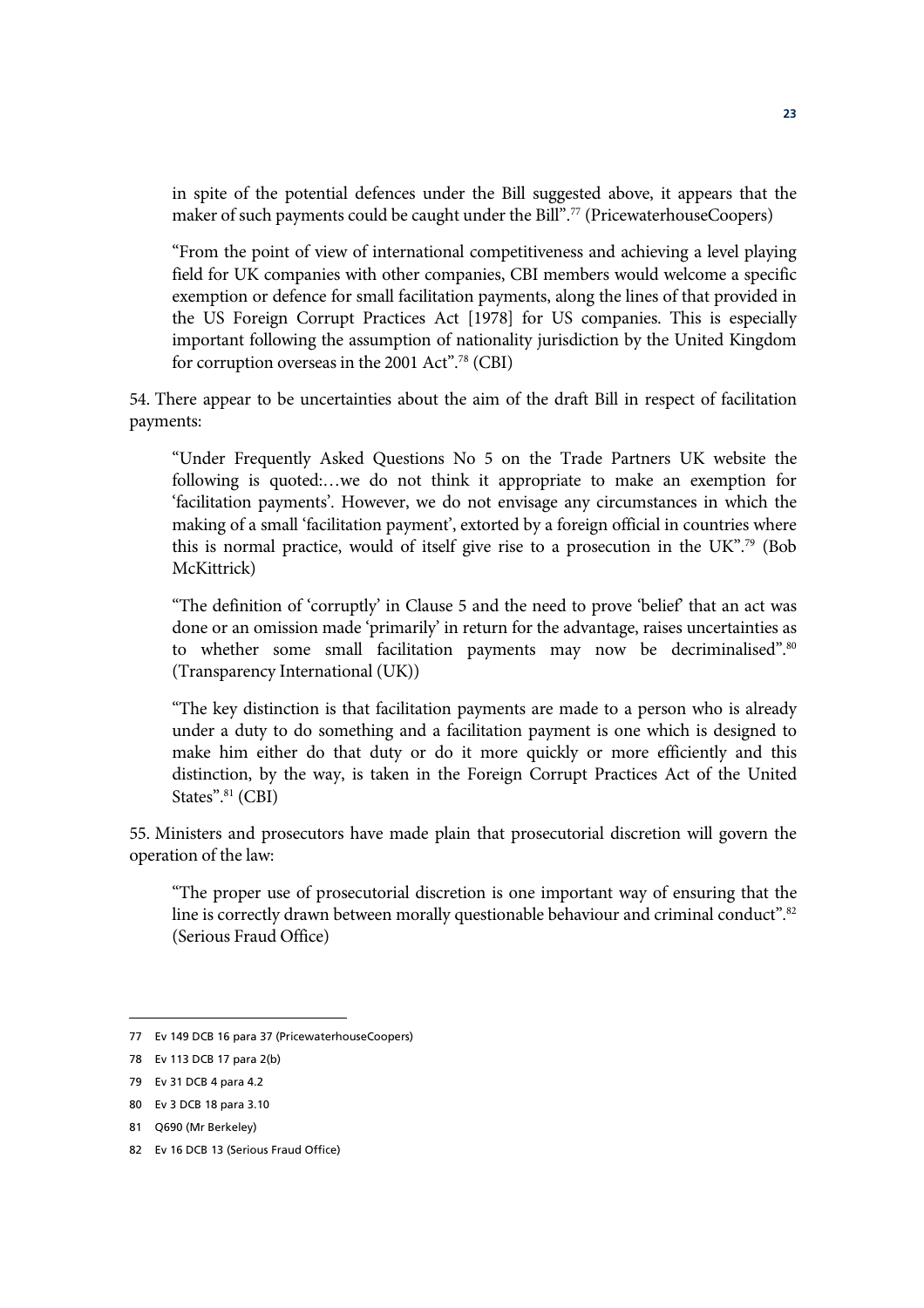in spite of the potential defences under the Bill suggested above, it appears that the maker of such payments could be caught under the Bill".[77] (PricewaterhouseCoopers)

"From the point of view of international competitiveness and achieving a level playing field for UK companies with other companies, CBI members would welcome a specific exemption or defence for small facilitation payments, along the lines of that provided in the US Foreign Corrupt Practices Act [1978] for US companies. This is especially important following the assumption of nationality jurisdiction by the United Kingdom for corruption overseas in the 2001 Act".[78] (CBI)

54. There appear to be uncertainties about the aim of the draft Bill in respect of facilitation payments:

"Under Frequently Asked Questions No 5 on the Trade Partners UK website the following is quoted:…we do not think it appropriate to make an exemption for 'facilitation payments'. However, we do not envisage any circumstances in which the making of a small 'facilitation payment', extorted by a foreign official in countries where this is normal practice, would of itself give rise to a prosecution in the UK".[79] (Bob McKittrick)

"The definition of 'corruptly' in Clause 5 and the need to prove 'belief' that an act was done or an omission made 'primarily' in return for the advantage, raises uncertainties as to whether some small facilitation payments may now be decriminalised".[80] (Transparency International (UK))

"The key distinction is that facilitation payments are made to a person who is already under a duty to do something and a facilitation payment is one which is designed to make him either do that duty or do it more quickly or more efficiently and this distinction, by the way, is taken in the Foreign Corrupt Practices Act of the United States".[81] (CBI)

55. Ministers and prosecutors have made plain that prosecutorial discretion will govern the operation of the law:

"The proper use of prosecutorial discretion is one important way of ensuring that the line is correctly drawn between morally questionable behaviour and criminal conduct".[82] (Serious Fraud Office)

---

77 Ev 149 DCB 16 para 37 (PricewaterhouseCoopers)

78 Ev 113 DCB 17 para 2(b)

79 Ev 31 DCB 4 para 4.2

80 Ev 3 DCB 18 para 3.10

81 Q690 (Mr Berkeley)

82 Ev 16 DCB 13 (Serious Fraud Office)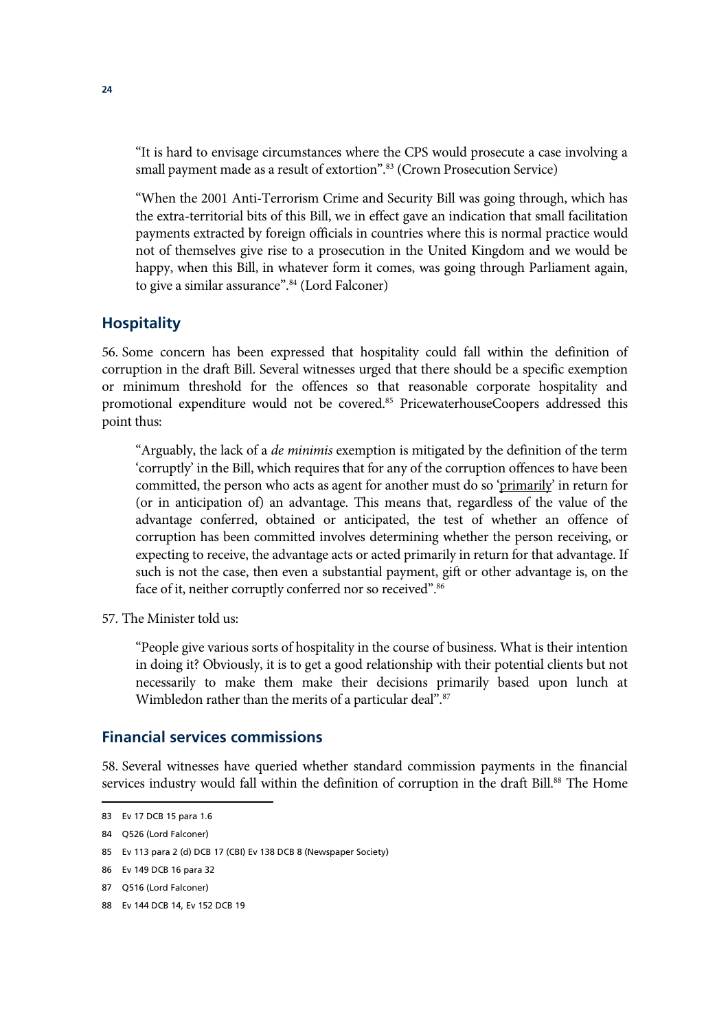> "It is hard to envisage circumstances where the CPS would prosecute a case involving a small payment made as a result of extortion".[83] (Crown Prosecution Service)

> "When the 2001 Anti-Terrorism Crime and Security Bill was going through, which has the extra-territorial bits of this Bill, we in effect gave an indication that small facilitation payments extracted by foreign officials in countries where this is normal practice would not of themselves give rise to a prosecution in the United Kingdom and we would be happy, when this Bill, in whatever form it comes, was going through Parliament again, to give a similar assurance".[84] (Lord Falconer)

## Hospitality

56. Some concern has been expressed that hospitality could fall within the definition of corruption in the draft Bill. Several witnesses urged that there should be a specific exemption or minimum threshold for the offences so that reasonable corporate hospitality and promotional expenditure would not be covered.[85] PricewaterhouseCoopers addressed this point thus:

> "Arguably, the lack of a *de minimis* exemption is mitigated by the definition of the term 'corruptly' in the Bill, which requires that for any of the corruption offences to have been committed, the person who acts as agent for another must do so '<u>primarily</u>' in return for (or in anticipation of) an advantage. This means that, regardless of the value of the advantage conferred, obtained or anticipated, the test of whether an offence of corruption has been committed involves determining whether the person receiving, or expecting to receive, the advantage acts or acted primarily in return for that advantage. If such is not the case, then even a substantial payment, gift or other advantage is, on the face of it, neither corruptly conferred nor so received".[86]

57. The Minister told us:

> "People give various sorts of hospitality in the course of business. What is their intention in doing it? Obviously, it is to get a good relationship with their potential clients but not necessarily to make them make their decisions primarily based upon lunch at Wimbledon rather than the merits of a particular deal".[87]

## Financial services commissions

58. Several witnesses have queried whether standard commission payments in the financial services industry would fall within the definition of corruption in the draft Bill.[88] The Home

---

83 Ev 17 DCB 15 para 1.6

84 Q526 (Lord Falconer)

85 Ev 113 para 2 (d) DCB 17 (CBI) Ev 138 DCB 8 (Newspaper Society)

86 Ev 149 DCB 16 para 32

87 Q516 (Lord Falconer)

88 Ev 144 DCB 14, Ev 152 DCB 19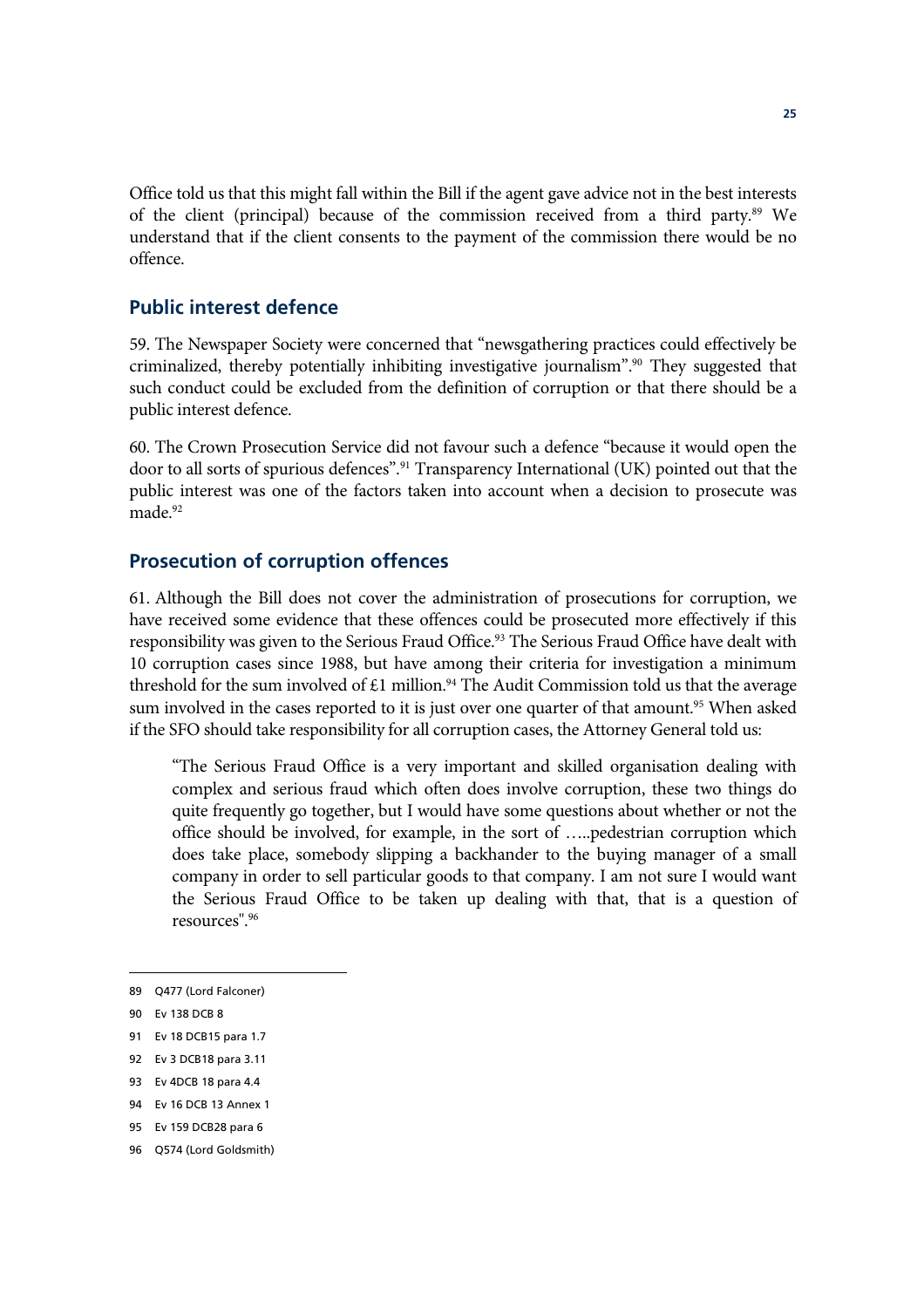Office told us that this might fall within the Bill if the agent gave advice not in the best interests of the client (principal) because of the commission received from a third party.[89] We understand that if the client consents to the payment of the commission there would be no offence.

## Public interest defence

59. The Newspaper Society were concerned that "newsgathering practices could effectively be criminalized, thereby potentially inhibiting investigative journalism".[90] They suggested that such conduct could be excluded from the definition of corruption or that there should be a public interest defence.

60. The Crown Prosecution Service did not favour such a defence "because it would open the door to all sorts of spurious defences".[91] Transparency International (UK) pointed out that the public interest was one of the factors taken into account when a decision to prosecute was made.[92]

## Prosecution of corruption offences

61. Although the Bill does not cover the administration of prosecutions for corruption, we have received some evidence that these offences could be prosecuted more effectively if this responsibility was given to the Serious Fraud Office.[93] The Serious Fraud Office have dealt with 10 corruption cases since 1988, but have among their criteria for investigation a minimum threshold for the sum involved of £1 million.[94] The Audit Commission told us that the average sum involved in the cases reported to it is just over one quarter of that amount.[95] When asked if the SFO should take responsibility for all corruption cases, the Attorney General told us:

> "The Serious Fraud Office is a very important and skilled organisation dealing with complex and serious fraud which often does involve corruption, these two things do quite frequently go together, but I would have some questions about whether or not the office should be involved, for example, in the sort of …..pedestrian corruption which does take place, somebody slipping a backhander to the buying manager of a small company in order to sell particular goods to that company. I am not sure I would want the Serious Fraud Office to be taken up dealing with that, that is a question of resources".[96]

---

89 Q477 (Lord Falconer)

90 Ev 138 DCB 8

91 Ev 18 DCB15 para 1.7

92 Ev 3 DCB18 para 3.11

93 Ev 4DCB 18 para 4.4

94 Ev 16 DCB 13 Annex 1

95 Ev 159 DCB28 para 6

96 Q574 (Lord Goldsmith)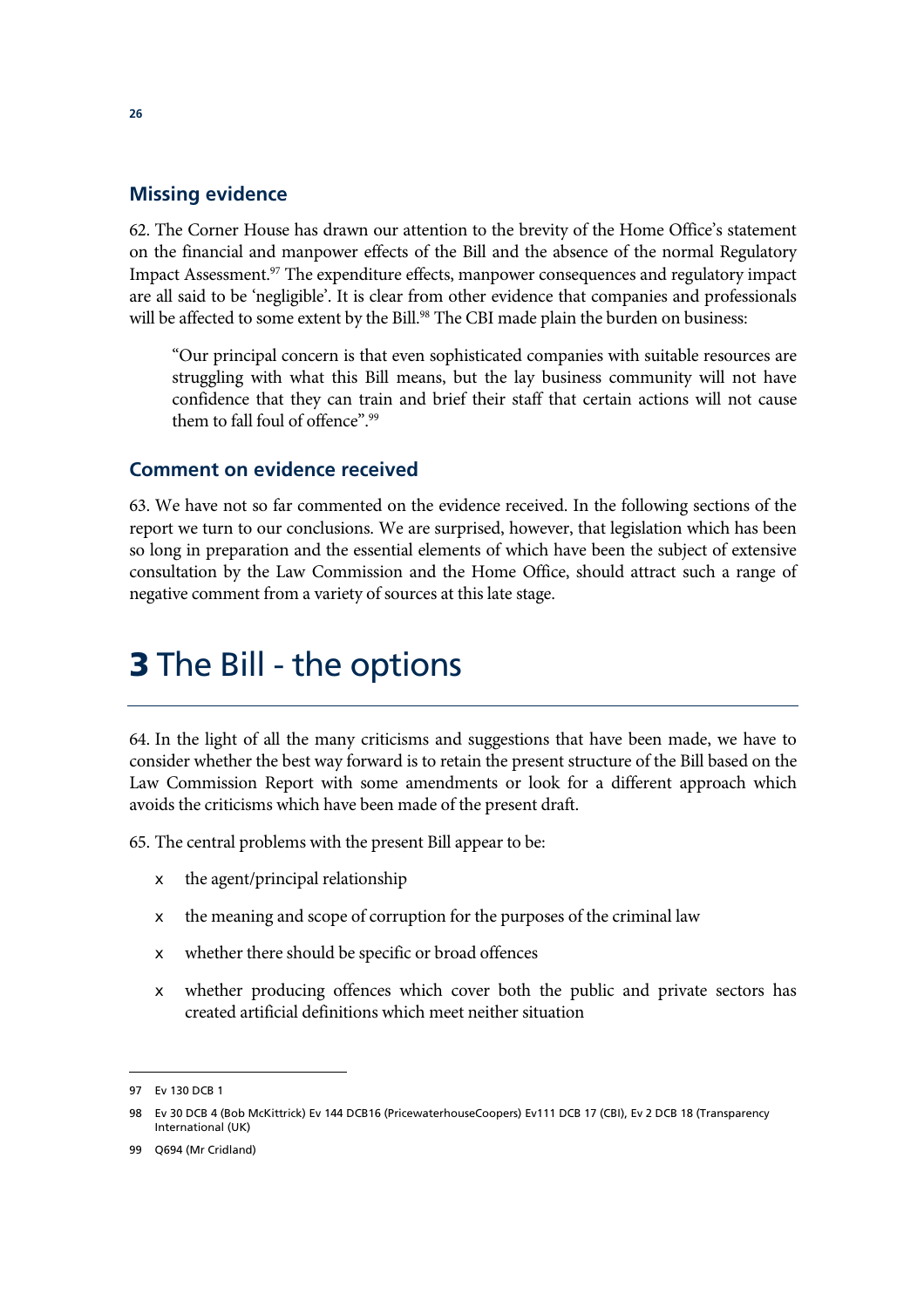## Missing evidence

62. The Corner House has drawn our attention to the brevity of the Home Office's statement on the financial and manpower effects of the Bill and the absence of the normal Regulatory Impact Assessment.[97] The expenditure effects, manpower consequences and regulatory impact are all said to be 'negligible'. It is clear from other evidence that companies and professionals will be affected to some extent by the Bill.[98] The CBI made plain the burden on business:

> "Our principal concern is that even sophisticated companies with suitable resources are struggling with what this Bill means, but the lay business community will not have confidence that they can train and brief their staff that certain actions will not cause them to fall foul of offence".[99]

## Comment on evidence received

63. We have not so far commented on the evidence received. In the following sections of the report we turn to our conclusions. We are surprised, however, that legislation which has been so long in preparation and the essential elements of which have been the subject of extensive consultation by the Law Commission and the Home Office, should attract such a range of negative comment from a variety of sources at this late stage.

# 3 The Bill - the options

64. In the light of all the many criticisms and suggestions that have been made, we have to consider whether the best way forward is to retain the present structure of the Bill based on the Law Commission Report with some amendments or look for a different approach which avoids the criticisms which have been made of the present draft.

65. The central problems with the present Bill appear to be:

- the agent/principal relationship
- the meaning and scope of corruption for the purposes of the criminal law
- whether there should be specific or broad offences
- whether producing offences which cover both the public and private sectors has created artificial definitions which meet neither situation

---

97 Ev 130 DCB 1

98 Ev 30 DCB 4 (Bob McKittrick) Ev 144 DCB16 (PricewaterhouseCoopers) Ev111 DCB 17 (CBI), Ev 2 DCB 18 (Transparency International (UK)

99 Q694 (Mr Cridland)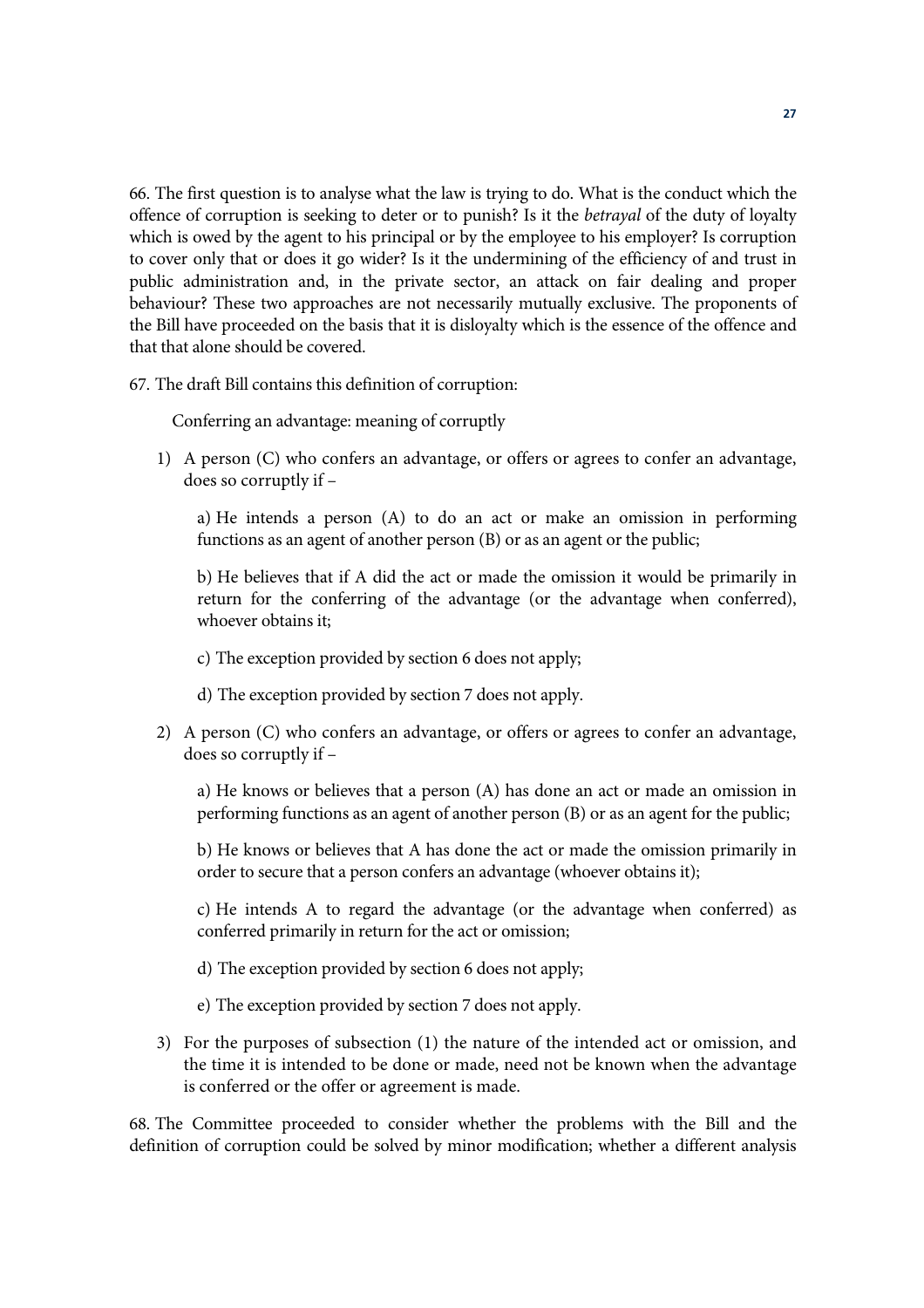66. The first question is to analyse what the law is trying to do. What is the conduct which the offence of corruption is seeking to deter or to punish? Is it the *betrayal* of the duty of loyalty which is owed by the agent to his principal or by the employee to his employer? Is corruption to cover only that or does it go wider? Is it the undermining of the efficiency of and trust in public administration and, in the private sector, an attack on fair dealing and proper behaviour? These two approaches are not necessarily mutually exclusive. The proponents of the Bill have proceeded on the basis that it is disloyalty which is the essence of the offence and that that alone should be covered.

67. The draft Bill contains this definition of corruption:

> Conferring an advantage: meaning of corruptly
>
> 1) A person (C) who confers an advantage, or offers or agrees to confer an advantage, does so corruptly if –
>
> a) He intends a person (A) to do an act or make an omission in performing functions as an agent of another person (B) or as an agent or the public;
>
> b) He believes that if A did the act or made the omission it would be primarily in return for the conferring of the advantage (or the advantage when conferred), whoever obtains it;
>
> c) The exception provided by section 6 does not apply;
>
> d) The exception provided by section 7 does not apply.
>
> 2) A person (C) who confers an advantage, or offers or agrees to confer an advantage, does so corruptly if –
>
> a) He knows or believes that a person (A) has done an act or made an omission in performing functions as an agent of another person (B) or as an agent for the public;
>
> b) He knows or believes that A has done the act or made the omission primarily in order to secure that a person confers an advantage (whoever obtains it);
>
> c) He intends A to regard the advantage (or the advantage when conferred) as conferred primarily in return for the act or omission;
>
> d) The exception provided by section 6 does not apply;
>
> e) The exception provided by section 7 does not apply.
>
> 3) For the purposes of subsection (1) the nature of the intended act or omission, and the time it is intended to be done or made, need not be known when the advantage is conferred or the offer or agreement is made.

68. The Committee proceeded to consider whether the problems with the Bill and the definition of corruption could be solved by minor modification; whether a different analysis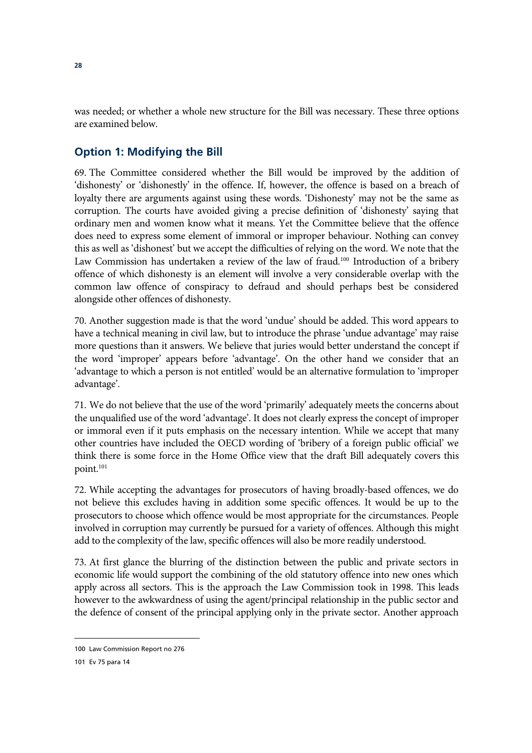was needed; or whether a whole new structure for the Bill was necessary. These three options are examined below.

## Option 1: Modifying the Bill

69. The Committee considered whether the Bill would be improved by the addition of 'dishonesty' or 'dishonestly' in the offence. If, however, the offence is based on a breach of loyalty there are arguments against using these words. 'Dishonesty' may not be the same as corruption. The courts have avoided giving a precise definition of 'dishonesty' saying that ordinary men and women know what it means. Yet the Committee believe that the offence does need to express some element of immoral or improper behaviour. Nothing can convey this as well as 'dishonest' but we accept the difficulties of relying on the word. We note that the Law Commission has undertaken a review of the law of fraud.[100] Introduction of a bribery offence of which dishonesty is an element will involve a very considerable overlap with the common law offence of conspiracy to defraud and should perhaps best be considered alongside other offences of dishonesty.

70. Another suggestion made is that the word 'undue' should be added. This word appears to have a technical meaning in civil law, but to introduce the phrase 'undue advantage' may raise more questions than it answers. We believe that juries would better understand the concept if the word 'improper' appears before 'advantage'. On the other hand we consider that an 'advantage to which a person is not entitled' would be an alternative formulation to 'improper advantage'.

71. We do not believe that the use of the word 'primarily' adequately meets the concerns about the unqualified use of the word 'advantage'. It does not clearly express the concept of improper or immoral even if it puts emphasis on the necessary intention. While we accept that many other countries have included the OECD wording of 'bribery of a foreign public official' we think there is some force in the Home Office view that the draft Bill adequately covers this point.[101]

72. While accepting the advantages for prosecutors of having broadly-based offences, we do not believe this excludes having in addition some specific offences. It would be up to the prosecutors to choose which offence would be most appropriate for the circumstances. People involved in corruption may currently be pursued for a variety of offences. Although this might add to the complexity of the law, specific offences will also be more readily understood.

73. At first glance the blurring of the distinction between the public and private sectors in economic life would support the combining of the old statutory offence into new ones which apply across all sectors. This is the approach the Law Commission took in 1998. This leads however to the awkwardness of using the agent/principal relationship in the public sector and the defence of consent of the principal applying only in the private sector. Another approach

---

100 Law Commission Report no 276

101 Ev 75 para 14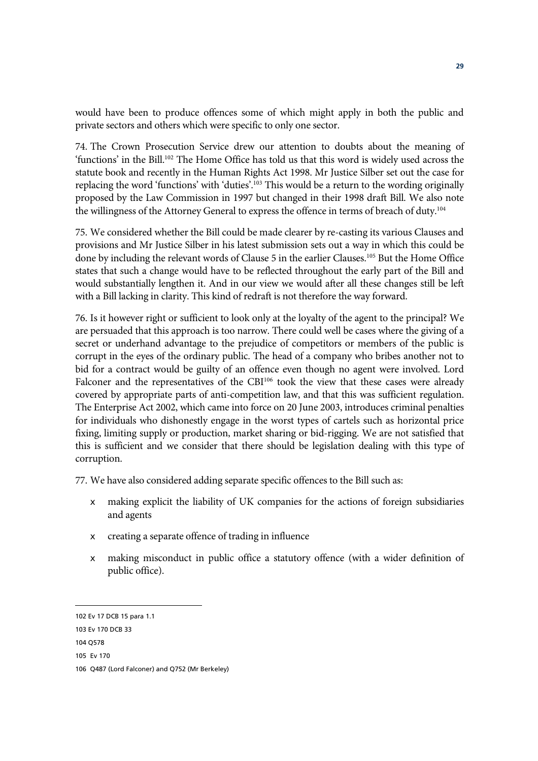would have been to produce offences some of which might apply in both the public and private sectors and others which were specific to only one sector.

74. The Crown Prosecution Service drew our attention to doubts about the meaning of 'functions' in the Bill.[102] The Home Office has told us that this word is widely used across the statute book and recently in the Human Rights Act 1998. Mr Justice Silber set out the case for replacing the word 'functions' with 'duties'.[103] This would be a return to the wording originally proposed by the Law Commission in 1997 but changed in their 1998 draft Bill. We also note the willingness of the Attorney General to express the offence in terms of breach of duty.[104]

75. We considered whether the Bill could be made clearer by re-casting its various Clauses and provisions and Mr Justice Silber in his latest submission sets out a way in which this could be done by including the relevant words of Clause 5 in the earlier Clauses.[105] But the Home Office states that such a change would have to be reflected throughout the early part of the Bill and would substantially lengthen it. And in our view we would after all these changes still be left with a Bill lacking in clarity. This kind of redraft is not therefore the way forward.

76. Is it however right or sufficient to look only at the loyalty of the agent to the principal? We are persuaded that this approach is too narrow. There could well be cases where the giving of a secret or underhand advantage to the prejudice of competitors or members of the public is corrupt in the eyes of the ordinary public. The head of a company who bribes another not to bid for a contract would be guilty of an offence even though no agent were involved. Lord Falconer and the representatives of the CBI[106] took the view that these cases were already covered by appropriate parts of anti-competition law, and that this was sufficient regulation. The Enterprise Act 2002, which came into force on 20 June 2003, introduces criminal penalties for individuals who dishonestly engage in the worst types of cartels such as horizontal price fixing, limiting supply or production, market sharing or bid-rigging. We are not satisfied that this is sufficient and we consider that there should be legislation dealing with this type of corruption.

77. We have also considered adding separate specific offences to the Bill such as:

- making explicit the liability of UK companies for the actions of foreign subsidiaries and agents
- creating a separate offence of trading in influence
- making misconduct in public office a statutory offence (with a wider definition of public office).

---

102 Ev 17 DCB 15 para 1.1

103 Ev 170 DCB 33

104 Q578

105 Ev 170

106 Q487 (Lord Falconer) and Q752 (Mr Berkeley)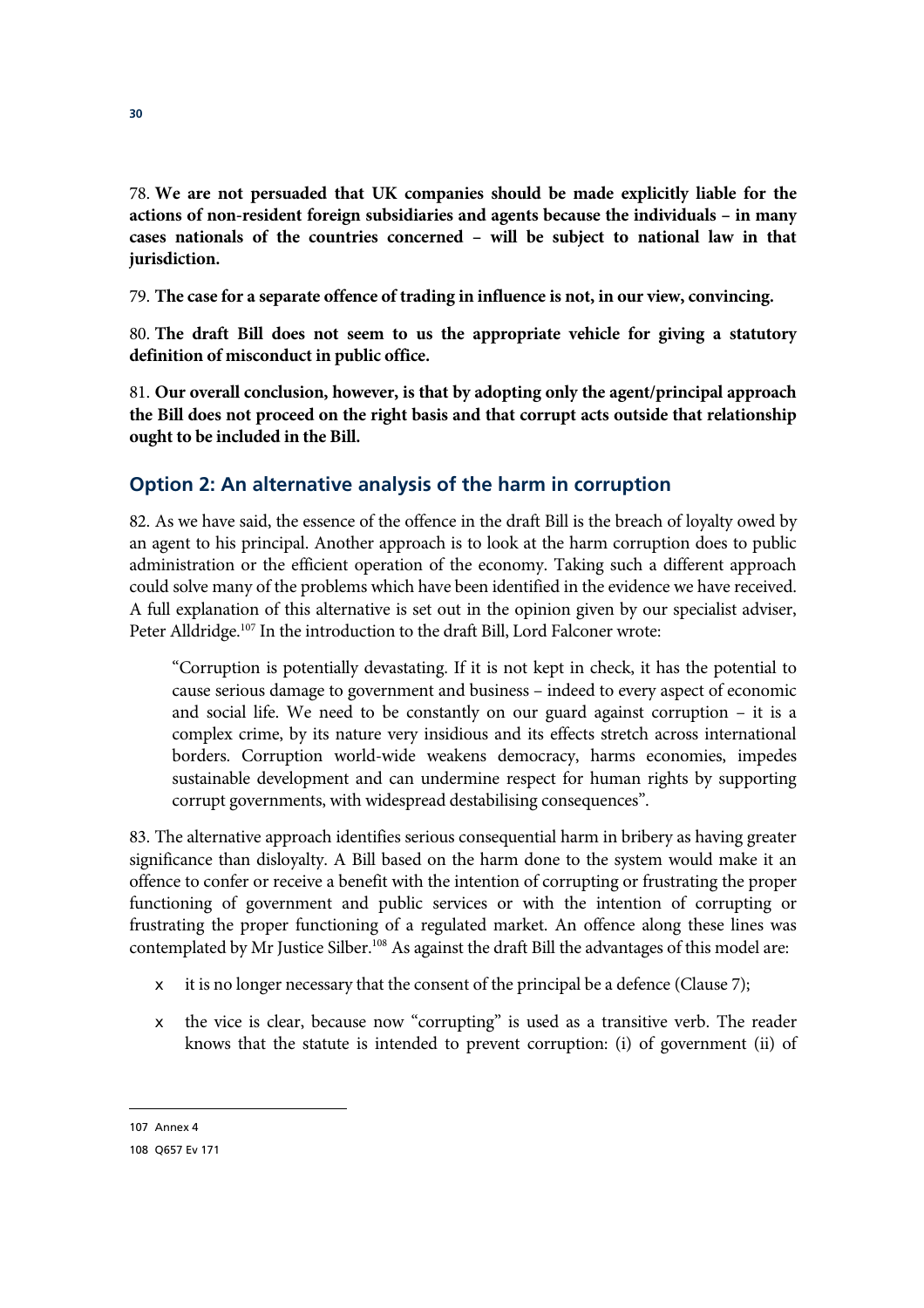78. **We are not persuaded that UK companies should be made explicitly liable for the actions of non-resident foreign subsidiaries and agents because the individuals – in many cases nationals of the countries concerned – will be subject to national law in that jurisdiction.**

79. **The case for a separate offence of trading in influence is not, in our view, convincing.**

80. **The draft Bill does not seem to us the appropriate vehicle for giving a statutory definition of misconduct in public office.**

81. **Our overall conclusion, however, is that by adopting only the agent/principal approach the Bill does not proceed on the right basis and that corrupt acts outside that relationship ought to be included in the Bill.**

## Option 2: An alternative analysis of the harm in corruption

82. As we have said, the essence of the offence in the draft Bill is the breach of loyalty owed by an agent to his principal. Another approach is to look at the harm corruption does to public administration or the efficient operation of the economy. Taking such a different approach could solve many of the problems which have been identified in the evidence we have received. A full explanation of this alternative is set out in the opinion given by our specialist adviser, Peter Alldridge.[107] In the introduction to the draft Bill, Lord Falconer wrote:

> "Corruption is potentially devastating. If it is not kept in check, it has the potential to cause serious damage to government and business – indeed to every aspect of economic and social life. We need to be constantly on our guard against corruption – it is a complex crime, by its nature very insidious and its effects stretch across international borders. Corruption world-wide weakens democracy, harms economies, impedes sustainable development and can undermine respect for human rights by supporting corrupt governments, with widespread destabilising consequences".

83. The alternative approach identifies serious consequential harm in bribery as having greater significance than disloyalty. A Bill based on the harm done to the system would make it an offence to confer or receive a benefit with the intention of corrupting or frustrating the proper functioning of government and public services or with the intention of corrupting or frustrating the proper functioning of a regulated market. An offence along these lines was contemplated by Mr Justice Silber.[108] As against the draft Bill the advantages of this model are:

- it is no longer necessary that the consent of the principal be a defence (Clause 7);
- the vice is clear, because now "corrupting" is used as a transitive verb. The reader knows that the statute is intended to prevent corruption: (i) of government (ii) of

---

107 Annex 4

108 Q657 Ev 171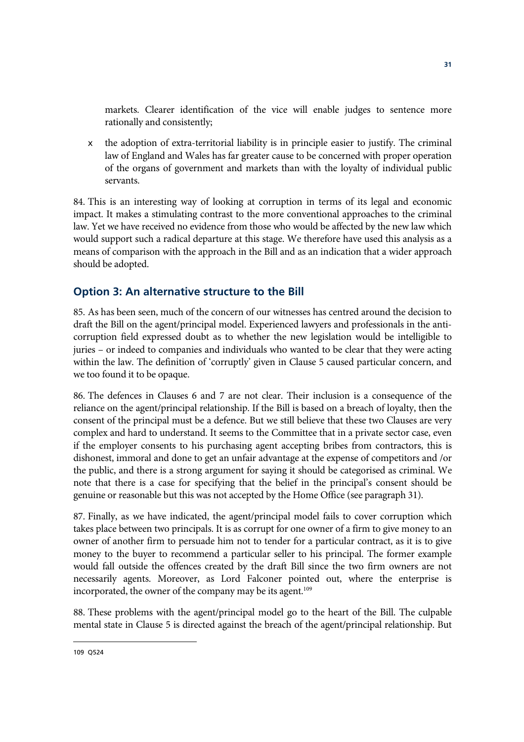markets. Clearer identification of the vice will enable judges to sentence more rationally and consistently;

- the adoption of extra-territorial liability is in principle easier to justify. The criminal law of England and Wales has far greater cause to be concerned with proper operation of the organs of government and markets than with the loyalty of individual public servants.

84. This is an interesting way of looking at corruption in terms of its legal and economic impact. It makes a stimulating contrast to the more conventional approaches to the criminal law. Yet we have received no evidence from those who would be affected by the new law which would support such a radical departure at this stage. We therefore have used this analysis as a means of comparison with the approach in the Bill and as an indication that a wider approach should be adopted.

## Option 3: An alternative structure to the Bill

85. As has been seen, much of the concern of our witnesses has centred around the decision to draft the Bill on the agent/principal model. Experienced lawyers and professionals in the anti-corruption field expressed doubt as to whether the new legislation would be intelligible to juries – or indeed to companies and individuals who wanted to be clear that they were acting within the law. The definition of 'corruptly' given in Clause 5 caused particular concern, and we too found it to be opaque.

86. The defences in Clauses 6 and 7 are not clear. Their inclusion is a consequence of the reliance on the agent/principal relationship. If the Bill is based on a breach of loyalty, then the consent of the principal must be a defence. But we still believe that these two Clauses are very complex and hard to understand. It seems to the Committee that in a private sector case, even if the employer consents to his purchasing agent accepting bribes from contractors, this is dishonest, immoral and done to get an unfair advantage at the expense of competitors and /or the public, and there is a strong argument for saying it should be categorised as criminal. We note that there is a case for specifying that the belief in the principal's consent should be genuine or reasonable but this was not accepted by the Home Office (see paragraph 31).

87. Finally, as we have indicated, the agent/principal model fails to cover corruption which takes place between two principals. It is as corrupt for one owner of a firm to give money to an owner of another firm to persuade him not to tender for a particular contract, as it is to give money to the buyer to recommend a particular seller to his principal. The former example would fall outside the offences created by the draft Bill since the two firm owners are not necessarily agents. Moreover, as Lord Falconer pointed out, where the enterprise is incorporated, the owner of the company may be its agent.[109]

88. These problems with the agent/principal model go to the heart of the Bill. The culpable mental state in Clause 5 is directed against the breach of the agent/principal relationship. But

---

109 Q524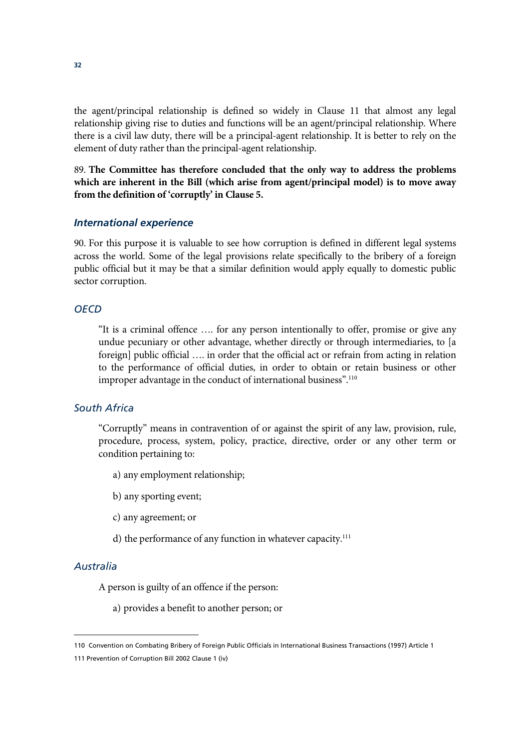the agent/principal relationship is defined so widely in Clause 11 that almost any legal relationship giving rise to duties and functions will be an agent/principal relationship. Where there is a civil law duty, there will be a principal-agent relationship. It is better to rely on the element of duty rather than the principal-agent relationship.

89. **The Committee has therefore concluded that the only way to address the problems which are inherent in the Bill (which arise from agent/principal model) is to move away from the definition of 'corruptly' in Clause 5.**

### *International experience*

90. For this purpose it is valuable to see how corruption is defined in different legal systems across the world. Some of the legal provisions relate specifically to the bribery of a foreign public official but it may be that a similar definition would apply equally to domestic public sector corruption.

#### *OECD*

> "It is a criminal offence …. for any person intentionally to offer, promise or give any undue pecuniary or other advantage, whether directly or through intermediaries, to [a foreign] public official …. in order that the official act or refrain from acting in relation to the performance of official duties, in order to obtain or retain business or other improper advantage in the conduct of international business".[110]

#### *South Africa*

> "Corruptly" means in contravention of or against the spirit of any law, provision, rule, procedure, process, system, policy, practice, directive, order or any other term or condition pertaining to:
>
> a) any employment relationship;
>
> b) any sporting event;
>
> c) any agreement; or
>
> d) the performance of any function in whatever capacity.[111]

#### *Australia*

> A person is guilty of an offence if the person:
>
> a) provides a benefit to another person; or

---

110 Convention on Combating Bribery of Foreign Public Officials in International Business Transactions (1997) Article 1

111 Prevention of Corruption Bill 2002 Clause 1 (iv)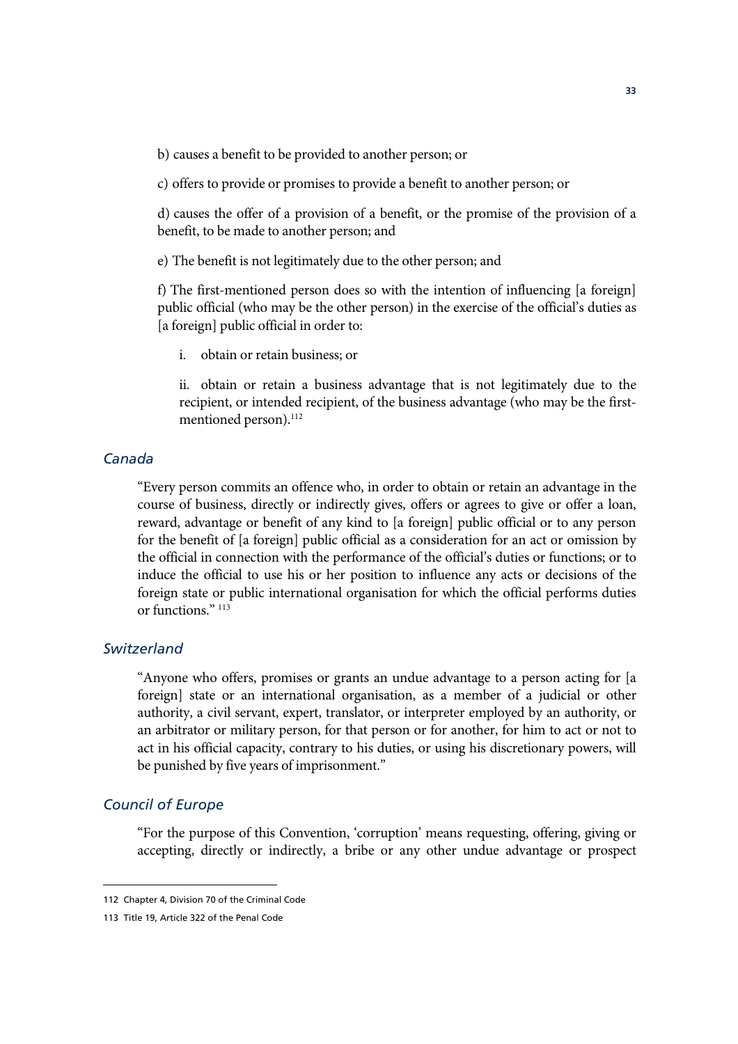b) causes a benefit to be provided to another person; or

c) offers to provide or promises to provide a benefit to another person; or

d) causes the offer of a provision of a benefit, or the promise of the provision of a benefit, to be made to another person; and

e) The benefit is not legitimately due to the other person; and

f) The first-mentioned person does so with the intention of influencing [a foreign] public official (who may be the other person) in the exercise of the official's duties as [a foreign] public official in order to:

i. obtain or retain business; or

ii. obtain or retain a business advantage that is not legitimately due to the recipient, or intended recipient, of the business advantage (who may be the first-mentioned person).[112]

### *Canada*

"Every person commits an offence who, in order to obtain or retain an advantage in the course of business, directly or indirectly gives, offers or agrees to give or offer a loan, reward, advantage or benefit of any kind to [a foreign] public official or to any person for the benefit of [a foreign] public official as a consideration for an act or omission by the official in connection with the performance of the official's duties or functions; or to induce the official to use his or her position to influence any acts or decisions of the foreign state or public international organisation for which the official performs duties or functions." [113]

### *Switzerland*

"Anyone who offers, promises or grants an undue advantage to a person acting for [a foreign] state or an international organisation, as a member of a judicial or other authority, a civil servant, expert, translator, or interpreter employed by an authority, or an arbitrator or military person, for that person or for another, for him to act or not to act in his official capacity, contrary to his duties, or using his discretionary powers, will be punished by five years of imprisonment."

### *Council of Europe*

"For the purpose of this Convention, 'corruption' means requesting, offering, giving or accepting, directly or indirectly, a bribe or any other undue advantage or prospect

112 Chapter 4, Division 70 of the Criminal Code

113 Title 19, Article 322 of the Penal Code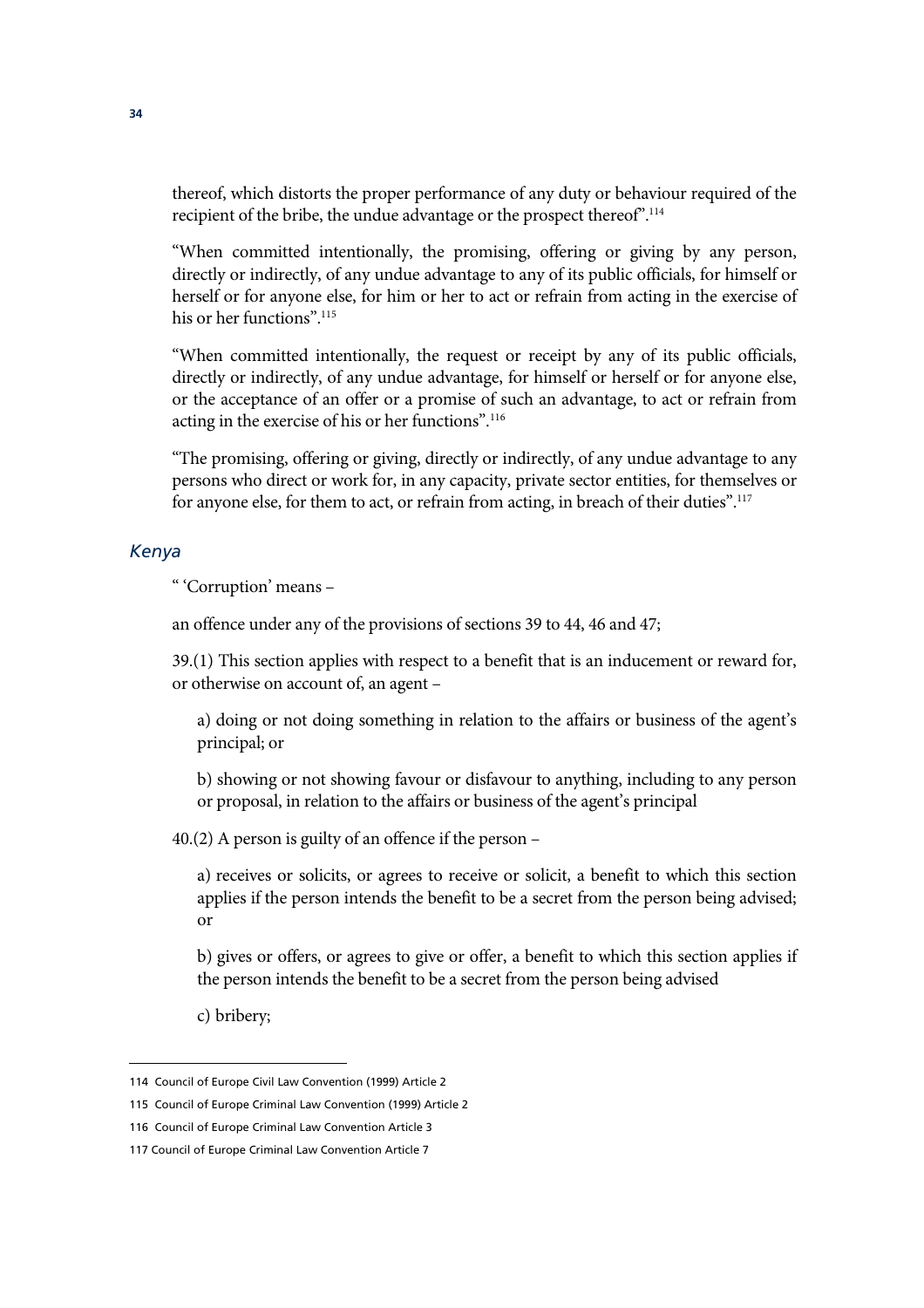thereof, which distorts the proper performance of any duty or behaviour required of the recipient of the bribe, the undue advantage or the prospect thereof".[114]

"When committed intentionally, the promising, offering or giving by any person, directly or indirectly, of any undue advantage to any of its public officials, for himself or herself or for anyone else, for him or her to act or refrain from acting in the exercise of his or her functions".[115]

"When committed intentionally, the request or receipt by any of its public officials, directly or indirectly, of any undue advantage, for himself or herself or for anyone else, or the acceptance of an offer or a promise of such an advantage, to act or refrain from acting in the exercise of his or her functions".[116]

"The promising, offering or giving, directly or indirectly, of any undue advantage to any persons who direct or work for, in any capacity, private sector entities, for themselves or for anyone else, for them to act, or refrain from acting, in breach of their duties".[117]

### *Kenya*

" 'Corruption' means –

an offence under any of the provisions of sections 39 to 44, 46 and 47;

39.(1) This section applies with respect to a benefit that is an inducement or reward for, or otherwise on account of, an agent –

> a) doing or not doing something in relation to the affairs or business of the agent's principal; or
>
> b) showing or not showing favour or disfavour to anything, including to any person or proposal, in relation to the affairs or business of the agent's principal

40.(2) A person is guilty of an offence if the person –

> a) receives or solicits, or agrees to receive or solicit, a benefit to which this section applies if the person intends the benefit to be a secret from the person being advised; or
>
> b) gives or offers, or agrees to give or offer, a benefit to which this section applies if the person intends the benefit to be a secret from the person being advised
>
> c) bribery;

---

114 Council of Europe Civil Law Convention (1999) Article 2

115 Council of Europe Criminal Law Convention (1999) Article 2

116 Council of Europe Criminal Law Convention Article 3

117 Council of Europe Criminal Law Convention Article 7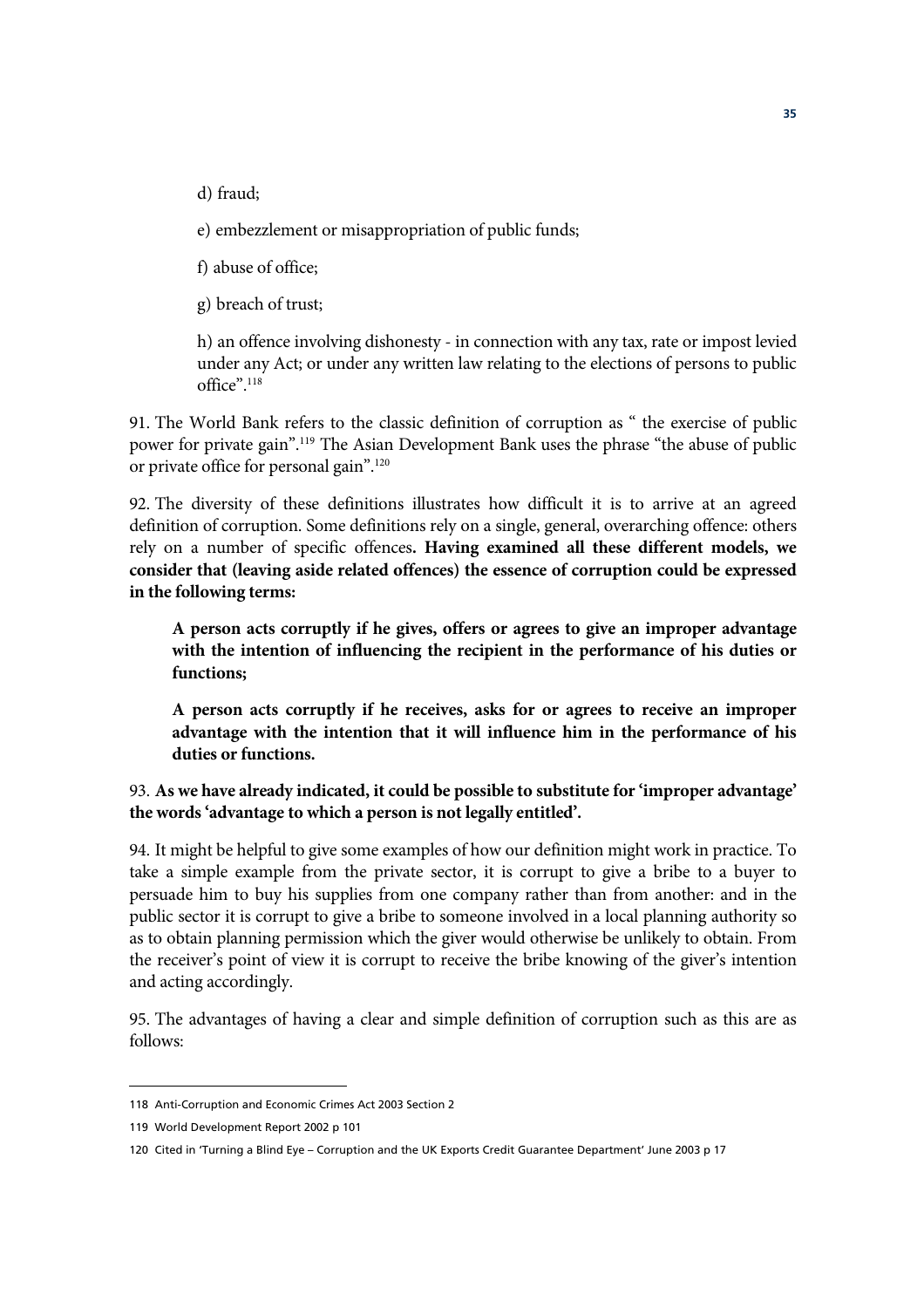d) fraud;

e) embezzlement or misappropriation of public funds;

f) abuse of office;

g) breach of trust;

h) an offence involving dishonesty - in connection with any tax, rate or impost levied under any Act; or under any written law relating to the elections of persons to public office".[118]

91. The World Bank refers to the classic definition of corruption as " the exercise of public power for private gain".[119] The Asian Development Bank uses the phrase "the abuse of public or private office for personal gain".[120]

92. The diversity of these definitions illustrates how difficult it is to arrive at an agreed definition of corruption. Some definitions rely on a single, general, overarching offence: others rely on a number of specific offences**. Having examined all these different models, we consider that (leaving aside related offences) the essence of corruption could be expressed in the following terms:**

**A person acts corruptly if he gives, offers or agrees to give an improper advantage with the intention of influencing the recipient in the performance of his duties or functions;**

**A person acts corruptly if he receives, asks for or agrees to receive an improper advantage with the intention that it will influence him in the performance of his duties or functions.**

93. **As we have already indicated, it could be possible to substitute for 'improper advantage' the words 'advantage to which a person is not legally entitled'.**

94. It might be helpful to give some examples of how our definition might work in practice. To take a simple example from the private sector, it is corrupt to give a bribe to a buyer to persuade him to buy his supplies from one company rather than from another: and in the public sector it is corrupt to give a bribe to someone involved in a local planning authority so as to obtain planning permission which the giver would otherwise be unlikely to obtain. From the receiver's point of view it is corrupt to receive the bribe knowing of the giver's intention and acting accordingly.

95. The advantages of having a clear and simple definition of corruption such as this are as follows:

---

118 Anti-Corruption and Economic Crimes Act 2003 Section 2

119 World Development Report 2002 p 101

120 Cited in 'Turning a Blind Eye – Corruption and the UK Exports Credit Guarantee Department' June 2003 p 17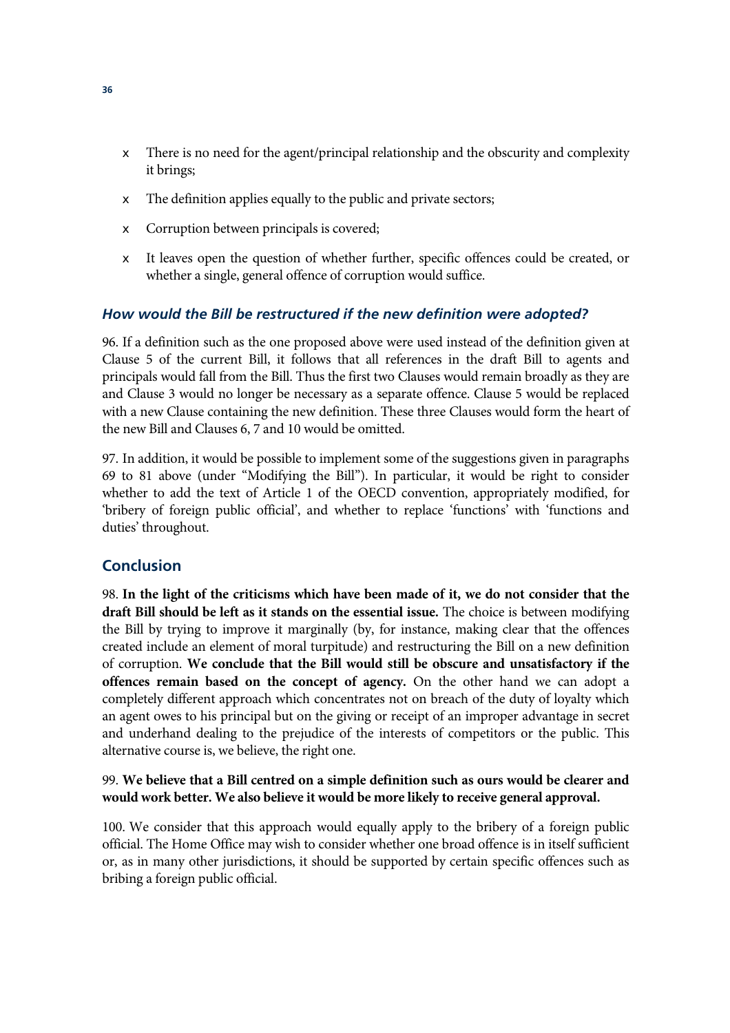- There is no need for the agent/principal relationship and the obscurity and complexity it brings;
- The definition applies equally to the public and private sectors;
- Corruption between principals is covered;
- It leaves open the question of whether further, specific offences could be created, or whether a single, general offence of corruption would suffice.

### *How would the Bill be restructured if the new definition were adopted?*

96. If a definition such as the one proposed above were used instead of the definition given at Clause 5 of the current Bill, it follows that all references in the draft Bill to agents and principals would fall from the Bill. Thus the first two Clauses would remain broadly as they are and Clause 3 would no longer be necessary as a separate offence. Clause 5 would be replaced with a new Clause containing the new definition. These three Clauses would form the heart of the new Bill and Clauses 6, 7 and 10 would be omitted.

97. In addition, it would be possible to implement some of the suggestions given in paragraphs 69 to 81 above (under "Modifying the Bill"). In particular, it would be right to consider whether to add the text of Article 1 of the OECD convention, appropriately modified, for 'bribery of foreign public official', and whether to replace 'functions' with 'functions and duties' throughout.

## Conclusion

98. **In the light of the criticisms which have been made of it, we do not consider that the draft Bill should be left as it stands on the essential issue.** The choice is between modifying the Bill by trying to improve it marginally (by, for instance, making clear that the offences created include an element of moral turpitude) and restructuring the Bill on a new definition of corruption. **We conclude that the Bill would still be obscure and unsatisfactory if the offences remain based on the concept of agency.** On the other hand we can adopt a completely different approach which concentrates not on breach of the duty of loyalty which an agent owes to his principal but on the giving or receipt of an improper advantage in secret and underhand dealing to the prejudice of the interests of competitors or the public. This alternative course is, we believe, the right one.

99. **We believe that a Bill centred on a simple definition such as ours would be clearer and would work better. We also believe it would be more likely to receive general approval.**

100. We consider that this approach would equally apply to the bribery of a foreign public official. The Home Office may wish to consider whether one broad offence is in itself sufficient or, as in many other jurisdictions, it should be supported by certain specific offences such as bribing a foreign public official.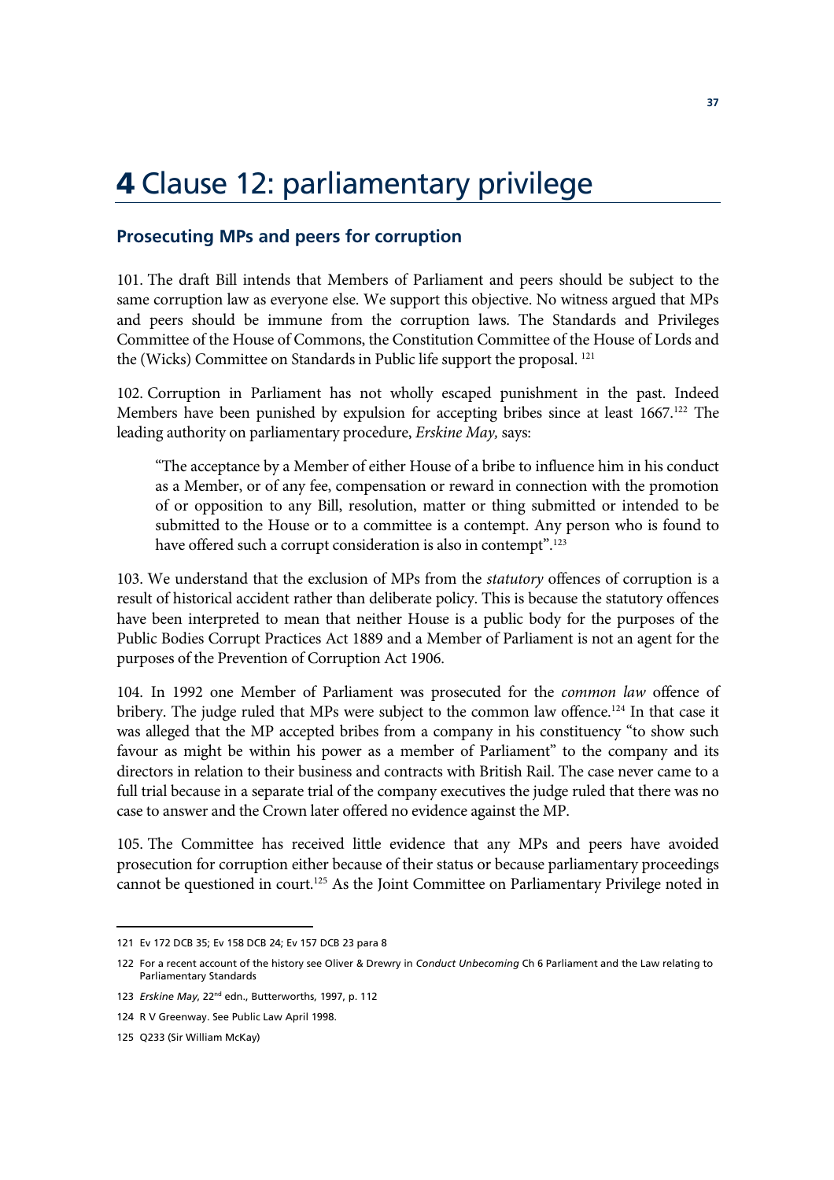# 4 Clause 12: parliamentary privilege

## Prosecuting MPs and peers for corruption

101. The draft Bill intends that Members of Parliament and peers should be subject to the same corruption law as everyone else. We support this objective. No witness argued that MPs and peers should be immune from the corruption laws. The Standards and Privileges Committee of the House of Commons, the Constitution Committee of the House of Lords and the (Wicks) Committee on Standards in Public life support the proposal.[121]

102. Corruption in Parliament has not wholly escaped punishment in the past. Indeed Members have been punished by expulsion for accepting bribes since at least 1667.[122] The leading authority on parliamentary procedure, *Erskine May,* says:

> "The acceptance by a Member of either House of a bribe to influence him in his conduct as a Member, or of any fee, compensation or reward in connection with the promotion of or opposition to any Bill, resolution, matter or thing submitted or intended to be submitted to the House or to a committee is a contempt. Any person who is found to have offered such a corrupt consideration is also in contempt".[123]

103. We understand that the exclusion of MPs from the *statutory* offences of corruption is a result of historical accident rather than deliberate policy. This is because the statutory offences have been interpreted to mean that neither House is a public body for the purposes of the Public Bodies Corrupt Practices Act 1889 and a Member of Parliament is not an agent for the purposes of the Prevention of Corruption Act 1906.

104. In 1992 one Member of Parliament was prosecuted for the *common law* offence of bribery. The judge ruled that MPs were subject to the common law offence.[124] In that case it was alleged that the MP accepted bribes from a company in his constituency "to show such favour as might be within his power as a member of Parliament" to the company and its directors in relation to their business and contracts with British Rail. The case never came to a full trial because in a separate trial of the company executives the judge ruled that there was no case to answer and the Crown later offered no evidence against the MP.

105. The Committee has received little evidence that any MPs and peers have avoided prosecution for corruption either because of their status or because parliamentary proceedings cannot be questioned in court.[125] As the Joint Committee on Parliamentary Privilege noted in

---

121 Ev 172 DCB 35; Ev 158 DCB 24; Ev 157 DCB 23 para 8

122 For a recent account of the history see Oliver & Drewry in *Conduct Unbecoming* Ch 6 Parliament and the Law relating to Parliamentary Standards

123 *Erskine May*, 22nd edn., Butterworths, 1997, p. 112

124 R V Greenway. See Public Law April 1998.

125 Q233 (Sir William McKay)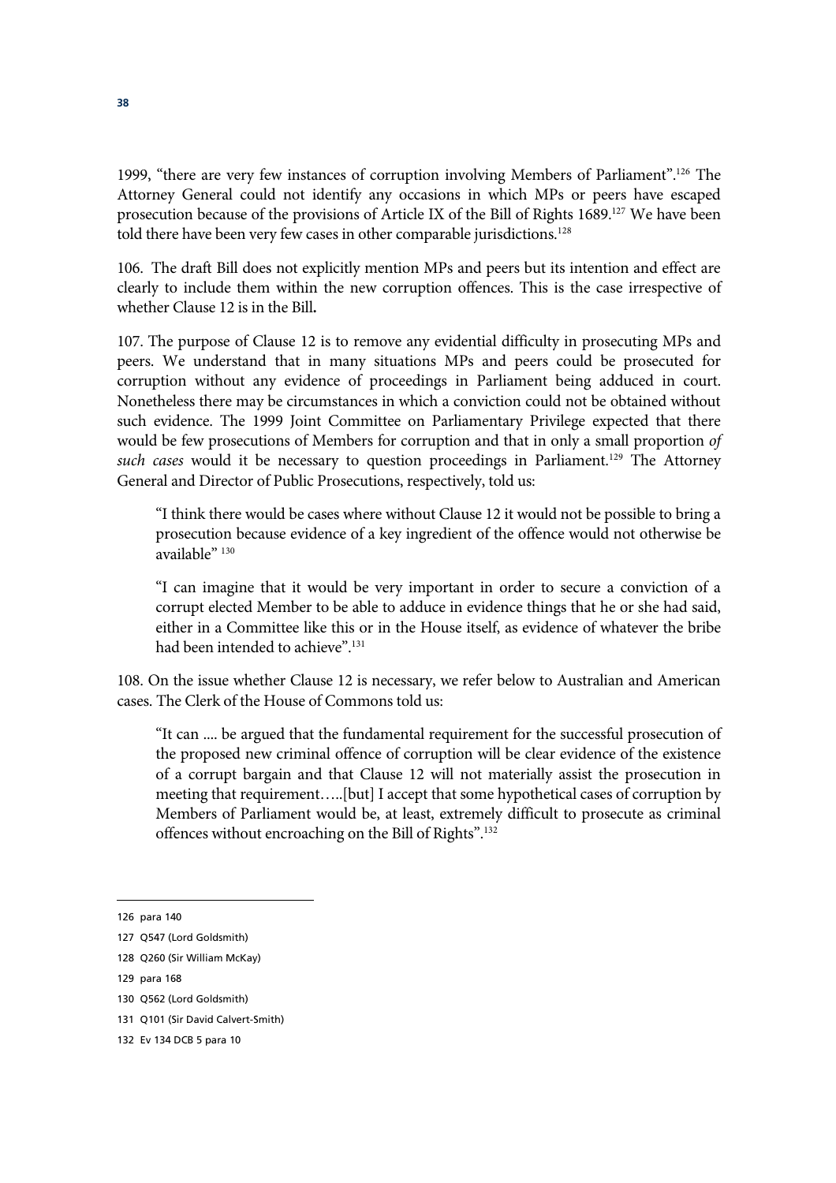1999, "there are very few instances of corruption involving Members of Parliament".[126] The Attorney General could not identify any occasions in which MPs or peers have escaped prosecution because of the provisions of Article IX of the Bill of Rights 1689.[127] We have been told there have been very few cases in other comparable jurisdictions.[128]

106. The draft Bill does not explicitly mention MPs and peers but its intention and effect are clearly to include them within the new corruption offences. This is the case irrespective of whether Clause 12 is in the Bill**.**

107. The purpose of Clause 12 is to remove any evidential difficulty in prosecuting MPs and peers. We understand that in many situations MPs and peers could be prosecuted for corruption without any evidence of proceedings in Parliament being adduced in court. Nonetheless there may be circumstances in which a conviction could not be obtained without such evidence. The 1999 Joint Committee on Parliamentary Privilege expected that there would be few prosecutions of Members for corruption and that in only a small proportion *of such cases* would it be necessary to question proceedings in Parliament.[129] The Attorney General and Director of Public Prosecutions, respectively, told us:

> "I think there would be cases where without Clause 12 it would not be possible to bring a prosecution because evidence of a key ingredient of the offence would not otherwise be available" [130]

> "I can imagine that it would be very important in order to secure a conviction of a corrupt elected Member to be able to adduce in evidence things that he or she had said, either in a Committee like this or in the House itself, as evidence of whatever the bribe had been intended to achieve".[131]

108. On the issue whether Clause 12 is necessary, we refer below to Australian and American cases. The Clerk of the House of Commons told us:

> "It can .... be argued that the fundamental requirement for the successful prosecution of the proposed new criminal offence of corruption will be clear evidence of the existence of a corrupt bargain and that Clause 12 will not materially assist the prosecution in meeting that requirement…..[but] I accept that some hypothetical cases of corruption by Members of Parliament would be, at least, extremely difficult to prosecute as criminal offences without encroaching on the Bill of Rights".[132]

---

126 para 140

127 Q547 (Lord Goldsmith)

128 Q260 (Sir William McKay)

129 para 168

130 Q562 (Lord Goldsmith)

131 Q101 (Sir David Calvert-Smith)

132 Ev 134 DCB 5 para 10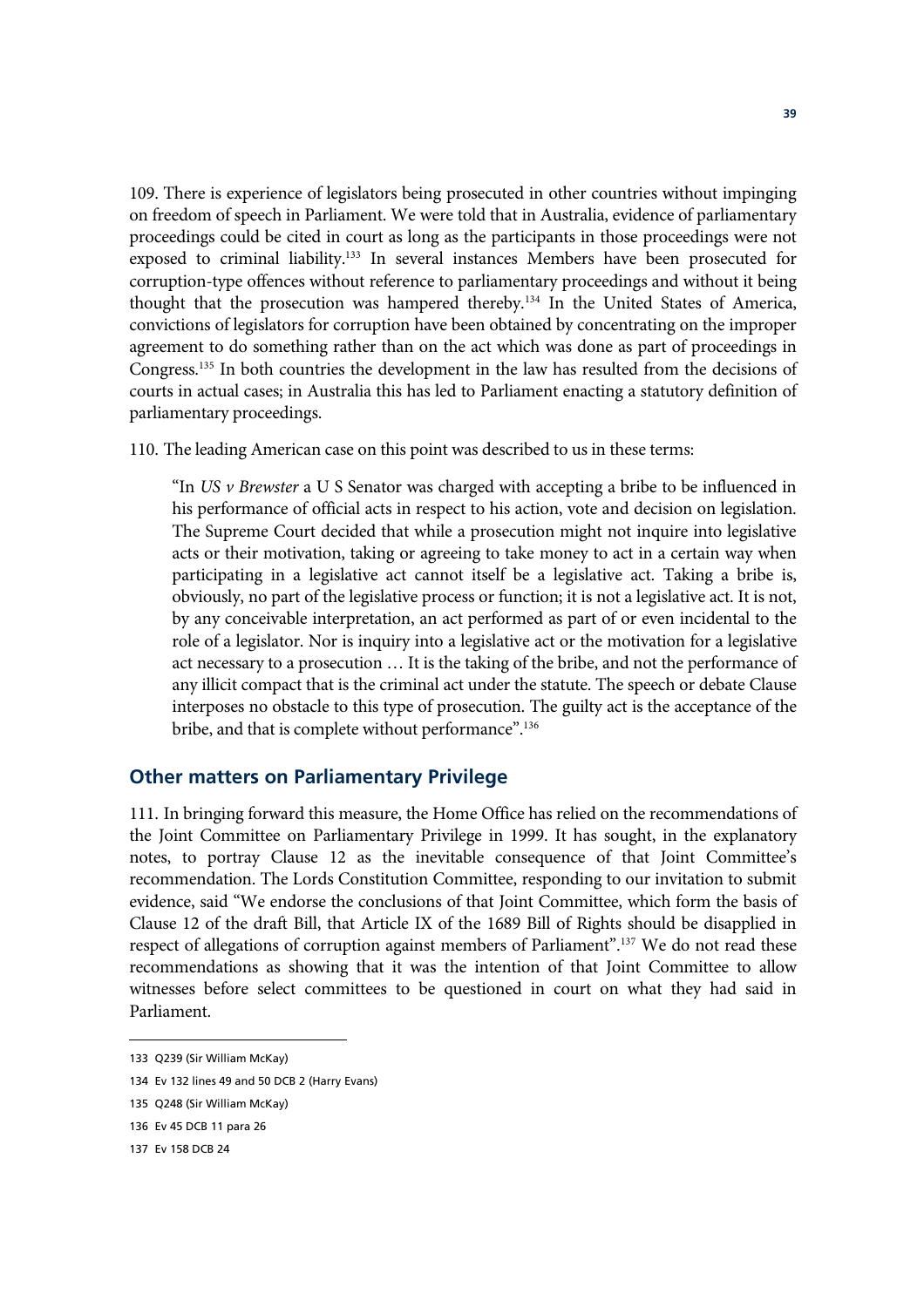109. There is experience of legislators being prosecuted in other countries without impinging on freedom of speech in Parliament. We were told that in Australia, evidence of parliamentary proceedings could be cited in court as long as the participants in those proceedings were not exposed to criminal liability.[133] In several instances Members have been prosecuted for corruption-type offences without reference to parliamentary proceedings and without it being thought that the prosecution was hampered thereby.[134] In the United States of America, convictions of legislators for corruption have been obtained by concentrating on the improper agreement to do something rather than on the act which was done as part of proceedings in Congress.[135] In both countries the development in the law has resulted from the decisions of courts in actual cases; in Australia this has led to Parliament enacting a statutory definition of parliamentary proceedings.

110. The leading American case on this point was described to us in these terms:

> "In *US v Brewster* a U S Senator was charged with accepting a bribe to be influenced in his performance of official acts in respect to his action, vote and decision on legislation. The Supreme Court decided that while a prosecution might not inquire into legislative acts or their motivation, taking or agreeing to take money to act in a certain way when participating in a legislative act cannot itself be a legislative act. Taking a bribe is, obviously, no part of the legislative process or function; it is not a legislative act. It is not, by any conceivable interpretation, an act performed as part of or even incidental to the role of a legislator. Nor is inquiry into a legislative act or the motivation for a legislative act necessary to a prosecution … It is the taking of the bribe, and not the performance of any illicit compact that is the criminal act under the statute. The speech or debate Clause interposes no obstacle to this type of prosecution. The guilty act is the acceptance of the bribe, and that is complete without performance".[136]

## Other matters on Parliamentary Privilege

111. In bringing forward this measure, the Home Office has relied on the recommendations of the Joint Committee on Parliamentary Privilege in 1999. It has sought, in the explanatory notes, to portray Clause 12 as the inevitable consequence of that Joint Committee's recommendation. The Lords Constitution Committee, responding to our invitation to submit evidence, said "We endorse the conclusions of that Joint Committee, which form the basis of Clause 12 of the draft Bill, that Article IX of the 1689 Bill of Rights should be disapplied in respect of allegations of corruption against members of Parliament".[137] We do not read these recommendations as showing that it was the intention of that Joint Committee to allow witnesses before select committees to be questioned in court on what they had said in Parliament.

---

133 Q239 (Sir William McKay)

134 Ev 132 lines 49 and 50 DCB 2 (Harry Evans)

135 Q248 (Sir William McKay)

136 Ev 45 DCB 11 para 26

137 Ev 158 DCB 24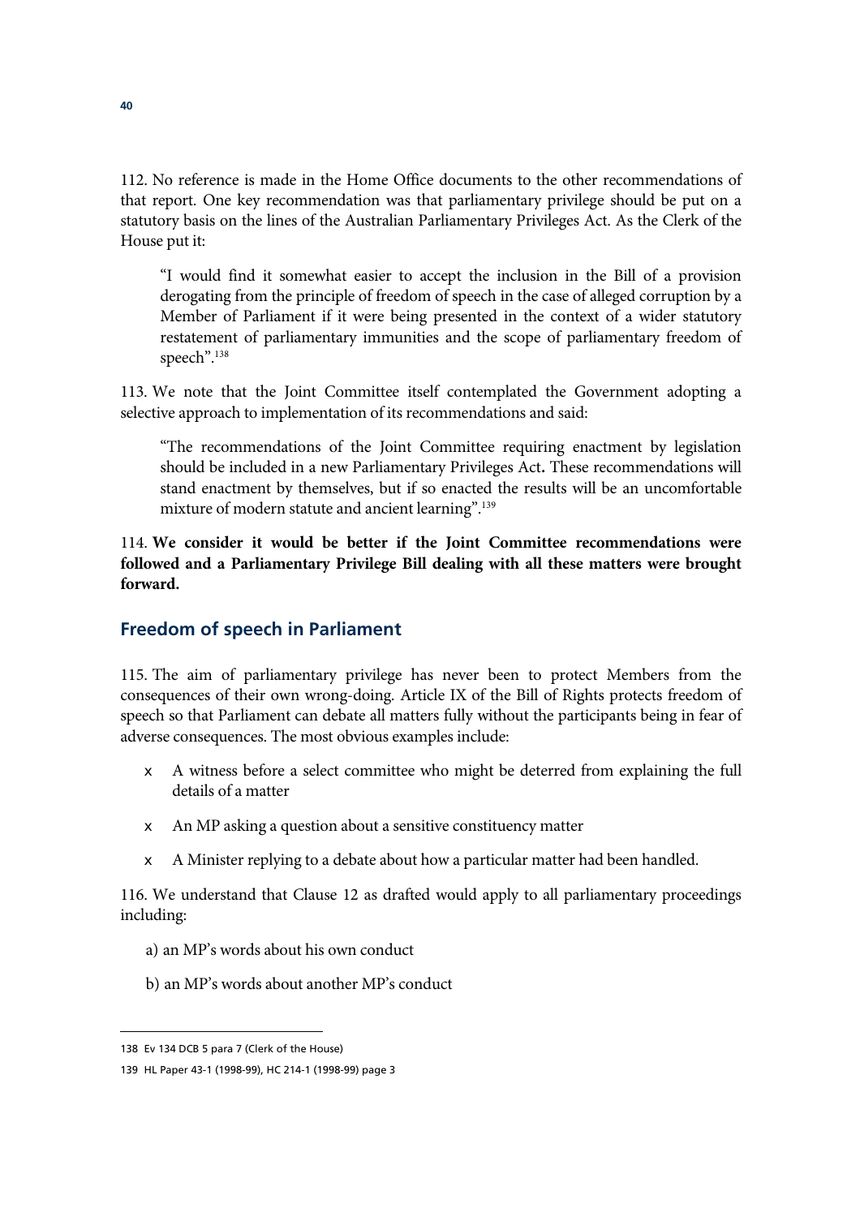112. No reference is made in the Home Office documents to the other recommendations of that report. One key recommendation was that parliamentary privilege should be put on a statutory basis on the lines of the Australian Parliamentary Privileges Act. As the Clerk of the House put it:

> "I would find it somewhat easier to accept the inclusion in the Bill of a provision derogating from the principle of freedom of speech in the case of alleged corruption by a Member of Parliament if it were being presented in the context of a wider statutory restatement of parliamentary immunities and the scope of parliamentary freedom of speech".[138]

113. We note that the Joint Committee itself contemplated the Government adopting a selective approach to implementation of its recommendations and said:

> "The recommendations of the Joint Committee requiring enactment by legislation should be included in a new Parliamentary Privileges Act**.** These recommendations will stand enactment by themselves, but if so enacted the results will be an uncomfortable mixture of modern statute and ancient learning".[139]

114. **We consider it would be better if the Joint Committee recommendations were followed and a Parliamentary Privilege Bill dealing with all these matters were brought forward.**

## Freedom of speech in Parliament

115. The aim of parliamentary privilege has never been to protect Members from the consequences of their own wrong-doing. Article IX of the Bill of Rights protects freedom of speech so that Parliament can debate all matters fully without the participants being in fear of adverse consequences. The most obvious examples include:

- A witness before a select committee who might be deterred from explaining the full details of a matter
- An MP asking a question about a sensitive constituency matter
- A Minister replying to a debate about how a particular matter had been handled.

116. We understand that Clause 12 as drafted would apply to all parliamentary proceedings including:

a) an MP's words about his own conduct

b) an MP's words about another MP's conduct

---

138 Ev 134 DCB 5 para 7 (Clerk of the House)

139 HL Paper 43-1 (1998-99), HC 214-1 (1998-99) page 3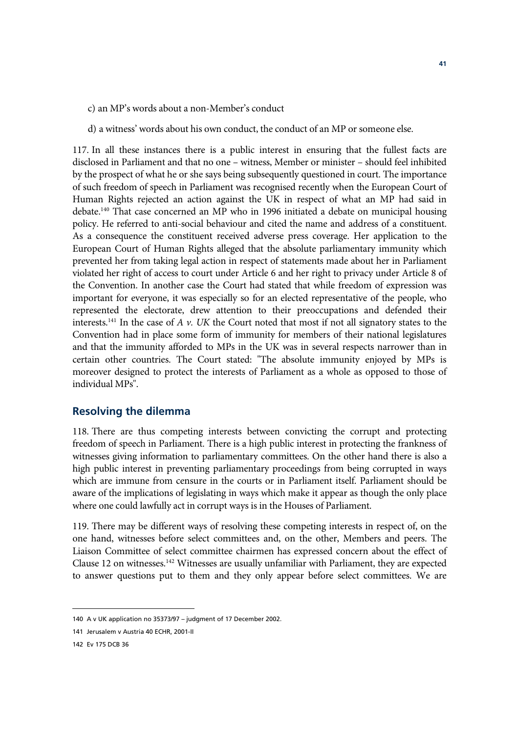c) an MP's words about a non-Member's conduct

d) a witness' words about his own conduct, the conduct of an MP or someone else.

117. In all these instances there is a public interest in ensuring that the fullest facts are disclosed in Parliament and that no one – witness, Member or minister – should feel inhibited by the prospect of what he or she says being subsequently questioned in court. The importance of such freedom of speech in Parliament was recognised recently when the European Court of Human Rights rejected an action against the UK in respect of what an MP had said in debate.[140] That case concerned an MP who in 1996 initiated a debate on municipal housing policy. He referred to anti-social behaviour and cited the name and address of a constituent. As a consequence the constituent received adverse press coverage. Her application to the European Court of Human Rights alleged that the absolute parliamentary immunity which prevented her from taking legal action in respect of statements made about her in Parliament violated her right of access to court under Article 6 and her right to privacy under Article 8 of the Convention. In another case the Court had stated that while freedom of expression was important for everyone, it was especially so for an elected representative of the people, who represented the electorate, drew attention to their preoccupations and defended their interests.[141] In the case of *A v. UK* the Court noted that most if not all signatory states to the Convention had in place some form of immunity for members of their national legislatures and that the immunity afforded to MPs in the UK was in several respects narrower than in certain other countries. The Court stated: "The absolute immunity enjoyed by MPs is moreover designed to protect the interests of Parliament as a whole as opposed to those of individual MPs".

## Resolving the dilemma

118. There are thus competing interests between convicting the corrupt and protecting freedom of speech in Parliament. There is a high public interest in protecting the frankness of witnesses giving information to parliamentary committees. On the other hand there is also a high public interest in preventing parliamentary proceedings from being corrupted in ways which are immune from censure in the courts or in Parliament itself. Parliament should be aware of the implications of legislating in ways which make it appear as though the only place where one could lawfully act in corrupt ways is in the Houses of Parliament.

119. There may be different ways of resolving these competing interests in respect of, on the one hand, witnesses before select committees and, on the other, Members and peers. The Liaison Committee of select committee chairmen has expressed concern about the effect of Clause 12 on witnesses.[142] Witnesses are usually unfamiliar with Parliament, they are expected to answer questions put to them and they only appear before select committees. We are

---

140 A v UK application no 35373/97 – judgment of 17 December 2002.

141 Jerusalem v Austria 40 ECHR, 2001-II

142 Ev 175 DCB 36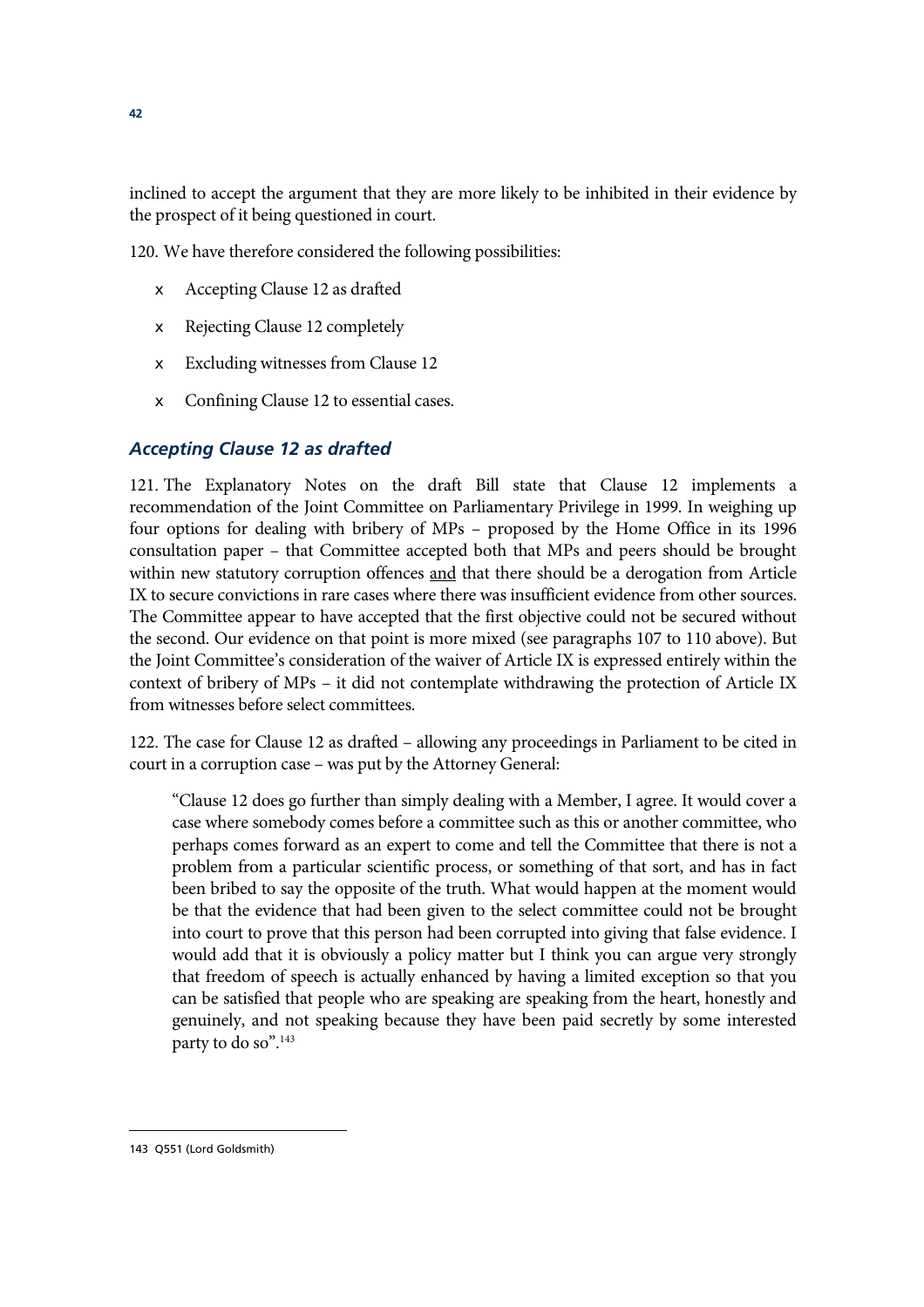inclined to accept the argument that they are more likely to be inhibited in their evidence by the prospect of it being questioned in court.

120. We have therefore considered the following possibilities:

- Accepting Clause 12 as drafted
- Rejecting Clause 12 completely
- Excluding witnesses from Clause 12
- Confining Clause 12 to essential cases.

### *Accepting Clause 12 as drafted*

121. The Explanatory Notes on the draft Bill state that Clause 12 implements a recommendation of the Joint Committee on Parliamentary Privilege in 1999. In weighing up four options for dealing with bribery of MPs – proposed by the Home Office in its 1996 consultation paper – that Committee accepted both that MPs and peers should be brought within new statutory corruption offences <u>and</u> that there should be a derogation from Article IX to secure convictions in rare cases where there was insufficient evidence from other sources. The Committee appear to have accepted that the first objective could not be secured without the second. Our evidence on that point is more mixed (see paragraphs 107 to 110 above). But the Joint Committee's consideration of the waiver of Article IX is expressed entirely within the context of bribery of MPs – it did not contemplate withdrawing the protection of Article IX from witnesses before select committees.

122. The case for Clause 12 as drafted – allowing any proceedings in Parliament to be cited in court in a corruption case – was put by the Attorney General:

> "Clause 12 does go further than simply dealing with a Member, I agree. It would cover a case where somebody comes before a committee such as this or another committee, who perhaps comes forward as an expert to come and tell the Committee that there is not a problem from a particular scientific process, or something of that sort, and has in fact been bribed to say the opposite of the truth. What would happen at the moment would be that the evidence that had been given to the select committee could not be brought into court to prove that this person had been corrupted into giving that false evidence. I would add that it is obviously a policy matter but I think you can argue very strongly that freedom of speech is actually enhanced by having a limited exception so that you can be satisfied that people who are speaking are speaking from the heart, honestly and genuinely, and not speaking because they have been paid secretly by some interested party to do so".[143]

143 Q551 (Lord Goldsmith)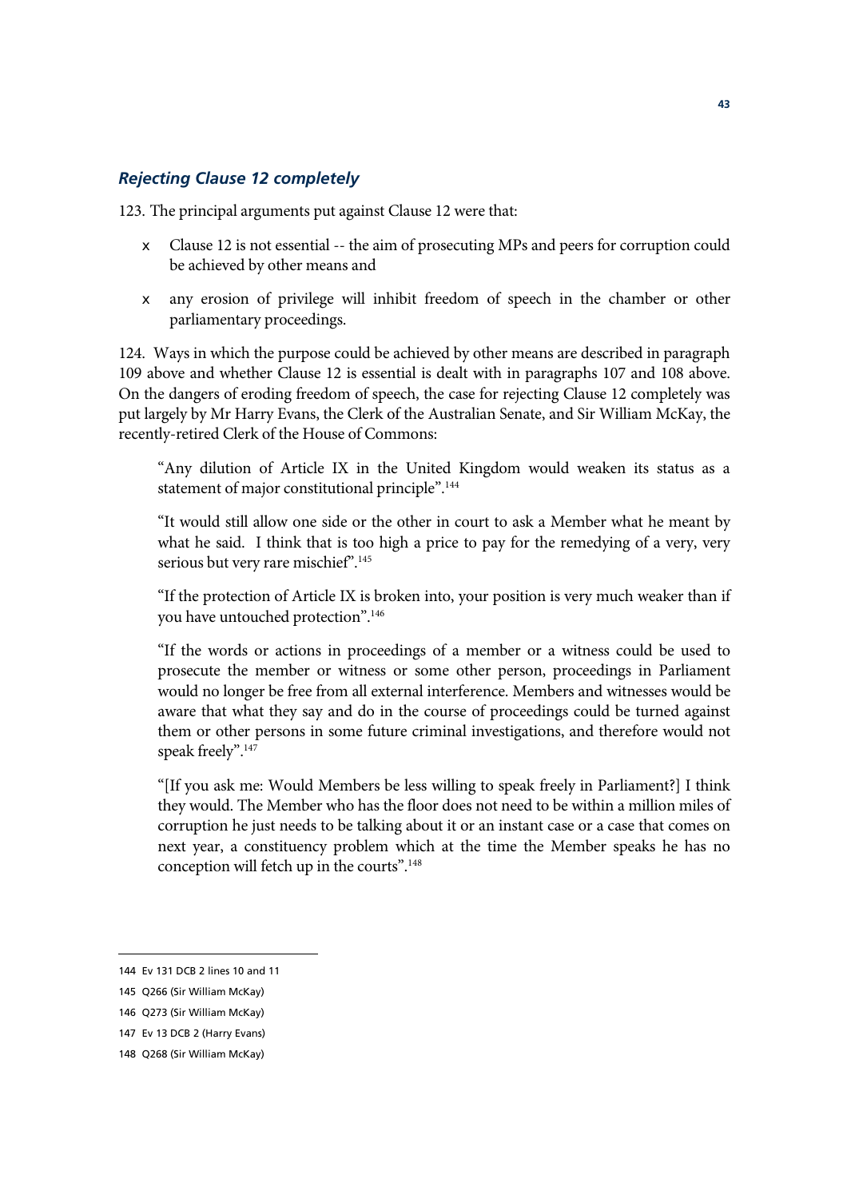### *Rejecting Clause 12 completely*

123. The principal arguments put against Clause 12 were that:

- Clause 12 is not essential -- the aim of prosecuting MPs and peers for corruption could be achieved by other means and
- any erosion of privilege will inhibit freedom of speech in the chamber or other parliamentary proceedings.

124. Ways in which the purpose could be achieved by other means are described in paragraph 109 above and whether Clause 12 is essential is dealt with in paragraphs 107 and 108 above. On the dangers of eroding freedom of speech, the case for rejecting Clause 12 completely was put largely by Mr Harry Evans, the Clerk of the Australian Senate, and Sir William McKay, the recently-retired Clerk of the House of Commons:

> "Any dilution of Article IX in the United Kingdom would weaken its status as a statement of major constitutional principle".[144]
>
> "It would still allow one side or the other in court to ask a Member what he meant by what he said. I think that is too high a price to pay for the remedying of a very, very serious but very rare mischief".[145]
>
> "If the protection of Article IX is broken into, your position is very much weaker than if you have untouched protection".[146]
>
> "If the words or actions in proceedings of a member or a witness could be used to prosecute the member or witness or some other person, proceedings in Parliament would no longer be free from all external interference. Members and witnesses would be aware that what they say and do in the course of proceedings could be turned against them or other persons in some future criminal investigations, and therefore would not speak freely".[147]
>
> "[If you ask me: Would Members be less willing to speak freely in Parliament?] I think they would. The Member who has the floor does not need to be within a million miles of corruption he just needs to be talking about it or an instant case or a case that comes on next year, a constituency problem which at the time the Member speaks he has no conception will fetch up in the courts".[148]

---

144 Ev 131 DCB 2 lines 10 and 11

145 Q266 (Sir William McKay)

146 Q273 (Sir William McKay)

147 Ev 13 DCB 2 (Harry Evans)

148 Q268 (Sir William McKay)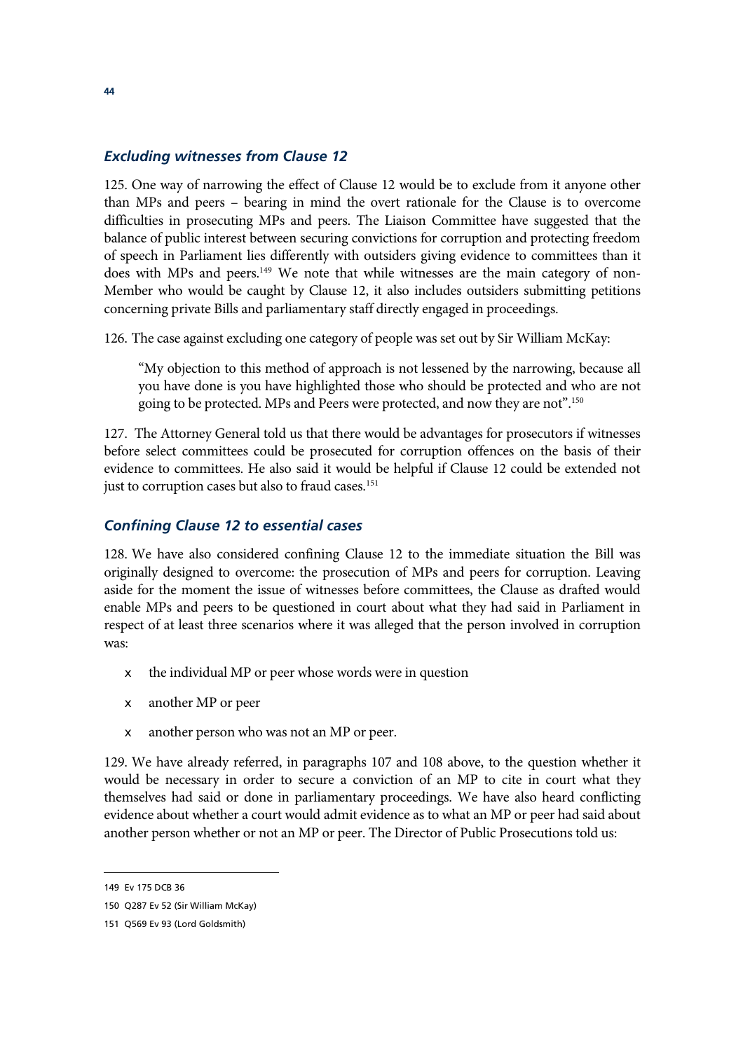### *Excluding witnesses from Clause 12*

125. One way of narrowing the effect of Clause 12 would be to exclude from it anyone other than MPs and peers – bearing in mind the overt rationale for the Clause is to overcome difficulties in prosecuting MPs and peers. The Liaison Committee have suggested that the balance of public interest between securing convictions for corruption and protecting freedom of speech in Parliament lies differently with outsiders giving evidence to committees than it does with MPs and peers.[149] We note that while witnesses are the main category of non-Member who would be caught by Clause 12, it also includes outsiders submitting petitions concerning private Bills and parliamentary staff directly engaged in proceedings.

126. The case against excluding one category of people was set out by Sir William McKay:

> "My objection to this method of approach is not lessened by the narrowing, because all you have done is you have highlighted those who should be protected and who are not going to be protected. MPs and Peers were protected, and now they are not".[150]

127. The Attorney General told us that there would be advantages for prosecutors if witnesses before select committees could be prosecuted for corruption offences on the basis of their evidence to committees. He also said it would be helpful if Clause 12 could be extended not just to corruption cases but also to fraud cases.[151]

### *Confining Clause 12 to essential cases*

128. We have also considered confining Clause 12 to the immediate situation the Bill was originally designed to overcome: the prosecution of MPs and peers for corruption. Leaving aside for the moment the issue of witnesses before committees, the Clause as drafted would enable MPs and peers to be questioned in court about what they had said in Parliament in respect of at least three scenarios where it was alleged that the person involved in corruption was:

- the individual MP or peer whose words were in question
- another MP or peer
- another person who was not an MP or peer.

129. We have already referred, in paragraphs 107 and 108 above, to the question whether it would be necessary in order to secure a conviction of an MP to cite in court what they themselves had said or done in parliamentary proceedings. We have also heard conflicting evidence about whether a court would admit evidence as to what an MP or peer had said about another person whether or not an MP or peer. The Director of Public Prosecutions told us:

---

149 Ev 175 DCB 36

150 Q287 Ev 52 (Sir William McKay)

151 Q569 Ev 93 (Lord Goldsmith)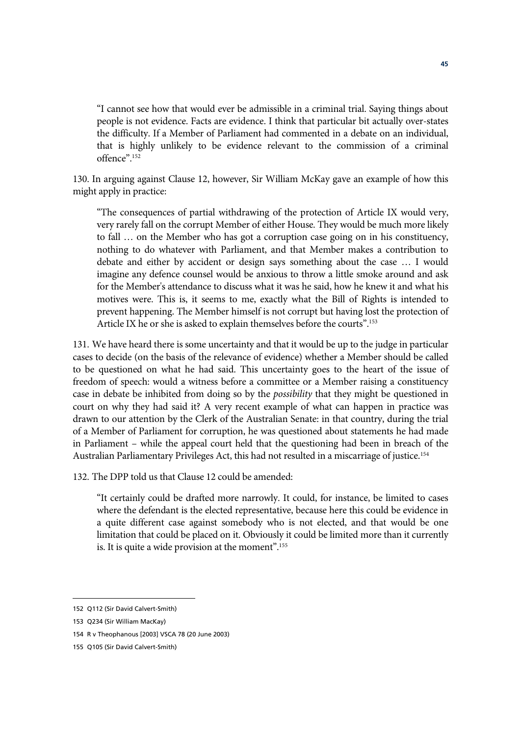> "I cannot see how that would ever be admissible in a criminal trial. Saying things about people is not evidence. Facts are evidence. I think that particular bit actually over-states the difficulty. If a Member of Parliament had commented in a debate on an individual, that is highly unlikely to be evidence relevant to the commission of a criminal offence".[152]

130. In arguing against Clause 12, however, Sir William McKay gave an example of how this might apply in practice:

> "The consequences of partial withdrawing of the protection of Article IX would very, very rarely fall on the corrupt Member of either House. They would be much more likely to fall … on the Member who has got a corruption case going on in his constituency, nothing to do whatever with Parliament, and that Member makes a contribution to debate and either by accident or design says something about the case … I would imagine any defence counsel would be anxious to throw a little smoke around and ask for the Member's attendance to discuss what it was he said, how he knew it and what his motives were. This is, it seems to me, exactly what the Bill of Rights is intended to prevent happening. The Member himself is not corrupt but having lost the protection of Article IX he or she is asked to explain themselves before the courts".[153]

131. We have heard there is some uncertainty and that it would be up to the judge in particular cases to decide (on the basis of the relevance of evidence) whether a Member should be called to be questioned on what he had said. This uncertainty goes to the heart of the issue of freedom of speech: would a witness before a committee or a Member raising a constituency case in debate be inhibited from doing so by the *possibility* that they might be questioned in court on why they had said it? A very recent example of what can happen in practice was drawn to our attention by the Clerk of the Australian Senate: in that country, during the trial of a Member of Parliament for corruption, he was questioned about statements he had made in Parliament – while the appeal court held that the questioning had been in breach of the Australian Parliamentary Privileges Act, this had not resulted in a miscarriage of justice.[154]

132. The DPP told us that Clause 12 could be amended:

> "It certainly could be drafted more narrowly. It could, for instance, be limited to cases where the defendant is the elected representative, because here this could be evidence in a quite different case against somebody who is not elected, and that would be one limitation that could be placed on it. Obviously it could be limited more than it currently is. It is quite a wide provision at the moment".[155]

---

152 Q112 (Sir David Calvert-Smith)

153 Q234 (Sir William MacKay)

154 R v Theophanous [2003] VSCA 78 (20 June 2003)

155 Q105 (Sir David Calvert-Smith)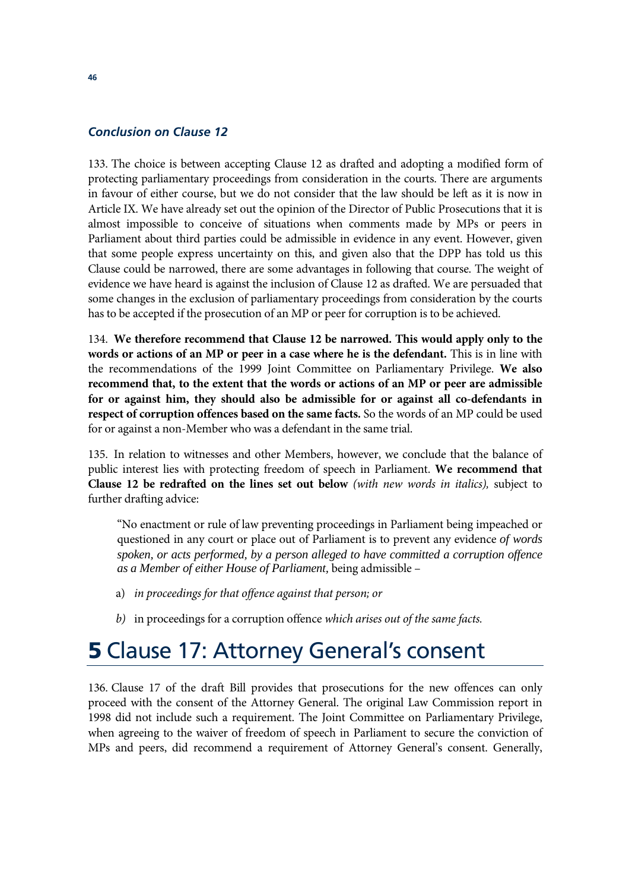### *Conclusion on Clause 12*

133. The choice is between accepting Clause 12 as drafted and adopting a modified form of protecting parliamentary proceedings from consideration in the courts. There are arguments in favour of either course, but we do not consider that the law should be left as it is now in Article IX. We have already set out the opinion of the Director of Public Prosecutions that it is almost impossible to conceive of situations when comments made by MPs or peers in Parliament about third parties could be admissible in evidence in any event. However, given that some people express uncertainty on this, and given also that the DPP has told us this Clause could be narrowed, there are some advantages in following that course. The weight of evidence we have heard is against the inclusion of Clause 12 as drafted. We are persuaded that some changes in the exclusion of parliamentary proceedings from consideration by the courts has to be accepted if the prosecution of an MP or peer for corruption is to be achieved.

134. **We therefore recommend that Clause 12 be narrowed. This would apply only to the words or actions of an MP or peer in a case where he is the defendant.** This is in line with the recommendations of the 1999 Joint Committee on Parliamentary Privilege. **We also recommend that, to the extent that the words or actions of an MP or peer are admissible for or against him, they should also be admissible for or against all co-defendants in respect of corruption offences based on the same facts.** So the words of an MP could be used for or against a non-Member who was a defendant in the same trial.

135. In relation to witnesses and other Members, however, we conclude that the balance of public interest lies with protecting freedom of speech in Parliament. **We recommend that Clause 12 be redrafted on the lines set out below** *(with new words in italics),* subject to further drafting advice:

> "No enactment or rule of law preventing proceedings in Parliament being impeached or questioned in any court or place out of Parliament is to prevent any evidence *of words spoken, or acts performed, by a person alleged to have committed a corruption offence as a Member of either House of Parliament,* being admissible –
>
> a) *in proceedings for that offence against that person; or*
>
> *b)* in proceedings for a corruption offence *which arises out of the same facts.*

# **5** Clause 17: Attorney General's consent

136. Clause 17 of the draft Bill provides that prosecutions for the new offences can only proceed with the consent of the Attorney General. The original Law Commission report in 1998 did not include such a requirement. The Joint Committee on Parliamentary Privilege, when agreeing to the waiver of freedom of speech in Parliament to secure the conviction of MPs and peers, did recommend a requirement of Attorney General's consent. Generally,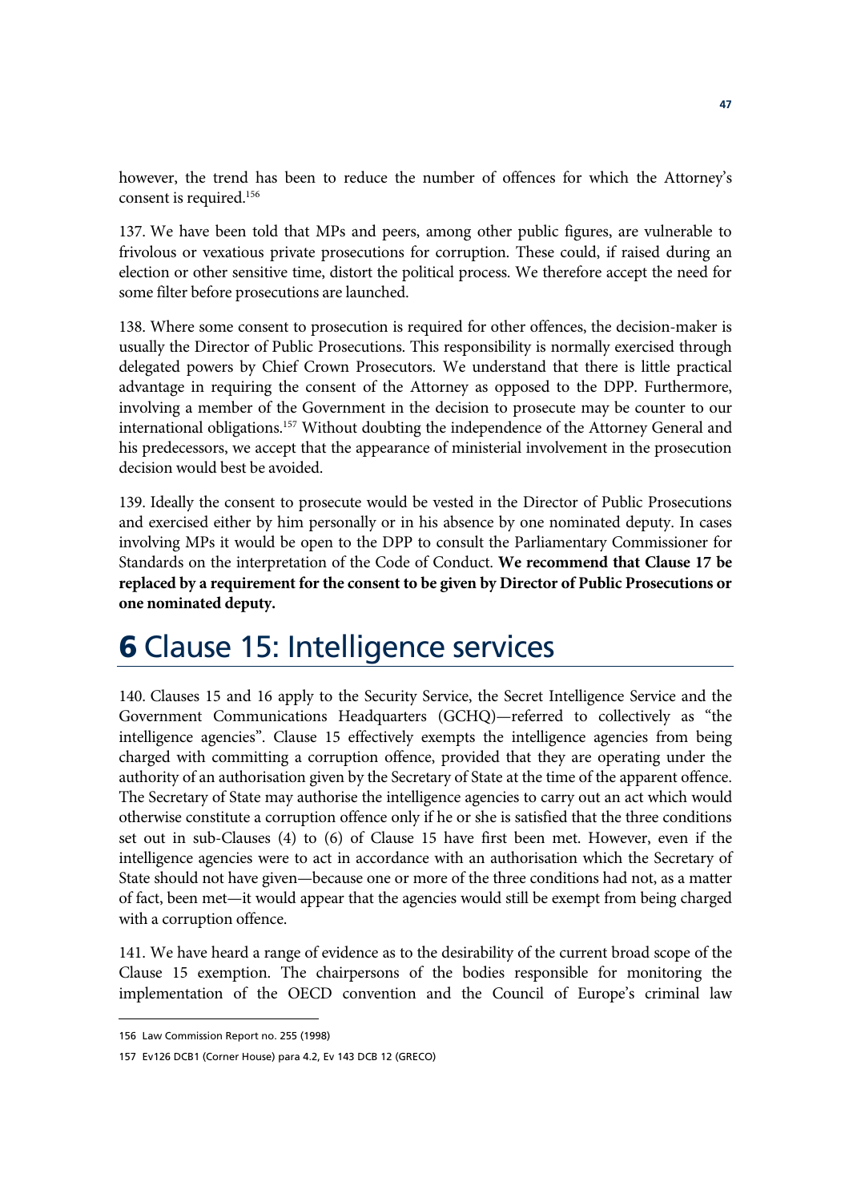however, the trend has been to reduce the number of offences for which the Attorney's consent is required.[156]

137. We have been told that MPs and peers, among other public figures, are vulnerable to frivolous or vexatious private prosecutions for corruption. These could, if raised during an election or other sensitive time, distort the political process. We therefore accept the need for some filter before prosecutions are launched.

138. Where some consent to prosecution is required for other offences, the decision-maker is usually the Director of Public Prosecutions. This responsibility is normally exercised through delegated powers by Chief Crown Prosecutors. We understand that there is little practical advantage in requiring the consent of the Attorney as opposed to the DPP. Furthermore, involving a member of the Government in the decision to prosecute may be counter to our international obligations.[157] Without doubting the independence of the Attorney General and his predecessors, we accept that the appearance of ministerial involvement in the prosecution decision would best be avoided.

139. Ideally the consent to prosecute would be vested in the Director of Public Prosecutions and exercised either by him personally or in his absence by one nominated deputy. In cases involving MPs it would be open to the DPP to consult the Parliamentary Commissioner for Standards on the interpretation of the Code of Conduct. **We recommend that Clause 17 be replaced by a requirement for the consent to be given by Director of Public Prosecutions or one nominated deputy.**

# 6 Clause 15: Intelligence services

140. Clauses 15 and 16 apply to the Security Service, the Secret Intelligence Service and the Government Communications Headquarters (GCHQ)—referred to collectively as "the intelligence agencies". Clause 15 effectively exempts the intelligence agencies from being charged with committing a corruption offence, provided that they are operating under the authority of an authorisation given by the Secretary of State at the time of the apparent offence. The Secretary of State may authorise the intelligence agencies to carry out an act which would otherwise constitute a corruption offence only if he or she is satisfied that the three conditions set out in sub-Clauses (4) to (6) of Clause 15 have first been met. However, even if the intelligence agencies were to act in accordance with an authorisation which the Secretary of State should not have given—because one or more of the three conditions had not, as a matter of fact, been met—it would appear that the agencies would still be exempt from being charged with a corruption offence.

141. We have heard a range of evidence as to the desirability of the current broad scope of the Clause 15 exemption. The chairpersons of the bodies responsible for monitoring the implementation of the OECD convention and the Council of Europe's criminal law

156 Law Commission Report no. 255 (1998)

157 Ev126 DCB1 (Corner House) para 4.2, Ev 143 DCB 12 (GRECO)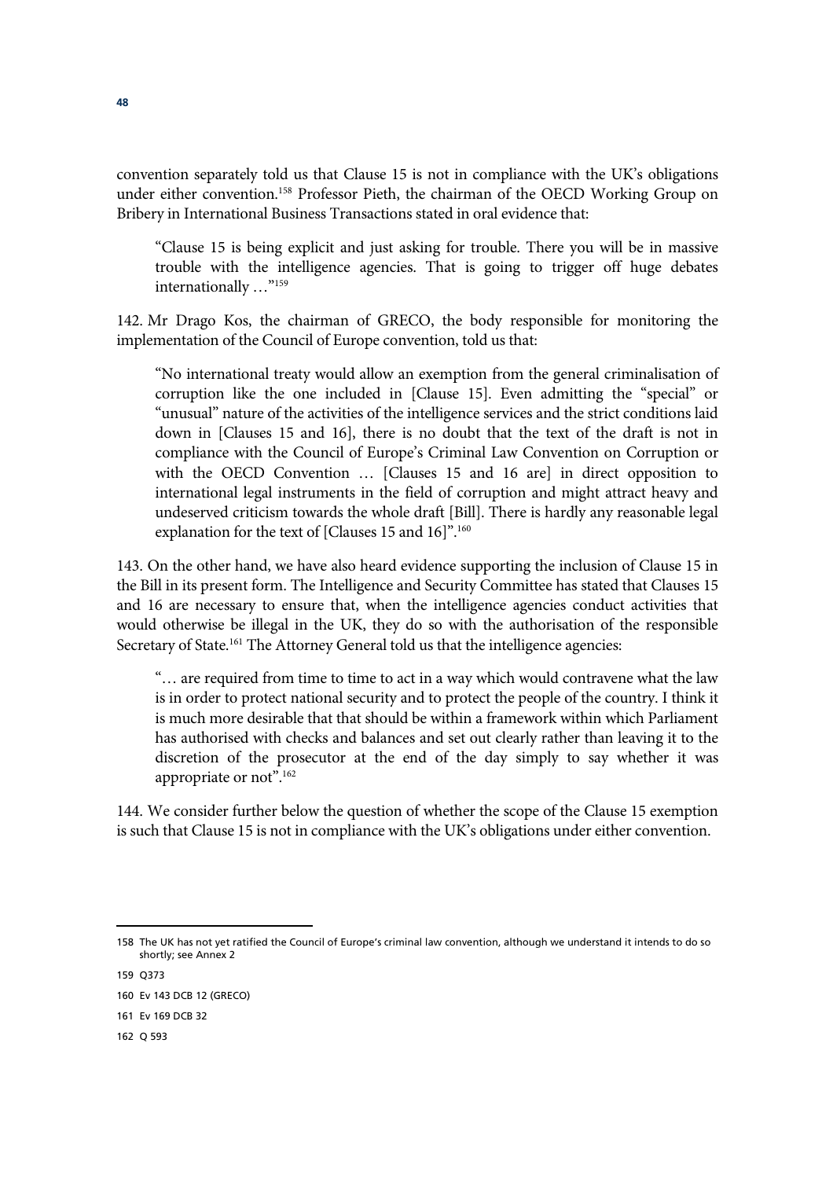convention separately told us that Clause 15 is not in compliance with the UK's obligations under either convention.[158] Professor Pieth, the chairman of the OECD Working Group on Bribery in International Business Transactions stated in oral evidence that:

> "Clause 15 is being explicit and just asking for trouble. There you will be in massive trouble with the intelligence agencies. That is going to trigger off huge debates internationally …"[159]

142. Mr Drago Kos, the chairman of GRECO, the body responsible for monitoring the implementation of the Council of Europe convention, told us that:

> "No international treaty would allow an exemption from the general criminalisation of corruption like the one included in [Clause 15]. Even admitting the "special" or "unusual" nature of the activities of the intelligence services and the strict conditions laid down in [Clauses 15 and 16], there is no doubt that the text of the draft is not in compliance with the Council of Europe's Criminal Law Convention on Corruption or with the OECD Convention … [Clauses 15 and 16 are] in direct opposition to international legal instruments in the field of corruption and might attract heavy and undeserved criticism towards the whole draft [Bill]. There is hardly any reasonable legal explanation for the text of [Clauses 15 and 16]".[160]

143. On the other hand, we have also heard evidence supporting the inclusion of Clause 15 in the Bill in its present form. The Intelligence and Security Committee has stated that Clauses 15 and 16 are necessary to ensure that, when the intelligence agencies conduct activities that would otherwise be illegal in the UK, they do so with the authorisation of the responsible Secretary of State.[161] The Attorney General told us that the intelligence agencies:

> "… are required from time to time to act in a way which would contravene what the law is in order to protect national security and to protect the people of the country. I think it is much more desirable that that should be within a framework within which Parliament has authorised with checks and balances and set out clearly rather than leaving it to the discretion of the prosecutor at the end of the day simply to say whether it was appropriate or not".[162]

144. We consider further below the question of whether the scope of the Clause 15 exemption is such that Clause 15 is not in compliance with the UK's obligations under either convention.

---

158 The UK has not yet ratified the Council of Europe's criminal law convention, although we understand it intends to do so shortly; see Annex 2

159 Q373

160 Ev 143 DCB 12 (GRECO)

161 Ev 169 DCB 32

162 Q 593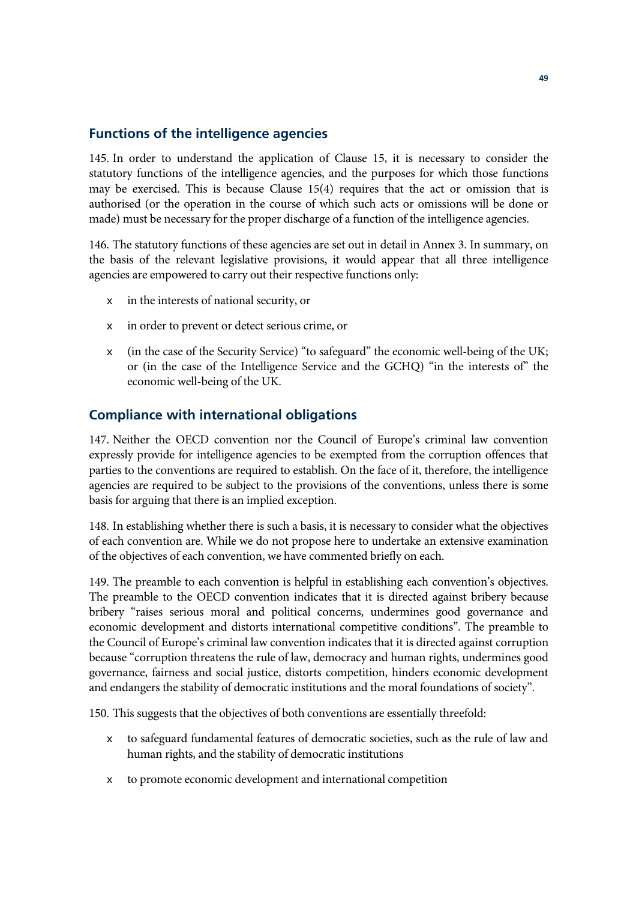## Functions of the intelligence agencies

145. In order to understand the application of Clause 15, it is necessary to consider the statutory functions of the intelligence agencies, and the purposes for which those functions may be exercised. This is because Clause 15(4) requires that the act or omission that is authorised (or the operation in the course of which such acts or omissions will be done or made) must be necessary for the proper discharge of a function of the intelligence agencies.

146. The statutory functions of these agencies are set out in detail in Annex 3. In summary, on the basis of the relevant legislative provisions, it would appear that all three intelligence agencies are empowered to carry out their respective functions only:

- in the interests of national security, or
- in order to prevent or detect serious crime, or
- (in the case of the Security Service) "to safeguard" the economic well-being of the UK; or (in the case of the Intelligence Service and the GCHQ) "in the interests of" the economic well-being of the UK.

## Compliance with international obligations

147. Neither the OECD convention nor the Council of Europe's criminal law convention expressly provide for intelligence agencies to be exempted from the corruption offences that parties to the conventions are required to establish. On the face of it, therefore, the intelligence agencies are required to be subject to the provisions of the conventions, unless there is some basis for arguing that there is an implied exception.

148. In establishing whether there is such a basis, it is necessary to consider what the objectives of each convention are. While we do not propose here to undertake an extensive examination of the objectives of each convention, we have commented briefly on each.

149. The preamble to each convention is helpful in establishing each convention's objectives. The preamble to the OECD convention indicates that it is directed against bribery because bribery "raises serious moral and political concerns, undermines good governance and economic development and distorts international competitive conditions". The preamble to the Council of Europe's criminal law convention indicates that it is directed against corruption because "corruption threatens the rule of law, democracy and human rights, undermines good governance, fairness and social justice, distorts competition, hinders economic development and endangers the stability of democratic institutions and the moral foundations of society".

150. This suggests that the objectives of both conventions are essentially threefold:

- to safeguard fundamental features of democratic societies, such as the rule of law and human rights, and the stability of democratic institutions
- to promote economic development and international competition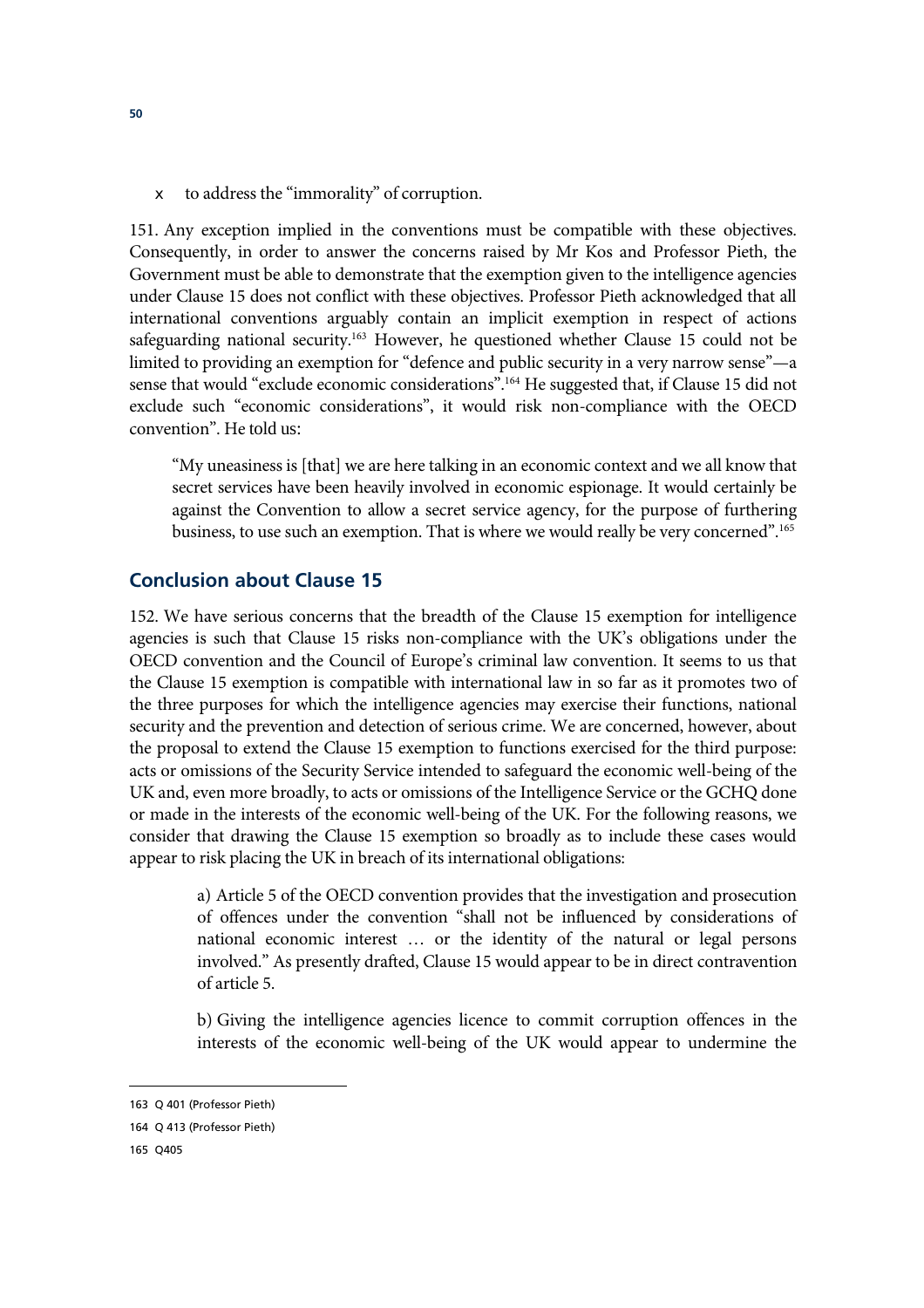- to address the "immorality" of corruption.

151. Any exception implied in the conventions must be compatible with these objectives. Consequently, in order to answer the concerns raised by Mr Kos and Professor Pieth, the Government must be able to demonstrate that the exemption given to the intelligence agencies under Clause 15 does not conflict with these objectives. Professor Pieth acknowledged that all international conventions arguably contain an implicit exemption in respect of actions safeguarding national security.[163] However, he questioned whether Clause 15 could not be limited to providing an exemption for "defence and public security in a very narrow sense"—a sense that would "exclude economic considerations".[164] He suggested that, if Clause 15 did not exclude such "economic considerations", it would risk non-compliance with the OECD convention". He told us:

> "My uneasiness is [that] we are here talking in an economic context and we all know that secret services have been heavily involved in economic espionage. It would certainly be against the Convention to allow a secret service agency, for the purpose of furthering business, to use such an exemption. That is where we would really be very concerned".[165]

## Conclusion about Clause 15

152. We have serious concerns that the breadth of the Clause 15 exemption for intelligence agencies is such that Clause 15 risks non-compliance with the UK's obligations under the OECD convention and the Council of Europe's criminal law convention. It seems to us that the Clause 15 exemption is compatible with international law in so far as it promotes two of the three purposes for which the intelligence agencies may exercise their functions, national security and the prevention and detection of serious crime. We are concerned, however, about the proposal to extend the Clause 15 exemption to functions exercised for the third purpose: acts or omissions of the Security Service intended to safeguard the economic well-being of the UK and, even more broadly, to acts or omissions of the Intelligence Service or the GCHQ done or made in the interests of the economic well-being of the UK. For the following reasons, we consider that drawing the Clause 15 exemption so broadly as to include these cases would appear to risk placing the UK in breach of its international obligations:

> a) Article 5 of the OECD convention provides that the investigation and prosecution of offences under the convention "shall not be influenced by considerations of national economic interest … or the identity of the natural or legal persons involved." As presently drafted, Clause 15 would appear to be in direct contravention of article 5.
>
> b) Giving the intelligence agencies licence to commit corruption offences in the interests of the economic well-being of the UK would appear to undermine the

---

163 Q 401 (Professor Pieth)

164 Q 413 (Professor Pieth)

165 Q405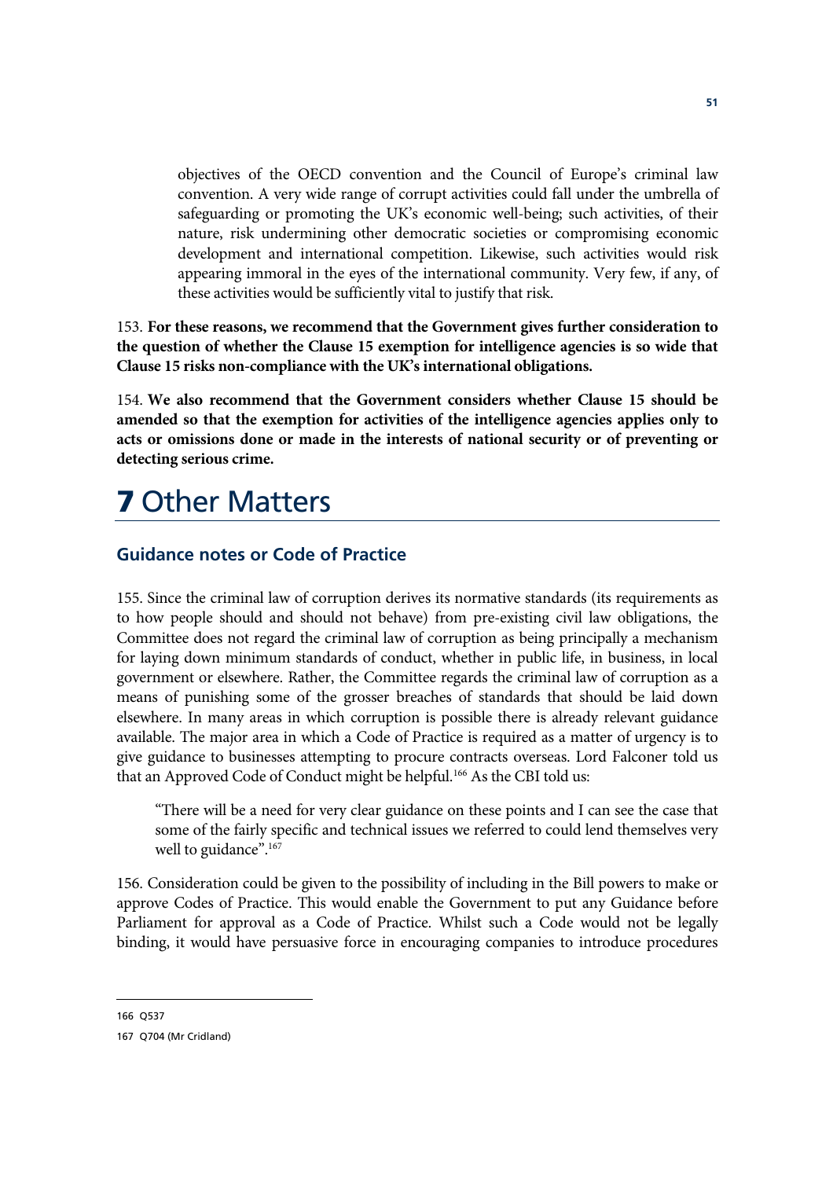objectives of the OECD convention and the Council of Europe's criminal law convention. A very wide range of corrupt activities could fall under the umbrella of safeguarding or promoting the UK's economic well-being; such activities, of their nature, risk undermining other democratic societies or compromising economic development and international competition. Likewise, such activities would risk appearing immoral in the eyes of the international community. Very few, if any, of these activities would be sufficiently vital to justify that risk.

153. **For these reasons, we recommend that the Government gives further consideration to the question of whether the Clause 15 exemption for intelligence agencies is so wide that Clause 15 risks non-compliance with the UK's international obligations.**

154. **We also recommend that the Government considers whether Clause 15 should be amended so that the exemption for activities of the intelligence agencies applies only to acts or omissions done or made in the interests of national security or of preventing or detecting serious crime.**

# 7 Other Matters

## Guidance notes or Code of Practice

155. Since the criminal law of corruption derives its normative standards (its requirements as to how people should and should not behave) from pre-existing civil law obligations, the Committee does not regard the criminal law of corruption as being principally a mechanism for laying down minimum standards of conduct, whether in public life, in business, in local government or elsewhere. Rather, the Committee regards the criminal law of corruption as a means of punishing some of the grosser breaches of standards that should be laid down elsewhere. In many areas in which corruption is possible there is already relevant guidance available. The major area in which a Code of Practice is required as a matter of urgency is to give guidance to businesses attempting to procure contracts overseas. Lord Falconer told us that an Approved Code of Conduct might be helpful.[166] As the CBI told us:

> "There will be a need for very clear guidance on these points and I can see the case that some of the fairly specific and technical issues we referred to could lend themselves very well to guidance".[167]

156. Consideration could be given to the possibility of including in the Bill powers to make or approve Codes of Practice. This would enable the Government to put any Guidance before Parliament for approval as a Code of Practice. Whilst such a Code would not be legally binding, it would have persuasive force in encouraging companies to introduce procedures

---

166 Q537

167 Q704 (Mr Cridland)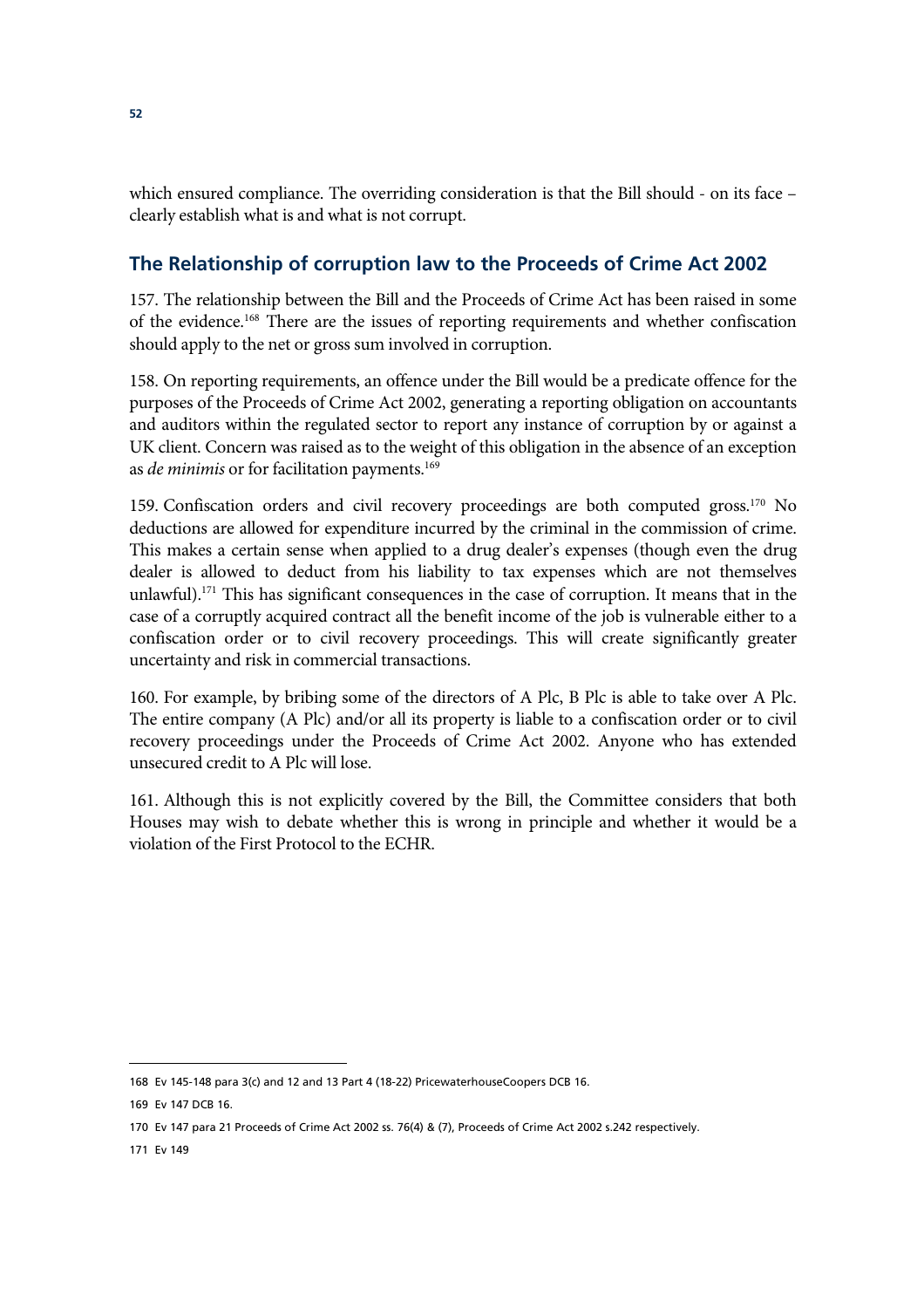which ensured compliance. The overriding consideration is that the Bill should - on its face – clearly establish what is and what is not corrupt.

## The Relationship of corruption law to the Proceeds of Crime Act 2002

157. The relationship between the Bill and the Proceeds of Crime Act has been raised in some of the evidence.[168] There are the issues of reporting requirements and whether confiscation should apply to the net or gross sum involved in corruption.

158. On reporting requirements, an offence under the Bill would be a predicate offence for the purposes of the Proceeds of Crime Act 2002, generating a reporting obligation on accountants and auditors within the regulated sector to report any instance of corruption by or against a UK client. Concern was raised as to the weight of this obligation in the absence of an exception as *de minimis* or for facilitation payments.[169]

159. Confiscation orders and civil recovery proceedings are both computed gross.[170] No deductions are allowed for expenditure incurred by the criminal in the commission of crime. This makes a certain sense when applied to a drug dealer's expenses (though even the drug dealer is allowed to deduct from his liability to tax expenses which are not themselves unlawful).[171] This has significant consequences in the case of corruption. It means that in the case of a corruptly acquired contract all the benefit income of the job is vulnerable either to a confiscation order or to civil recovery proceedings. This will create significantly greater uncertainty and risk in commercial transactions.

160. For example, by bribing some of the directors of A Plc, B Plc is able to take over A Plc. The entire company (A Plc) and/or all its property is liable to a confiscation order or to civil recovery proceedings under the Proceeds of Crime Act 2002. Anyone who has extended unsecured credit to A Plc will lose.

161. Although this is not explicitly covered by the Bill, the Committee considers that both Houses may wish to debate whether this is wrong in principle and whether it would be a violation of the First Protocol to the ECHR.

---

168 Ev 145-148 para 3(c) and 12 and 13 Part 4 (18-22) PricewaterhouseCoopers DCB 16.

169 Ev 147 DCB 16.

170 Ev 147 para 21 Proceeds of Crime Act 2002 ss. 76(4) & (7), Proceeds of Crime Act 2002 s.242 respectively.

171 Ev 149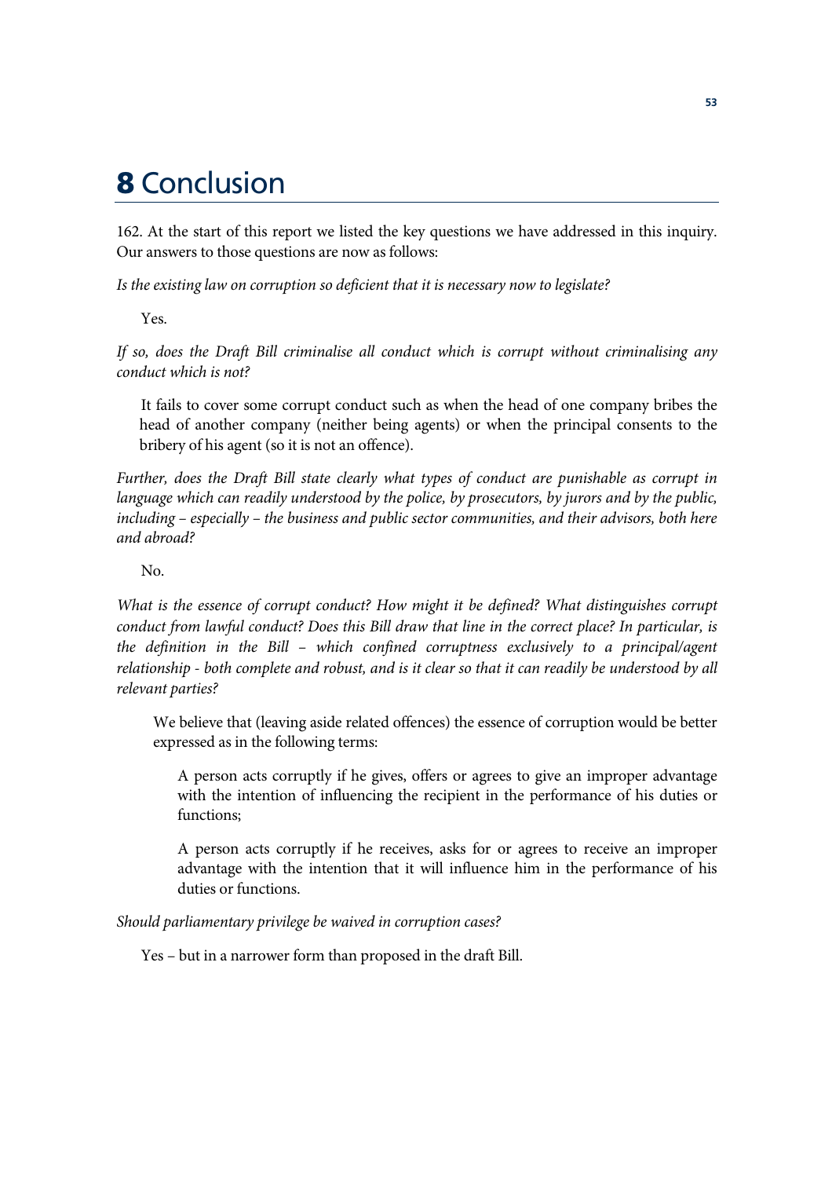# 8 Conclusion

162. At the start of this report we listed the key questions we have addressed in this inquiry. Our answers to those questions are now as follows:

*Is the existing law on corruption so deficient that it is necessary now to legislate?*

> Yes.

*If so, does the Draft Bill criminalise all conduct which is corrupt without criminalising any conduct which is not?*

> It fails to cover some corrupt conduct such as when the head of one company bribes the head of another company (neither being agents) or when the principal consents to the bribery of his agent (so it is not an offence).

*Further, does the Draft Bill state clearly what types of conduct are punishable as corrupt in language which can readily understood by the police, by prosecutors, by jurors and by the public, including – especially – the business and public sector communities, and their advisors, both here and abroad?*

> No.

*What is the essence of corrupt conduct? How might it be defined? What distinguishes corrupt conduct from lawful conduct? Does this Bill draw that line in the correct place? In particular, is the definition in the Bill – which confined corruptness exclusively to a principal/agent relationship - both complete and robust, and is it clear so that it can readily be understood by all relevant parties?*

> We believe that (leaving aside related offences) the essence of corruption would be better expressed as in the following terms:
>
> > A person acts corruptly if he gives, offers or agrees to give an improper advantage with the intention of influencing the recipient in the performance of his duties or functions;
> >
> > A person acts corruptly if he receives, asks for or agrees to receive an improper advantage with the intention that it will influence him in the performance of his duties or functions.

*Should parliamentary privilege be waived in corruption cases?*

> Yes – but in a narrower form than proposed in the draft Bill.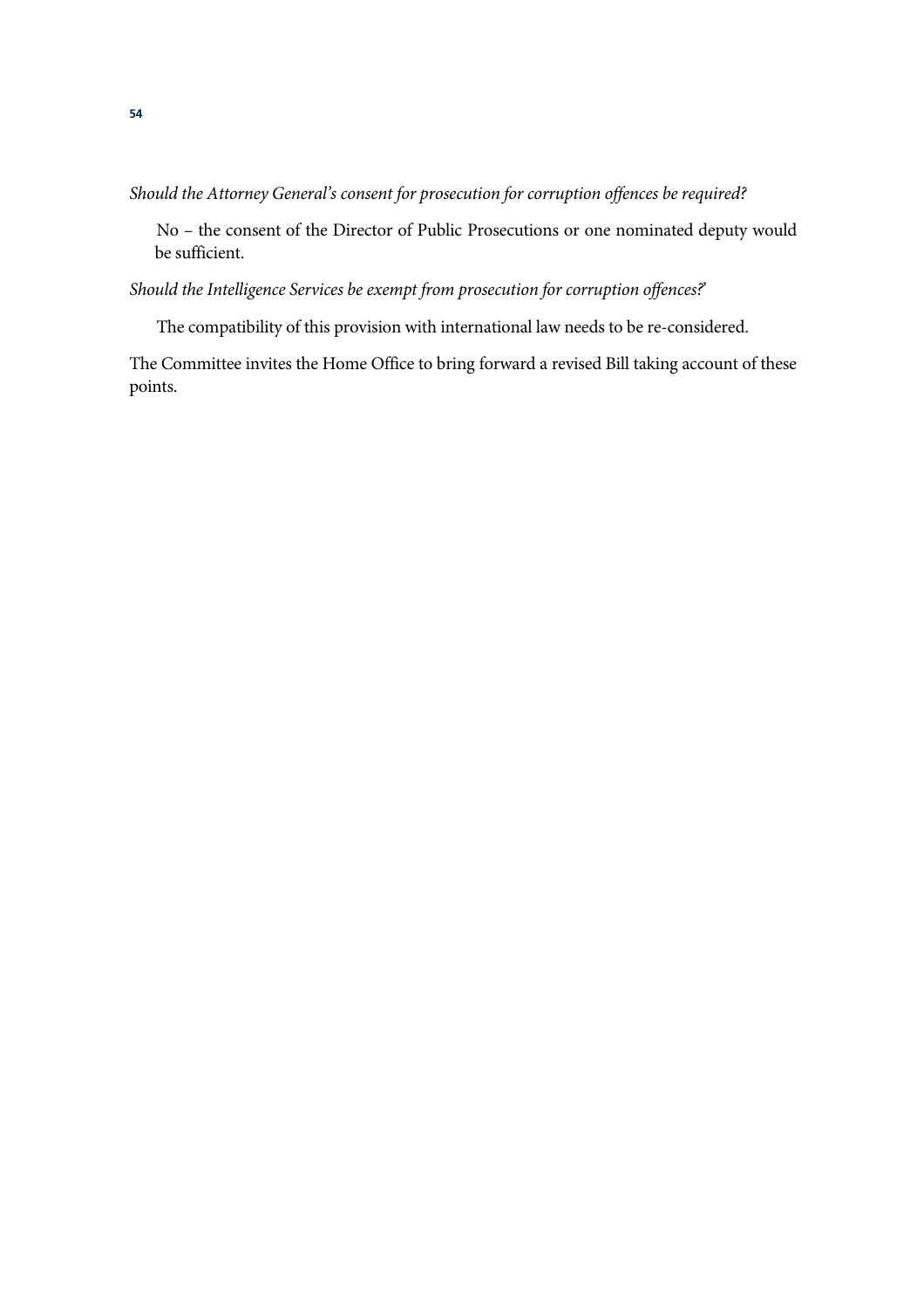*Should the Attorney General's consent for prosecution for corruption offences be required?*

No – the consent of the Director of Public Prosecutions or one nominated deputy would be sufficient.

*Should the Intelligence Services be exempt from prosecution for corruption offences?*

The compatibility of this provision with international law needs to be re-considered.

The Committee invites the Home Office to bring forward a revised Bill taking account of these points.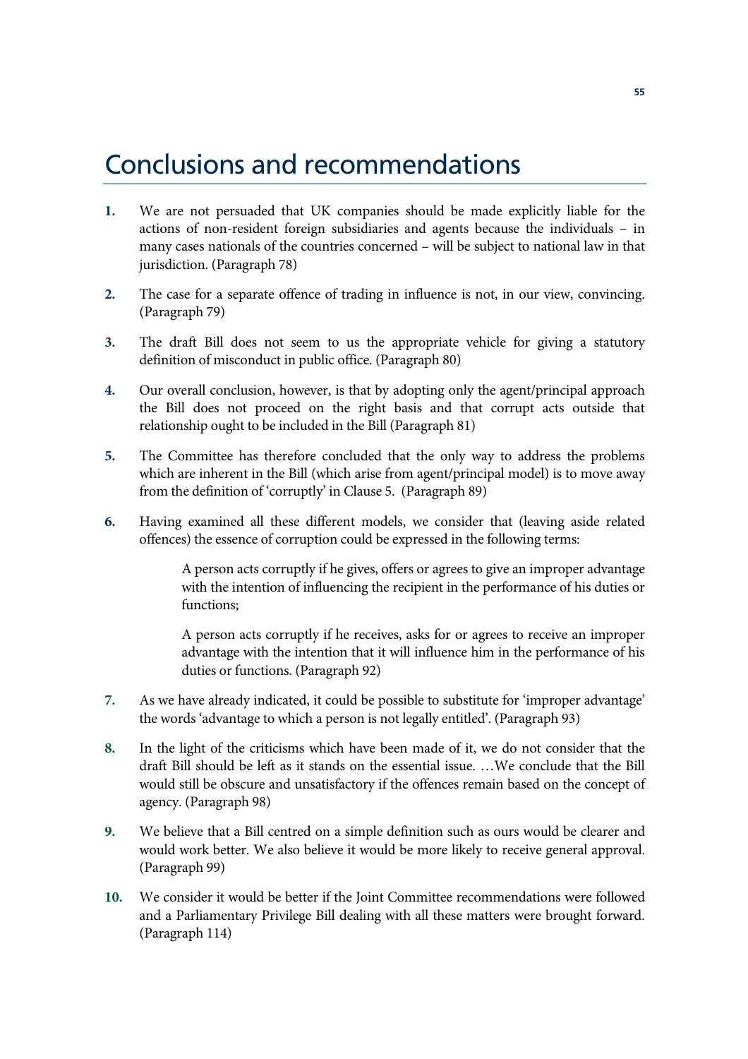# Conclusions and recommendations

1. We are not persuaded that UK companies should be made explicitly liable for the actions of non-resident foreign subsidiaries and agents because the individuals – in many cases nationals of the countries concerned – will be subject to national law in that jurisdiction. (Paragraph 78)

2. The case for a separate offence of trading in influence is not, in our view, convincing. (Paragraph 79)

3. The draft Bill does not seem to us the appropriate vehicle for giving a statutory definition of misconduct in public office. (Paragraph 80)

4. Our overall conclusion, however, is that by adopting only the agent/principal approach the Bill does not proceed on the right basis and that corrupt acts outside that relationship ought to be included in the Bill (Paragraph 81)

5. The Committee has therefore concluded that the only way to address the problems which are inherent in the Bill (which arise from agent/principal model) is to move away from the definition of 'corruptly' in Clause 5. (Paragraph 89)

6. Having examined all these different models, we consider that (leaving aside related offences) the essence of corruption could be expressed in the following terms:

   > A person acts corruptly if he gives, offers or agrees to give an improper advantage with the intention of influencing the recipient in the performance of his duties or functions;
   >
   > A person acts corruptly if he receives, asks for or agrees to receive an improper advantage with the intention that it will influence him in the performance of his duties or functions. (Paragraph 92)

7. As we have already indicated, it could be possible to substitute for 'improper advantage' the words 'advantage to which a person is not legally entitled'. (Paragraph 93)

8. In the light of the criticisms which have been made of it, we do not consider that the draft Bill should be left as it stands on the essential issue. …We conclude that the Bill would still be obscure and unsatisfactory if the offences remain based on the concept of agency. (Paragraph 98)

9. We believe that a Bill centred on a simple definition such as ours would be clearer and would work better. We also believe it would be more likely to receive general approval. (Paragraph 99)

10. We consider it would be better if the Joint Committee recommendations were followed and a Parliamentary Privilege Bill dealing with all these matters were brought forward. (Paragraph 114)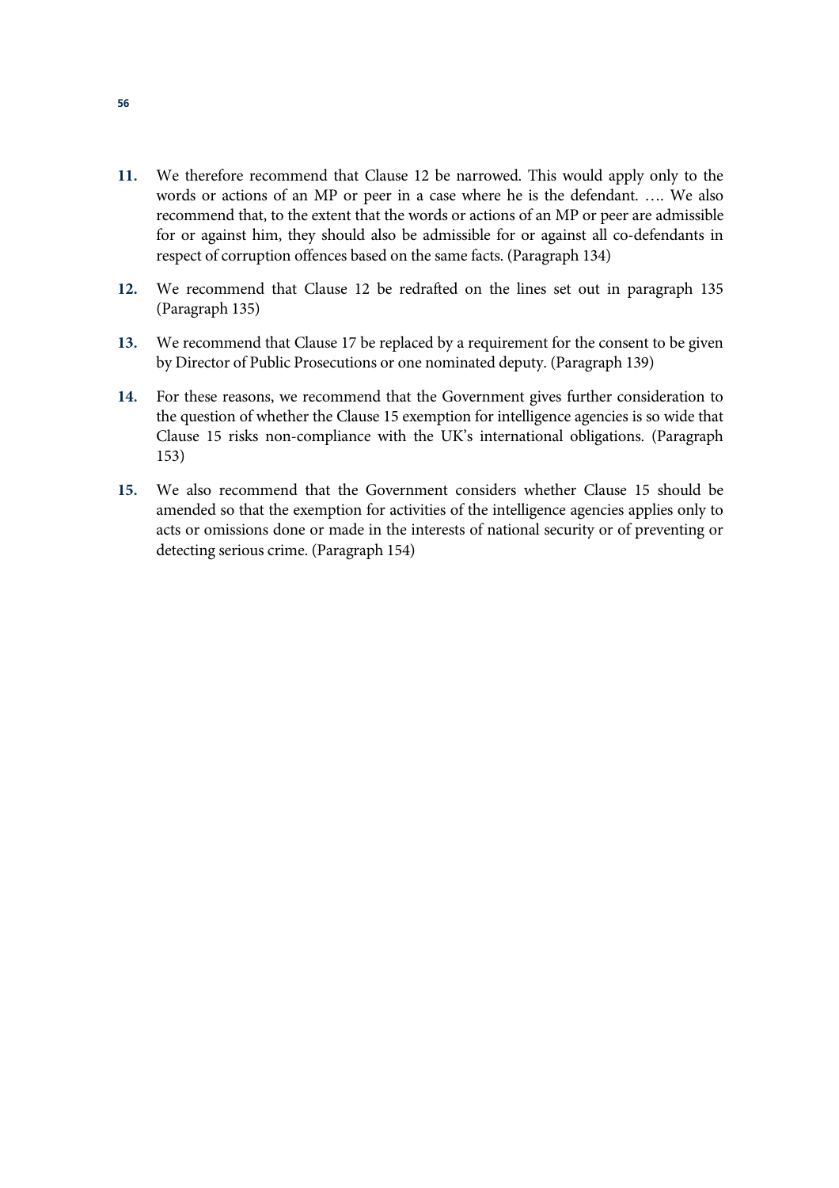11. We therefore recommend that Clause 12 be narrowed. This would apply only to the words or actions of an MP or peer in a case where he is the defendant. …. We also recommend that, to the extent that the words or actions of an MP or peer are admissible for or against him, they should also be admissible for or against all co-defendants in respect of corruption offences based on the same facts. (Paragraph 134)

12. We recommend that Clause 12 be redrafted on the lines set out in paragraph 135 (Paragraph 135)

13. We recommend that Clause 17 be replaced by a requirement for the consent to be given by Director of Public Prosecutions or one nominated deputy. (Paragraph 139)

14. For these reasons, we recommend that the Government gives further consideration to the question of whether the Clause 15 exemption for intelligence agencies is so wide that Clause 15 risks non-compliance with the UK's international obligations. (Paragraph 153)

15. We also recommend that the Government considers whether Clause 15 should be amended so that the exemption for activities of the intelligence agencies applies only to acts or omissions done or made in the interests of national security or of preventing or detecting serious crime. (Paragraph 154)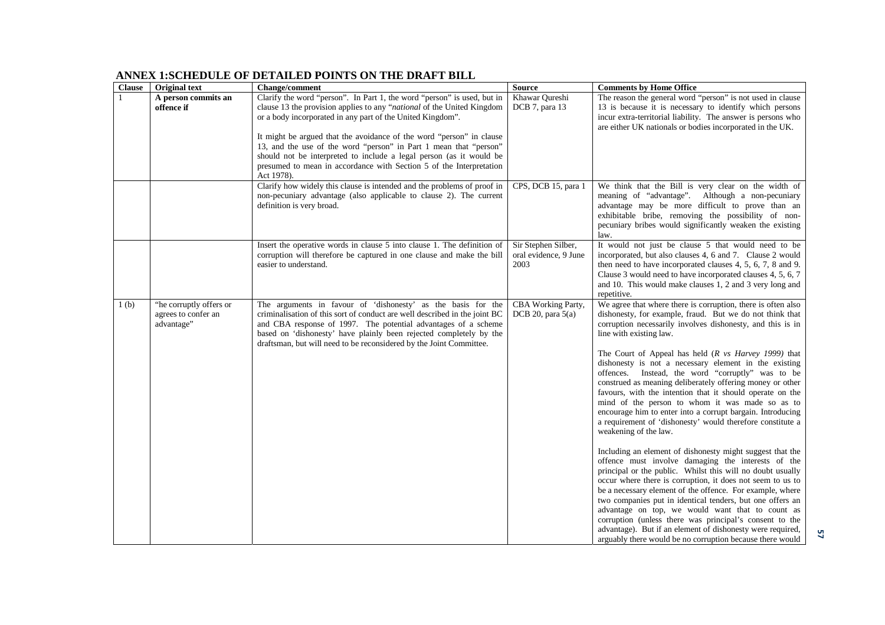## ANNEX 1:SCHEDULE OF DETAILED POINTS ON THE DRAFT BILL

| Clause | Original text | Change/comment | Source | Comments by Home Office |
|---|---|---|---|---|
| 1 | **A person commits an offence if** | Clarify the word "person". In Part 1, the word "person" is used, but in clause 13 the provision applies to any "*national* of the United Kingdom or a body incorporated in any part of the United Kingdom".<br><br>It might be argued that the avoidance of the word "person" in clause 13, and the use of the word "person" in Part 1 mean that "person" should not be interpreted to include a legal person (as it would be presumed to mean in accordance with Section 5 of the Interpretation Act 1978). | Khawar Qureshi DCB 7, para 13 | The reason the general word "person" is not used in clause 13 is because it is necessary to identify which persons incur extra-territorial liability. The answer is persons who are either UK nationals or bodies incorporated in the UK. |
| | | Clarify how widely this clause is intended and the problems of proof in non-pecuniary advantage (also applicable to clause 2). The current definition is very broad. | CPS, DCB 15, para 1 | We think that the Bill is very clear on the width of meaning of "advantage". Although a non-pecuniary advantage may be more difficult to prove than an exhibitable bribe, removing the possibility of non-pecuniary bribes would significantly weaken the existing law. |
| | | Insert the operative words in clause 5 into clause 1. The definition of corruption will therefore be captured in one clause and make the bill easier to understand. | Sir Stephen Silber, oral evidence, 9 June 2003 | It would not just be clause 5 that would need to be incorporated, but also clauses 4, 6 and 7. Clause 2 would then need to have incorporated clauses 4, 5, 6, 7, 8 and 9. Clause 3 would need to have incorporated clauses 4, 5, 6, 7 and 10. This would make clauses 1, 2 and 3 very long and repetitive. |
| 1 (b) | "he corruptly offers or agrees to confer an advantage" | The arguments in favour of 'dishonesty' as the basis for the criminalisation of this sort of conduct are well described in the joint BC and CBA response of 1997. The potential advantages of a scheme based on 'dishonesty' have plainly been rejected completely by the draftsman, but will need to be reconsidered by the Joint Committee. | CBA Working Party, DCB 20, para 5(a) | We agree that where there is corruption, there is often also dishonesty, for example, fraud. But we do not think that corruption necessarily involves dishonesty, and this is in line with existing law.<br><br>The Court of Appeal has held (*R vs Harvey 1999)* that dishonesty is not a necessary element in the existing offences. Instead, the word "corruptly" was to be construed as meaning deliberately offering money or other favours, with the intention that it should operate on the mind of the person to whom it was made so as to encourage him to enter into a corrupt bargain. Introducing a requirement of 'dishonesty' would therefore constitute a weakening of the law.<br><br>Including an element of dishonesty might suggest that the offence must involve damaging the interests of the principal or the public. Whilst this will no doubt usually occur where there is corruption, it does not seem to us to be a necessary element of the offence. For example, where two companies put in identical tenders, but one offers an advantage on top, we would want that to count as corruption (unless there was principal's consent to the advantage). But if an element of dishonesty were required, arguably there would be no corruption because there would |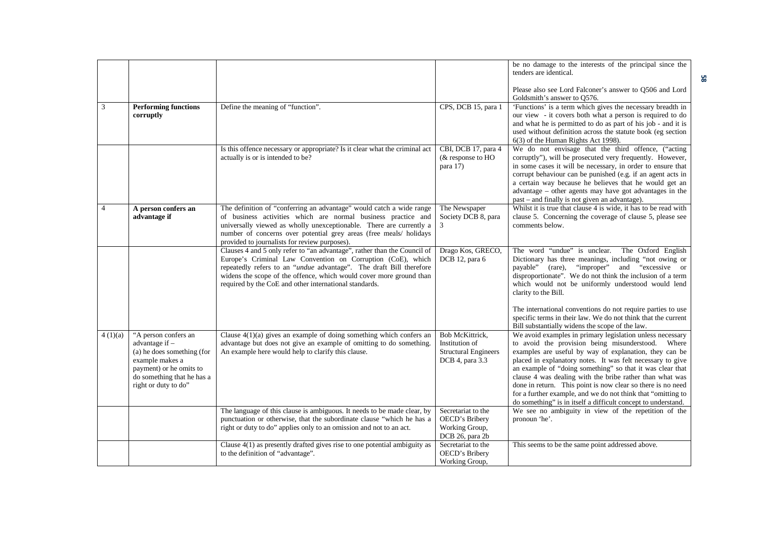| | | | | |
|---|---|---|---|---|
| | | | | be no damage to the interests of the principal since the tenders are identical.<br><br>Please also see Lord Falconer's answer to Q506 and Lord Goldsmith's answer to Q576. |
| 3 | **Performing functions corruptly** | Define the meaning of "function". | CPS, DCB 15, para 1 | 'Functions' is a term which gives the necessary breadth in our view - it covers both what a person is required to do and what he is permitted to do as part of his job - and it is used without definition across the statute book (eg section 6(3) of the Human Rights Act 1998). |
| | | Is this offence necessary or appropriate? Is it clear what the criminal act actually is or is intended to be? | CBI, DCB 17, para 4 (& response to HO para 17) | We do not envisage that the third offence, ("acting corruptly"), will be prosecuted very frequently. However, in some cases it will be necessary, in order to ensure that corrupt behaviour can be punished (e.g. if an agent acts in a certain way because he believes that he would get an advantage – other agents may have got advantages in the past – and finally is not given an advantage). |
| 4 | **A person confers an advantage if** | The definition of "conferring an advantage" would catch a wide range of business activities which are normal business practice and universally viewed as wholly unexceptionable. There are currently a number of concerns over potential grey areas (free meals/ holidays provided to journalists for review purposes). | The Newspaper Society DCB 8, para 3 | Whilst it is true that clause 4 is wide, it has to be read with clause 5. Concerning the coverage of clause 5, please see comments below. |
| | | Clauses 4 and 5 only refer to "an advantage", rather than the Council of Europe's Criminal Law Convention on Corruption (CoE), which repeatedly refers to an "*undue* advantage". The draft Bill therefore widens the scope of the offence, which would cover more ground than required by the CoE and other international standards. | Drago Kos, GRECO, DCB 12, para 6 | The word "undue" is unclear. The Oxford English Dictionary has three meanings, including "not owing or payable" (rare), "improper" and "excessive or disproportionate". We do not think the inclusion of a term which would not be uniformly understood would lend clarity to the Bill.<br><br>The international conventions do not require parties to use specific terms in their law. We do not think that the current Bill substantially widens the scope of the law. |
| 4 (1)(a) | "A person confers an advantage if –<br>(a) he does something (for example makes a payment) or he omits to do something that he has a right or duty to do" | Clause 4(1)(a) gives an example of doing something which confers an advantage but does not give an example of omitting to do something. An example here would help to clarify this clause. | Bob McKittrick, Institution of Structural Engineers DCB 4, para 3.3 | We avoid examples in primary legislation unless necessary to avoid the provision being misunderstood. Where examples are useful by way of explanation, they can be placed in explanatory notes. It was felt necessary to give an example of "doing something" so that it was clear that clause 4 was dealing with the bribe rather than what was done in return. This point is now clear so there is no need for a further example, and we do not think that "omitting to do something" is in itself a difficult concept to understand. |
| | | The language of this clause is ambiguous. It needs to be made clear, by punctuation or otherwise, that the subordinate clause "which he has a right or duty to do" applies only to an omission and not to an act. | Secretariat to the OECD's Bribery Working Group, DCB 26, para 2b | We see no ambiguity in view of the repetition of the pronoun 'he'. |
| | | Clause 4(1) as presently drafted gives rise to one potential ambiguity as to the definition of "advantage". | Secretariat to the OECD's Bribery Working Group, | This seems to be the same point addressed above. |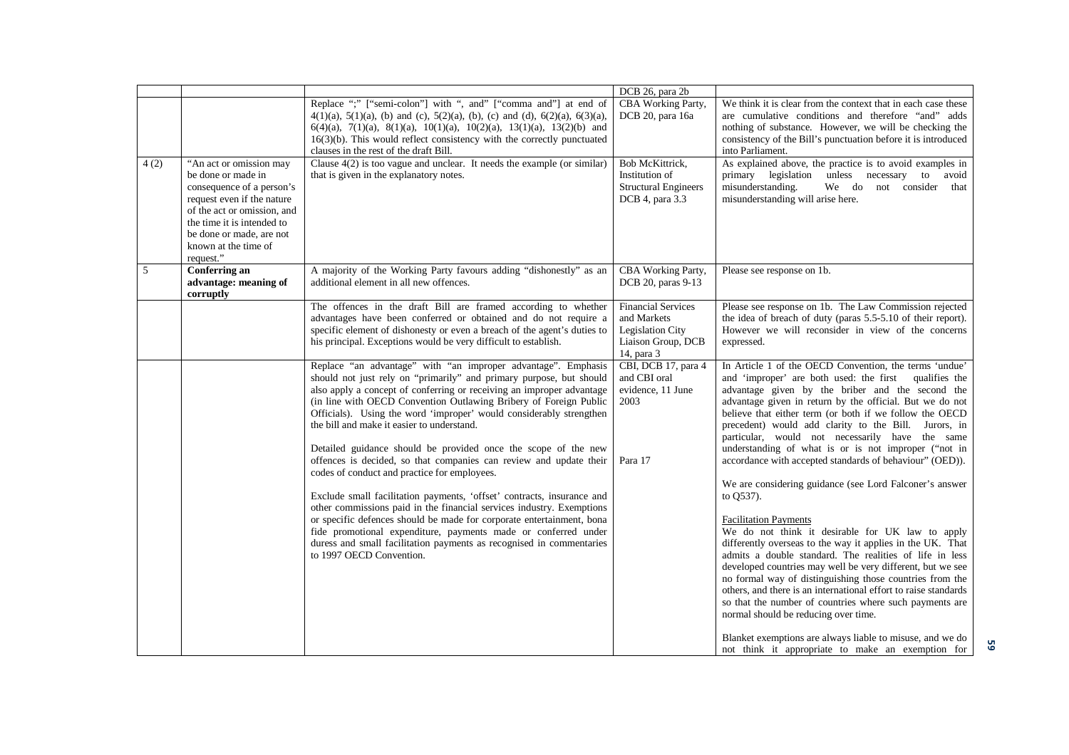| | | | DCB 26, para 2b | |
|---|---|---|---|---|
| | | Replace ";" ["semi-colon"] with ", and" ["comma and"] at end of 4(1)(a), 5(1)(a), (b) and (c), 5(2)(a), (b), (c) and (d), 6(2)(a), 6(3)(a), 6(4)(a), 7(1)(a), 8(1)(a), 10(1)(a), 10(2)(a), 13(1)(a), 13(2)(b) and 16(3)(b). This would reflect consistency with the correctly punctuated clauses in the rest of the draft Bill. | CBA Working Party, DCB 20, para 16a | We think it is clear from the context that in each case these are cumulative conditions and therefore "and" adds nothing of substance. However, we will be checking the consistency of the Bill's punctuation before it is introduced into Parliament. |
| 4 (2) | "An act or omission may be done or made in consequence of a person's request even if the nature of the act or omission, and the time it is intended to be done or made, are not known at the time of request." | Clause 4(2) is too vague and unclear. It needs the example (or similar) that is given in the explanatory notes. | Bob McKittrick, Institution of Structural Engineers DCB 4, para 3.3 | As explained above, the practice is to avoid examples in primary legislation unless necessary to avoid misunderstanding. We do not consider that misunderstanding will arise here. |
| 5 | **Conferring an advantage: meaning of corruptly** | A majority of the Working Party favours adding "dishonestly" as an additional element in all new offences. | CBA Working Party, DCB 20, paras 9-13 | Please see response on 1b. |
| | | The offences in the draft Bill are framed according to whether advantages have been conferred or obtained and do not require a specific element of dishonesty or even a breach of the agent's duties to his principal. Exceptions would be very difficult to establish. | Financial Services and Markets Legislation City Liaison Group, DCB 14, para 3 | Please see response on 1b. The Law Commission rejected the idea of breach of duty (paras 5.5-5.10 of their report). However we will reconsider in view of the concerns expressed. |
| | | Replace "an advantage" with "an improper advantage". Emphasis should not just rely on "primarily" and primary purpose, but should also apply a concept of conferring or receiving an improper advantage (in line with OECD Convention Outlawing Bribery of Foreign Public Officials). Using the word 'improper' would considerably strengthen the bill and make it easier to understand.<br><br>Detailed guidance should be provided once the scope of the new offences is decided, so that companies can review and update their codes of conduct and practice for employees.<br><br>Exclude small facilitation payments, 'offset' contracts, insurance and other commissions paid in the financial services industry. Exemptions or specific defences should be made for corporate entertainment, bona fide promotional expenditure, payments made or conferred under duress and small facilitation payments as recognised in commentaries to 1997 OECD Convention. | CBI, DCB 17, para 4 and CBI oral evidence, 11 June 2003<br><br>Para 17 | In Article 1 of the OECD Convention, the terms 'undue' and 'improper' are both used: the first qualifies the advantage given by the briber and the second the advantage given in return by the official. But we do not believe that either term (or both if we follow the OECD precedent) would add clarity to the Bill. Jurors, in particular, would not necessarily have the same understanding of what is or is not improper ("not in accordance with accepted standards of behaviour" (OED)).<br><br>We are considering guidance (see Lord Falconer's answer to Q537).<br><br>Facilitation Payments<br>We do not think it desirable for UK law to apply differently overseas to the way it applies in the UK. That admits a double standard. The realities of life in less developed countries may well be very different, but we see no formal way of distinguishing those countries from the others, and there is an international effort to raise standards so that the number of countries where such payments are normal should be reducing over time.<br><br>Blanket exemptions are always liable to misuse, and we do not think it appropriate to make an exemption for |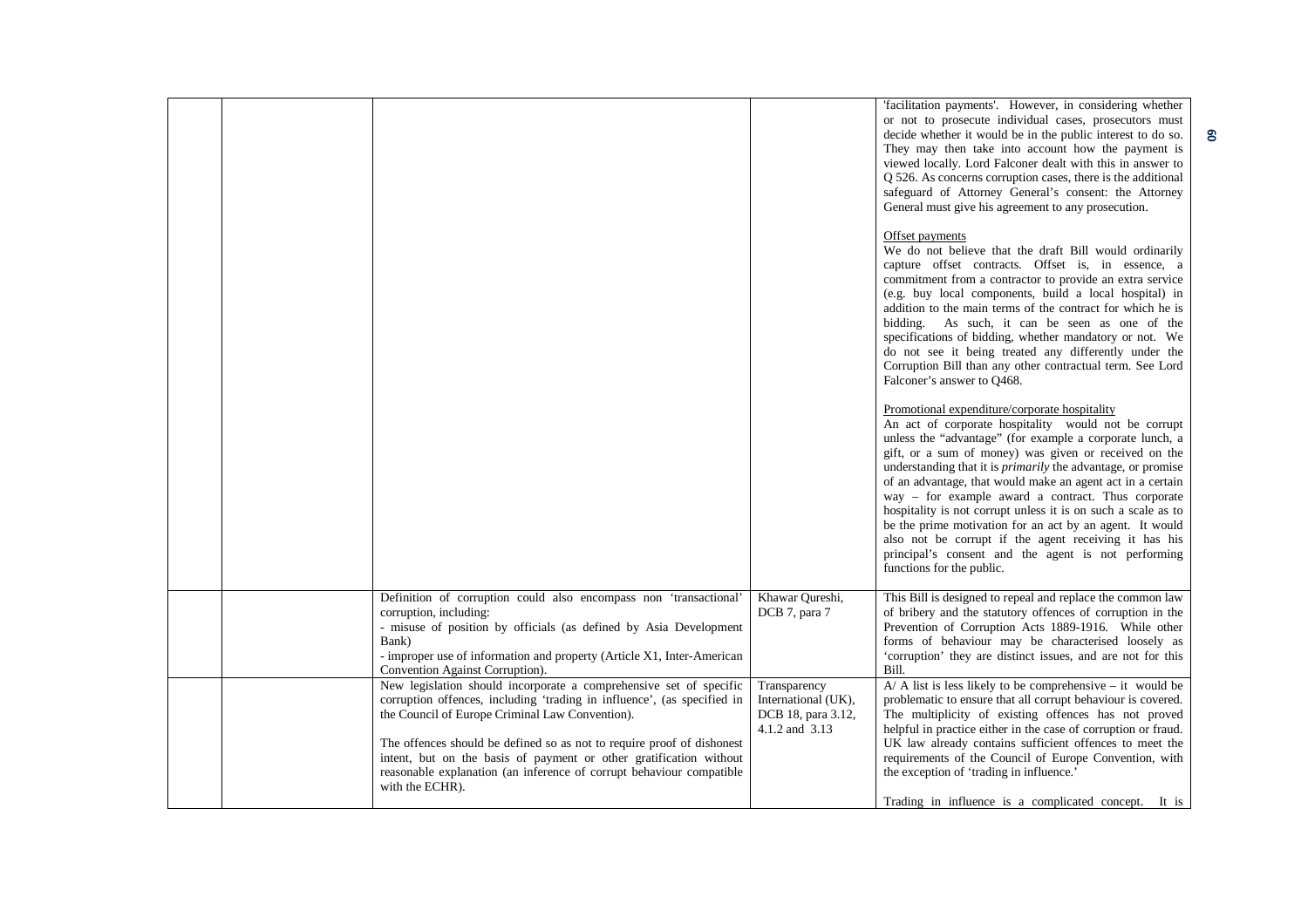| | | | | |
|---|---|---|---|---|
| | | | | 'facilitation payments'. However, in considering whether or not to prosecute individual cases, prosecutors must decide whether it would be in the public interest to do so. They may then take into account how the payment is viewed locally. Lord Falconer dealt with this in answer to Q 526. As concerns corruption cases, there is the additional safeguard of Attorney General's consent: the Attorney General must give his agreement to any prosecution.<br><br>Offset payments<br>We do not believe that the draft Bill would ordinarily capture offset contracts. Offset is, in essence, a commitment from a contractor to provide an extra service (e.g. buy local components, build a local hospital) in addition to the main terms of the contract for which he is bidding. As such, it can be seen as one of the specifications of bidding, whether mandatory or not. We do not see it being treated any differently under the Corruption Bill than any other contractual term. See Lord Falconer's answer to Q468.<br><br>Promotional expenditure/corporate hospitality<br>An act of corporate hospitality would not be corrupt unless the "advantage" (for example a corporate lunch, a gift, or a sum of money) was given or received on the understanding that it is *primarily* the advantage, or promise of an advantage, that would make an agent act in a certain way – for example award a contract. Thus corporate hospitality is not corrupt unless it is on such a scale as to be the prime motivation for an act by an agent. It would also not be corrupt if the agent receiving it has his principal's consent and the agent is not performing functions for the public. |
| | | Definition of corruption could also encompass non 'transactional' corruption, including:<br>- misuse of position by officials (as defined by Asia Development Bank)<br>- improper use of information and property (Article X1, Inter-American Convention Against Corruption). | Khawar Qureshi, DCB 7, para 7 | This Bill is designed to repeal and replace the common law of bribery and the statutory offences of corruption in the Prevention of Corruption Acts 1889-1916. While other forms of behaviour may be characterised loosely as 'corruption' they are distinct issues, and are not for this Bill. |
| | | New legislation should incorporate a comprehensive set of specific corruption offences, including 'trading in influence', (as specified in the Council of Europe Criminal Law Convention).<br><br>The offences should be defined so as not to require proof of dishonest intent, but on the basis of payment or other gratification without reasonable explanation (an inference of corrupt behaviour compatible with the ECHR). | Transparency International (UK), DCB 18, para 3.12, 4.1.2 and 3.13 | A/ A list is less likely to be comprehensive – it would be problematic to ensure that all corrupt behaviour is covered. The multiplicity of existing offences has not proved helpful in practice either in the case of corruption or fraud. UK law already contains sufficient offences to meet the requirements of the Council of Europe Convention, with the exception of 'trading in influence.'<br><br>Trading in influence is a complicated concept. It is |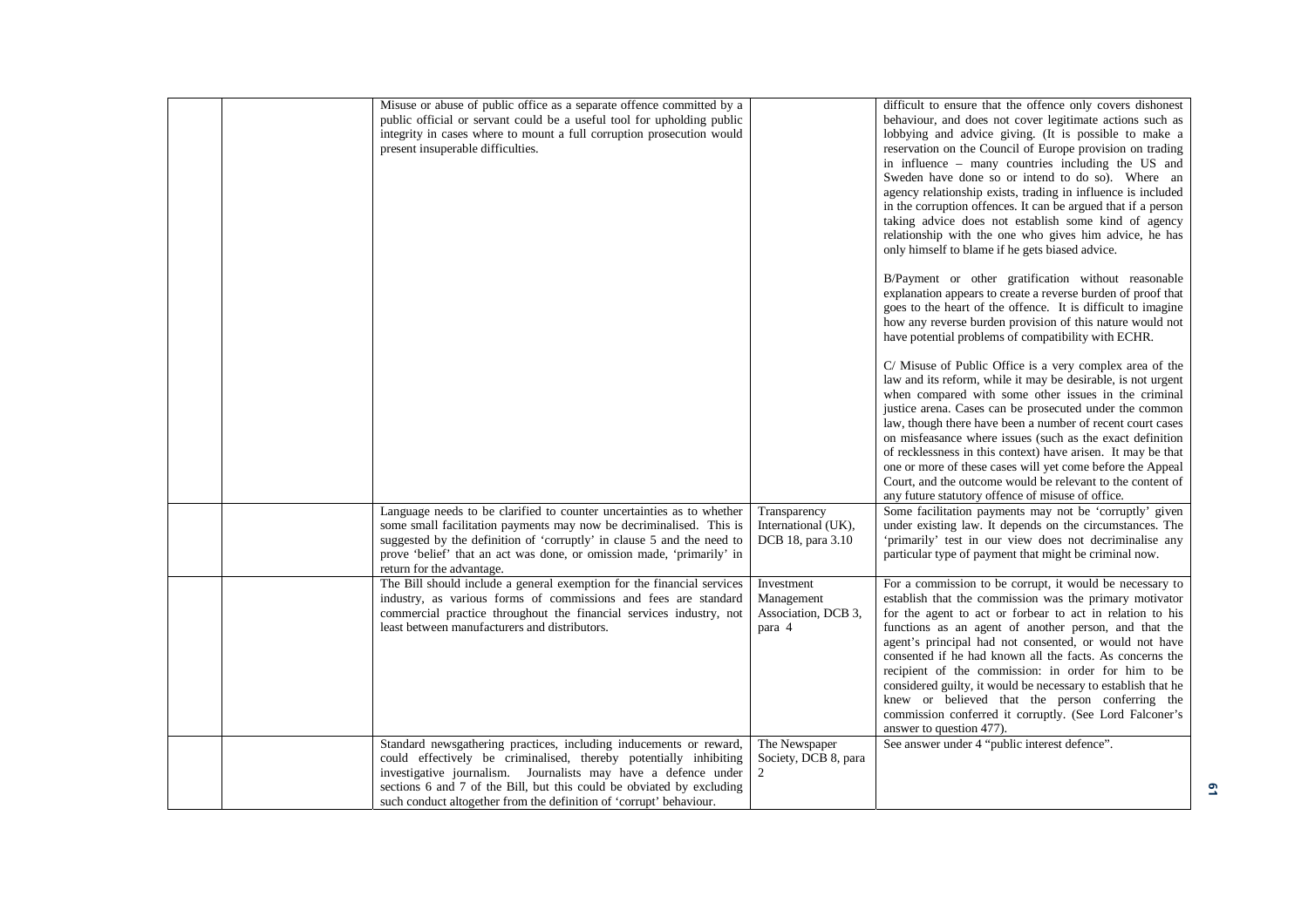| | | | | |
|---|---|---|---|---|
| | | Misuse or abuse of public office as a separate offence committed by a public official or servant could be a useful tool for upholding public integrity in cases where to mount a full corruption prosecution would present insuperable difficulties. | | difficult to ensure that the offence only covers dishonest behaviour, and does not cover legitimate actions such as lobbying and advice giving. (It is possible to make a reservation on the Council of Europe provision on trading in influence – many countries including the US and Sweden have done so or intend to do so). Where an agency relationship exists, trading in influence is included in the corruption offences. It can be argued that if a person taking advice does not establish some kind of agency relationship with the one who gives him advice, he has only himself to blame if he gets biased advice.<br><br>B/Payment or other gratification without reasonable explanation appears to create a reverse burden of proof that goes to the heart of the offence. It is difficult to imagine how any reverse burden provision of this nature would not have potential problems of compatibility with ECHR.<br><br>C/ Misuse of Public Office is a very complex area of the law and its reform, while it may be desirable, is not urgent when compared with some other issues in the criminal justice arena. Cases can be prosecuted under the common law, though there have been a number of recent court cases on misfeasance where issues (such as the exact definition of recklessness in this context) have arisen. It may be that one or more of these cases will yet come before the Appeal Court, and the outcome would be relevant to the content of any future statutory offence of misuse of office. |
| | | Language needs to be clarified to counter uncertainties as to whether some small facilitation payments may now be decriminalised. This is suggested by the definition of 'corruptly' in clause 5 and the need to prove 'belief' that an act was done, or omission made, 'primarily' in return for the advantage. | Transparency International (UK), DCB 18, para 3.10 | Some facilitation payments may not be 'corruptly' given under existing law. It depends on the circumstances. The 'primarily' test in our view does not decriminalise any particular type of payment that might be criminal now. |
| | | The Bill should include a general exemption for the financial services industry, as various forms of commissions and fees are standard commercial practice throughout the financial services industry, not least between manufacturers and distributors. | Investment Management Association, DCB 3, para 4 | For a commission to be corrupt, it would be necessary to establish that the commission was the primary motivator for the agent to act or forbear to act in relation to his functions as an agent of another person, and that the agent's principal had not consented, or would not have consented if he had known all the facts. As concerns the recipient of the commission: in order for him to be considered guilty, it would be necessary to establish that he knew or believed that the person conferring the commission conferred it corruptly. (See Lord Falconer's answer to question 477). |
| | | Standard newsgathering practices, including inducements or reward, could effectively be criminalised, thereby potentially inhibiting investigative journalism. Journalists may have a defence under sections 6 and 7 of the Bill, but this could be obviated by excluding such conduct altogether from the definition of 'corrupt' behaviour. | The Newspaper Society, DCB 8, para 2 | See answer under 4 "public interest defence". |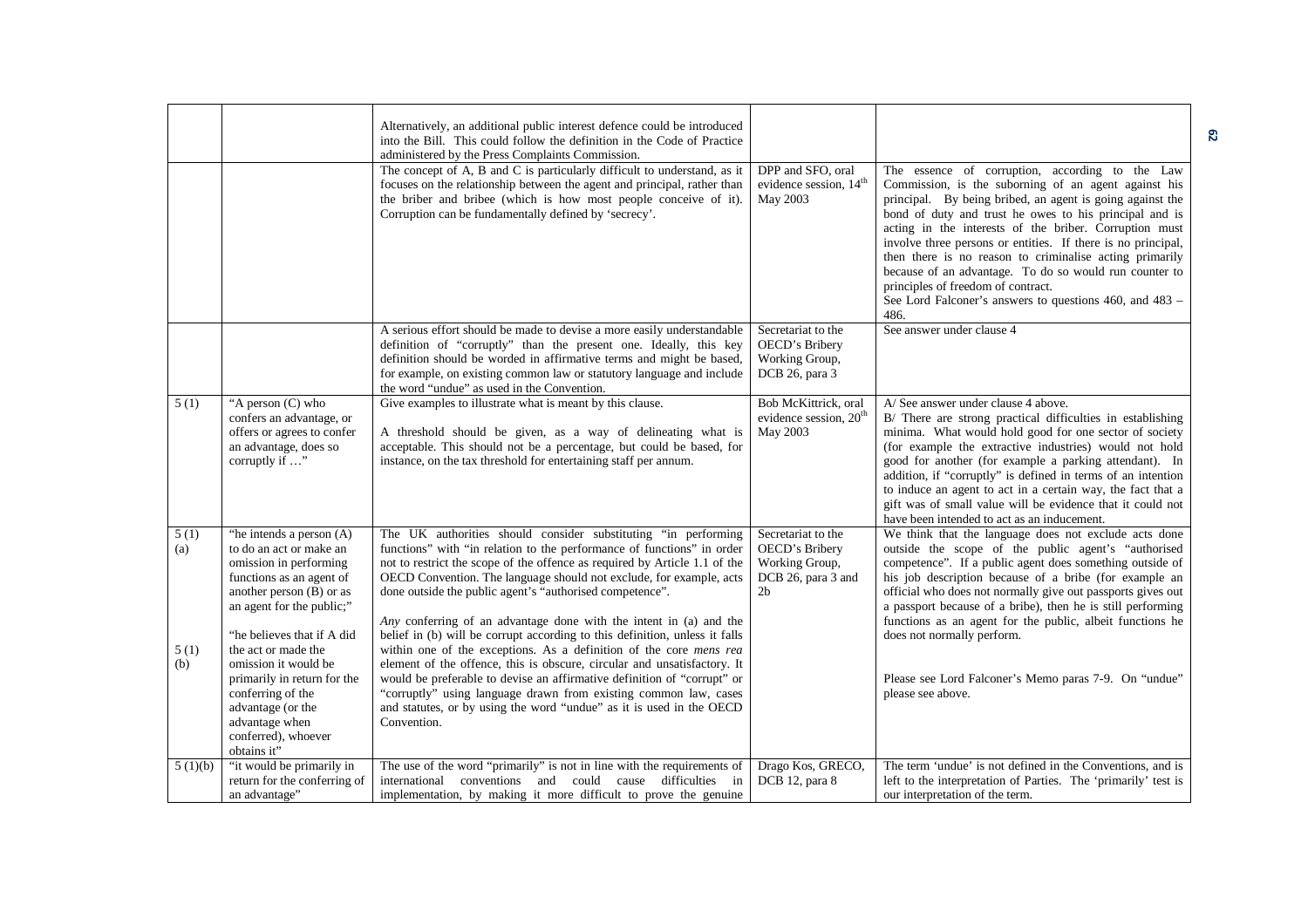| | | | | |
|---|---|---|---|---|
| | | Alternatively, an additional public interest defence could be introduced into the Bill. This could follow the definition in the Code of Practice administered by the Press Complaints Commission. | | |
| | | The concept of A, B and C is particularly difficult to understand, as it focuses on the relationship between the agent and principal, rather than the briber and bribee (which is how most people conceive of it). Corruption can be fundamentally defined by 'secrecy'. | DPP and SFO, oral evidence session, 14th May 2003 | The essence of corruption, according to the Law Commission, is the suborning of an agent against his principal. By being bribed, an agent is going against the bond of duty and trust he owes to his principal and is acting in the interests of the briber. Corruption must involve three persons or entities. If there is no principal, then there is no reason to criminalise acting primarily because of an advantage. To do so would run counter to principles of freedom of contract.<br>See Lord Falconer's answers to questions 460, and 483 – 486. |
| | | A serious effort should be made to devise a more easily understandable definition of "corruptly" than the present one. Ideally, this key definition should be worded in affirmative terms and might be based, for example, on existing common law or statutory language and include the word "undue" as used in the Convention. | Secretariat to the OECD's Bribery Working Group, DCB 26, para 3 | See answer under clause 4 |
| 5 (1) | "A person (C) who confers an advantage, or offers or agrees to confer an advantage, does so corruptly if …" | Give examples to illustrate what is meant by this clause.<br><br>A threshold should be given, as a way of delineating what is acceptable. This should not be a percentage, but could be based, for instance, on the tax threshold for entertaining staff per annum. | Bob McKittrick, oral evidence session, 20th May 2003 | A/ See answer under clause 4 above.<br>B/ There are strong practical difficulties in establishing minima. What would hold good for one sector of society (for example the extractive industries) would not hold good for another (for example a parking attendant). In addition, if "corruptly" is defined in terms of an intention to induce an agent to act in a certain way, the fact that a gift was of small value will be evidence that it could not have been intended to act as an inducement. |
| 5 (1) (a)<br><br><br><br><br>5 (1) (b) | "he intends a person (A) to do an act or make an omission in performing functions as an agent of another person (B) or as an agent for the public;"<br><br>"he believes that if A did the act or made the omission it would be primarily in return for the conferring of the advantage (or the advantage when conferred), whoever obtains it" | The UK authorities should consider substituting "in performing functions" with "in relation to the performance of functions" in order not to restrict the scope of the offence as required by Article 1.1 of the OECD Convention. The language should not exclude, for example, acts done outside the public agent's "authorised competence".<br><br>*Any* conferring of an advantage done with the intent in (a) and the belief in (b) will be corrupt according to this definition, unless it falls within one of the exceptions. As a definition of the core *mens rea* element of the offence, this is obscure, circular and unsatisfactory. It would be preferable to devise an affirmative definition of "corrupt" or "corruptly" using language drawn from existing common law, cases and statutes, or by using the word "undue" as it is used in the OECD Convention. | Secretariat to the OECD's Bribery Working Group, DCB 26, para 3 and 2b | We think that the language does not exclude acts done outside the scope of the public agent's "authorised competence". If a public agent does something outside of his job description because of a bribe (for example an official who does not normally give out passports gives out a passport because of a bribe), then he is still performing functions as an agent for the public, albeit functions he does not normally perform.<br><br><br>Please see Lord Falconer's Memo paras 7-9. On "undue" please see above. |
| 5 (1)(b) | "it would be primarily in return for the conferring of an advantage" | The use of the word "primarily" is not in line with the requirements of international conventions and could cause difficulties in implementation, by making it more difficult to prove the genuine | Drago Kos, GRECO, DCB 12, para 8 | The term 'undue' is not defined in the Conventions, and is left to the interpretation of Parties. The 'primarily' test is our interpretation of the term. |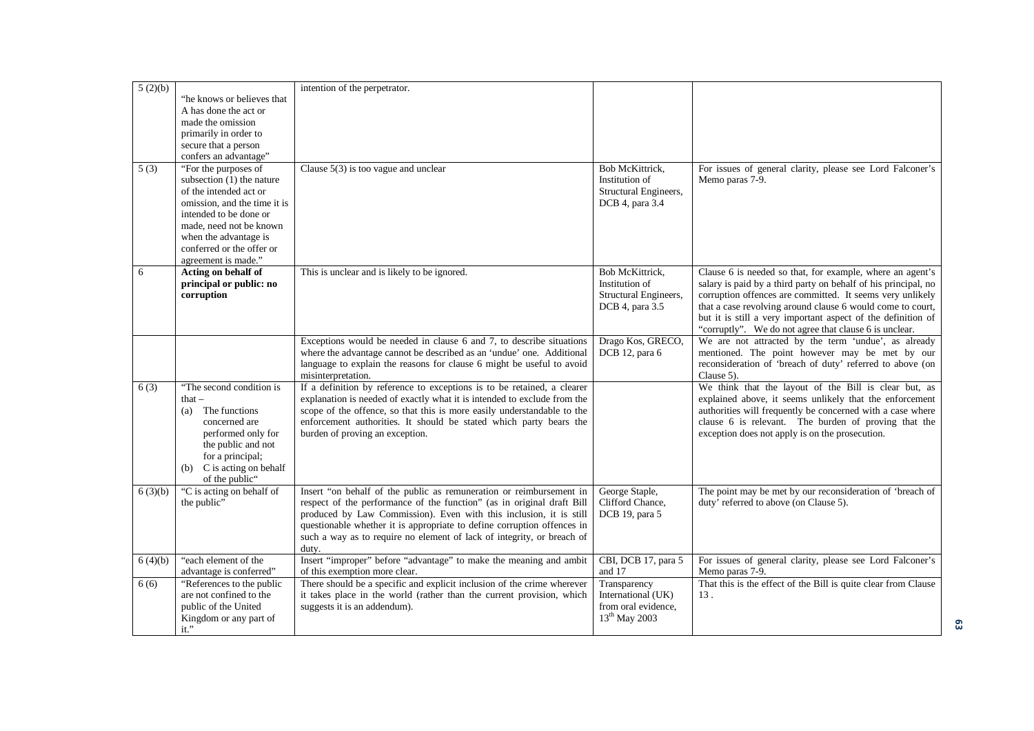| | | | | |
|---|---|---|---|---|
| 5 (2)(b) | "he knows or believes that A has done the act or made the omission primarily in order to secure that a person confers an advantage" | intention of the perpetrator. | | |
| 5 (3) | "For the purposes of subsection (1) the nature of the intended act or omission, and the time it is intended to be done or made, need not be known when the advantage is conferred or the offer or agreement is made." | Clause 5(3) is too vague and unclear | Bob McKittrick, Institution of Structural Engineers, DCB 4, para 3.4 | For issues of general clarity, please see Lord Falconer's Memo paras 7-9. |
| 6 | **Acting on behalf of principal or public: no corruption** | This is unclear and is likely to be ignored. | Bob McKittrick, Institution of Structural Engineers, DCB 4, para 3.5 | Clause 6 is needed so that, for example, where an agent's salary is paid by a third party on behalf of his principal, no corruption offences are committed. It seems very unlikely that a case revolving around clause 6 would come to court, but it is still a very important aspect of the definition of "corruptly". We do not agree that clause 6 is unclear. |
| | | Exceptions would be needed in clause 6 and 7, to describe situations where the advantage cannot be described as an 'undue' one. Additional language to explain the reasons for clause 6 might be useful to avoid misinterpretation. | Drago Kos, GRECO, DCB 12, para 6 | We are not attracted by the term 'undue', as already mentioned. The point however may be met by our reconsideration of 'breach of duty' referred to above (on Clause 5). |
| 6 (3) | "The second condition is that – (a) The functions concerned are performed only for the public and not for a principal; (b) C is acting on behalf of the public" | If a definition by reference to exceptions is to be retained, a clearer explanation is needed of exactly what it is intended to exclude from the scope of the offence, so that this is more easily understandable to the enforcement authorities. It should be stated which party bears the burden of proving an exception. | | We think that the layout of the Bill is clear but, as explained above, it seems unlikely that the enforcement authorities will frequently be concerned with a case where clause 6 is relevant. The burden of proving that the exception does not apply is on the prosecution. |
| 6 (3)(b) | "C is acting on behalf of the public" | Insert "on behalf of the public as remuneration or reimbursement in respect of the performance of the function" (as in original draft Bill produced by Law Commission). Even with this inclusion, it is still questionable whether it is appropriate to define corruption offences in such a way as to require no element of lack of integrity, or breach of duty. | George Staple, Clifford Chance, DCB 19, para 5 | The point may be met by our reconsideration of 'breach of duty' referred to above (on Clause 5). |
| 6 (4)(b) | "each element of the advantage is conferred" | Insert "improper" before "advantage" to make the meaning and ambit of this exemption more clear. | CBI, DCB 17, para 5 and 17 | For issues of general clarity, please see Lord Falconer's Memo paras 7-9. |
| 6 (6) | "References to the public are not confined to the public of the United Kingdom or any part of it." | There should be a specific and explicit inclusion of the crime wherever it takes place in the world (rather than the current provision, which suggests it is an addendum). | Transparency International (UK) from oral evidence, 13th May 2003 | That this is the effect of the Bill is quite clear from Clause 13 . |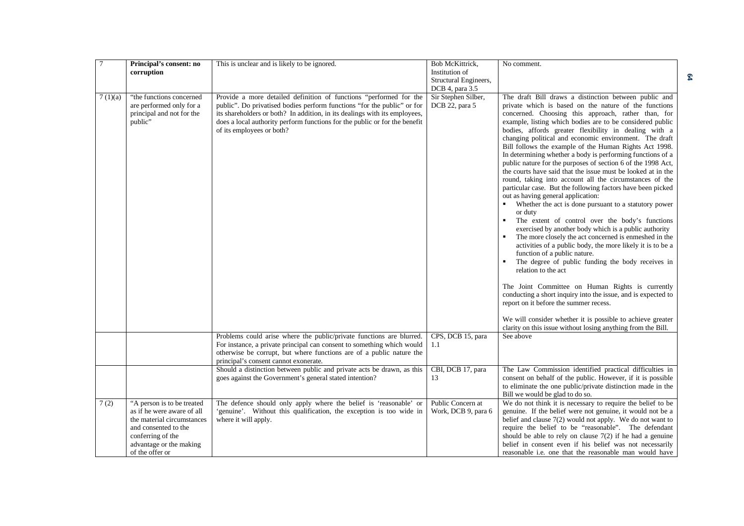| 7 | **Principal's consent: no corruption** | This is unclear and is likely to be ignored. | Bob McKittrick, Institution of Structural Engineers, DCB 4, para 3.5 | No comment. |
|---|---|---|---|---|
| 7 (1)(a) | "the functions concerned are performed only for a principal and not for the public" | Provide a more detailed definition of functions "performed for the public". Do privatised bodies perform functions "for the public" or for its shareholders or both? In addition, in its dealings with its employees, does a local authority perform functions for the public or for the benefit of its employees or both? | Sir Stephen Silber, DCB 22, para 5 | The draft Bill draws a distinction between public and private which is based on the nature of the functions concerned. Choosing this approach, rather than, for example, listing which bodies are to be considered public bodies, affords greater flexibility in dealing with a changing political and economic environment. The draft Bill follows the example of the Human Rights Act 1998. In determining whether a body is performing functions of a public nature for the purposes of section 6 of the 1998 Act, the courts have said that the issue must be looked at in the round, taking into account all the circumstances of the particular case. But the following factors have been picked out as having general application:<br>▪ Whether the act is done pursuant to a statutory power or duty<br>▪ The extent of control over the body's functions exercised by another body which is a public authority<br>▪ The more closely the act concerned is enmeshed in the activities of a public body, the more likely it is to be a function of a public nature.<br>▪ The degree of public funding the body receives in relation to the act<br><br>The Joint Committee on Human Rights is currently conducting a short inquiry into the issue, and is expected to report on it before the summer recess.<br><br>We will consider whether it is possible to achieve greater clarity on this issue without losing anything from the Bill. |
| | | Problems could arise where the public/private functions are blurred. For instance, a private principal can consent to something which would otherwise be corrupt, but where functions are of a public nature the principal's consent cannot exonerate. | CPS, DCB 15, para 1.1 | See above |
| | | Should a distinction between public and private acts be drawn, as this goes against the Government's general stated intention? | CBI, DCB 17, para 13 | The Law Commission identified practical difficulties in consent on behalf of the public. However, if it is possible to eliminate the one public/private distinction made in the Bill we would be glad to do so. |
| 7 (2) | "A person is to be treated as if he were aware of all the material circumstances and consented to the conferring of the advantage or the making of the offer or | The defence should only apply where the belief is 'reasonable' or 'genuine'. Without this qualification, the exception is too wide in where it will apply. | Public Concern at Work, DCB 9, para 6 | We do not think it is necessary to require the belief to be genuine. If the belief were not genuine, it would not be a belief and clause 7(2) would not apply. We do not want to require the belief to be "reasonable". The defendant should be able to rely on clause 7(2) if he had a genuine belief in consent even if his belief was not necessarily reasonable i.e. one that the reasonable man would have |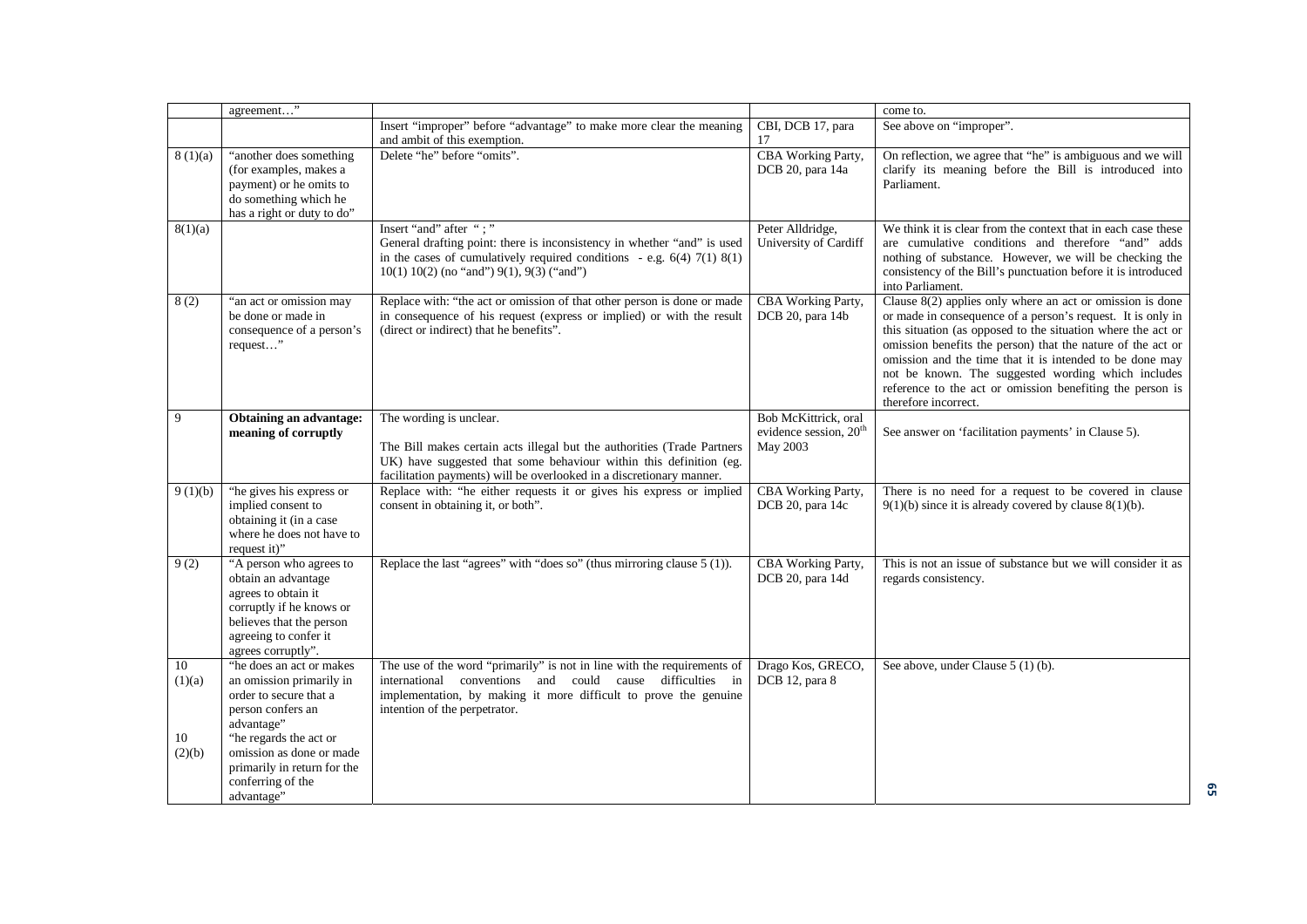| | | | | |
|---|---|---|---|---|
| | agreement…" | | | come to. |
| | | Insert "improper" before "advantage" to make more clear the meaning and ambit of this exemption. | CBI, DCB 17, para 17 | See above on "improper". |
| 8 (1)(a) | "another does something (for examples, makes a payment) or he omits to do something which he has a right or duty to do" | Delete "he" before "omits". | CBA Working Party, DCB 20, para 14a | On reflection, we agree that "he" is ambiguous and we will clarify its meaning before the Bill is introduced into Parliament. |
| 8(1)(a) | | Insert "and" after " ; "<br>General drafting point: there is inconsistency in whether "and" is used in the cases of cumulatively required conditions - e.g. 6(4) 7(1) 8(1) 10(1) 10(2) (no "and") 9(1), 9(3) ("and") | Peter Alldridge, University of Cardiff | We think it is clear from the context that in each case these are cumulative conditions and therefore "and" adds nothing of substance. However, we will be checking the consistency of the Bill's punctuation before it is introduced into Parliament. |
| 8 (2) | "an act or omission may be done or made in consequence of a person's request…" | Replace with: "the act or omission of that other person is done or made in consequence of his request (express or implied) or with the result (direct or indirect) that he benefits". | CBA Working Party, DCB 20, para 14b | Clause 8(2) applies only where an act or omission is done or made in consequence of a person's request. It is only in this situation (as opposed to the situation where the act or omission benefits the person) that the nature of the act or omission and the time that it is intended to be done may not be known. The suggested wording which includes reference to the act or omission benefiting the person is therefore incorrect. |
| 9 | **Obtaining an advantage: meaning of corruptly** | The wording is unclear.<br><br>The Bill makes certain acts illegal but the authorities (Trade Partners UK) have suggested that some behaviour within this definition (eg. facilitation payments) will be overlooked in a discretionary manner. | Bob McKittrick, oral evidence session, 20th May 2003 | See answer on 'facilitation payments' in Clause 5). |
| 9 (1)(b) | "he gives his express or implied consent to obtaining it (in a case where he does not have to request it)" | Replace with: "he either requests it or gives his express or implied consent in obtaining it, or both". | CBA Working Party, DCB 20, para 14c | There is no need for a request to be covered in clause 9(1)(b) since it is already covered by clause 8(1)(b). |
| 9 (2) | "A person who agrees to obtain an advantage agrees to obtain it corruptly if he knows or believes that the person agreeing to confer it agrees corruptly". | Replace the last "agrees" with "does so" (thus mirroring clause 5 (1)). | CBA Working Party, DCB 20, para 14d | This is not an issue of substance but we will consider it as regards consistency. |
| 10 (1)(a)<br><br>10 (2)(b) | "he does an act or makes an omission primarily in order to secure that a person confers an advantage"<br>"he regards the act or omission as done or made primarily in return for the conferring of the advantage" | The use of the word "primarily" is not in line with the requirements of international conventions and could cause difficulties in implementation, by making it more difficult to prove the genuine intention of the perpetrator. | Drago Kos, GRECO, DCB 12, para 8 | See above, under Clause 5 (1) (b). |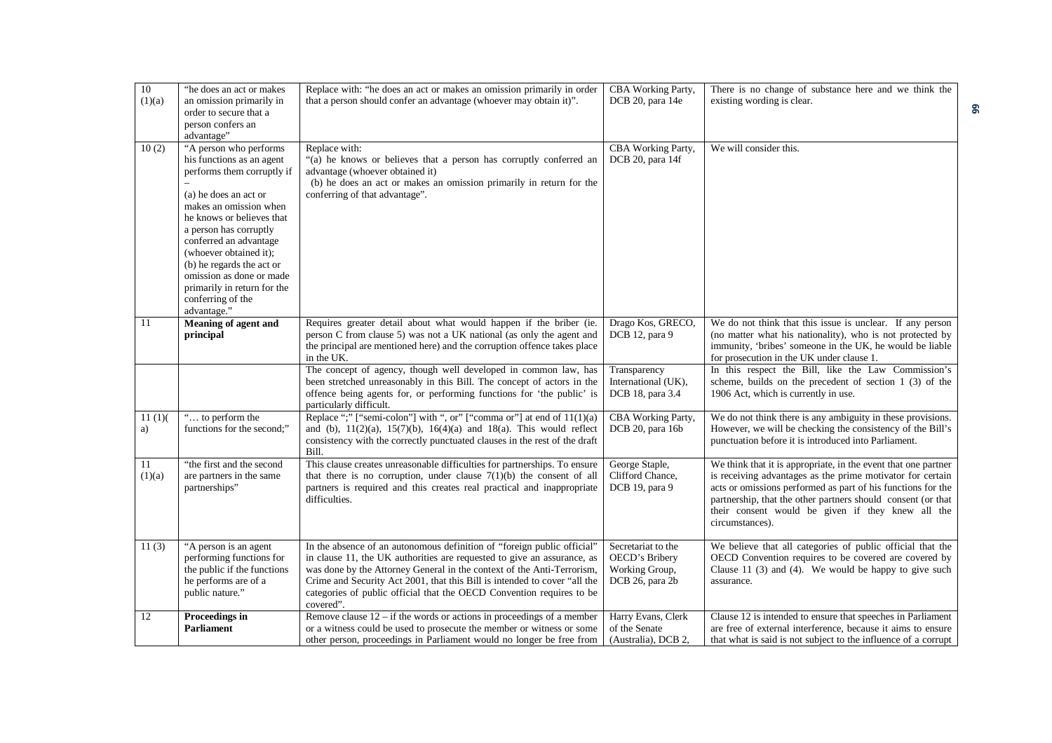| 10 (1)(a) | "he does an act or makes an omission primarily in order to secure that a person confers an advantage" | Replace with: "he does an act or makes an omission primarily in order that a person should confer an advantage (whoever may obtain it)". | CBA Working Party, DCB 20, para 14e | There is no change of substance here and we think the existing wording is clear. |
|---|---|---|---|---|
| 10 (2) | "A person who performs his functions as an agent performs them corruptly if – (a) he does an act or makes an omission when he knows or believes that a person has corruptly conferred an advantage (whoever obtained it); (b) he regards the act or omission as done or made primarily in return for the conferring of the advantage." | Replace with: "(a) he knows or believes that a person has corruptly conferred an advantage (whoever obtained it) (b) he does an act or makes an omission primarily in return for the conferring of that advantage". | CBA Working Party, DCB 20, para 14f | We will consider this. |
| 11 | **Meaning of agent and principal** | Requires greater detail about what would happen if the briber (ie. person C from clause 5) was not a UK national (as only the agent and the principal are mentioned here) and the corruption offence takes place in the UK. | Drago Kos, GRECO, DCB 12, para 9 | We do not think that this issue is unclear. If any person (no matter what his nationality), who is not protected by immunity, 'bribes' someone in the UK, he would be liable for prosecution in the UK under clause 1. |
| | | The concept of agency, though well developed in common law, has been stretched unreasonably in this Bill. The concept of actors in the offence being agents for, or performing functions for 'the public' is particularly difficult. | Transparency International (UK), DCB 18, para 3.4 | In this respect the Bill, like the Law Commission's scheme, builds on the precedent of section 1 (3) of the 1906 Act, which is currently in use. |
| 11 (1)(a) | "… to perform the functions for the second;" | Replace ";" ["semi-colon"] with ", or" ["comma or"] at end of 11(1)(a) and (b), 11(2)(a), 15(7)(b), 16(4)(a) and 18(a). This would reflect consistency with the correctly punctuated clauses in the rest of the draft Bill. | CBA Working Party, DCB 20, para 16b | We do not think there is any ambiguity in these provisions. However, we will be checking the consistency of the Bill's punctuation before it is introduced into Parliament. |
| 11 (1)(a) | "the first and the second are partners in the same partnerships" | This clause creates unreasonable difficulties for partnerships. To ensure that there is no corruption, under clause 7(1)(b) the consent of all partners is required and this creates real practical and inappropriate difficulties. | George Staple, Clifford Chance, DCB 19, para 9 | We think that it is appropriate, in the event that one partner is receiving advantages as the prime motivator for certain acts or omissions performed as part of his functions for the partnership, that the other partners should consent (or that their consent would be given if they knew all the circumstances). |
| 11 (3) | "A person is an agent performing functions for the public if the functions he performs are of a public nature." | In the absence of an autonomous definition of "foreign public official" in clause 11, the UK authorities are requested to give an assurance, as was done by the Attorney General in the context of the Anti-Terrorism, Crime and Security Act 2001, that this Bill is intended to cover "all the categories of public official that the OECD Convention requires to be covered". | Secretariat to the OECD's Bribery Working Group, DCB 26, para 2b | We believe that all categories of public official that the OECD Convention requires to be covered are covered by Clause 11 (3) and (4). We would be happy to give such assurance. |
| 12 | **Proceedings in Parliament** | Remove clause 12 – if the words or actions in proceedings of a member or a witness could be used to prosecute the member or witness or some other person, proceedings in Parliament would no longer be free from | Harry Evans, Clerk of the Senate (Australia), DCB 2, | Clause 12 is intended to ensure that speeches in Parliament are free of external interference, because it aims to ensure that what is said is not subject to the influence of a corrupt |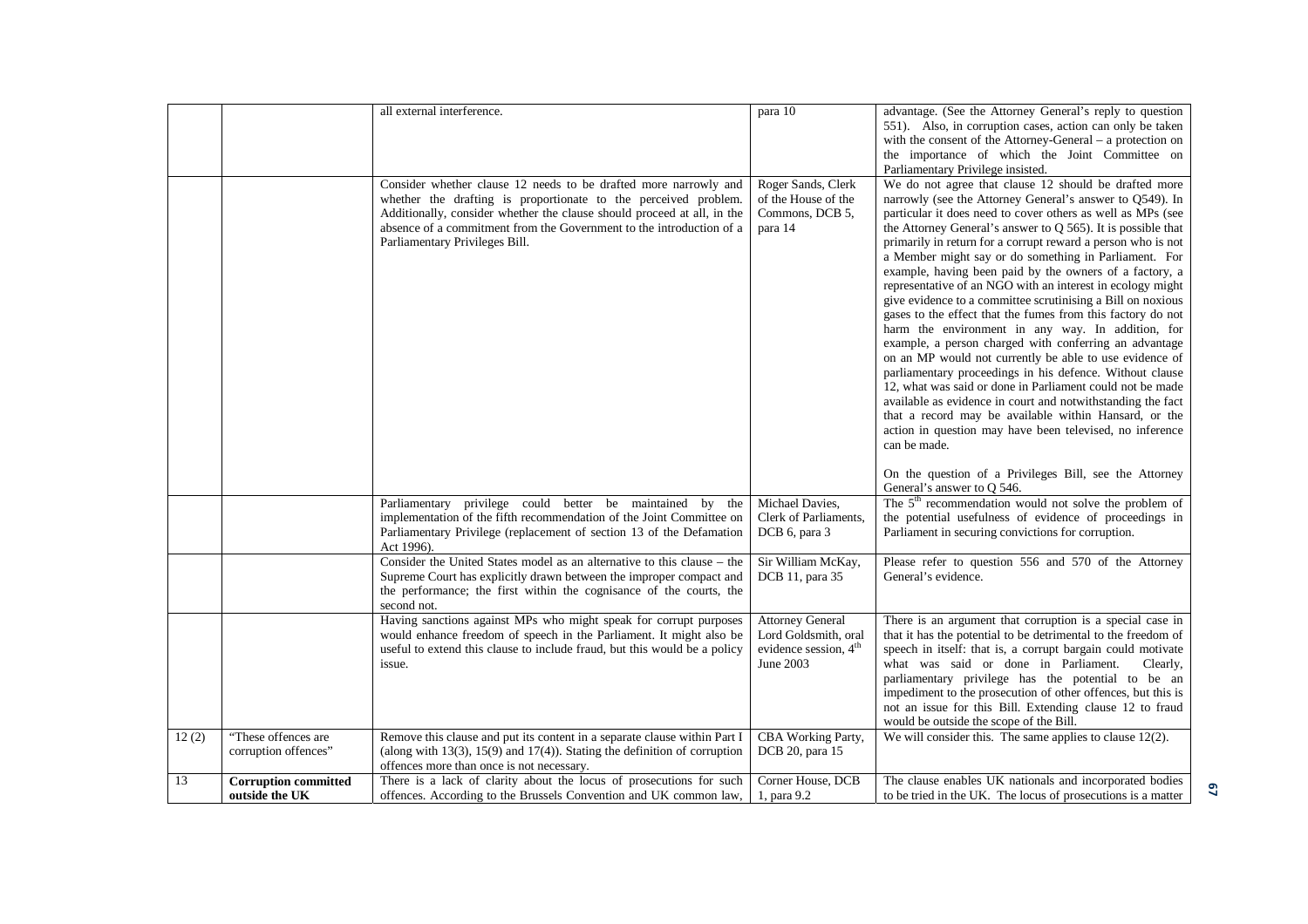| | | | | |
|---|---|---|---|---|
| | | all external interference. | para 10 | advantage. (See the Attorney General's reply to question 551). Also, in corruption cases, action can only be taken with the consent of the Attorney-General – a protection on the importance of which the Joint Committee on Parliamentary Privilege insisted. |
| | | Consider whether clause 12 needs to be drafted more narrowly and whether the drafting is proportionate to the perceived problem. Additionally, consider whether the clause should proceed at all, in the absence of a commitment from the Government to the introduction of a Parliamentary Privileges Bill. | Roger Sands, Clerk of the House of the Commons, DCB 5, para 14 | We do not agree that clause 12 should be drafted more narrowly (see the Attorney General's answer to Q549). In particular it does need to cover others as well as MPs (see the Attorney General's answer to Q 565). It is possible that primarily in return for a corrupt reward a person who is not a Member might say or do something in Parliament. For example, having been paid by the owners of a factory, a representative of an NGO with an interest in ecology might give evidence to a committee scrutinising a Bill on noxious gases to the effect that the fumes from this factory do not harm the environment in any way. In addition, for example, a person charged with conferring an advantage on an MP would not currently be able to use evidence of parliamentary proceedings in his defence. Without clause 12, what was said or done in Parliament could not be made available as evidence in court and notwithstanding the fact that a record may be available within Hansard, or the action in question may have been televised, no inference can be made.<br><br>On the question of a Privileges Bill, see the Attorney General's answer to Q 546. |
| | | Parliamentary privilege could better be maintained by the implementation of the fifth recommendation of the Joint Committee on Parliamentary Privilege (replacement of section 13 of the Defamation Act 1996). | Michael Davies, Clerk of Parliaments, DCB 6, para 3 | The 5th recommendation would not solve the problem of the potential usefulness of evidence of proceedings in Parliament in securing convictions for corruption. |
| | | Consider the United States model as an alternative to this clause – the Supreme Court has explicitly drawn between the improper compact and the performance; the first within the cognisance of the courts, the second not. | Sir William McKay, DCB 11, para 35 | Please refer to question 556 and 570 of the Attorney General's evidence. |
| | | Having sanctions against MPs who might speak for corrupt purposes would enhance freedom of speech in the Parliament. It might also be useful to extend this clause to include fraud, but this would be a policy issue. | Attorney General Lord Goldsmith, oral evidence session, 4th June 2003 | There is an argument that corruption is a special case in that it has the potential to be detrimental to the freedom of speech in itself: that is, a corrupt bargain could motivate what was said or done in Parliament. Clearly, parliamentary privilege has the potential to be an impediment to the prosecution of other offences, but this is not an issue for this Bill. Extending clause 12 to fraud would be outside the scope of the Bill. |
| 12 (2) | "These offences are corruption offences" | Remove this clause and put its content in a separate clause within Part I (along with 13(3), 15(9) and 17(4)). Stating the definition of corruption offences more than once is not necessary. | CBA Working Party, DCB 20, para 15 | We will consider this. The same applies to clause 12(2). |
| 13 | **Corruption committed outside the UK** | There is a lack of clarity about the locus of prosecutions for such offences. According to the Brussels Convention and UK common law, | Corner House, DCB 1, para 9.2 | The clause enables UK nationals and incorporated bodies to be tried in the UK. The locus of prosecutions is a matter |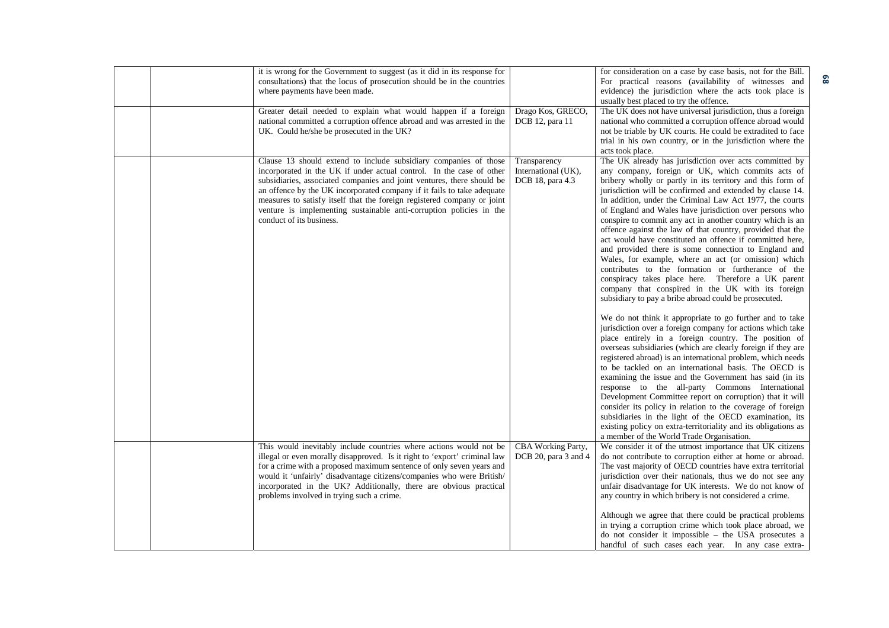| | | | | |
|---|---|---|---|---|
| | | it is wrong for the Government to suggest (as it did in its response for consultations) that the locus of prosecution should be in the countries where payments have been made. | | for consideration on a case by case basis, not for the Bill. For practical reasons (availability of witnesses and evidence) the jurisdiction where the acts took place is usually best placed to try the offence. |
| | | Greater detail needed to explain what would happen if a foreign national committed a corruption offence abroad and was arrested in the UK. Could he/she be prosecuted in the UK? | Drago Kos, GRECO, DCB 12, para 11 | The UK does not have universal jurisdiction, thus a foreign national who committed a corruption offence abroad would not be triable by UK courts. He could be extradited to face trial in his own country, or in the jurisdiction where the acts took place. |
| | | Clause 13 should extend to include subsidiary companies of those incorporated in the UK if under actual control. In the case of other subsidiaries, associated companies and joint ventures, there should be an offence by the UK incorporated company if it fails to take adequate measures to satisfy itself that the foreign registered company or joint venture is implementing sustainable anti-corruption policies in the conduct of its business. | Transparency International (UK), DCB 18, para 4.3 | The UK already has jurisdiction over acts committed by any company, foreign or UK, which commits acts of bribery wholly or partly in its territory and this form of jurisdiction will be confirmed and extended by clause 14. In addition, under the Criminal Law Act 1977, the courts of England and Wales have jurisdiction over persons who conspire to commit any act in another country which is an offence against the law of that country, provided that the act would have constituted an offence if committed here, and provided there is some connection to England and Wales, for example, where an act (or omission) which contributes to the formation or furtherance of the conspiracy takes place here. Therefore a UK parent company that conspired in the UK with its foreign subsidiary to pay a bribe abroad could be prosecuted.<br><br>We do not think it appropriate to go further and to take jurisdiction over a foreign company for actions which take place entirely in a foreign country. The position of overseas subsidiaries (which are clearly foreign if they are registered abroad) is an international problem, which needs to be tackled on an international basis. The OECD is examining the issue and the Government has said (in its response to the all-party Commons International Development Committee report on corruption) that it will consider its policy in relation to the coverage of foreign subsidiaries in the light of the OECD examination, its existing policy on extra-territoriality and its obligations as a member of the World Trade Organisation. |
| | | This would inevitably include countries where actions would not be illegal or even morally disapproved. Is it right to 'export' criminal law for a crime with a proposed maximum sentence of only seven years and would it 'unfairly' disadvantage citizens/companies who were British/ incorporated in the UK? Additionally, there are obvious practical problems involved in trying such a crime. | CBA Working Party, DCB 20, para 3 and 4 | We consider it of the utmost importance that UK citizens do not contribute to corruption either at home or abroad. The vast majority of OECD countries have extra territorial jurisdiction over their nationals, thus we do not see any unfair disadvantage for UK interests. We do not know of any country in which bribery is not considered a crime.<br><br>Although we agree that there could be practical problems in trying a corruption crime which took place abroad, we do not consider it impossible – the USA prosecutes a handful of such cases each year. In any case extra- |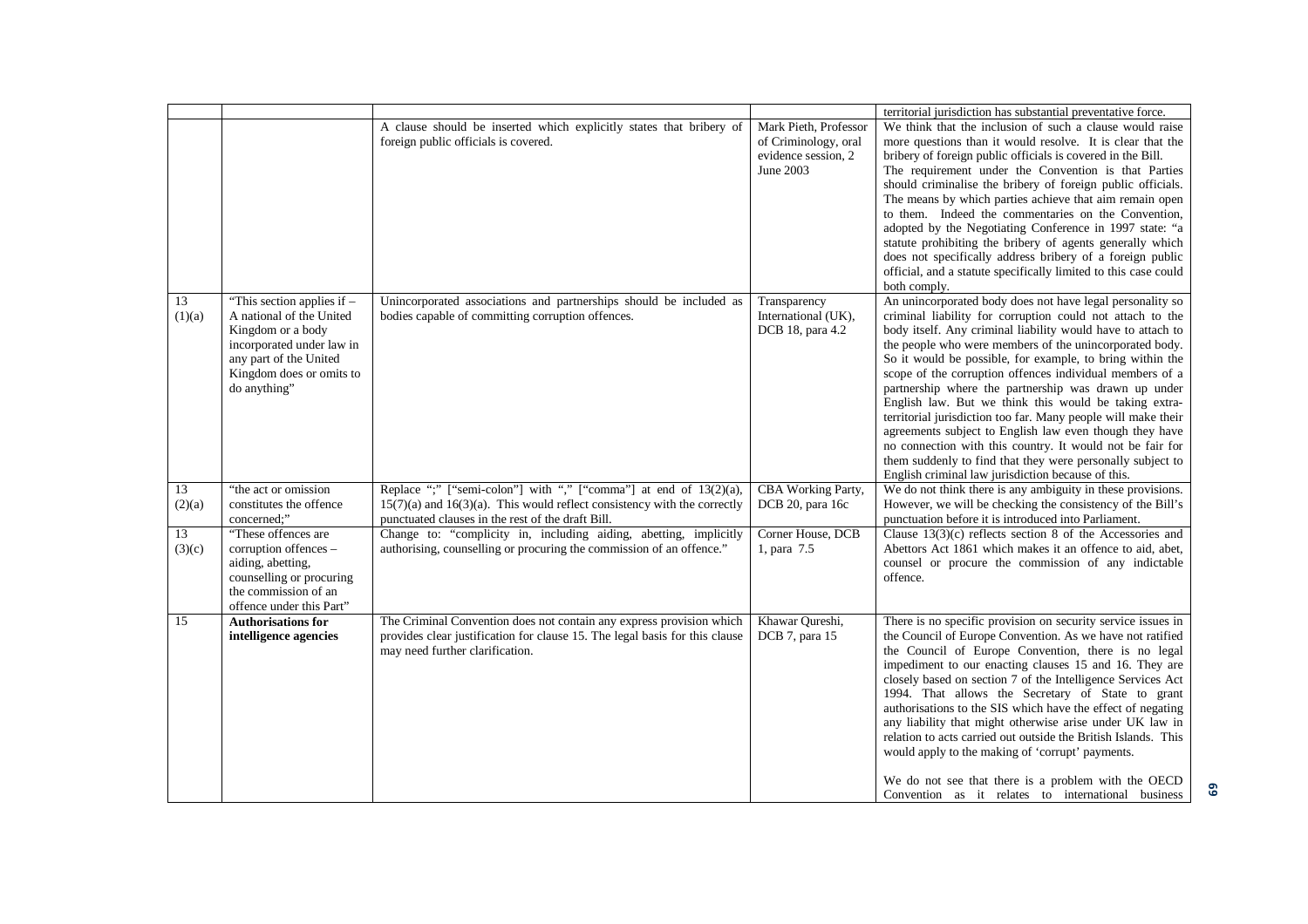| | | | | |
|---|---|---|---|---|
| | | | | territorial jurisdiction has substantial preventative force. |
| | | A clause should be inserted which explicitly states that bribery of foreign public officials is covered. | Mark Pieth, Professor of Criminology, oral evidence session, 2 June 2003 | We think that the inclusion of such a clause would raise more questions than it would resolve. It is clear that the bribery of foreign public officials is covered in the Bill. The requirement under the Convention is that Parties should criminalise the bribery of foreign public officials. The means by which parties achieve that aim remain open to them. Indeed the commentaries on the Convention, adopted by the Negotiating Conference in 1997 state: "a statute prohibiting the bribery of agents generally which does not specifically address bribery of a foreign public official, and a statute specifically limited to this case could both comply. |
| 13 (1)(a) | "This section applies if – A national of the United Kingdom or a body incorporated under law in any part of the United Kingdom does or omits to do anything" | Unincorporated associations and partnerships should be included as bodies capable of committing corruption offences. | Transparency International (UK), DCB 18, para 4.2 | An unincorporated body does not have legal personality so criminal liability for corruption could not attach to the body itself. Any criminal liability would have to attach to the people who were members of the unincorporated body. So it would be possible, for example, to bring within the scope of the corruption offences individual members of a partnership where the partnership was drawn up under English law. But we think this would be taking extra-territorial jurisdiction too far. Many people will make their agreements subject to English law even though they have no connection with this country. It would not be fair for them suddenly to find that they were personally subject to English criminal law jurisdiction because of this. |
| 13 (2)(a) | "the act or omission constitutes the offence concerned;" | Replace ";" ["semi-colon"] with "," ["comma"] at end of 13(2)(a), 15(7)(a) and 16(3)(a). This would reflect consistency with the correctly punctuated clauses in the rest of the draft Bill. | CBA Working Party, DCB 20, para 16c | We do not think there is any ambiguity in these provisions. However, we will be checking the consistency of the Bill's punctuation before it is introduced into Parliament. |
| 13 (3)(c) | "These offences are corruption offences – aiding, abetting, counselling or procuring the commission of an offence under this Part" | Change to: "complicity in, including aiding, abetting, implicitly authorising, counselling or procuring the commission of an offence." | Corner House, DCB 1, para 7.5 | Clause 13(3)(c) reflects section 8 of the Accessories and Abettors Act 1861 which makes it an offence to aid, abet, counsel or procure the commission of any indictable offence. |
| 15 | **Authorisations for intelligence agencies** | The Criminal Convention does not contain any express provision which provides clear justification for clause 15. The legal basis for this clause may need further clarification. | Khawar Qureshi, DCB 7, para 15 | There is no specific provision on security service issues in the Council of Europe Convention. As we have not ratified the Council of Europe Convention, there is no legal impediment to our enacting clauses 15 and 16. They are closely based on section 7 of the Intelligence Services Act 1994. That allows the Secretary of State to grant authorisations to the SIS which have the effect of negating any liability that might otherwise arise under UK law in relation to acts carried out outside the British Islands. This would apply to the making of 'corrupt' payments.<br><br>We do not see that there is a problem with the OECD Convention as it relates to international business |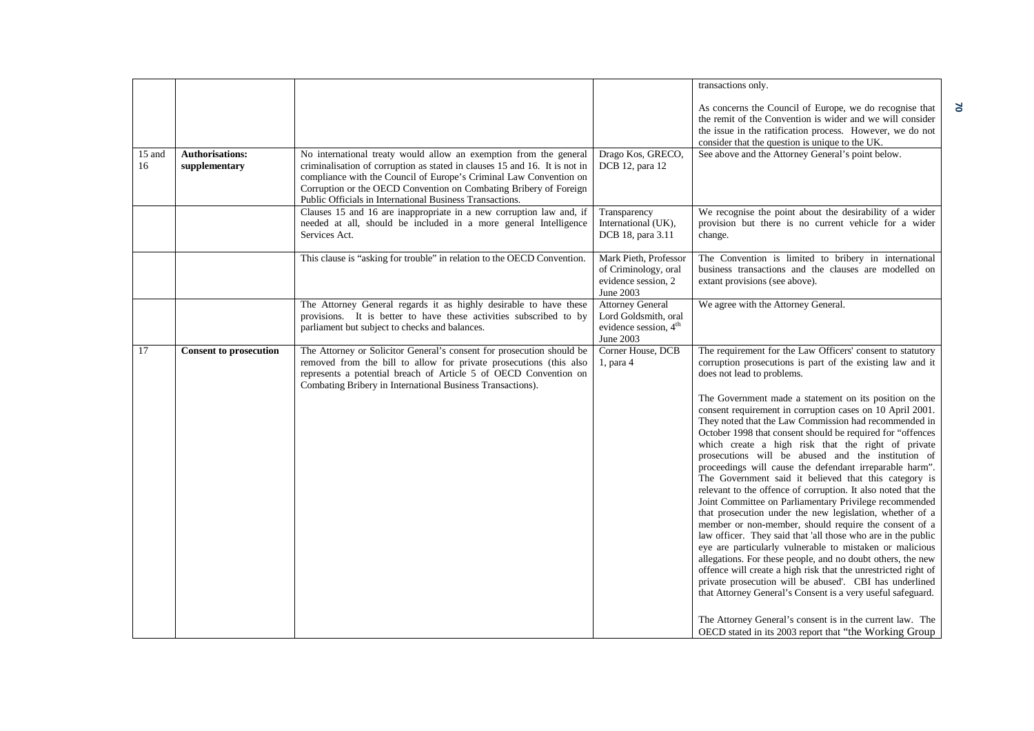| | | | | |
|---|---|---|---|---|
| | | | | transactions only.<br><br>As concerns the Council of Europe, we do recognise that the remit of the Convention is wider and we will consider the issue in the ratification process. However, we do not consider that the question is unique to the UK. |
| 15 and 16 | **Authorisations: supplementary** | No international treaty would allow an exemption from the general criminalisation of corruption as stated in clauses 15 and 16. It is not in compliance with the Council of Europe's Criminal Law Convention on Corruption or the OECD Convention on Combating Bribery of Foreign Public Officials in International Business Transactions. | Drago Kos, GRECO, DCB 12, para 12 | See above and the Attorney General's point below. |
| | | Clauses 15 and 16 are inappropriate in a new corruption law and, if needed at all, should be included in a more general Intelligence Services Act. | Transparency International (UK), DCB 18, para 3.11 | We recognise the point about the desirability of a wider provision but there is no current vehicle for a wider change. |
| | | This clause is "asking for trouble" in relation to the OECD Convention. | Mark Pieth, Professor of Criminology, oral evidence session, 2 June 2003 | The Convention is limited to bribery in international business transactions and the clauses are modelled on extant provisions (see above). |
| | | The Attorney General regards it as highly desirable to have these provisions. It is better to have these activities subscribed to by parliament but subject to checks and balances. | Attorney General Lord Goldsmith, oral evidence session, 4th June 2003 | We agree with the Attorney General. |
| 17 | **Consent to prosecution** | The Attorney or Solicitor General's consent for prosecution should be removed from the bill to allow for private prosecutions (this also represents a potential breach of Article 5 of OECD Convention on Combating Bribery in International Business Transactions). | Corner House, DCB 1, para 4 | The requirement for the Law Officers' consent to statutory corruption prosecutions is part of the existing law and it does not lead to problems.<br><br>The Government made a statement on its position on the consent requirement in corruption cases on 10 April 2001. They noted that the Law Commission had recommended in October 1998 that consent should be required for "offences which create a high risk that the right of private prosecutions will be abused and the institution of proceedings will cause the defendant irreparable harm". The Government said it believed that this category is relevant to the offence of corruption. It also noted that the Joint Committee on Parliamentary Privilege recommended that prosecution under the new legislation, whether of a member or non-member, should require the consent of a law officer. They said that 'all those who are in the public eye are particularly vulnerable to mistaken or malicious allegations. For these people, and no doubt others, the new offence will create a high risk that the unrestricted right of private prosecution will be abused'. CBI has underlined that Attorney General's Consent is a very useful safeguard.<br><br>The Attorney General's consent is in the current law. The OECD stated in its 2003 report that "the Working Group |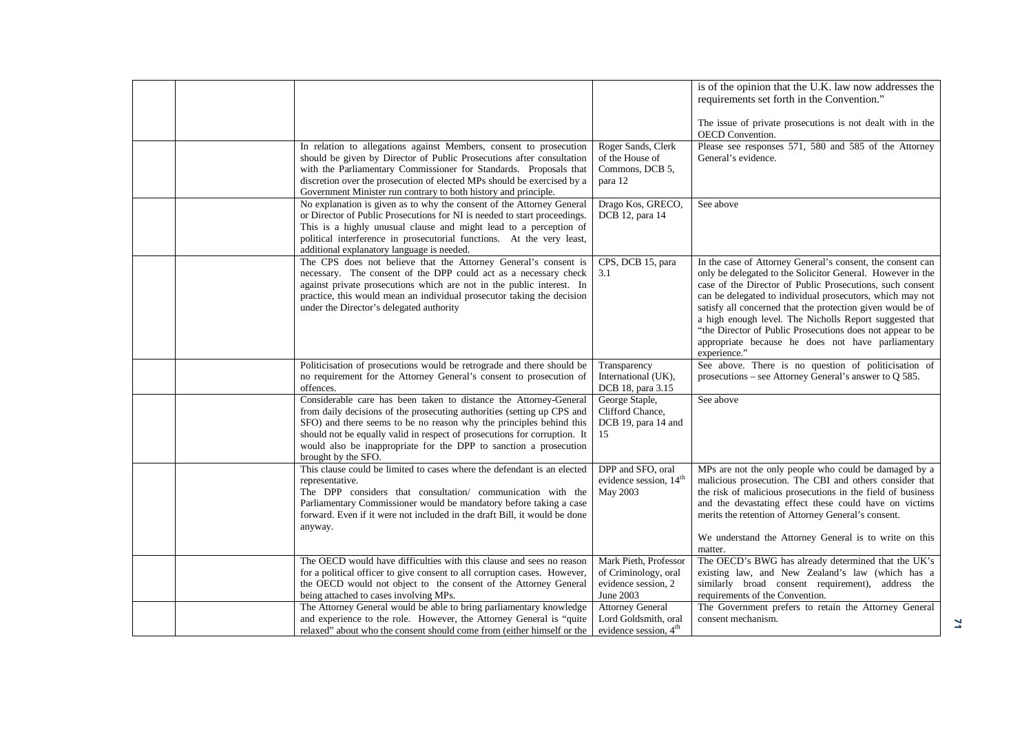|  |  |  |  | is of the opinion that the U.K. law now addresses the requirements set forth in the Convention."<br><br>The issue of private prosecutions is not dealt with in the OECD Convention. |
|---|---|---|---|---|
|  |  | In relation to allegations against Members, consent to prosecution should be given by Director of Public Prosecutions after consultation with the Parliamentary Commissioner for Standards. Proposals that discretion over the prosecution of elected MPs should be exercised by a Government Minister run contrary to both history and principle. | Roger Sands, Clerk of the House of Commons, DCB 5, para 12 | Please see responses 571, 580 and 585 of the Attorney General's evidence. |
|  |  | No explanation is given as to why the consent of the Attorney General or Director of Public Prosecutions for NI is needed to start proceedings. This is a highly unusual clause and might lead to a perception of political interference in prosecutorial functions. At the very least, additional explanatory language is needed. | Drago Kos, GRECO, DCB 12, para 14 | See above |
|  |  | The CPS does not believe that the Attorney General's consent is necessary. The consent of the DPP could act as a necessary check against private prosecutions which are not in the public interest. In practice, this would mean an individual prosecutor taking the decision under the Director's delegated authority | CPS, DCB 15, para 3.1 | In the case of Attorney General's consent, the consent can only be delegated to the Solicitor General. However in the case of the Director of Public Prosecutions, such consent can be delegated to individual prosecutors, which may not satisfy all concerned that the protection given would be of a high enough level. The Nicholls Report suggested that "the Director of Public Prosecutions does not appear to be appropriate because he does not have parliamentary experience." |
|  |  | Politicisation of prosecutions would be retrograde and there should be no requirement for the Attorney General's consent to prosecution of offences. | Transparency International (UK), DCB 18, para 3.15 | See above. There is no question of politicisation of prosecutions – see Attorney General's answer to Q 585. |
|  |  | Considerable care has been taken to distance the Attorney-General from daily decisions of the prosecuting authorities (setting up CPS and SFO) and there seems to be no reason why the principles behind this should not be equally valid in respect of prosecutions for corruption. It would also be inappropriate for the DPP to sanction a prosecution brought by the SFO. | George Staple, Clifford Chance, DCB 19, para 14 and 15 | See above |
|  |  | This clause could be limited to cases where the defendant is an elected representative.<br>The DPP considers that consultation/ communication with the Parliamentary Commissioner would be mandatory before taking a case forward. Even if it were not included in the draft Bill, it would be done anyway. | DPP and SFO, oral evidence session, 14th May 2003 | MPs are not the only people who could be damaged by a malicious prosecution. The CBI and others consider that the risk of malicious prosecutions in the field of business and the devastating effect these could have on victims merits the retention of Attorney General's consent.<br><br>We understand the Attorney General is to write on this matter. |
|  |  | The OECD would have difficulties with this clause and sees no reason for a political officer to give consent to all corruption cases. However, the OECD would not object to the consent of the Attorney General being attached to cases involving MPs. | Mark Pieth, Professor of Criminology, oral evidence session, 2 June 2003 | The OECD's BWG has already determined that the UK's existing law, and New Zealand's law (which has a similarly broad consent requirement), address the requirements of the Convention. |
|  |  | The Attorney General would be able to bring parliamentary knowledge and experience to the role. However, the Attorney General is "quite relaxed" about who the consent should come from (either himself or the | Attorney General Lord Goldsmith, oral evidence session, 4th | The Government prefers to retain the Attorney General consent mechanism. |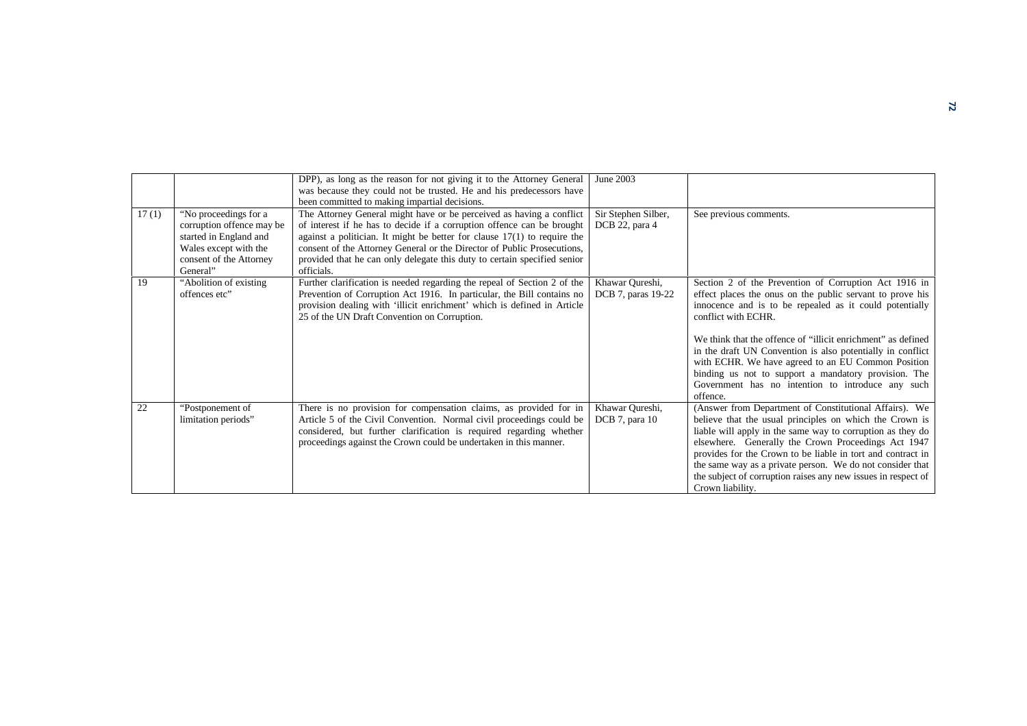| | | | | |
|---|---|---|---|---|
| | | DPP), as long as the reason for not giving it to the Attorney General was because they could not be trusted. He and his predecessors have been committed to making impartial decisions. | June 2003 | |
| 17 (1) | "No proceedings for a corruption offence may be started in England and Wales except with the consent of the Attorney General" | The Attorney General might have or be perceived as having a conflict of interest if he has to decide if a corruption offence can be brought against a politician. It might be better for clause 17(1) to require the consent of the Attorney General or the Director of Public Prosecutions, provided that he can only delegate this duty to certain specified senior officials. | Sir Stephen Silber, DCB 22, para 4 | See previous comments. |
| 19 | "Abolition of existing offences etc" | Further clarification is needed regarding the repeal of Section 2 of the Prevention of Corruption Act 1916. In particular, the Bill contains no provision dealing with 'illicit enrichment' which is defined in Article 25 of the UN Draft Convention on Corruption. | Khawar Qureshi, DCB 7, paras 19-22 | Section 2 of the Prevention of Corruption Act 1916 in effect places the onus on the public servant to prove his innocence and is to be repealed as it could potentially conflict with ECHR.<br><br>We think that the offence of "illicit enrichment" as defined in the draft UN Convention is also potentially in conflict with ECHR. We have agreed to an EU Common Position binding us not to support a mandatory provision. The Government has no intention to introduce any such offence. |
| 22 | "Postponement of limitation periods" | There is no provision for compensation claims, as provided for in Article 5 of the Civil Convention. Normal civil proceedings could be considered, but further clarification is required regarding whether proceedings against the Crown could be undertaken in this manner. | Khawar Qureshi, DCB 7, para 10 | (Answer from Department of Constitutional Affairs). We believe that the usual principles on which the Crown is liable will apply in the same way to corruption as they do elsewhere. Generally the Crown Proceedings Act 1947 provides for the Crown to be liable in tort and contract in the same way as a private person. We do not consider that the subject of corruption raises any new issues in respect of Crown liability. |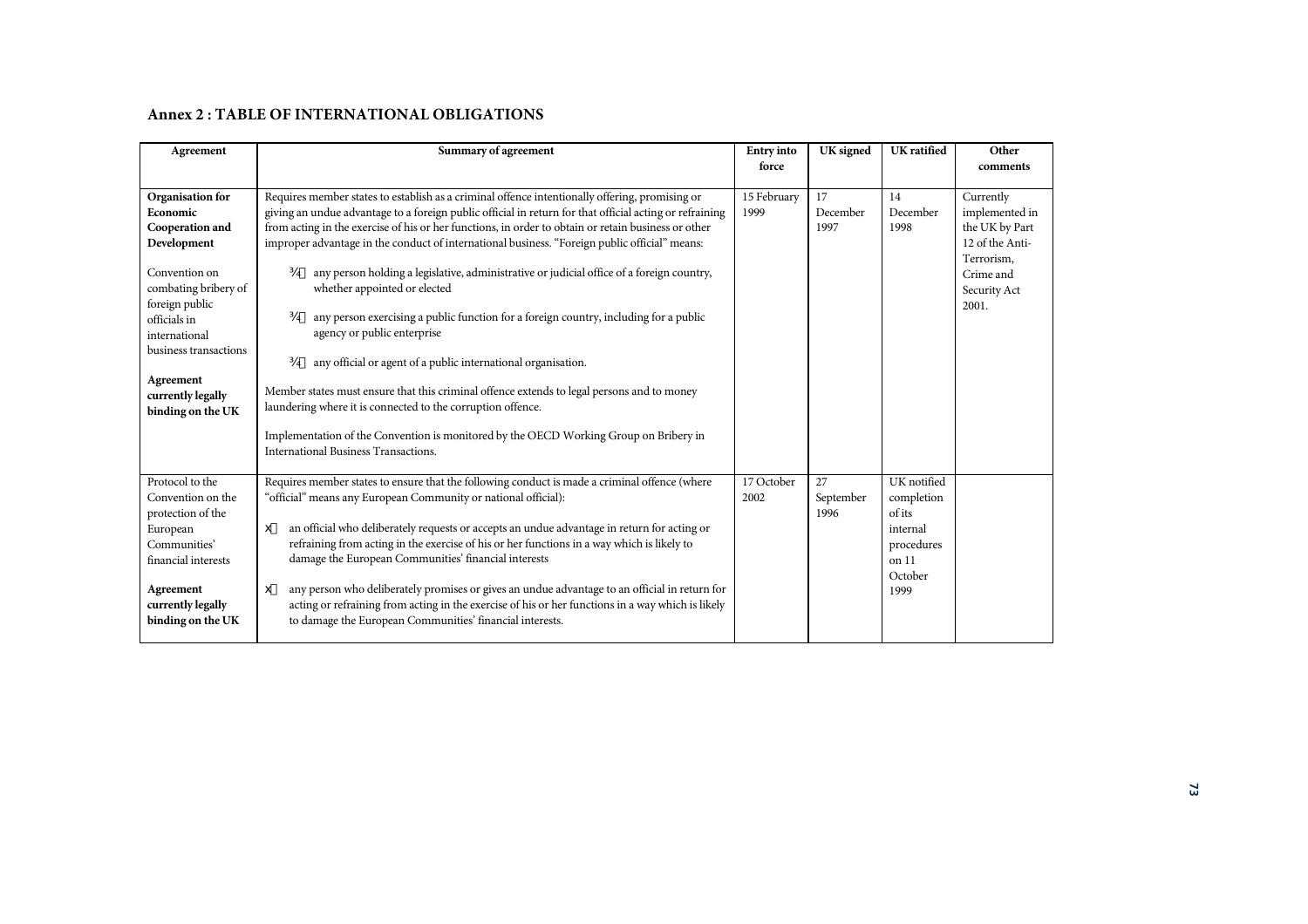## Annex 2 : TABLE OF INTERNATIONAL OBLIGATIONS

| Agreement | Summary of agreement | Entry into force | UK signed | UK ratified | Other comments |
|---|---|---|---|---|---|
| **Organisation for Economic Cooperation and Development**<br><br>Convention on combating bribery of foreign public officials in international business transactions<br><br>**Agreement currently legally binding on the UK** | Requires member states to establish as a criminal offence intentionally offering, promising or giving an undue advantage to a foreign public official in return for that official acting or refraining from acting in the exercise of his or her functions, in order to obtain or retain business or other improper advantage in the conduct of international business. "Foreign public official" means:<br><br>- any person holding a legislative, administrative or judicial office of a foreign country, whether appointed or elected<br>- any person exercising a public function for a foreign country, including for a public agency or public enterprise<br>- any official or agent of a public international organisation.<br><br>Member states must ensure that this criminal offence extends to legal persons and to money laundering where it is connected to the corruption offence.<br><br>Implementation of the Convention is monitored by the OECD Working Group on Bribery in International Business Transactions. | 15 February 1999 | 17 December 1997 | 14 December 1998 | Currently implemented in the UK by Part 12 of the Anti-Terrorism, Crime and Security Act 2001. |
| Protocol to the Convention on the protection of the European Communities' financial interests<br><br>**Agreement currently legally binding on the UK** | Requires member states to ensure that the following conduct is made a criminal offence (where "official" means any European Community or national official):<br><br>- an official who deliberately requests or accepts an undue advantage in return for acting or refraining from acting in the exercise of his or her functions in a way which is likely to damage the European Communities' financial interests<br>- any person who deliberately promises or gives an undue advantage to an official in return for acting or refraining from acting in the exercise of his or her functions in a way which is likely to damage the European Communities' financial interests. | 17 October 2002 | 27 September 1996 | UK notified completion of its internal procedures on 11 October 1999 | |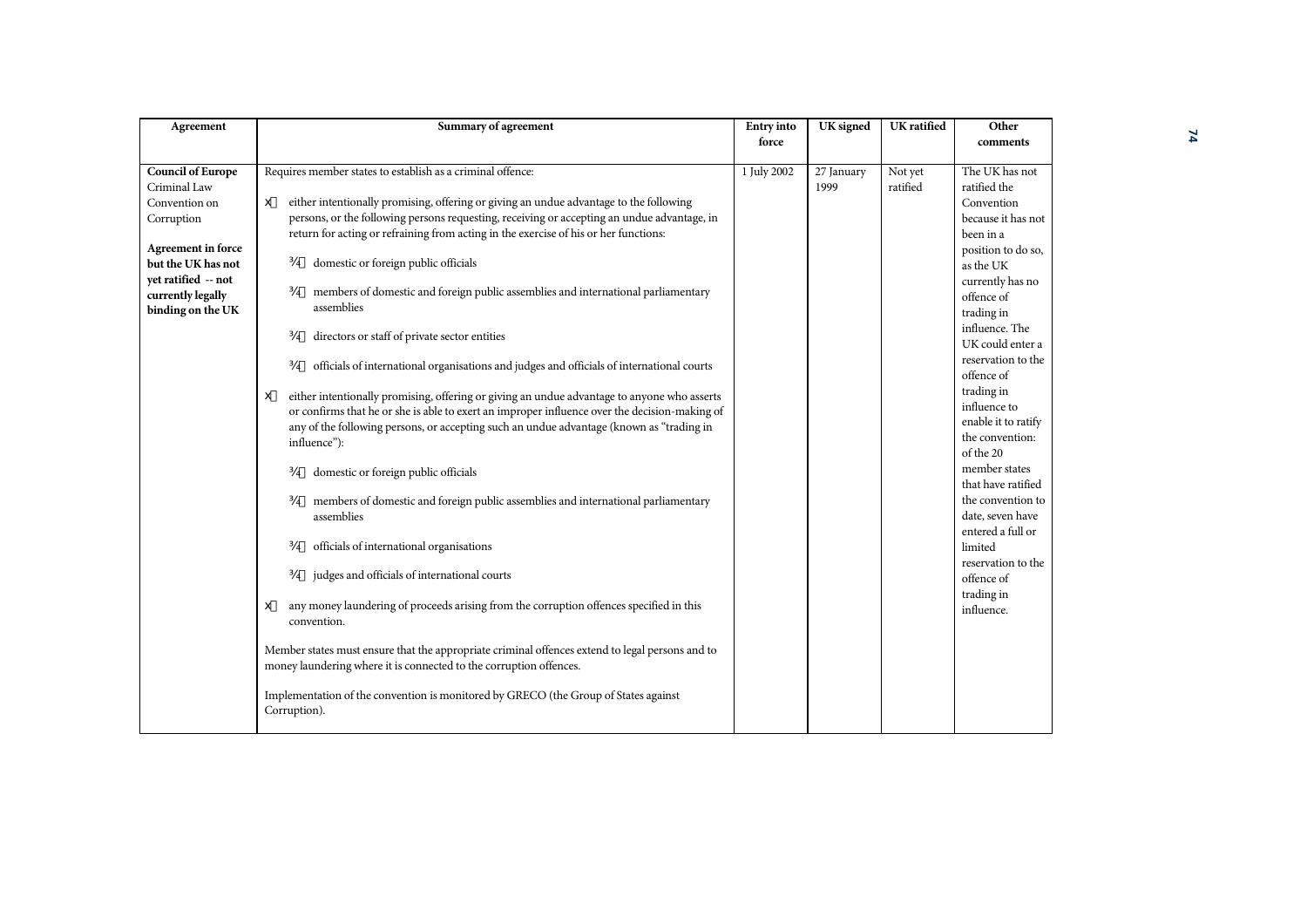| Agreement | Summary of agreement | Entry into force | UK signed | UK ratified | Other comments |
|---|---|---|---|---|---|
| **Council of Europe** Criminal Law Convention on Corruption<br><br>**Agreement in force but the UK has not yet ratified -- not currently legally binding on the UK** | Requires member states to establish as a criminal offence:<br><br>• either intentionally promising, offering or giving an undue advantage to the following persons, or the following persons requesting, receiving or accepting an undue advantage, in return for acting or refraining from acting in the exercise of his or her functions:<br>&nbsp;&nbsp;– domestic or foreign public officials<br>&nbsp;&nbsp;– members of domestic and foreign public assemblies and international parliamentary assemblies<br>&nbsp;&nbsp;– directors or staff of private sector entities<br>&nbsp;&nbsp;– officials of international organisations and judges and officials of international courts<br><br>• either intentionally promising, offering or giving an undue advantage to anyone who asserts or confirms that he or she is able to exert an improper influence over the decision-making of any of the following persons, or accepting such an undue advantage (known as "trading in influence"):<br>&nbsp;&nbsp;– domestic or foreign public officials<br>&nbsp;&nbsp;– members of domestic and foreign public assemblies and international parliamentary assemblies<br>&nbsp;&nbsp;– officials of international organisations<br>&nbsp;&nbsp;– judges and officials of international courts<br><br>• any money laundering of proceeds arising from the corruption offences specified in this convention.<br><br>Member states must ensure that the appropriate criminal offences extend to legal persons and to money laundering where it is connected to the corruption offences.<br><br>Implementation of the convention is monitored by GRECO (the Group of States against Corruption). | 1 July 2002 | 27 January 1999 | Not yet ratified | The UK has not ratified the Convention because it has not been in a position to do so, as the UK currently has no offence of trading in influence. The UK could enter a reservation to the offence of trading in influence to enable it to ratify the convention: of the 20 member states that have ratified the convention to date, seven have entered a full or limited reservation to the offence of trading in influence. |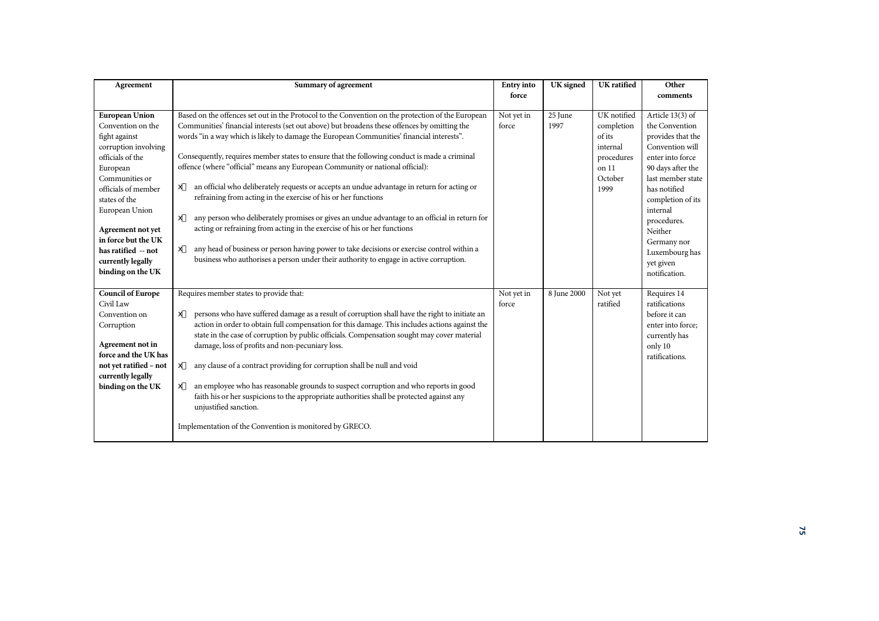| Agreement | Summary of agreement | Entry into force | UK signed | UK ratified | Other comments |
|---|---|---|---|---|---|
| **European Union** Convention on the fight against corruption involving officials of the European Communities or officials of member states of the European Union<br><br>**Agreement not yet in force but the UK has ratified -- not currently legally binding on the UK** | Based on the offences set out in the Protocol to the Convention on the protection of the European Communities' financial interests (set out above) but broadens these offences by omitting the words "in a way which is likely to damage the European Communities' financial interests".<br><br>Consequently, requires member states to ensure that the following conduct is made a criminal offence (where "official" means any European Community or national official):<br><br>- an official who deliberately requests or accepts an undue advantage in return for acting or refraining from acting in the exercise of his or her functions<br>- any person who deliberately promises or gives an undue advantage to an official in return for acting or refraining from acting in the exercise of his or her functions<br>- any head of business or person having power to take decisions or exercise control within a business who authorises a person under their authority to engage in active corruption. | Not yet in force | 25 June 1997 | UK notified completion of its internal procedures on 11 October 1999 | Article 13(3) of the Convention provides that the Convention will enter into force 90 days after the last member state has notified completion of its internal procedures. Neither Germany nor Luxembourg has yet given notification. |
| **Council of Europe** Civil Law Convention on Corruption<br><br>**Agreement not in force and the UK has not yet ratified – not currently legally binding on the UK** | Requires member states to provide that:<br><br>- persons who have suffered damage as a result of corruption shall have the right to initiate an action in order to obtain full compensation for this damage. This includes actions against the state in the case of corruption by public officials. Compensation sought may cover material damage, loss of profits and non-pecuniary loss.<br>- any clause of a contract providing for corruption shall be null and void<br>- an employee who has reasonable grounds to suspect corruption and who reports in good faith his or her suspicions to the appropriate authorities shall be protected against any unjustified sanction.<br><br>Implementation of the Convention is monitored by GRECO. | Not yet in force | 8 June 2000 | Not yet ratified | Requires 14 ratifications before it can enter into force; currently has only 10 ratifications. |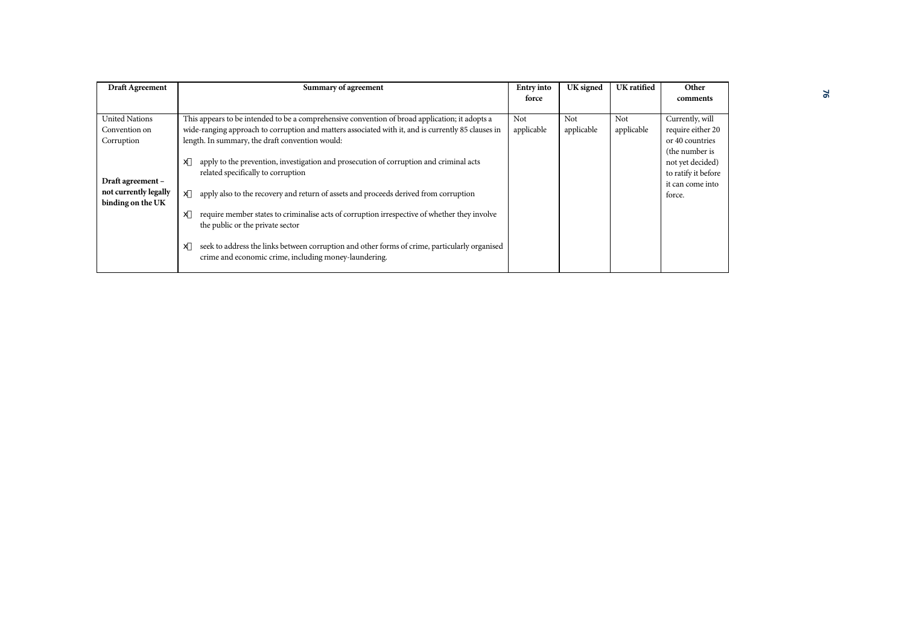| Draft Agreement | Summary of agreement | Entry into force | UK signed | UK ratified | Other comments |
|---|---|---|---|---|---|
| United Nations Convention on Corruption<br><br>**Draft agreement – not currently legally binding on the UK** | This appears to be intended to be a comprehensive convention of broad application; it adopts a wide-ranging approach to corruption and matters associated with it, and is currently 85 clauses in length. In summary, the draft convention would:<br><br>- apply to the prevention, investigation and prosecution of corruption and criminal acts related specifically to corruption<br>- apply also to the recovery and return of assets and proceeds derived from corruption<br>- require member states to criminalise acts of corruption irrespective of whether they involve the public or the private sector<br>- seek to address the links between corruption and other forms of crime, particularly organised crime and economic crime, including money-laundering. | Not applicable | Not applicable | Not applicable | Currently, will require either 20 or 40 countries (the number is not yet decided) to ratify it before it can come into force. |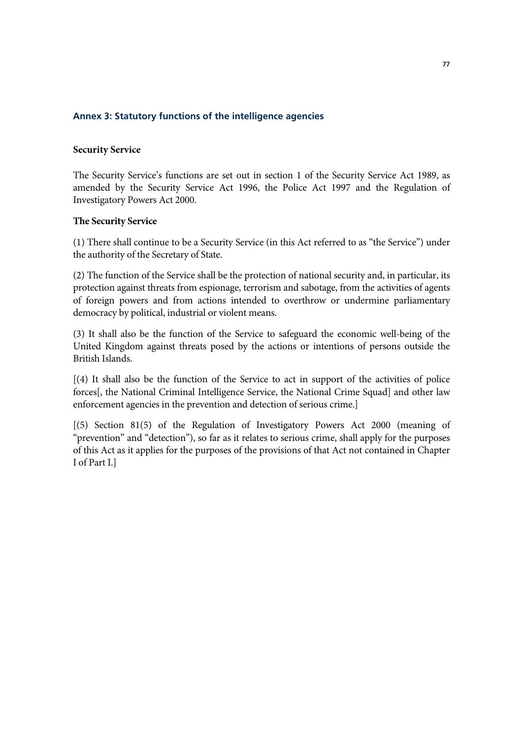## Annex 3: Statutory functions of the intelligence agencies

### Security Service

The Security Service's functions are set out in section 1 of the Security Service Act 1989, as amended by the Security Service Act 1996, the Police Act 1997 and the Regulation of Investigatory Powers Act 2000.

**The Security Service**

(1) There shall continue to be a Security Service (in this Act referred to as "the Service") under the authority of the Secretary of State.

(2) The function of the Service shall be the protection of national security and, in particular, its protection against threats from espionage, terrorism and sabotage, from the activities of agents of foreign powers and from actions intended to overthrow or undermine parliamentary democracy by political, industrial or violent means.

(3) It shall also be the function of the Service to safeguard the economic well-being of the United Kingdom against threats posed by the actions or intentions of persons outside the British Islands.

[(4) It shall also be the function of the Service to act in support of the activities of police forces[, the National Criminal Intelligence Service, the National Crime Squad] and other law enforcement agencies in the prevention and detection of serious crime.]

[(5) Section 81(5) of the Regulation of Investigatory Powers Act 2000 (meaning of "prevention" and "detection"), so far as it relates to serious crime, shall apply for the purposes of this Act as it applies for the purposes of the provisions of that Act not contained in Chapter I of Part I.]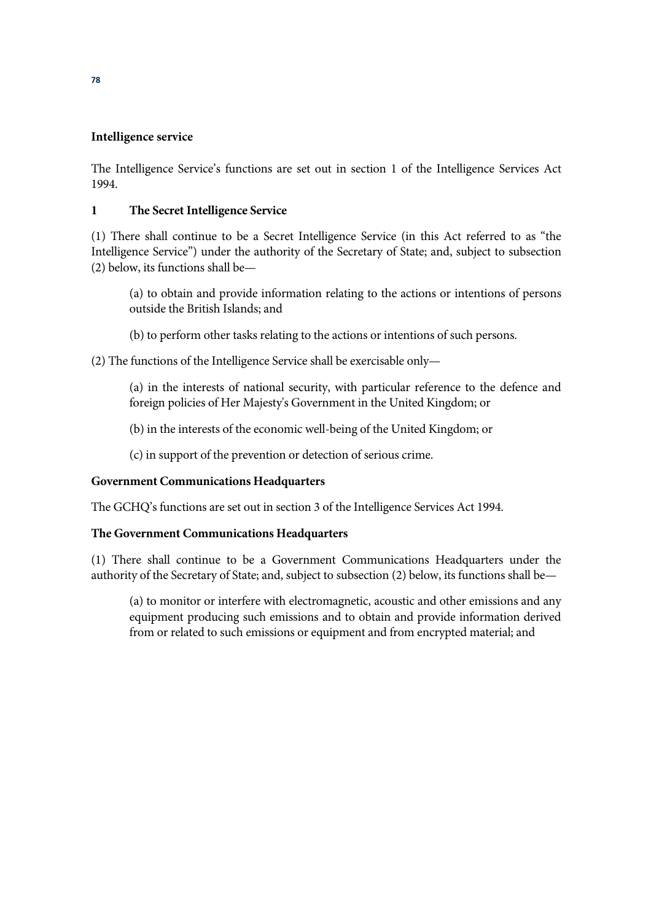**Intelligence service**

The Intelligence Service's functions are set out in section 1 of the Intelligence Services Act 1994.

**1 The Secret Intelligence Service**

(1) There shall continue to be a Secret Intelligence Service (in this Act referred to as "the Intelligence Service") under the authority of the Secretary of State; and, subject to subsection (2) below, its functions shall be—

> (a) to obtain and provide information relating to the actions or intentions of persons outside the British Islands; and
>
> (b) to perform other tasks relating to the actions or intentions of such persons.

(2) The functions of the Intelligence Service shall be exercisable only—

> (a) in the interests of national security, with particular reference to the defence and foreign policies of Her Majesty's Government in the United Kingdom; or
>
> (b) in the interests of the economic well-being of the United Kingdom; or
>
> (c) in support of the prevention or detection of serious crime.

**Government Communications Headquarters**

The GCHQ's functions are set out in section 3 of the Intelligence Services Act 1994.

**The Government Communications Headquarters**

(1) There shall continue to be a Government Communications Headquarters under the authority of the Secretary of State; and, subject to subsection (2) below, its functions shall be—

> (a) to monitor or interfere with electromagnetic, acoustic and other emissions and any equipment producing such emissions and to obtain and provide information derived from or related to such emissions or equipment and from encrypted material; and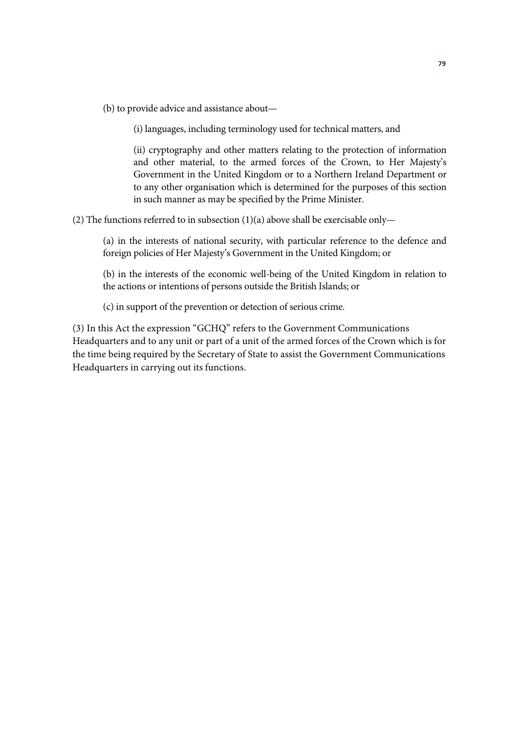(b) to provide advice and assistance about—

(i) languages, including terminology used for technical matters, and

(ii) cryptography and other matters relating to the protection of information and other material, to the armed forces of the Crown, to Her Majesty's Government in the United Kingdom or to a Northern Ireland Department or to any other organisation which is determined for the purposes of this section in such manner as may be specified by the Prime Minister.

(2) The functions referred to in subsection (1)(a) above shall be exercisable only—

(a) in the interests of national security, with particular reference to the defence and foreign policies of Her Majesty's Government in the United Kingdom; or

(b) in the interests of the economic well-being of the United Kingdom in relation to the actions or intentions of persons outside the British Islands; or

(c) in support of the prevention or detection of serious crime.

(3) In this Act the expression "GCHQ" refers to the Government Communications Headquarters and to any unit or part of a unit of the armed forces of the Crown which is for the time being required by the Secretary of State to assist the Government Communications Headquarters in carrying out its functions.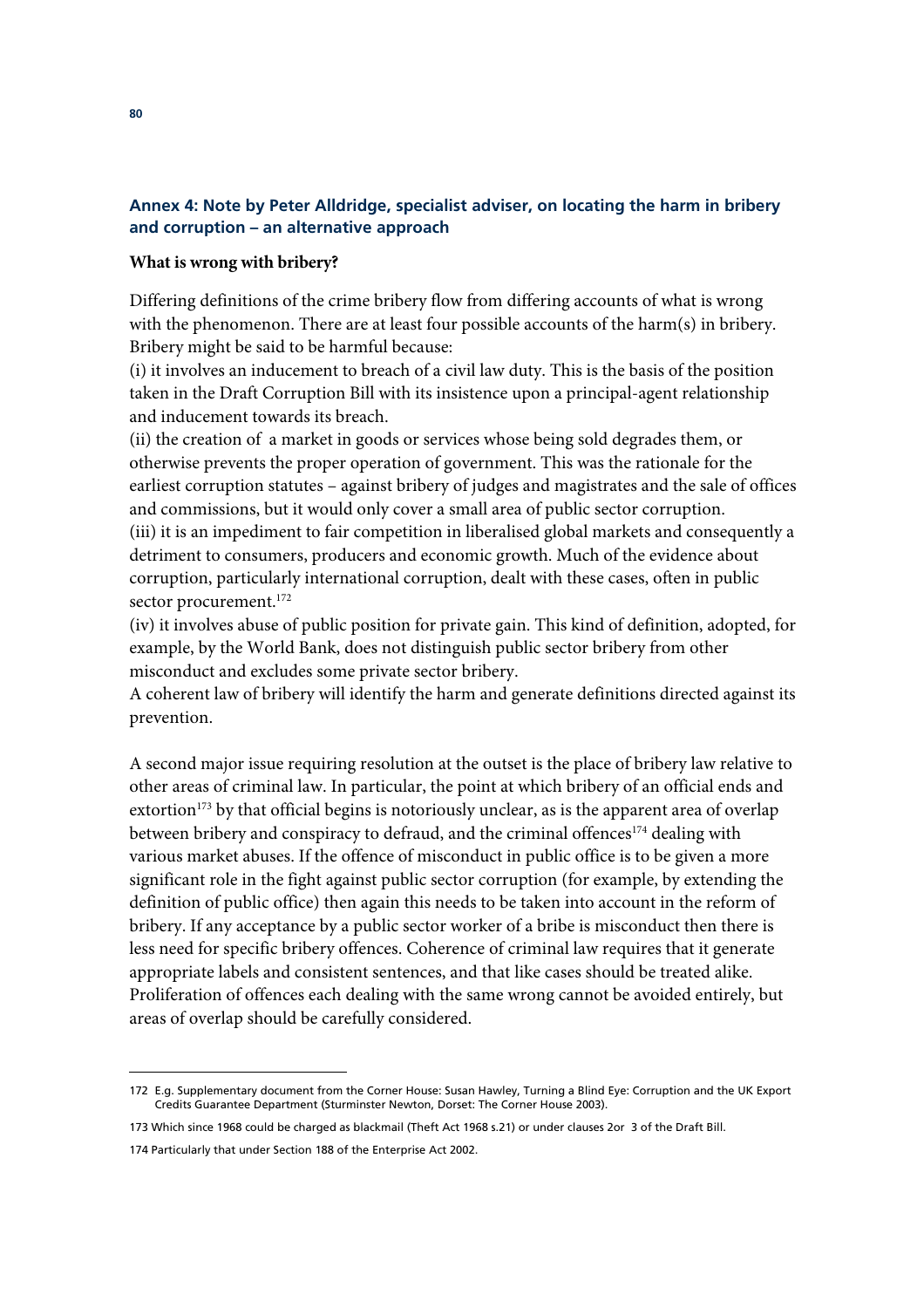## Annex 4: Note by Peter Alldridge, specialist adviser, on locating the harm in bribery and corruption – an alternative approach

**What is wrong with bribery?**

Differing definitions of the crime bribery flow from differing accounts of what is wrong with the phenomenon. There are at least four possible accounts of the harm(s) in bribery. Bribery might be said to be harmful because:

(i) it involves an inducement to breach of a civil law duty. This is the basis of the position taken in the Draft Corruption Bill with its insistence upon a principal-agent relationship and inducement towards its breach.

(ii) the creation of a market in goods or services whose being sold degrades them, or otherwise prevents the proper operation of government. This was the rationale for the earliest corruption statutes – against bribery of judges and magistrates and the sale of offices and commissions, but it would only cover a small area of public sector corruption.

(iii) it is an impediment to fair competition in liberalised global markets and consequently a detriment to consumers, producers and economic growth. Much of the evidence about corruption, particularly international corruption, dealt with these cases, often in public sector procurement.[172]

(iv) it involves abuse of public position for private gain. This kind of definition, adopted, for example, by the World Bank, does not distinguish public sector bribery from other misconduct and excludes some private sector bribery.

A coherent law of bribery will identify the harm and generate definitions directed against its prevention.

A second major issue requiring resolution at the outset is the place of bribery law relative to other areas of criminal law. In particular, the point at which bribery of an official ends and extortion[173] by that official begins is notoriously unclear, as is the apparent area of overlap between bribery and conspiracy to defraud, and the criminal offences[174] dealing with various market abuses. If the offence of misconduct in public office is to be given a more significant role in the fight against public sector corruption (for example, by extending the definition of public office) then again this needs to be taken into account in the reform of bribery. If any acceptance by a public sector worker of a bribe is misconduct then there is less need for specific bribery offences. Coherence of criminal law requires that it generate appropriate labels and consistent sentences, and that like cases should be treated alike. Proliferation of offences each dealing with the same wrong cannot be avoided entirely, but areas of overlap should be carefully considered.

---

172 E.g. Supplementary document from the Corner House: Susan Hawley, Turning a Blind Eye: Corruption and the UK Export Credits Guarantee Department (Sturminster Newton, Dorset: The Corner House 2003).

173 Which since 1968 could be charged as blackmail (Theft Act 1968 s.21) or under clauses 2or 3 of the Draft Bill.

174 Particularly that under Section 188 of the Enterprise Act 2002.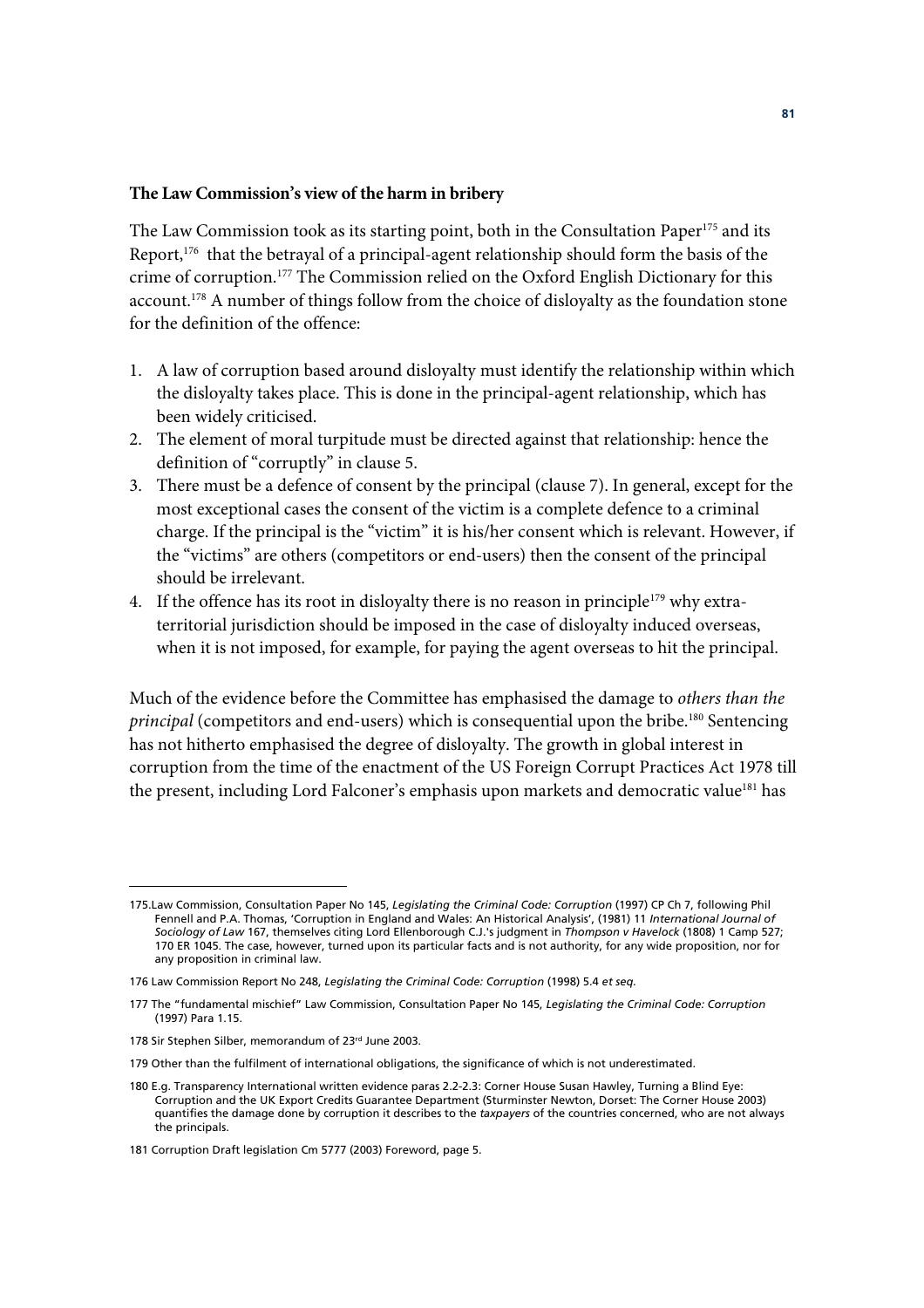**The Law Commission's view of the harm in bribery**

The Law Commission took as its starting point, both in the Consultation Paper[175] and its Report,[176] that the betrayal of a principal-agent relationship should form the basis of the crime of corruption.[177] The Commission relied on the Oxford English Dictionary for this account.[178] A number of things follow from the choice of disloyalty as the foundation stone for the definition of the offence:

1. A law of corruption based around disloyalty must identify the relationship within which the disloyalty takes place. This is done in the principal-agent relationship, which has been widely criticised.
2. The element of moral turpitude must be directed against that relationship: hence the definition of "corruptly" in clause 5.
3. There must be a defence of consent by the principal (clause 7). In general, except for the most exceptional cases the consent of the victim is a complete defence to a criminal charge. If the principal is the "victim" it is his/her consent which is relevant. However, if the "victims" are others (competitors or end-users) then the consent of the principal should be irrelevant.
4. If the offence has its root in disloyalty there is no reason in principle[179] why extra-territorial jurisdiction should be imposed in the case of disloyalty induced overseas, when it is not imposed, for example, for paying the agent overseas to hit the principal.

Much of the evidence before the Committee has emphasised the damage to *others than the principal* (competitors and end-users) which is consequential upon the bribe.[180] Sentencing has not hitherto emphasised the degree of disloyalty. The growth in global interest in corruption from the time of the enactment of the US Foreign Corrupt Practices Act 1978 till the present, including Lord Falconer's emphasis upon markets and democratic value[181] has

---

175.Law Commission, Consultation Paper No 145, *Legislating the Criminal Code: Corruption* (1997) CP Ch 7, following Phil Fennell and P.A. Thomas, 'Corruption in England and Wales: An Historical Analysis', (1981) 11 *International Journal of Sociology of Law* 167, themselves citing Lord Ellenborough C.J.'s judgment in *Thompson v Havelock* (1808) 1 Camp 527; 170 ER 1045. The case, however, turned upon its particular facts and is not authority, for any wide proposition, nor for any proposition in criminal law.

176 Law Commission Report No 248, *Legislating the Criminal Code: Corruption* (1998) 5.4 *et seq.*

177 The "fundamental mischief" Law Commission, Consultation Paper No 145, *Legislating the Criminal Code: Corruption* (1997) Para 1.15.

178 Sir Stephen Silber, memorandum of 23rd June 2003.

179 Other than the fulfilment of international obligations, the significance of which is not underestimated.

180 E.g. Transparency International written evidence paras 2.2-2.3: Corner House Susan Hawley, Turning a Blind Eye: Corruption and the UK Export Credits Guarantee Department (Sturminster Newton, Dorset: The Corner House 2003) quantifies the damage done by corruption it describes to the *taxpayers* of the countries concerned, who are not always the principals.

181 Corruption Draft legislation Cm 5777 (2003) Foreword, page 5.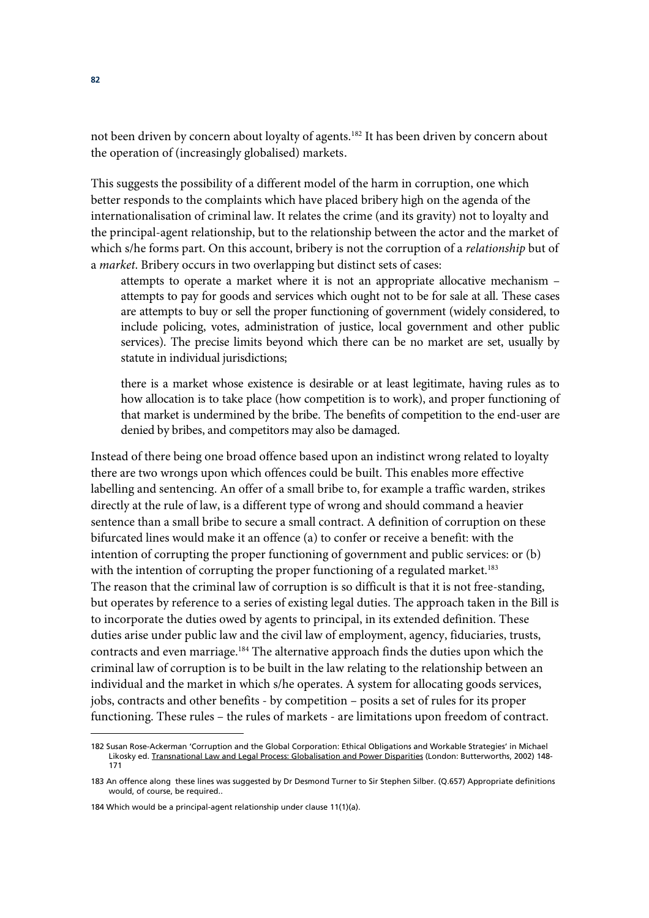not been driven by concern about loyalty of agents.[182] It has been driven by concern about the operation of (increasingly globalised) markets.

This suggests the possibility of a different model of the harm in corruption, one which better responds to the complaints which have placed bribery high on the agenda of the internationalisation of criminal law. It relates the crime (and its gravity) not to loyalty and the principal-agent relationship, but to the relationship between the actor and the market of which s/he forms part. On this account, bribery is not the corruption of a *relationship* but of a *market*. Bribery occurs in two overlapping but distinct sets of cases:

> attempts to operate a market where it is not an appropriate allocative mechanism – attempts to pay for goods and services which ought not to be for sale at all. These cases are attempts to buy or sell the proper functioning of government (widely considered, to include policing, votes, administration of justice, local government and other public services). The precise limits beyond which there can be no market are set, usually by statute in individual jurisdictions;
>
> there is a market whose existence is desirable or at least legitimate, having rules as to how allocation is to take place (how competition is to work), and proper functioning of that market is undermined by the bribe. The benefits of competition to the end-user are denied by bribes, and competitors may also be damaged.

Instead of there being one broad offence based upon an indistinct wrong related to loyalty there are two wrongs upon which offences could be built. This enables more effective labelling and sentencing. An offer of a small bribe to, for example a traffic warden, strikes directly at the rule of law, is a different type of wrong and should command a heavier sentence than a small bribe to secure a small contract. A definition of corruption on these bifurcated lines would make it an offence (a) to confer or receive a benefit: with the intention of corrupting the proper functioning of government and public services: or (b) with the intention of corrupting the proper functioning of a regulated market.[183]

The reason that the criminal law of corruption is so difficult is that it is not free-standing, but operates by reference to a series of existing legal duties. The approach taken in the Bill is to incorporate the duties owed by agents to principal, in its extended definition. These duties arise under public law and the civil law of employment, agency, fiduciaries, trusts, contracts and even marriage.[184] The alternative approach finds the duties upon which the criminal law of corruption is to be built in the law relating to the relationship between an individual and the market in which s/he operates. A system for allocating goods services, jobs, contracts and other benefits - by competition – posits a set of rules for its proper functioning. These rules – the rules of markets - are limitations upon freedom of contract.

---

182 Susan Rose-Ackerman 'Corruption and the Global Corporation: Ethical Obligations and Workable Strategies' in Michael Likosky ed. Transnational Law and Legal Process: Globalisation and Power Disparities (London: Butterworths, 2002) 148-171

183 An offence along these lines was suggested by Dr Desmond Turner to Sir Stephen Silber. (Q.657) Appropriate definitions would, of course, be required..

184 Which would be a principal-agent relationship under clause 11(1)(a).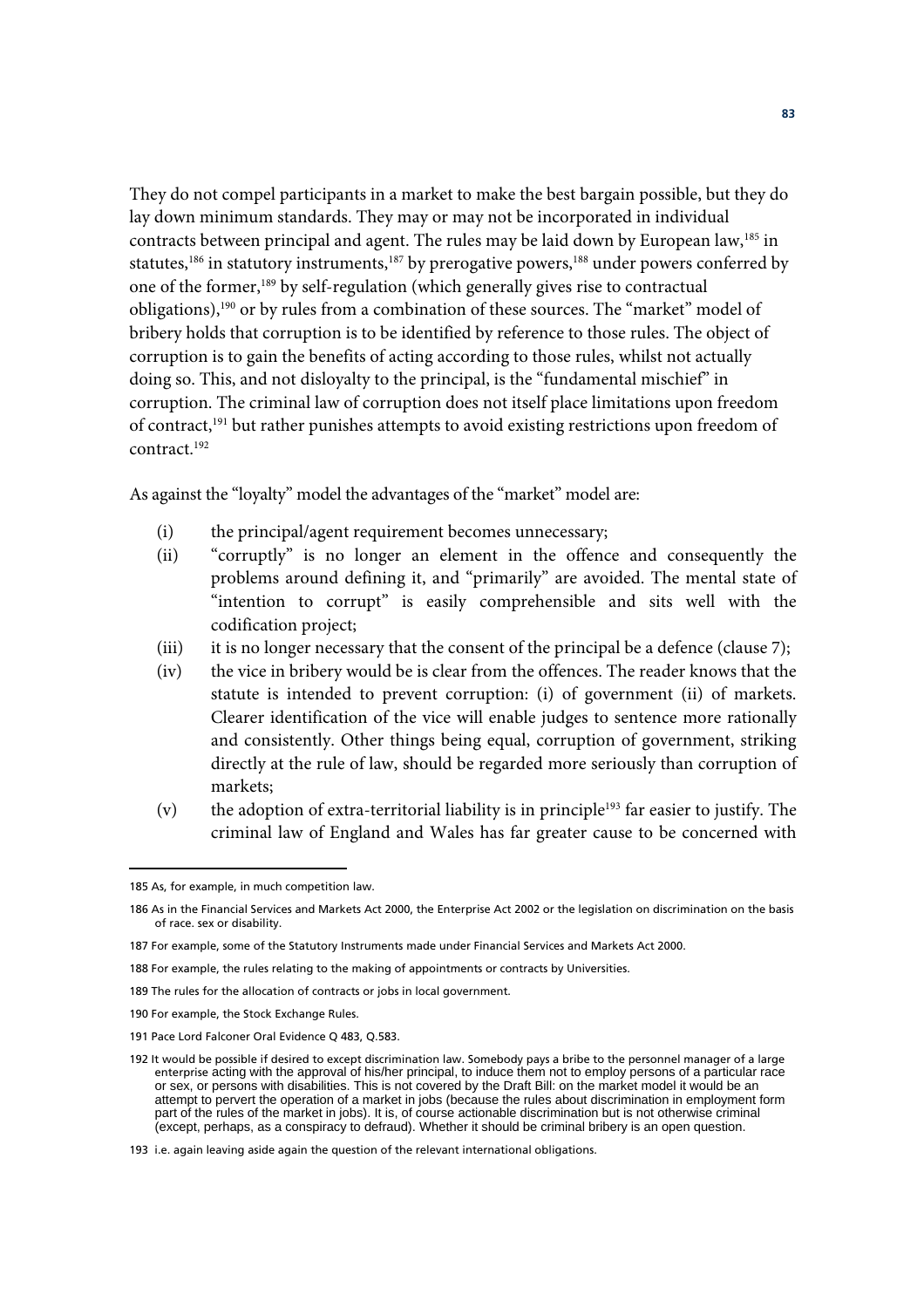They do not compel participants in a market to make the best bargain possible, but they do lay down minimum standards. They may or may not be incorporated in individual contracts between principal and agent. The rules may be laid down by European law,[185] in statutes,[186] in statutory instruments,[187] by prerogative powers,[188] under powers conferred by one of the former,[189] by self-regulation (which generally gives rise to contractual obligations),[190] or by rules from a combination of these sources. The "market" model of bribery holds that corruption is to be identified by reference to those rules. The object of corruption is to gain the benefits of acting according to those rules, whilst not actually doing so. This, and not disloyalty to the principal, is the "fundamental mischief" in corruption. The criminal law of corruption does not itself place limitations upon freedom of contract,[191] but rather punishes attempts to avoid existing restrictions upon freedom of contract.[192]

As against the "loyalty" model the advantages of the "market" model are:

(i) the principal/agent requirement becomes unnecessary;

(ii) "corruptly" is no longer an element in the offence and consequently the problems around defining it, and "primarily" are avoided. The mental state of "intention to corrupt" is easily comprehensible and sits well with the codification project;

(iii) it is no longer necessary that the consent of the principal be a defence (clause 7);

(iv) the vice in bribery would be is clear from the offences. The reader knows that the statute is intended to prevent corruption: (i) of government (ii) of markets. Clearer identification of the vice will enable judges to sentence more rationally and consistently. Other things being equal, corruption of government, striking directly at the rule of law, should be regarded more seriously than corruption of markets;

(v) the adoption of extra-territorial liability is in principle[193] far easier to justify. The criminal law of England and Wales has far greater cause to be concerned with

---

185 As, for example, in much competition law.

186 As in the Financial Services and Markets Act 2000, the Enterprise Act 2002 or the legislation on discrimination on the basis of race. sex or disability.

187 For example, some of the Statutory Instruments made under Financial Services and Markets Act 2000.

188 For example, the rules relating to the making of appointments or contracts by Universities.

189 The rules for the allocation of contracts or jobs in local government.

190 For example, the Stock Exchange Rules.

191 Pace Lord Falconer Oral Evidence Q 483, Q.583.

192 It would be possible if desired to except discrimination law. Somebody pays a bribe to the personnel manager of a large enterprise acting with the approval of his/her principal, to induce them not to employ persons of a particular race or sex, or persons with disabilities. This is not covered by the Draft Bill: on the market model it would be an attempt to pervert the operation of a market in jobs (because the rules about discrimination in employment form part of the rules of the market in jobs). It is, of course actionable discrimination but is not otherwise criminal (except, perhaps, as a conspiracy to defraud). Whether it should be criminal bribery is an open question.

193 i.e. again leaving aside again the question of the relevant international obligations.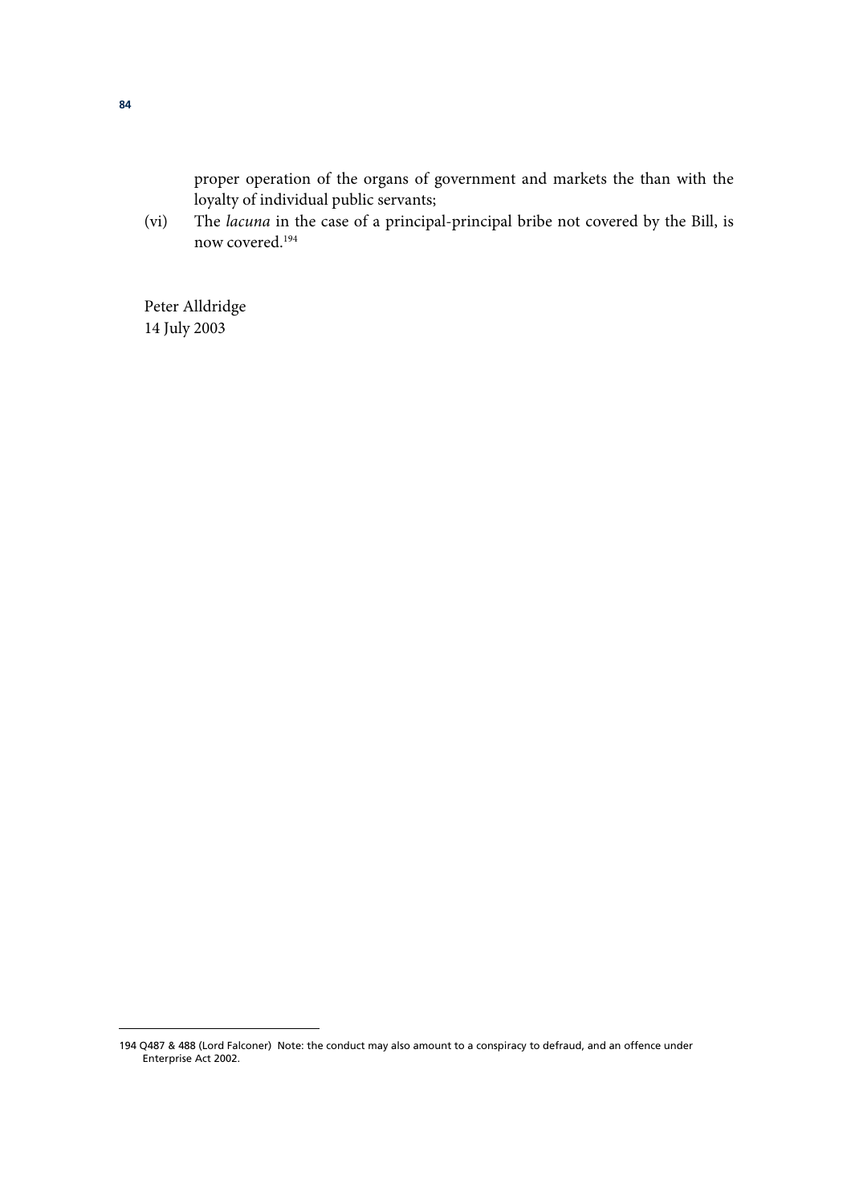proper operation of the organs of government and markets the than with the loyalty of individual public servants;

(vi) The *lacuna* in the case of a principal-principal bribe not covered by the Bill, is now covered.[194]

Peter Alldridge
14 July 2003

---

194 Q487 & 488 (Lord Falconer) Note: the conduct may also amount to a conspiracy to defraud, and an offence under Enterprise Act 2002.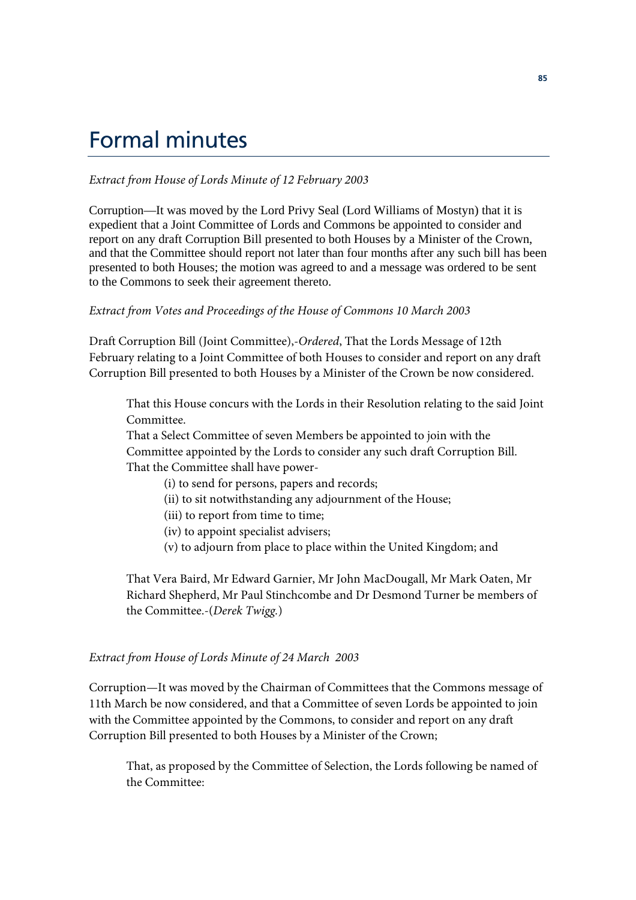# Formal minutes

*Extract from House of Lords Minute of 12 February 2003*

Corruption—It was moved by the Lord Privy Seal (Lord Williams of Mostyn) that it is expedient that a Joint Committee of Lords and Commons be appointed to consider and report on any draft Corruption Bill presented to both Houses by a Minister of the Crown, and that the Committee should report not later than four months after any such bill has been presented to both Houses; the motion was agreed to and a message was ordered to be sent to the Commons to seek their agreement thereto.

*Extract from Votes and Proceedings of the House of Commons 10 March 2003*

Draft Corruption Bill (Joint Committee),-*Ordered*, That the Lords Message of 12th February relating to a Joint Committee of both Houses to consider and report on any draft Corruption Bill presented to both Houses by a Minister of the Crown be now considered.

> That this House concurs with the Lords in their Resolution relating to the said Joint Committee.
>
> That a Select Committee of seven Members be appointed to join with the Committee appointed by the Lords to consider any such draft Corruption Bill.
>
> That the Committee shall have power-
>
> (i) to send for persons, papers and records;
>
> (ii) to sit notwithstanding any adjournment of the House;
>
> (iii) to report from time to time;
>
> (iv) to appoint specialist advisers;
>
> (v) to adjourn from place to place within the United Kingdom; and
>
> That Vera Baird, Mr Edward Garnier, Mr John MacDougall, Mr Mark Oaten, Mr Richard Shepherd, Mr Paul Stinchcombe and Dr Desmond Turner be members of the Committee.-(*Derek Twigg.*)

*Extract from House of Lords Minute of 24 March 2003*

Corruption—It was moved by the Chairman of Committees that the Commons message of 11th March be now considered, and that a Committee of seven Lords be appointed to join with the Committee appointed by the Commons, to consider and report on any draft Corruption Bill presented to both Houses by a Minister of the Crown;

> That, as proposed by the Committee of Selection, the Lords following be named of the Committee: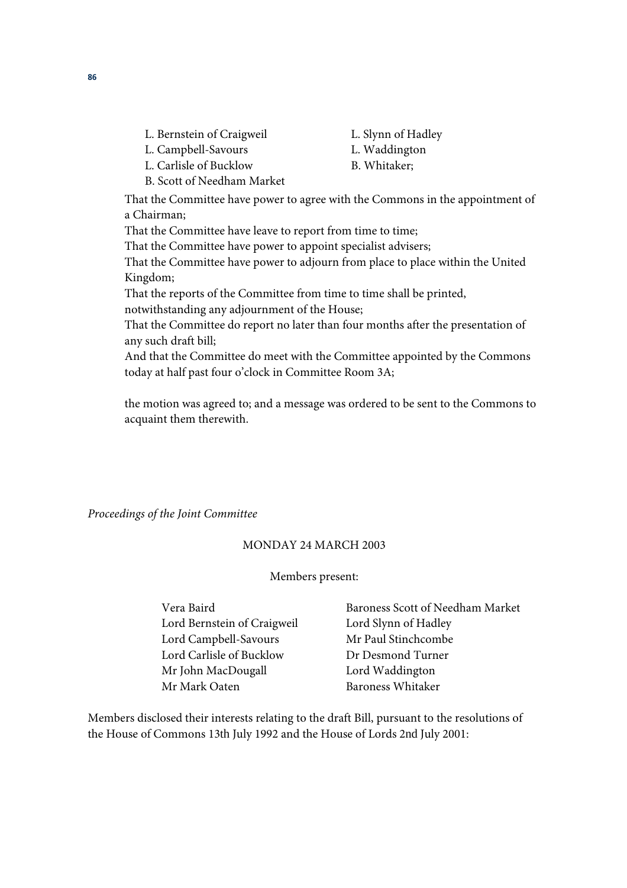L. Bernstein of Craigweil
L. Campbell-Savours
L. Carlisle of Bucklow
B. Scott of Needham Market
L. Slynn of Hadley
L. Waddington
B. Whitaker;

That the Committee have power to agree with the Commons in the appointment of a Chairman;
That the Committee have leave to report from time to time;
That the Committee have power to appoint specialist advisers;
That the Committee have power to adjourn from place to place within the United Kingdom;
That the reports of the Committee from time to time shall be printed, notwithstanding any adjournment of the House;
That the Committee do report no later than four months after the presentation of any such draft bill;
And that the Committee do meet with the Committee appointed by the Commons today at half past four o'clock in Committee Room 3A;

the motion was agreed to; and a message was ordered to be sent to the Commons to acquaint them therewith.

*Proceedings of the Joint Committee*

MONDAY 24 MARCH 2003

Members present:

Vera Baird
Lord Bernstein of Craigweil
Lord Campbell-Savours
Lord Carlisle of Bucklow
Mr John MacDougall
Mr Mark Oaten
Baroness Scott of Needham Market
Lord Slynn of Hadley
Mr Paul Stinchcombe
Dr Desmond Turner
Lord Waddington
Baroness Whitaker

Members disclosed their interests relating to the draft Bill, pursuant to the resolutions of the House of Commons 13th July 1992 and the House of Lords 2nd July 2001: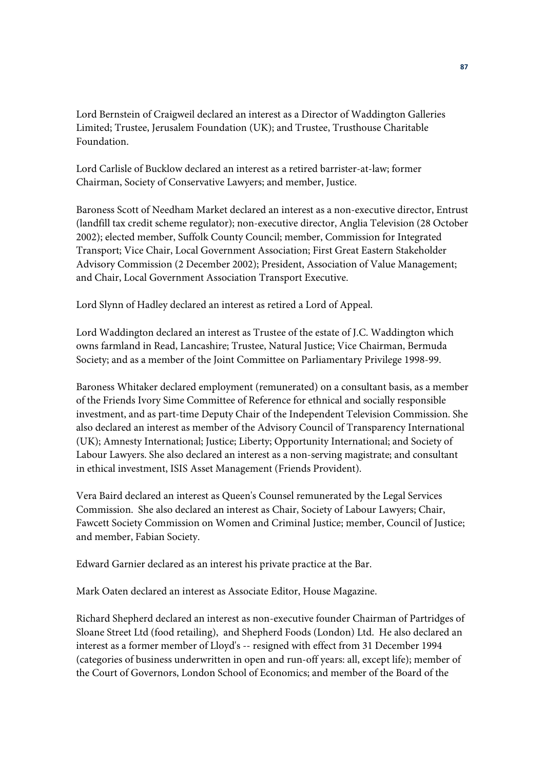Lord Bernstein of Craigweil declared an interest as a Director of Waddington Galleries Limited; Trustee, Jerusalem Foundation (UK); and Trustee, Trusthouse Charitable Foundation.

Lord Carlisle of Bucklow declared an interest as a retired barrister-at-law; former Chairman, Society of Conservative Lawyers; and member, Justice.

Baroness Scott of Needham Market declared an interest as a non-executive director, Entrust (landfill tax credit scheme regulator); non-executive director, Anglia Television (28 October 2002); elected member, Suffolk County Council; member, Commission for Integrated Transport; Vice Chair, Local Government Association; First Great Eastern Stakeholder Advisory Commission (2 December 2002); President, Association of Value Management; and Chair, Local Government Association Transport Executive.

Lord Slynn of Hadley declared an interest as retired a Lord of Appeal.

Lord Waddington declared an interest as Trustee of the estate of J.C. Waddington which owns farmland in Read, Lancashire; Trustee, Natural Justice; Vice Chairman, Bermuda Society; and as a member of the Joint Committee on Parliamentary Privilege 1998-99.

Baroness Whitaker declared employment (remunerated) on a consultant basis, as a member of the Friends Ivory Sime Committee of Reference for ethnical and socially responsible investment, and as part-time Deputy Chair of the Independent Television Commission. She also declared an interest as member of the Advisory Council of Transparency International (UK); Amnesty International; Justice; Liberty; Opportunity International; and Society of Labour Lawyers. She also declared an interest as a non-serving magistrate; and consultant in ethical investment, ISIS Asset Management (Friends Provident).

Vera Baird declared an interest as Queen's Counsel remunerated by the Legal Services Commission. She also declared an interest as Chair, Society of Labour Lawyers; Chair, Fawcett Society Commission on Women and Criminal Justice; member, Council of Justice; and member, Fabian Society.

Edward Garnier declared as an interest his private practice at the Bar.

Mark Oaten declared an interest as Associate Editor, House Magazine.

Richard Shepherd declared an interest as non-executive founder Chairman of Partridges of Sloane Street Ltd (food retailing), and Shepherd Foods (London) Ltd. He also declared an interest as a former member of Lloyd's -- resigned with effect from 31 December 1994 (categories of business underwritten in open and run-off years: all, except life); member of the Court of Governors, London School of Economics; and member of the Board of the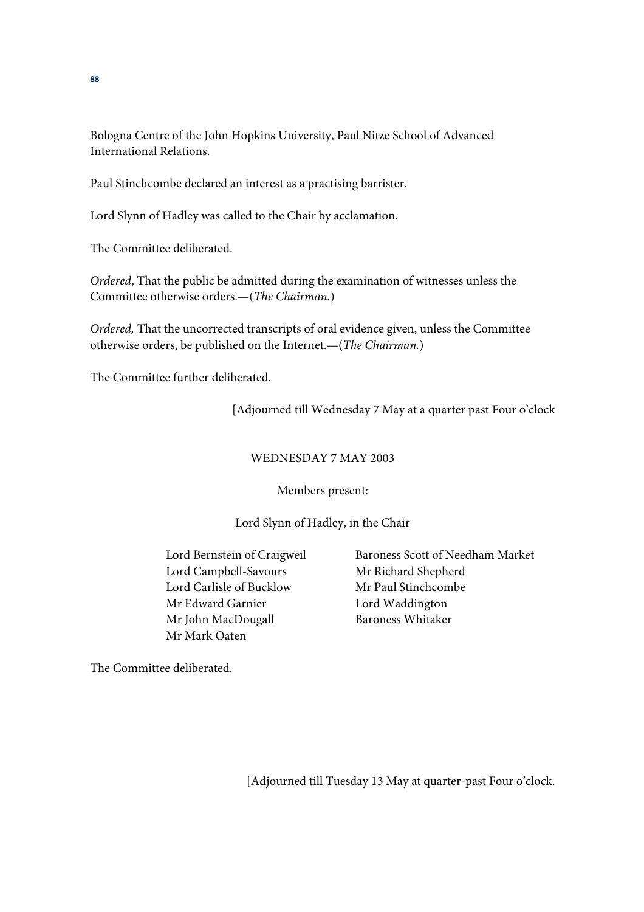Bologna Centre of the John Hopkins University, Paul Nitze School of Advanced International Relations.

Paul Stinchcombe declared an interest as a practising barrister.

Lord Slynn of Hadley was called to the Chair by acclamation.

The Committee deliberated.

*Ordered*, That the public be admitted during the examination of witnesses unless the Committee otherwise orders.—(*The Chairman.*)

*Ordered,* That the uncorrected transcripts of oral evidence given, unless the Committee otherwise orders, be published on the Internet.—(*The Chairman.*)

The Committee further deliberated.

[Adjourned till Wednesday 7 May at a quarter past Four o'clock

WEDNESDAY 7 MAY 2003

Members present:

Lord Slynn of Hadley, in the Chair

Lord Bernstein of Craigweil
Lord Campbell-Savours
Lord Carlisle of Bucklow
Mr Edward Garnier
Mr John MacDougall
Mr Mark Oaten
Baroness Scott of Needham Market
Mr Richard Shepherd
Mr Paul Stinchcombe
Lord Waddington
Baroness Whitaker

The Committee deliberated.

[Adjourned till Tuesday 13 May at quarter-past Four o'clock.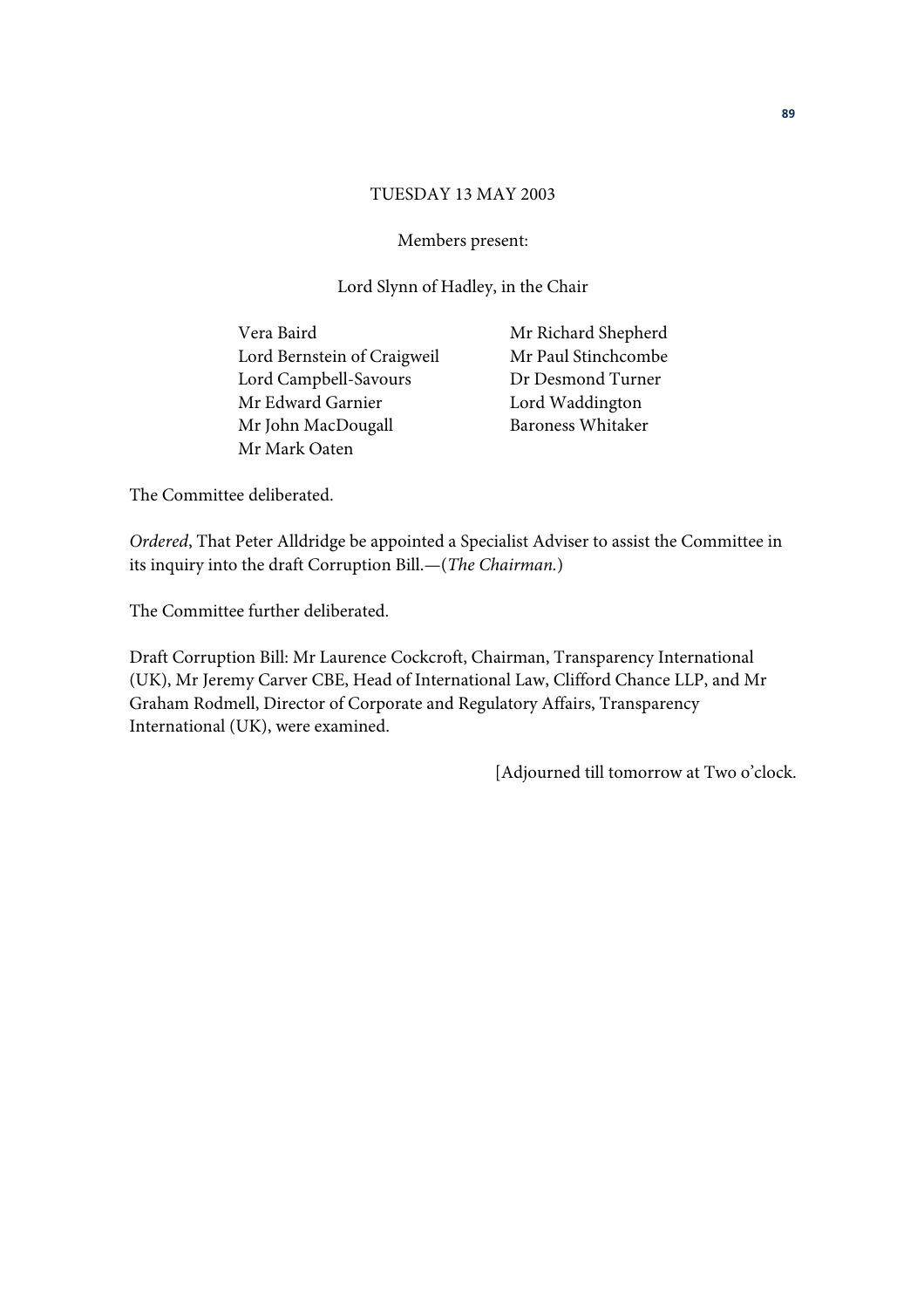TUESDAY 13 MAY 2003

Members present:

Lord Slynn of Hadley, in the Chair

Vera Baird
Lord Bernstein of Craigweil
Lord Campbell-Savours
Mr Edward Garnier
Mr John MacDougall
Mr Mark Oaten
Mr Richard Shepherd
Mr Paul Stinchcombe
Dr Desmond Turner
Lord Waddington
Baroness Whitaker

The Committee deliberated.

*Ordered*, That Peter Alldridge be appointed a Specialist Adviser to assist the Committee in its inquiry into the draft Corruption Bill.—(*The Chairman.*)

The Committee further deliberated.

Draft Corruption Bill: Mr Laurence Cockcroft, Chairman, Transparency International (UK), Mr Jeremy Carver CBE, Head of International Law, Clifford Chance LLP, and Mr Graham Rodmell, Director of Corporate and Regulatory Affairs, Transparency International (UK), were examined.

[Adjourned till tomorrow at Two o'clock.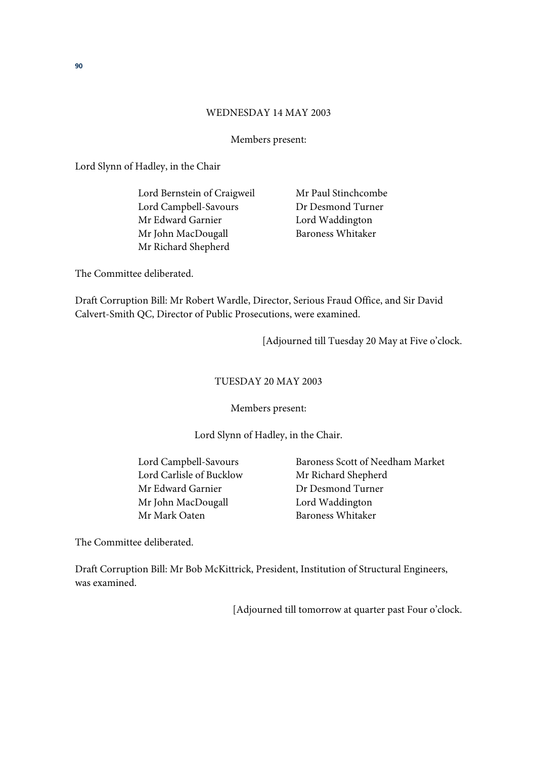WEDNESDAY 14 MAY 2003

Members present:

Lord Slynn of Hadley, in the Chair

| | |
|---|---|
| Lord Bernstein of Craigweil | Mr Paul Stinchcombe |
| Lord Campbell-Savours | Dr Desmond Turner |
| Mr Edward Garnier | Lord Waddington |
| Mr John MacDougall | Baroness Whitaker |
| Mr Richard Shepherd | |

The Committee deliberated.

Draft Corruption Bill: Mr Robert Wardle, Director, Serious Fraud Office, and Sir David Calvert-Smith QC, Director of Public Prosecutions, were examined.

[Adjourned till Tuesday 20 May at Five o'clock.

TUESDAY 20 MAY 2003

Members present:

Lord Slynn of Hadley, in the Chair.

| | |
|---|---|
| Lord Campbell-Savours | Baroness Scott of Needham Market |
| Lord Carlisle of Bucklow | Mr Richard Shepherd |
| Mr Edward Garnier | Dr Desmond Turner |
| Mr John MacDougall | Lord Waddington |
| Mr Mark Oaten | Baroness Whitaker |

The Committee deliberated.

Draft Corruption Bill: Mr Bob McKittrick, President, Institution of Structural Engineers, was examined.

[Adjourned till tomorrow at quarter past Four o'clock.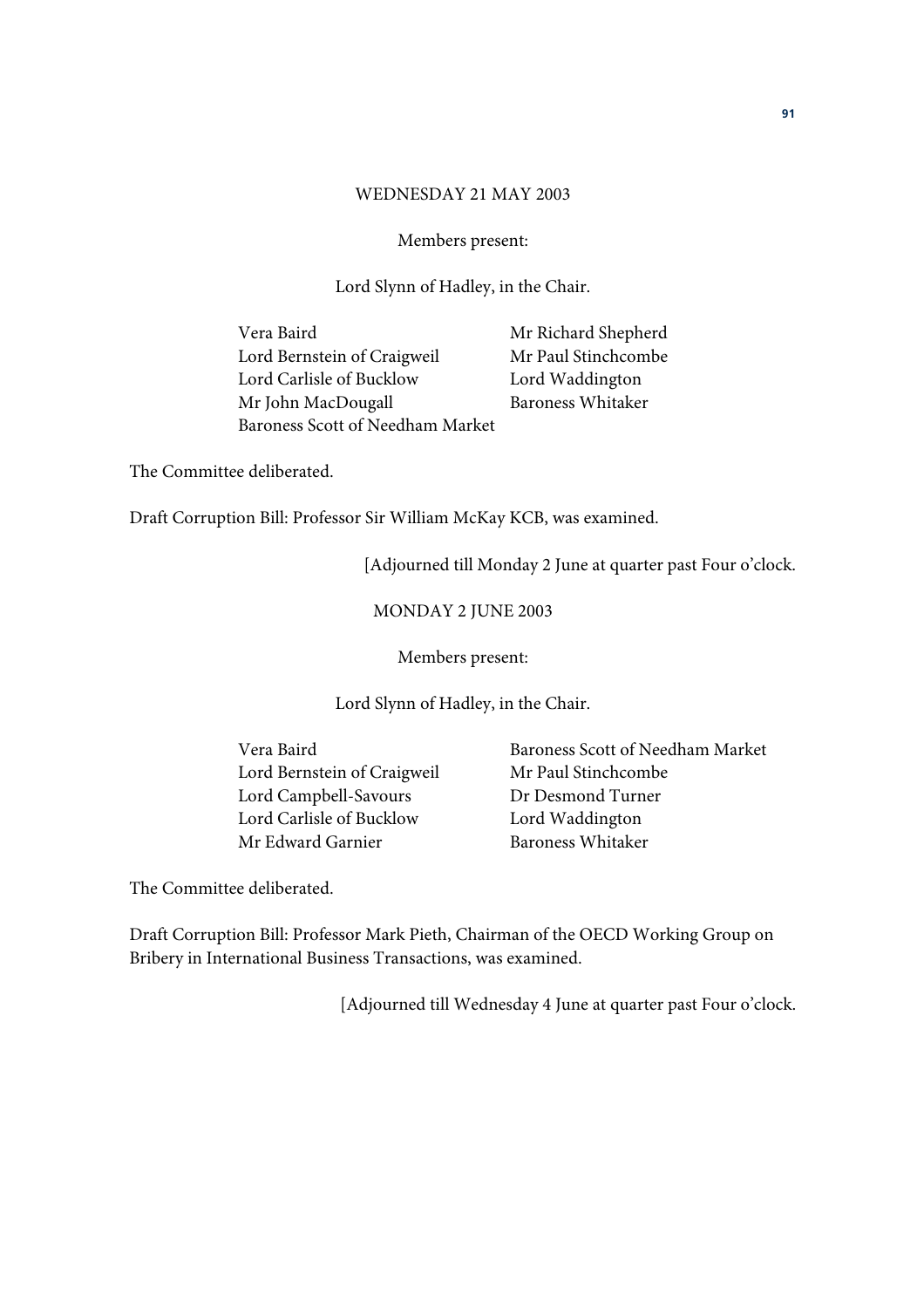WEDNESDAY 21 MAY 2003

Members present:

Lord Slynn of Hadley, in the Chair.

| | |
|---|---|
| Vera Baird | Mr Richard Shepherd |
| Lord Bernstein of Craigweil | Mr Paul Stinchcombe |
| Lord Carlisle of Bucklow | Lord Waddington |
| Mr John MacDougall | Baroness Whitaker |
| Baroness Scott of Needham Market | |

The Committee deliberated.

Draft Corruption Bill: Professor Sir William McKay KCB, was examined.

[Adjourned till Monday 2 June at quarter past Four o'clock.

MONDAY 2 JUNE 2003

Members present:

Lord Slynn of Hadley, in the Chair.

| | |
|---|---|
| Vera Baird | Baroness Scott of Needham Market |
| Lord Bernstein of Craigweil | Mr Paul Stinchcombe |
| Lord Campbell-Savours | Dr Desmond Turner |
| Lord Carlisle of Bucklow | Lord Waddington |
| Mr Edward Garnier | Baroness Whitaker |

The Committee deliberated.

Draft Corruption Bill: Professor Mark Pieth, Chairman of the OECD Working Group on Bribery in International Business Transactions, was examined.

[Adjourned till Wednesday 4 June at quarter past Four o'clock.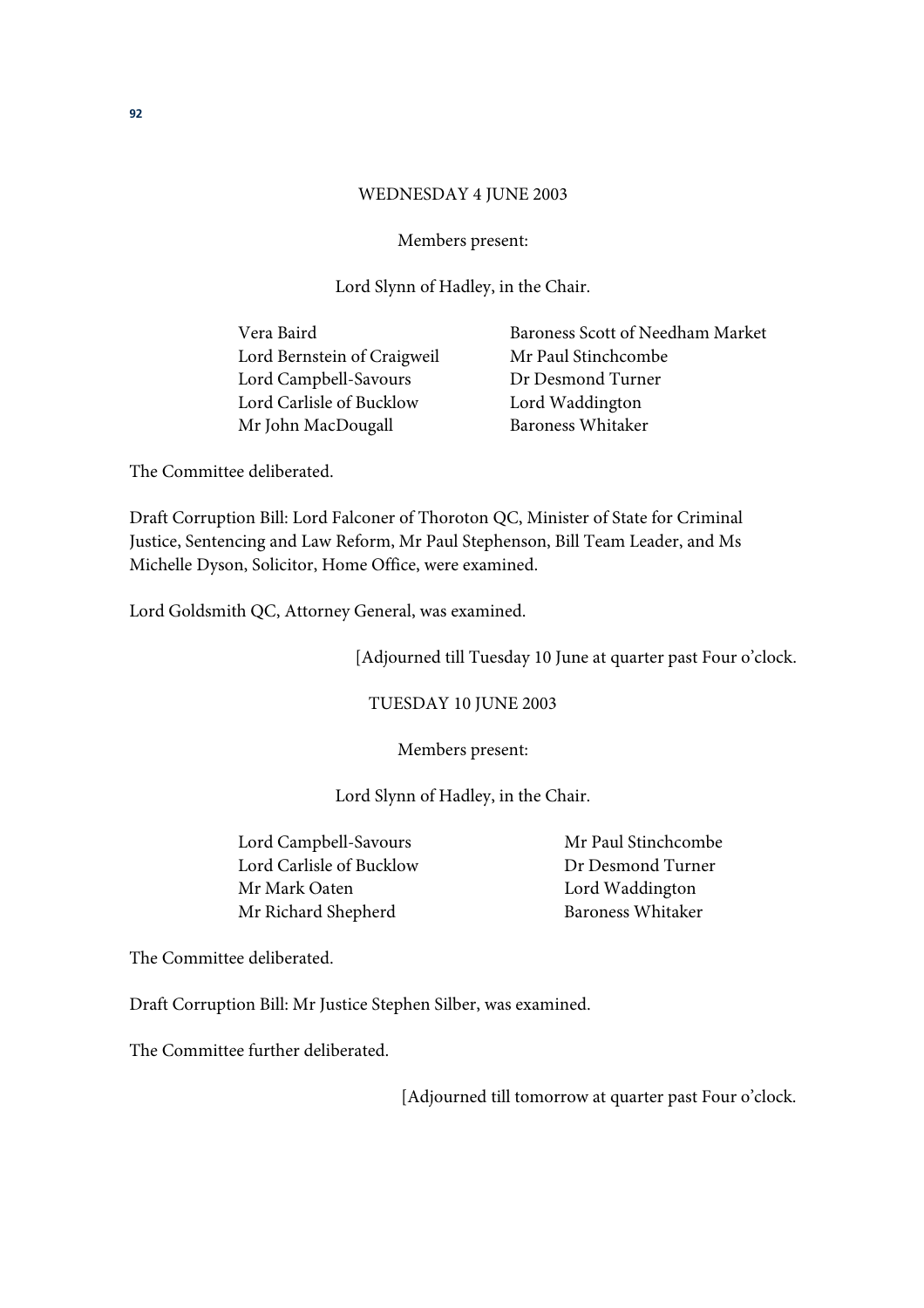WEDNESDAY 4 JUNE 2003

Members present:

Lord Slynn of Hadley, in the Chair.

Vera Baird
Lord Bernstein of Craigweil
Lord Campbell-Savours
Lord Carlisle of Bucklow
Mr John MacDougall
Baroness Scott of Needham Market
Mr Paul Stinchcombe
Dr Desmond Turner
Lord Waddington
Baroness Whitaker

The Committee deliberated.

Draft Corruption Bill: Lord Falconer of Thoroton QC, Minister of State for Criminal Justice, Sentencing and Law Reform, Mr Paul Stephenson, Bill Team Leader, and Ms Michelle Dyson, Solicitor, Home Office, were examined.

Lord Goldsmith QC, Attorney General, was examined.

[Adjourned till Tuesday 10 June at quarter past Four o'clock.

TUESDAY 10 JUNE 2003

Members present:

Lord Slynn of Hadley, in the Chair.

Lord Campbell-Savours
Lord Carlisle of Bucklow
Mr Mark Oaten
Mr Richard Shepherd
Mr Paul Stinchcombe
Dr Desmond Turner
Lord Waddington
Baroness Whitaker

The Committee deliberated.

Draft Corruption Bill: Mr Justice Stephen Silber, was examined.

The Committee further deliberated.

[Adjourned till tomorrow at quarter past Four o'clock.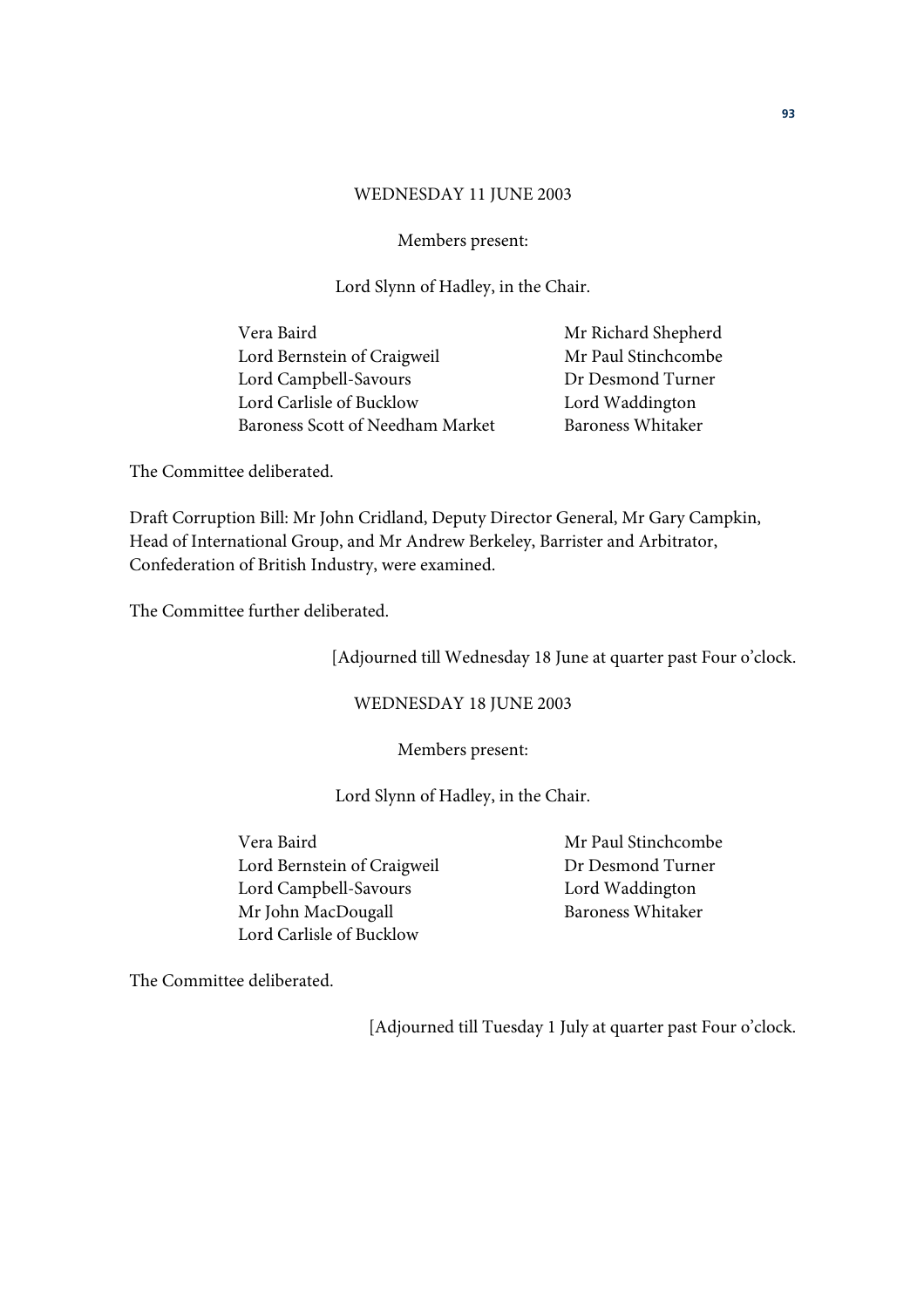WEDNESDAY 11 JUNE 2003

Members present:

Lord Slynn of Hadley, in the Chair.

| | |
|---|---|
| Vera Baird | Mr Richard Shepherd |
| Lord Bernstein of Craigweil | Mr Paul Stinchcombe |
| Lord Campbell-Savours | Dr Desmond Turner |
| Lord Carlisle of Bucklow | Lord Waddington |
| Baroness Scott of Needham Market | Baroness Whitaker |

The Committee deliberated.

Draft Corruption Bill: Mr John Cridland, Deputy Director General, Mr Gary Campkin, Head of International Group, and Mr Andrew Berkeley, Barrister and Arbitrator, Confederation of British Industry, were examined.

The Committee further deliberated.

[Adjourned till Wednesday 18 June at quarter past Four o'clock.

WEDNESDAY 18 JUNE 2003

Members present:

Lord Slynn of Hadley, in the Chair.

| | |
|---|---|
| Vera Baird | Mr Paul Stinchcombe |
| Lord Bernstein of Craigweil | Dr Desmond Turner |
| Lord Campbell-Savours | Lord Waddington |
| Mr John MacDougall | Baroness Whitaker |
| Lord Carlisle of Bucklow | |

The Committee deliberated.

[Adjourned till Tuesday 1 July at quarter past Four o'clock.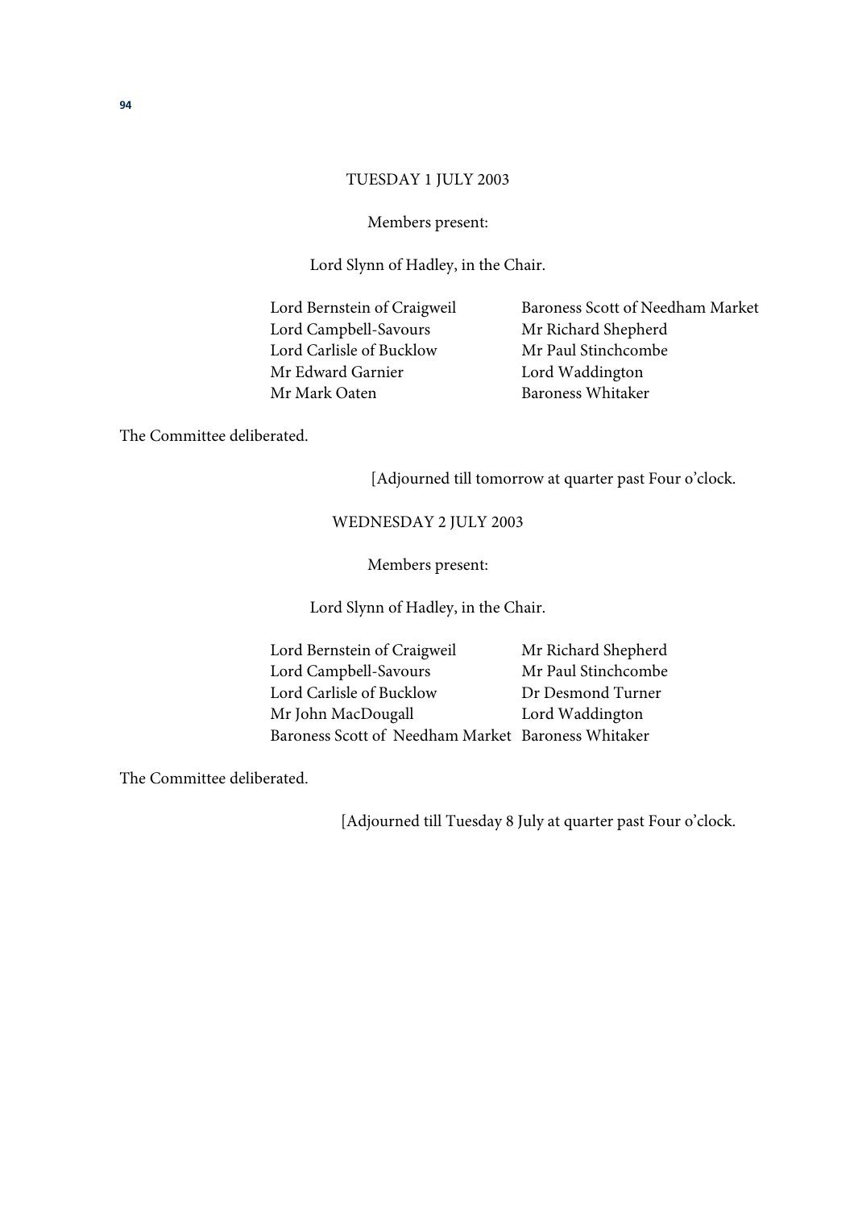TUESDAY 1 JULY 2003

Members present:

Lord Slynn of Hadley, in the Chair.

Lord Bernstein of Craigweil
Lord Campbell-Savours
Lord Carlisle of Bucklow
Mr Edward Garnier
Mr Mark Oaten
Baroness Scott of Needham Market
Mr Richard Shepherd
Mr Paul Stinchcombe
Lord Waddington
Baroness Whitaker

The Committee deliberated.

[Adjourned till tomorrow at quarter past Four o'clock.

WEDNESDAY 2 JULY 2003

Members present:

Lord Slynn of Hadley, in the Chair.

Lord Bernstein of Craigweil
Lord Campbell-Savours
Lord Carlisle of Bucklow
Mr John MacDougall
Baroness Scott of Needham Market
Mr Richard Shepherd
Mr Paul Stinchcombe
Dr Desmond Turner
Lord Waddington
Baroness Whitaker

The Committee deliberated.

[Adjourned till Tuesday 8 July at quarter past Four o'clock.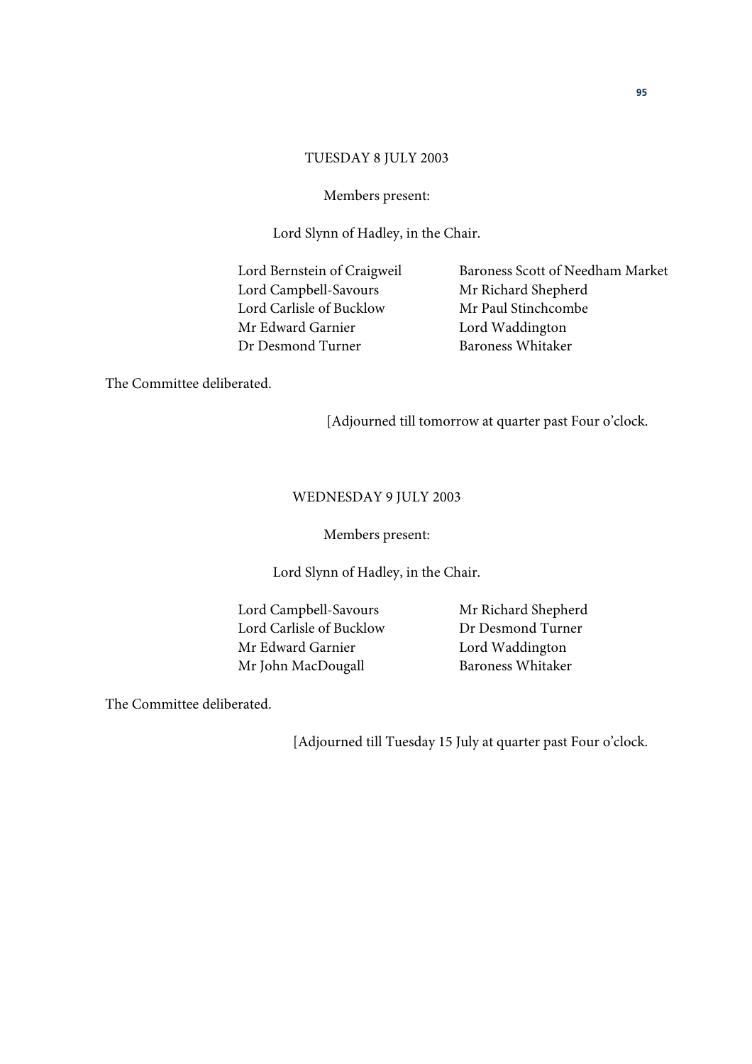TUESDAY 8 JULY 2003

Members present:

Lord Slynn of Hadley, in the Chair.

Lord Bernstein of Craigweil
Lord Campbell-Savours
Lord Carlisle of Bucklow
Mr Edward Garnier
Dr Desmond Turner
Baroness Scott of Needham Market
Mr Richard Shepherd
Mr Paul Stinchcombe
Lord Waddington
Baroness Whitaker

The Committee deliberated.

[Adjourned till tomorrow at quarter past Four o'clock.

WEDNESDAY 9 JULY 2003

Members present:

Lord Slynn of Hadley, in the Chair.

Lord Campbell-Savours
Lord Carlisle of Bucklow
Mr Edward Garnier
Mr John MacDougall
Mr Richard Shepherd
Dr Desmond Turner
Lord Waddington
Baroness Whitaker

The Committee deliberated.

[Adjourned till Tuesday 15 July at quarter past Four o'clock.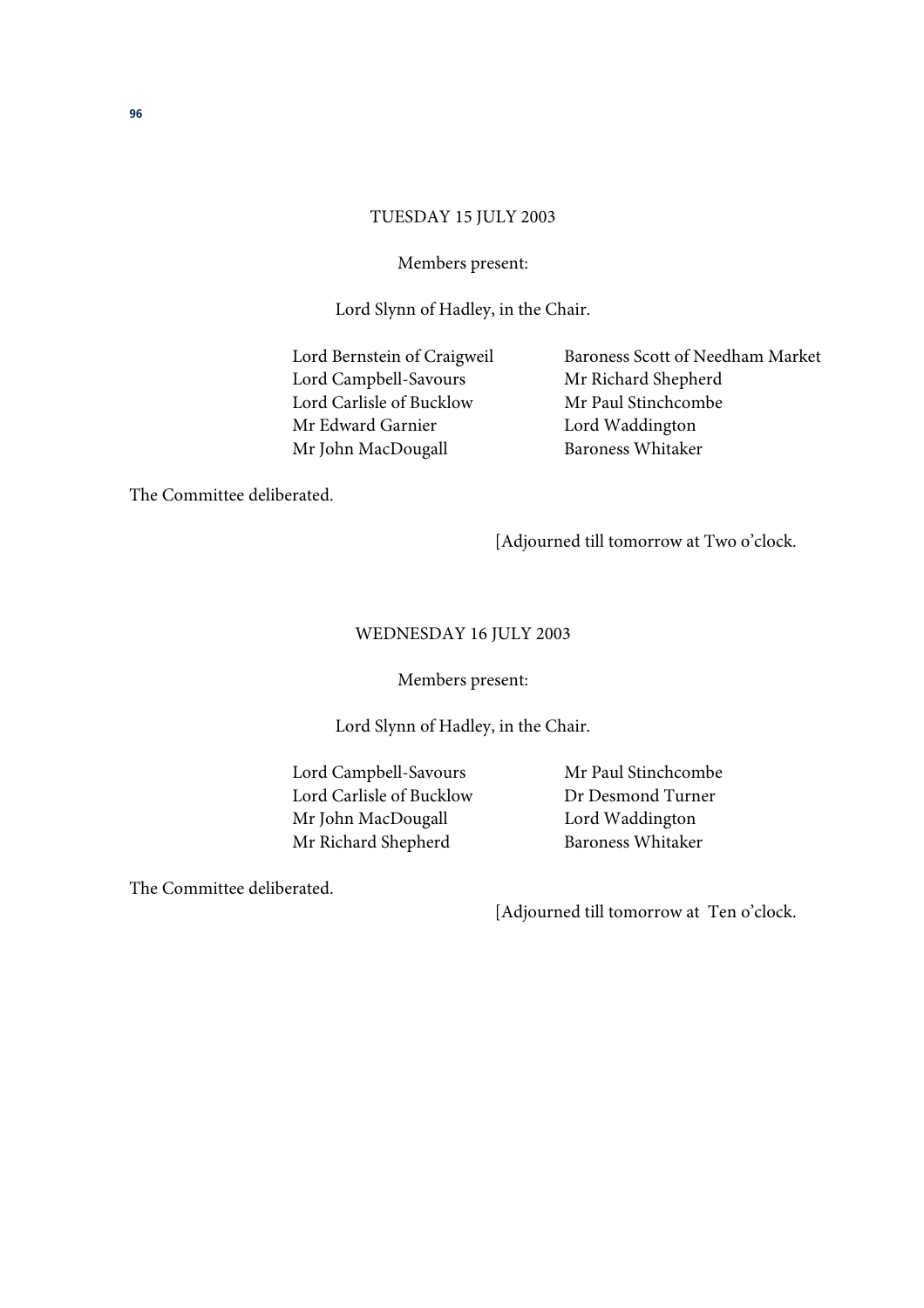TUESDAY 15 JULY 2003

Members present:

Lord Slynn of Hadley, in the Chair.

Lord Bernstein of Craigweil
Lord Campbell-Savours
Lord Carlisle of Bucklow
Mr Edward Garnier
Mr John MacDougall
Baroness Scott of Needham Market
Mr Richard Shepherd
Mr Paul Stinchcombe
Lord Waddington
Baroness Whitaker

The Committee deliberated.

[Adjourned till tomorrow at Two o'clock.

WEDNESDAY 16 JULY 2003

Members present:

Lord Slynn of Hadley, in the Chair.

Lord Campbell-Savours
Lord Carlisle of Bucklow
Mr John MacDougall
Mr Richard Shepherd
Mr Paul Stinchcombe
Dr Desmond Turner
Lord Waddington
Baroness Whitaker

The Committee deliberated.

[Adjourned till tomorrow at Ten o'clock.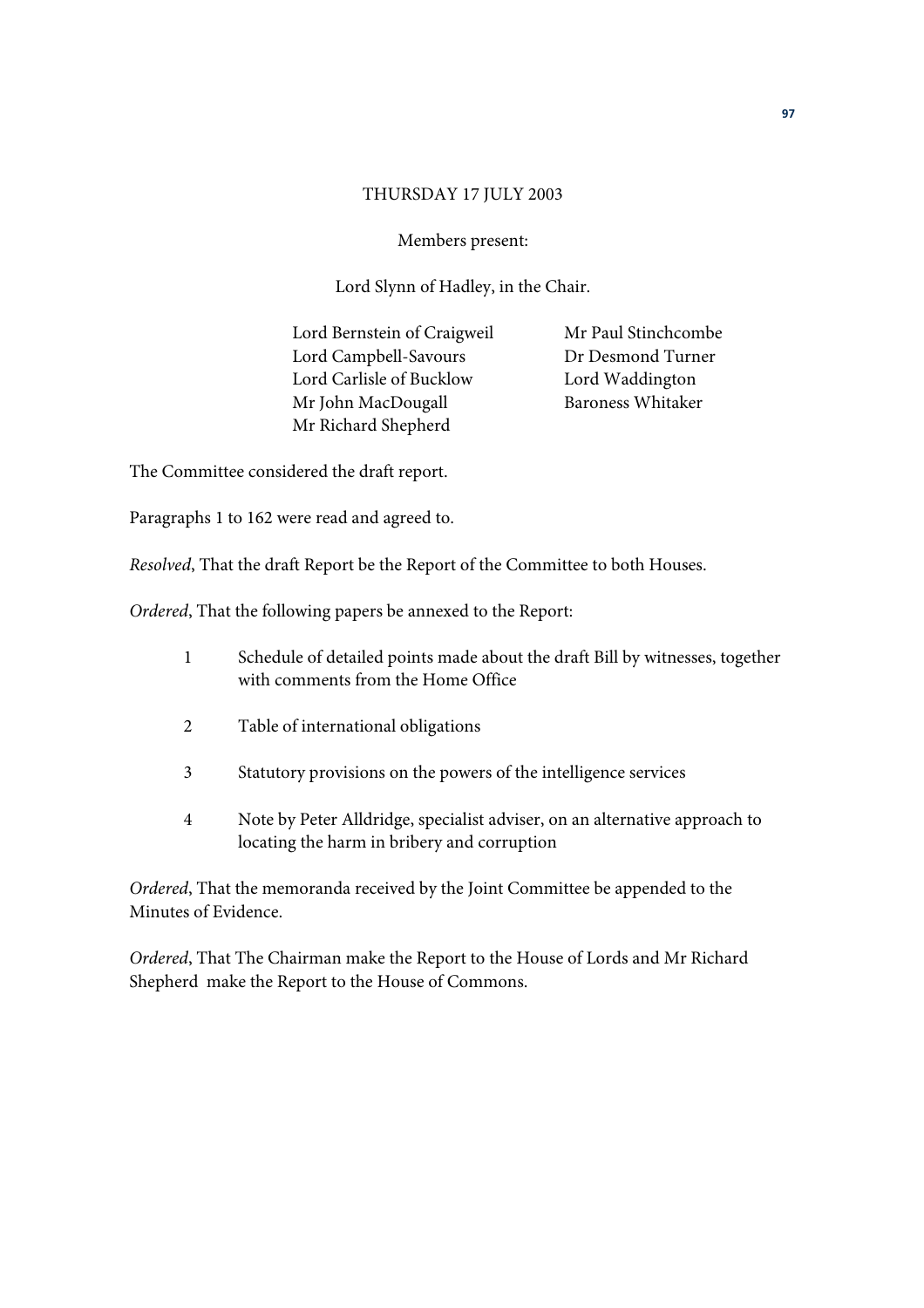THURSDAY 17 JULY 2003

Members present:

Lord Slynn of Hadley, in the Chair.

Lord Bernstein of Craigweil
Lord Campbell-Savours
Lord Carlisle of Bucklow
Mr John MacDougall
Mr Richard Shepherd
Mr Paul Stinchcombe
Dr Desmond Turner
Lord Waddington
Baroness Whitaker

The Committee considered the draft report.

Paragraphs 1 to 162 were read and agreed to.

*Resolved*, That the draft Report be the Report of the Committee to both Houses.

*Ordered*, That the following papers be annexed to the Report:

1. Schedule of detailed points made about the draft Bill by witnesses, together with comments from the Home Office

2. Table of international obligations

3. Statutory provisions on the powers of the intelligence services

4. Note by Peter Alldridge, specialist adviser, on an alternative approach to locating the harm in bribery and corruption

*Ordered*, That the memoranda received by the Joint Committee be appended to the Minutes of Evidence.

*Ordered*, That The Chairman make the Report to the House of Lords and Mr Richard Shepherd make the Report to the House of Commons.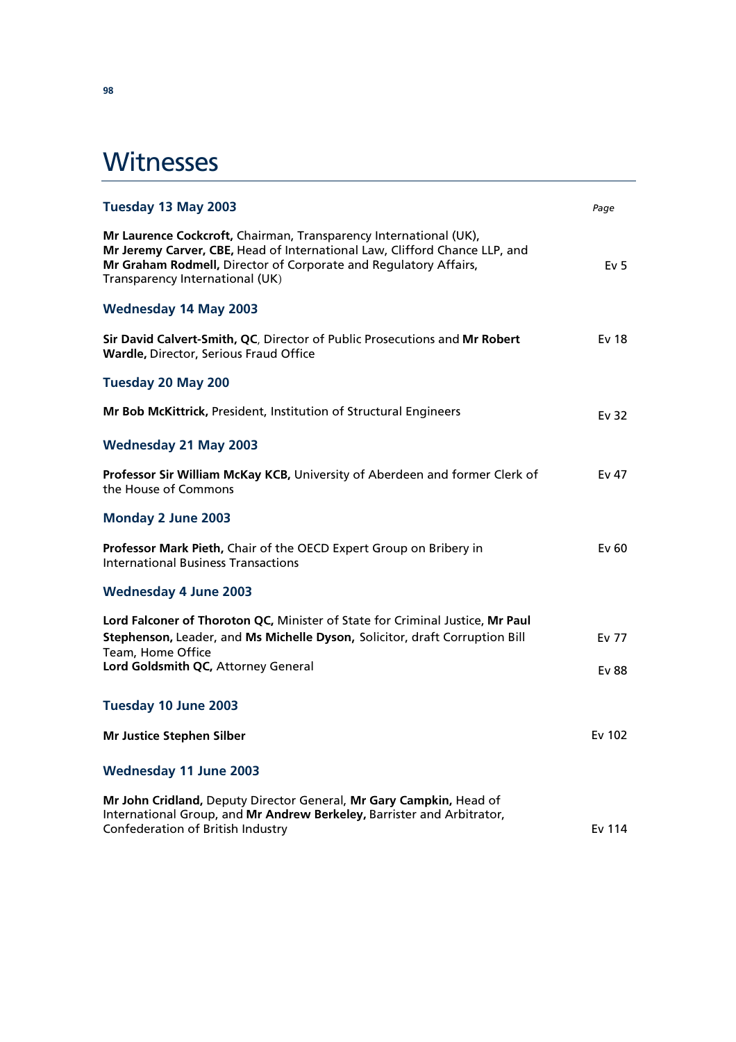# Witnesses

| Tuesday 13 May 2003 | *Page* |
|---|---|
| **Mr Laurence Cockcroft,** Chairman, Transparency International (UK), **Mr Jeremy Carver, CBE,** Head of International Law, Clifford Chance LLP, and **Mr Graham Rodmell,** Director of Corporate and Regulatory Affairs, Transparency International (UK) | Ev 5 |
| **Wednesday 14 May 2003** | |
| **Sir David Calvert-Smith, QC**, Director of Public Prosecutions and **Mr Robert Wardle,** Director, Serious Fraud Office | Ev 18 |
| **Tuesday 20 May 200** | |
| **Mr Bob McKittrick,** President, Institution of Structural Engineers | Ev 32 |
| **Wednesday 21 May 2003** | |
| **Professor Sir William McKay KCB,** University of Aberdeen and former Clerk of the House of Commons | Ev 47 |
| **Monday 2 June 2003** | |
| **Professor Mark Pieth,** Chair of the OECD Expert Group on Bribery in International Business Transactions | Ev 60 |
| **Wednesday 4 June 2003** | |
| **Lord Falconer of Thoroton QC,** Minister of State for Criminal Justice, **Mr Paul Stephenson,** Leader, and **Ms Michelle Dyson,** Solicitor, draft Corruption Bill Team, Home Office | Ev 77 |
| **Lord Goldsmith QC,** Attorney General | Ev 88 |
| **Tuesday 10 June 2003** | |
| **Mr Justice Stephen Silber** | Ev 102 |
| **Wednesday 11 June 2003** | |
| **Mr John Cridland,** Deputy Director General, **Mr Gary Campkin,** Head of International Group, and **Mr Andrew Berkeley,** Barrister and Arbitrator, Confederation of British Industry | Ev 114 |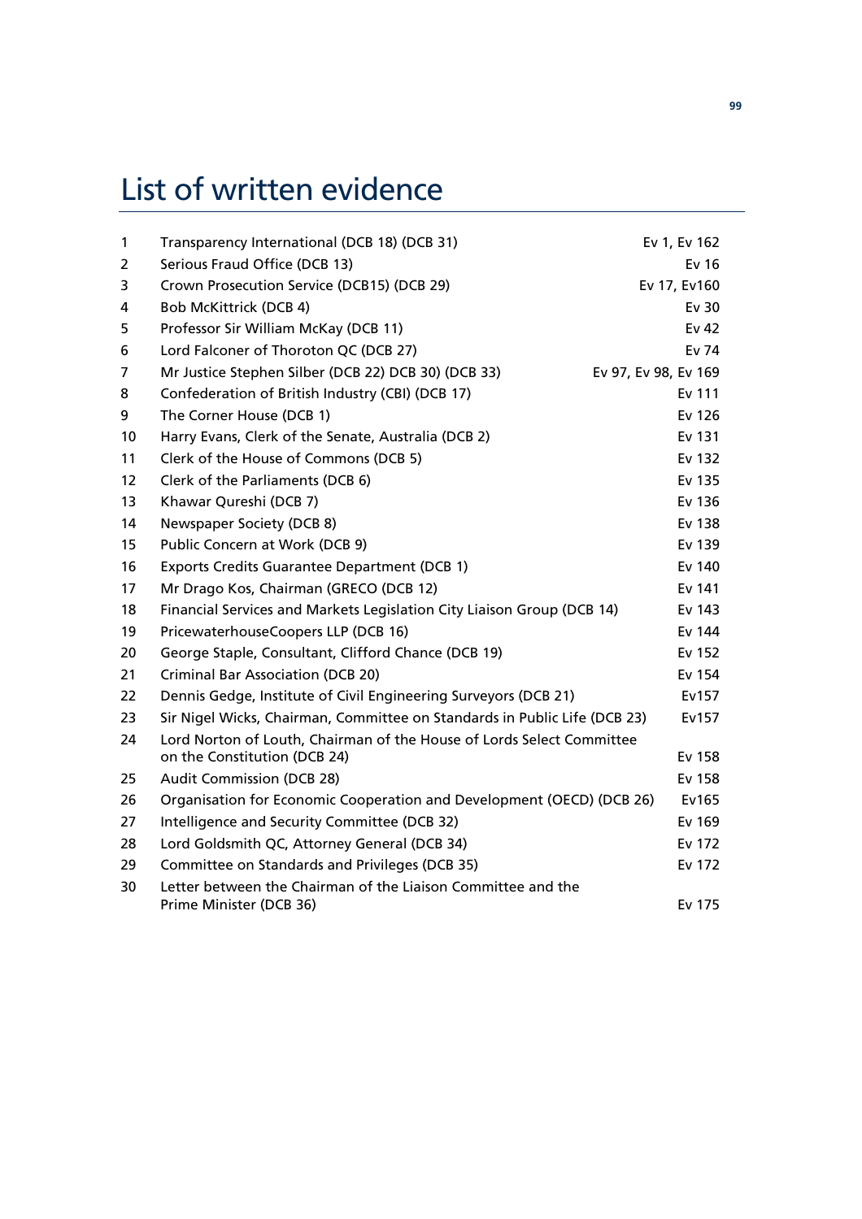# List of written evidence

| | | |
|---|---|---|
| 1 | Transparency International (DCB 18) (DCB 31) | Ev 1, Ev 162 |
| 2 | Serious Fraud Office (DCB 13) | Ev 16 |
| 3 | Crown Prosecution Service (DCB15) (DCB 29) | Ev 17, Ev160 |
| 4 | Bob McKittrick (DCB 4) | Ev 30 |
| 5 | Professor Sir William McKay (DCB 11) | Ev 42 |
| 6 | Lord Falconer of Thoroton QC (DCB 27) | Ev 74 |
| 7 | Mr Justice Stephen Silber (DCB 22) DCB 30) (DCB 33) | Ev 97, Ev 98, Ev 169 |
| 8 | Confederation of British Industry (CBI) (DCB 17) | Ev 111 |
| 9 | The Corner House (DCB 1) | Ev 126 |
| 10 | Harry Evans, Clerk of the Senate, Australia (DCB 2) | Ev 131 |
| 11 | Clerk of the House of Commons (DCB 5) | Ev 132 |
| 12 | Clerk of the Parliaments (DCB 6) | Ev 135 |
| 13 | Khawar Qureshi (DCB 7) | Ev 136 |
| 14 | Newspaper Society (DCB 8) | Ev 138 |
| 15 | Public Concern at Work (DCB 9) | Ev 139 |
| 16 | Exports Credits Guarantee Department (DCB 1) | Ev 140 |
| 17 | Mr Drago Kos, Chairman (GRECO (DCB 12) | Ev 141 |
| 18 | Financial Services and Markets Legislation City Liaison Group (DCB 14) | Ev 143 |
| 19 | PricewaterhouseCoopers LLP (DCB 16) | Ev 144 |
| 20 | George Staple, Consultant, Clifford Chance (DCB 19) | Ev 152 |
| 21 | Criminal Bar Association (DCB 20) | Ev 154 |
| 22 | Dennis Gedge, Institute of Civil Engineering Surveyors (DCB 21) | Ev157 |
| 23 | Sir Nigel Wicks, Chairman, Committee on Standards in Public Life (DCB 23) | Ev157 |
| 24 | Lord Norton of Louth, Chairman of the House of Lords Select Committee on the Constitution (DCB 24) | Ev 158 |
| 25 | Audit Commission (DCB 28) | Ev 158 |
| 26 | Organisation for Economic Cooperation and Development (OECD) (DCB 26) | Ev165 |
| 27 | Intelligence and Security Committee (DCB 32) | Ev 169 |
| 28 | Lord Goldsmith QC, Attorney General (DCB 34) | Ev 172 |
| 29 | Committee on Standards and Privileges (DCB 35) | Ev 172 |
| 30 | Letter between the Chairman of the Liaison Committee and the Prime Minister (DCB 36) | Ev 175 |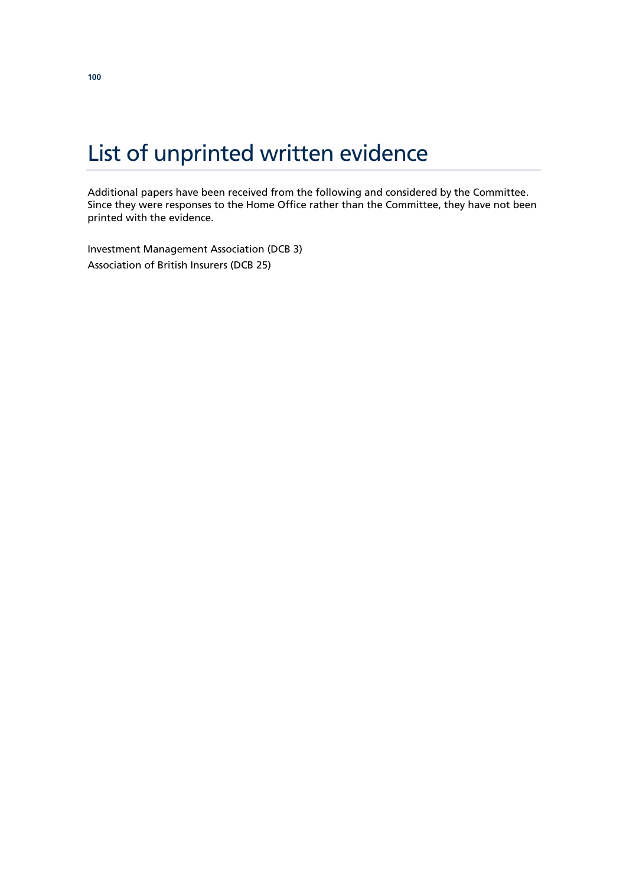# List of unprinted written evidence

Additional papers have been received from the following and considered by the Committee. Since they were responses to the Home Office rather than the Committee, they have not been printed with the evidence.

Investment Management Association (DCB 3)
Association of British Insurers (DCB 25)